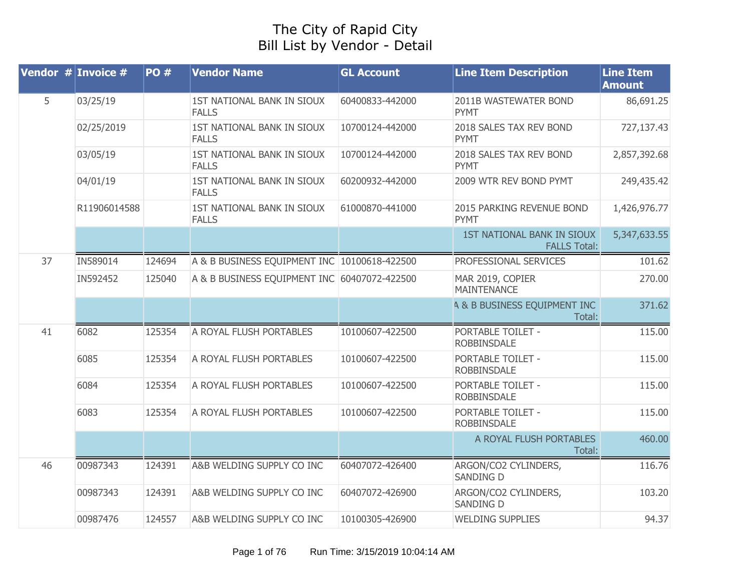# The City of Rapid City
## Bill List by Vendor - Detail

| Vendor # | Invoice # | PO # | Vendor Name | GL Account | Line Item Description | Line Item Amount |
|---|---|---|---|---|---|---|
| 5 | 03/25/19 | | 1ST NATIONAL BANK IN SIOUX FALLS | 60400833-442000 | 2011B WASTEWATER BOND PYMT | 86,691.25 |
| | 02/25/2019 | | 1ST NATIONAL BANK IN SIOUX FALLS | 10700124-442000 | 2018 SALES TAX REV BOND PYMT | 727,137.43 |
| | 03/05/19 | | 1ST NATIONAL BANK IN SIOUX FALLS | 10700124-442000 | 2018 SALES TAX REV BOND PYMT | 2,857,392.68 |
| | 04/01/19 | | 1ST NATIONAL BANK IN SIOUX FALLS | 60200932-442000 | 2009 WTR REV BOND PYMT | 249,435.42 |
| | R11906014588 | | 1ST NATIONAL BANK IN SIOUX FALLS | 61000870-441000 | 2015 PARKING REVENUE BOND PYMT | 1,426,976.77 |
| | | | | | 1ST NATIONAL BANK IN SIOUX FALLS Total: | 5,347,633.55 |
| 37 | IN589014 | 124694 | A & B BUSINESS EQUIPMENT INC | 10100618-422500 | PROFESSIONAL SERVICES | 101.62 |
| | IN592452 | 125040 | A & B BUSINESS EQUIPMENT INC | 60407072-422500 | MAR 2019, COPIER MAINTENANCE | 270.00 |
| | | | | | A & B BUSINESS EQUIPMENT INC Total: | 371.62 |
| 41 | 6082 | 125354 | A ROYAL FLUSH PORTABLES | 10100607-422500 | PORTABLE TOILET - ROBBINSDALE | 115.00 |
| | 6085 | 125354 | A ROYAL FLUSH PORTABLES | 10100607-422500 | PORTABLE TOILET - ROBBINSDALE | 115.00 |
| | 6084 | 125354 | A ROYAL FLUSH PORTABLES | 10100607-422500 | PORTABLE TOILET - ROBBINSDALE | 115.00 |
| | 6083 | 125354 | A ROYAL FLUSH PORTABLES | 10100607-422500 | PORTABLE TOILET - ROBBINSDALE | 115.00 |
| | | | | | A ROYAL FLUSH PORTABLES Total: | 460.00 |
| 46 | 00987343 | 124391 | A&B WELDING SUPPLY CO INC | 60407072-426400 | ARGON/CO2 CYLINDERS, SANDING D | 116.76 |
| | 00987343 | 124391 | A&B WELDING SUPPLY CO INC | 60407072-426900 | ARGON/CO2 CYLINDERS, SANDING D | 103.20 |
| | 00987476 | 124557 | A&B WELDING SUPPLY CO INC | 10100305-426900 | WELDING SUPPLIES | 94.37 |

Run Time: 3/15/2019 10:04:14 AM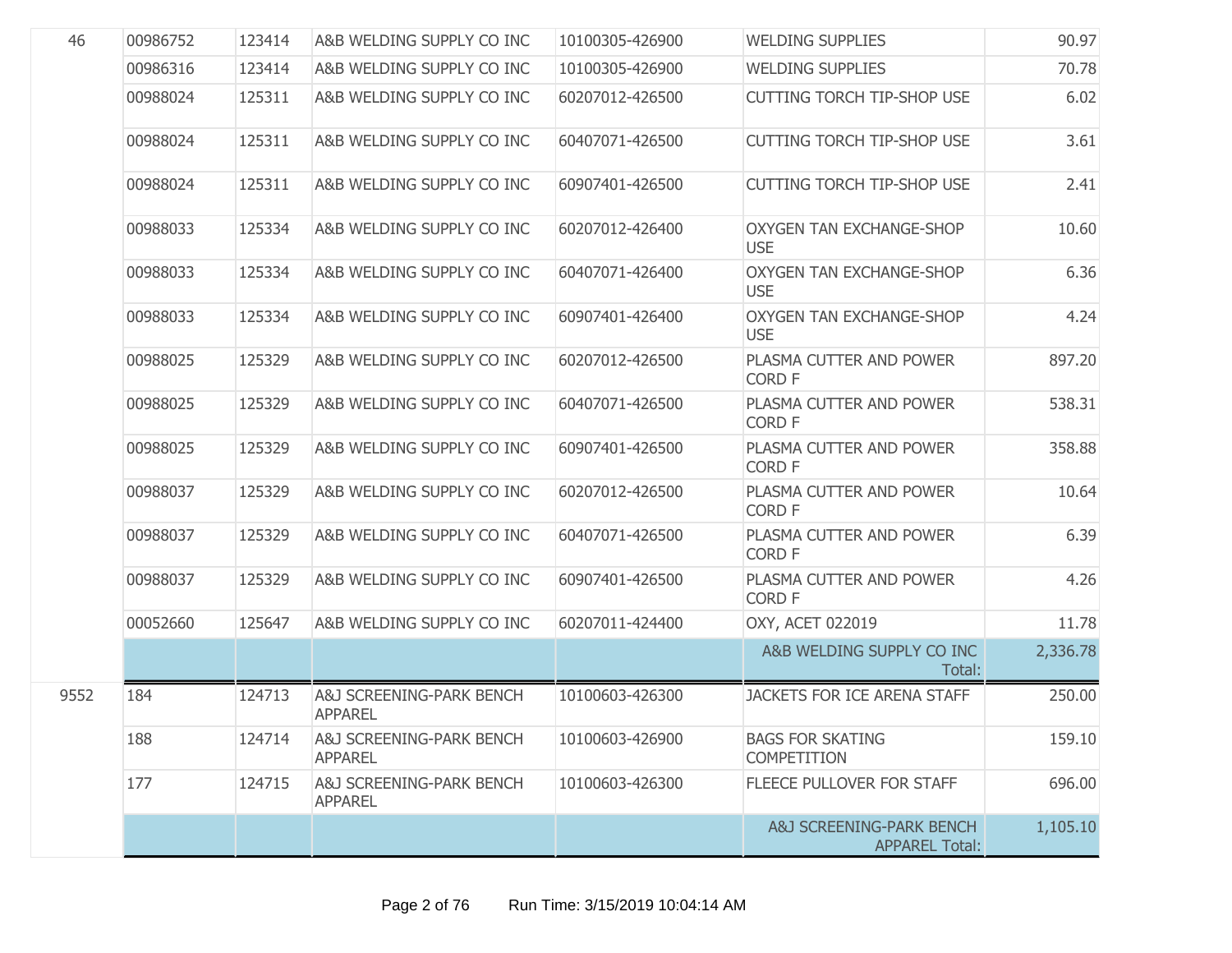| | | | | | | |
|---|---|---|---|---|---|---|
| 46 | 00986752 | 123414 | A&B WELDING SUPPLY CO INC | 10100305-426900 | WELDING SUPPLIES | 90.97 |
| | 00986316 | 123414 | A&B WELDING SUPPLY CO INC | 10100305-426900 | WELDING SUPPLIES | 70.78 |
| | 00988024 | 125311 | A&B WELDING SUPPLY CO INC | 60207012-426500 | CUTTING TORCH TIP-SHOP USE | 6.02 |
| | 00988024 | 125311 | A&B WELDING SUPPLY CO INC | 60407071-426500 | CUTTING TORCH TIP-SHOP USE | 3.61 |
| | 00988024 | 125311 | A&B WELDING SUPPLY CO INC | 60907401-426500 | CUTTING TORCH TIP-SHOP USE | 2.41 |
| | 00988033 | 125334 | A&B WELDING SUPPLY CO INC | 60207012-426400 | OXYGEN TAN EXCHANGE-SHOP USE | 10.60 |
| | 00988033 | 125334 | A&B WELDING SUPPLY CO INC | 60407071-426400 | OXYGEN TAN EXCHANGE-SHOP USE | 6.36 |
| | 00988033 | 125334 | A&B WELDING SUPPLY CO INC | 60907401-426400 | OXYGEN TAN EXCHANGE-SHOP USE | 4.24 |
| | 00988025 | 125329 | A&B WELDING SUPPLY CO INC | 60207012-426500 | PLASMA CUTTER AND POWER CORD F | 897.20 |
| | 00988025 | 125329 | A&B WELDING SUPPLY CO INC | 60407071-426500 | PLASMA CUTTER AND POWER CORD F | 538.31 |
| | 00988025 | 125329 | A&B WELDING SUPPLY CO INC | 60907401-426500 | PLASMA CUTTER AND POWER CORD F | 358.88 |
| | 00988037 | 125329 | A&B WELDING SUPPLY CO INC | 60207012-426500 | PLASMA CUTTER AND POWER CORD F | 10.64 |
| | 00988037 | 125329 | A&B WELDING SUPPLY CO INC | 60407071-426500 | PLASMA CUTTER AND POWER CORD F | 6.39 |
| | 00988037 | 125329 | A&B WELDING SUPPLY CO INC | 60907401-426500 | PLASMA CUTTER AND POWER CORD F | 4.26 |
| | 00052660 | 125647 | A&B WELDING SUPPLY CO INC | 60207011-424400 | OXY, ACET 022019 | 11.78 |
| | | | | | A&B WELDING SUPPLY CO INC Total: | 2,336.78 |
| 9552 | 184 | 124713 | A&J SCREENING-PARK BENCH APPAREL | 10100603-426300 | JACKETS FOR ICE ARENA STAFF | 250.00 |
| | 188 | 124714 | A&J SCREENING-PARK BENCH APPAREL | 10100603-426900 | BAGS FOR SKATING COMPETITION | 159.10 |
| | 177 | 124715 | A&J SCREENING-PARK BENCH APPAREL | 10100603-426300 | FLEECE PULLOVER FOR STAFF | 696.00 |
| | | | | | A&J SCREENING-PARK BENCH APPAREL Total: | 1,105.10 |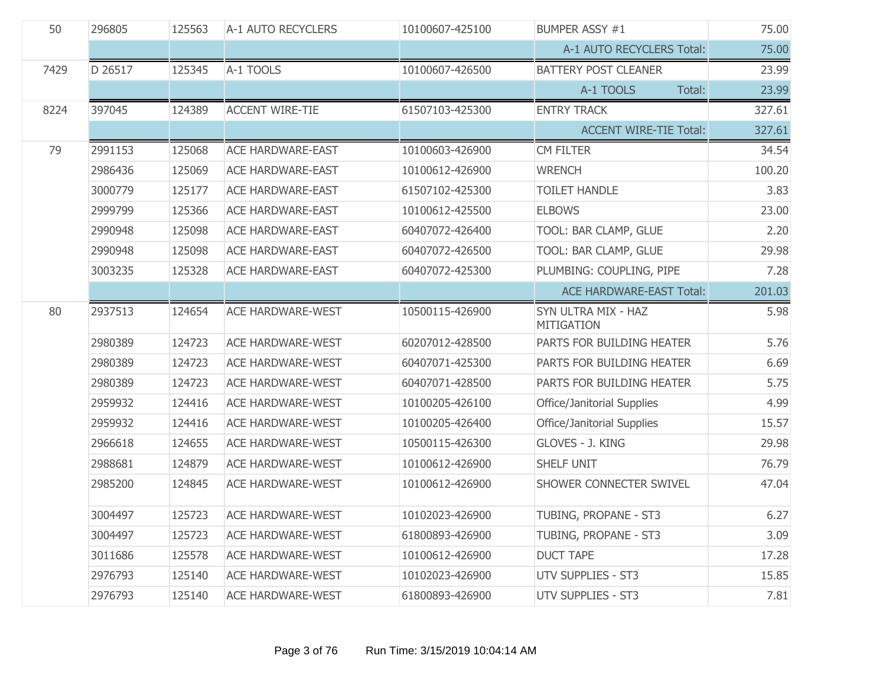| | | | | | | |
|---|---|---|---|---|---|---|
| 50 | 296805 | 125563 | A-1 AUTO RECYCLERS | 10100607-425100 | BUMPER ASSY #1 | 75.00 |
| | | | | | A-1 AUTO RECYCLERS Total: | 75.00 |
| 7429 | D 26517 | 125345 | A-1 TOOLS | 10100607-426500 | BATTERY POST CLEANER | 23.99 |
| | | | | | A-1 TOOLS Total: | 23.99 |
| 8224 | 397045 | 124389 | ACCENT WIRE-TIE | 61507103-425300 | ENTRY TRACK | 327.61 |
| | | | | | ACCENT WIRE-TIE Total: | 327.61 |
| 79 | 2991153 | 125068 | ACE HARDWARE-EAST | 10100603-426900 | CM FILTER | 34.54 |
| | 2986436 | 125069 | ACE HARDWARE-EAST | 10100612-426900 | WRENCH | 100.20 |
| | 3000779 | 125177 | ACE HARDWARE-EAST | 61507102-425300 | TOILET HANDLE | 3.83 |
| | 2999799 | 125366 | ACE HARDWARE-EAST | 10100612-425500 | ELBOWS | 23.00 |
| | 2990948 | 125098 | ACE HARDWARE-EAST | 60407072-426400 | TOOL: BAR CLAMP, GLUE | 2.20 |
| | 2990948 | 125098 | ACE HARDWARE-EAST | 60407072-426500 | TOOL: BAR CLAMP, GLUE | 29.98 |
| | 3003235 | 125328 | ACE HARDWARE-EAST | 60407072-425300 | PLUMBING: COUPLING, PIPE | 7.28 |
| | | | | | ACE HARDWARE-EAST Total: | 201.03 |
| 80 | 2937513 | 124654 | ACE HARDWARE-WEST | 10500115-426900 | SYN ULTRA MIX - HAZ MITIGATION | 5.98 |
| | 2980389 | 124723 | ACE HARDWARE-WEST | 60207012-428500 | PARTS FOR BUILDING HEATER | 5.76 |
| | 2980389 | 124723 | ACE HARDWARE-WEST | 60407071-425300 | PARTS FOR BUILDING HEATER | 6.69 |
| | 2980389 | 124723 | ACE HARDWARE-WEST | 60407071-428500 | PARTS FOR BUILDING HEATER | 5.75 |
| | 2959932 | 124416 | ACE HARDWARE-WEST | 10100205-426100 | Office/Janitorial Supplies | 4.99 |
| | 2959932 | 124416 | ACE HARDWARE-WEST | 10100205-426400 | Office/Janitorial Supplies | 15.57 |
| | 2966618 | 124655 | ACE HARDWARE-WEST | 10500115-426300 | GLOVES - J. KING | 29.98 |
| | 2988681 | 124879 | ACE HARDWARE-WEST | 10100612-426900 | SHELF UNIT | 76.79 |
| | 2985200 | 124845 | ACE HARDWARE-WEST | 10100612-426900 | SHOWER CONNECTER SWIVEL | 47.04 |
| | 3004497 | 125723 | ACE HARDWARE-WEST | 10102023-426900 | TUBING, PROPANE - ST3 | 6.27 |
| | 3004497 | 125723 | ACE HARDWARE-WEST | 61800893-426900 | TUBING, PROPANE - ST3 | 3.09 |
| | 3011686 | 125578 | ACE HARDWARE-WEST | 10100612-426900 | DUCT TAPE | 17.28 |
| | 2976793 | 125140 | ACE HARDWARE-WEST | 10102023-426900 | UTV SUPPLIES - ST3 | 15.85 |
| | 2976793 | 125140 | ACE HARDWARE-WEST | 61800893-426900 | UTV SUPPLIES - ST3 | 7.81 |

Run Time: 3/15/2019 10:04:14 AM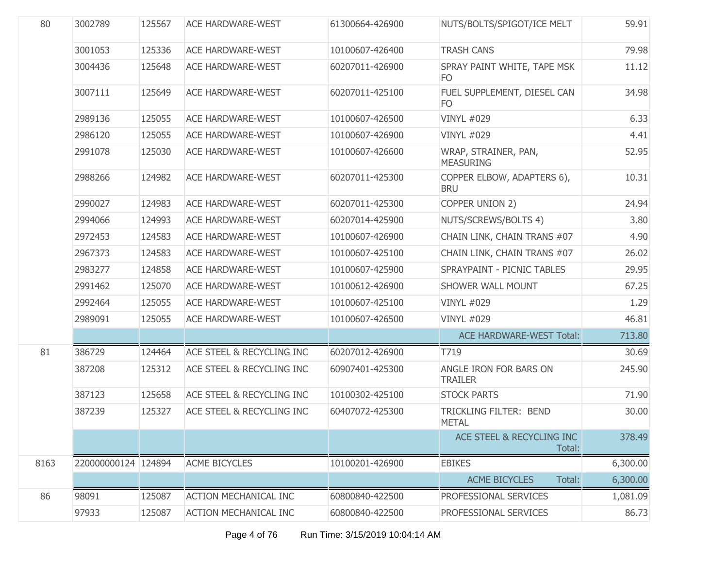| | | | | | | |
|---|---|---|---|---|---|---|
| 80 | 3002789 | 125567 | ACE HARDWARE-WEST | 61300664-426900 | NUTS/BOLTS/SPIGOT/ICE MELT | 59.91 |
| | 3001053 | 125336 | ACE HARDWARE-WEST | 10100607-426400 | TRASH CANS | 79.98 |
| | 3004436 | 125648 | ACE HARDWARE-WEST | 60207011-426900 | SPRAY PAINT WHITE, TAPE MSK FO | 11.12 |
| | 3007111 | 125649 | ACE HARDWARE-WEST | 60207011-425100 | FUEL SUPPLEMENT, DIESEL CAN FO | 34.98 |
| | 2989136 | 125055 | ACE HARDWARE-WEST | 10100607-426500 | VINYL #029 | 6.33 |
| | 2986120 | 125055 | ACE HARDWARE-WEST | 10100607-426900 | VINYL #029 | 4.41 |
| | 2991078 | 125030 | ACE HARDWARE-WEST | 10100607-426600 | WRAP, STRAINER, PAN, MEASURING | 52.95 |
| | 2988266 | 124982 | ACE HARDWARE-WEST | 60207011-425300 | COPPER ELBOW, ADAPTERS 6), BRU | 10.31 |
| | 2990027 | 124983 | ACE HARDWARE-WEST | 60207011-425300 | COPPER UNION 2) | 24.94 |
| | 2994066 | 124993 | ACE HARDWARE-WEST | 60207014-425900 | NUTS/SCREWS/BOLTS 4) | 3.80 |
| | 2972453 | 124583 | ACE HARDWARE-WEST | 10100607-426900 | CHAIN LINK, CHAIN TRANS #07 | 4.90 |
| | 2967373 | 124583 | ACE HARDWARE-WEST | 10100607-425100 | CHAIN LINK, CHAIN TRANS #07 | 26.02 |
| | 2983277 | 124858 | ACE HARDWARE-WEST | 10100607-425900 | SPRAYPAINT - PICNIC TABLES | 29.95 |
| | 2991462 | 125070 | ACE HARDWARE-WEST | 10100612-426900 | SHOWER WALL MOUNT | 67.25 |
| | 2992464 | 125055 | ACE HARDWARE-WEST | 10100607-425100 | VINYL #029 | 1.29 |
| | 2989091 | 125055 | ACE HARDWARE-WEST | 10100607-426500 | VINYL #029 | 46.81 |
| | | | | | ACE HARDWARE-WEST Total: | 713.80 |
| 81 | 386729 | 124464 | ACE STEEL & RECYCLING INC | 60207012-426900 | T719 | 30.69 |
| | 387208 | 125312 | ACE STEEL & RECYCLING INC | 60907401-425300 | ANGLE IRON FOR BARS ON TRAILER | 245.90 |
| | 387123 | 125658 | ACE STEEL & RECYCLING INC | 10100302-425100 | STOCK PARTS | 71.90 |
| | 387239 | 125327 | ACE STEEL & RECYCLING INC | 60407072-425300 | TRICKLING FILTER: BEND METAL | 30.00 |
| | | | | | ACE STEEL & RECYCLING INC Total: | 378.49 |
| 8163 | 220000000124 | 124894 | ACME BICYCLES | 10100201-426900 | EBIKES | 6,300.00 |
| | | | | | ACME BICYCLES Total: | 6,300.00 |
| 86 | 98091 | 125087 | ACTION MECHANICAL INC | 60800840-422500 | PROFESSIONAL SERVICES | 1,081.09 |
| | 97933 | 125087 | ACTION MECHANICAL INC | 60800840-422500 | PROFESSIONAL SERVICES | 86.73 |

Run Time: 3/15/2019 10:04:14 AM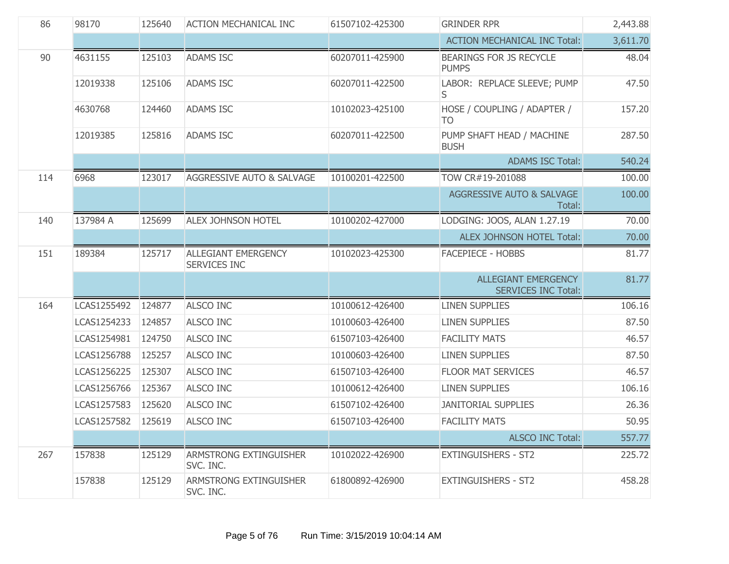| | | | | | | |
|---|---|---|---|---|---|---|
| 86 | 98170 | 125640 | ACTION MECHANICAL INC | 61507102-425300 | GRINDER RPR | 2,443.88 |
| | | | | | ACTION MECHANICAL INC Total: | 3,611.70 |
| 90 | 4631155 | 125103 | ADAMS ISC | 60207011-425900 | BEARINGS FOR JS RECYCLE PUMPS | 48.04 |
| | 12019338 | 125106 | ADAMS ISC | 60207011-422500 | LABOR: REPLACE SLEEVE; PUMP S | 47.50 |
| | 4630768 | 124460 | ADAMS ISC | 10102023-425100 | HOSE / COUPLING / ADAPTER / TO | 157.20 |
| | 12019385 | 125816 | ADAMS ISC | 60207011-422500 | PUMP SHAFT HEAD / MACHINE BUSH | 287.50 |
| | | | | | ADAMS ISC Total: | 540.24 |
| 114 | 6968 | 123017 | AGGRESSIVE AUTO & SALVAGE | 10100201-422500 | TOW CR#19-201088 | 100.00 |
| | | | | | AGGRESSIVE AUTO & SALVAGE Total: | 100.00 |
| 140 | 137984 A | 125699 | ALEX JOHNSON HOTEL | 10100202-427000 | LODGING: JOOS, ALAN 1.27.19 | 70.00 |
| | | | | | ALEX JOHNSON HOTEL Total: | 70.00 |
| 151 | 189384 | 125717 | ALLEGIANT EMERGENCY SERVICES INC | 10102023-425300 | FACEPIECE - HOBBS | 81.77 |
| | | | | | ALLEGIANT EMERGENCY SERVICES INC Total: | 81.77 |
| 164 | LCAS1255492 | 124877 | ALSCO INC | 10100612-426400 | LINEN SUPPLIES | 106.16 |
| | LCAS1254233 | 124857 | ALSCO INC | 10100603-426400 | LINEN SUPPLIES | 87.50 |
| | LCAS1254981 | 124750 | ALSCO INC | 61507103-426400 | FACILITY MATS | 46.57 |
| | LCAS1256788 | 125257 | ALSCO INC | 10100603-426400 | LINEN SUPPLIES | 87.50 |
| | LCAS1256225 | 125307 | ALSCO INC | 61507103-426400 | FLOOR MAT SERVICES | 46.57 |
| | LCAS1256766 | 125367 | ALSCO INC | 10100612-426400 | LINEN SUPPLIES | 106.16 |
| | LCAS1257583 | 125620 | ALSCO INC | 61507102-426400 | JANITORIAL SUPPLIES | 26.36 |
| | LCAS1257582 | 125619 | ALSCO INC | 61507103-426400 | FACILITY MATS | 50.95 |
| | | | | | ALSCO INC Total: | 557.77 |
| 267 | 157838 | 125129 | ARMSTRONG EXTINGUISHER SVC. INC. | 10102022-426900 | EXTINGUISHERS - ST2 | 225.72 |
| | 157838 | 125129 | ARMSTRONG EXTINGUISHER SVC. INC. | 61800892-426900 | EXTINGUISHERS - ST2 | 458.28 |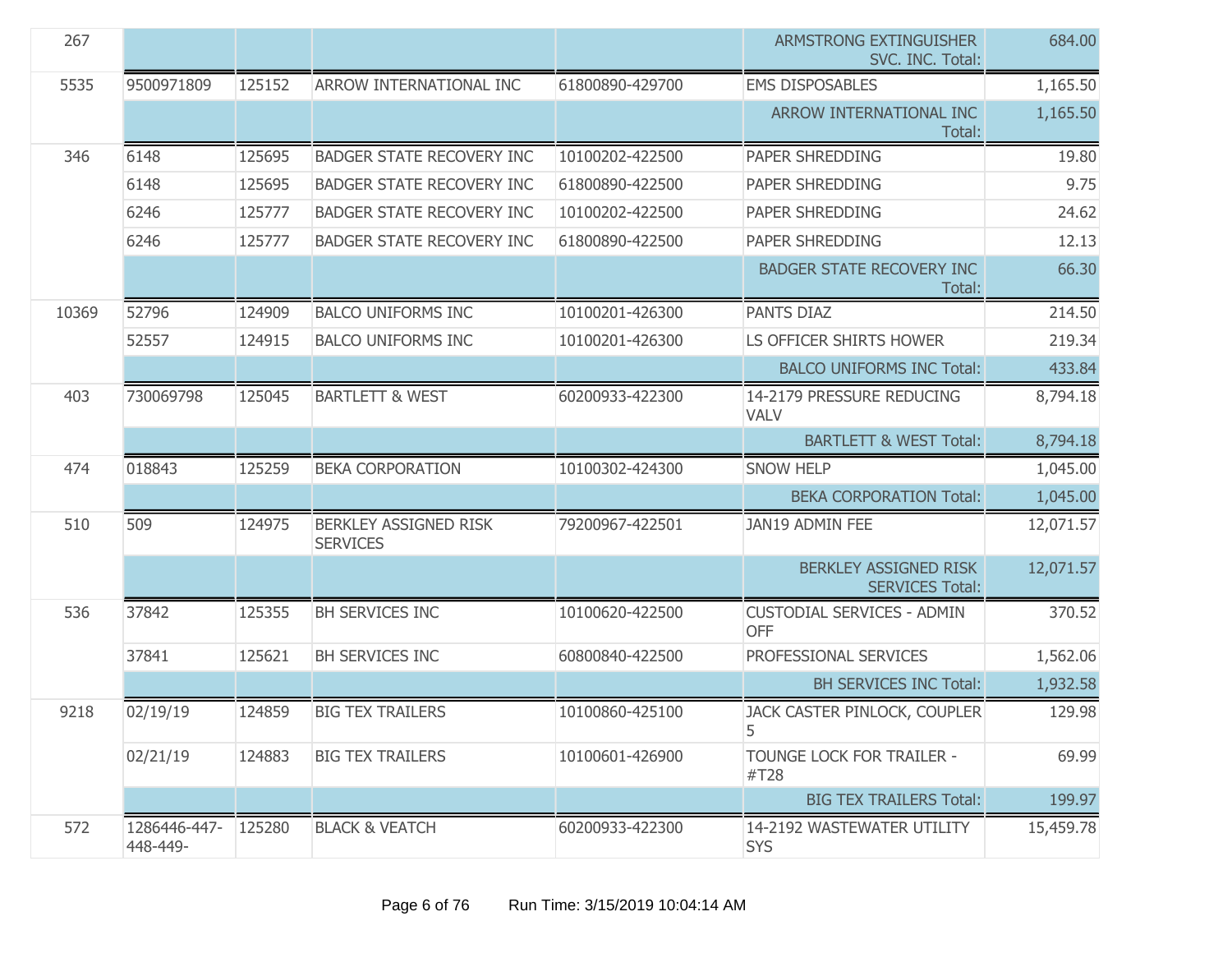| | | | | | | |
|---|---|---|---|---|---|---|
| 267 | | | | | ARMSTRONG EXTINGUISHER SVC. INC. Total: | 684.00 |
| 5535 | 9500971809 | 125152 | ARROW INTERNATIONAL INC | 61800890-429700 | EMS DISPOSABLES | 1,165.50 |
| | | | | | ARROW INTERNATIONAL INC Total: | 1,165.50 |
| 346 | 6148 | 125695 | BADGER STATE RECOVERY INC | 10100202-422500 | PAPER SHREDDING | 19.80 |
| | 6148 | 125695 | BADGER STATE RECOVERY INC | 61800890-422500 | PAPER SHREDDING | 9.75 |
| | 6246 | 125777 | BADGER STATE RECOVERY INC | 10100202-422500 | PAPER SHREDDING | 24.62 |
| | 6246 | 125777 | BADGER STATE RECOVERY INC | 61800890-422500 | PAPER SHREDDING | 12.13 |
| | | | | | BADGER STATE RECOVERY INC Total: | 66.30 |
| 10369 | 52796 | 124909 | BALCO UNIFORMS INC | 10100201-426300 | PANTS DIAZ | 214.50 |
| | 52557 | 124915 | BALCO UNIFORMS INC | 10100201-426300 | LS OFFICER SHIRTS HOWER | 219.34 |
| | | | | | BALCO UNIFORMS INC Total: | 433.84 |
| 403 | 730069798 | 125045 | BARTLETT & WEST | 60200933-422300 | 14-2179 PRESSURE REDUCING VALV | 8,794.18 |
| | | | | | BARTLETT & WEST Total: | 8,794.18 |
| 474 | 018843 | 125259 | BEKA CORPORATION | 10100302-424300 | SNOW HELP | 1,045.00 |
| | | | | | BEKA CORPORATION Total: | 1,045.00 |
| 510 | 509 | 124975 | BERKLEY ASSIGNED RISK SERVICES | 79200967-422501 | JAN19 ADMIN FEE | 12,071.57 |
| | | | | | BERKLEY ASSIGNED RISK SERVICES Total: | 12,071.57 |
| 536 | 37842 | 125355 | BH SERVICES INC | 10100620-422500 | CUSTODIAL SERVICES - ADMIN OFF | 370.52 |
| | 37841 | 125621 | BH SERVICES INC | 60800840-422500 | PROFESSIONAL SERVICES | 1,562.06 |
| | | | | | BH SERVICES INC Total: | 1,932.58 |
| 9218 | 02/19/19 | 124859 | BIG TEX TRAILERS | 10100860-425100 | JACK CASTER PINLOCK, COUPLER 5 | 129.98 |
| | 02/21/19 | 124883 | BIG TEX TRAILERS | 10100601-426900 | TOUNGE LOCK FOR TRAILER - #T28 | 69.99 |
| | | | | | BIG TEX TRAILERS Total: | 199.97 |
| 572 | 1286446-447-448-449- | 125280 | BLACK & VEATCH | 60200933-422300 | 14-2192 WASTEWATER UTILITY SYS | 15,459.78 |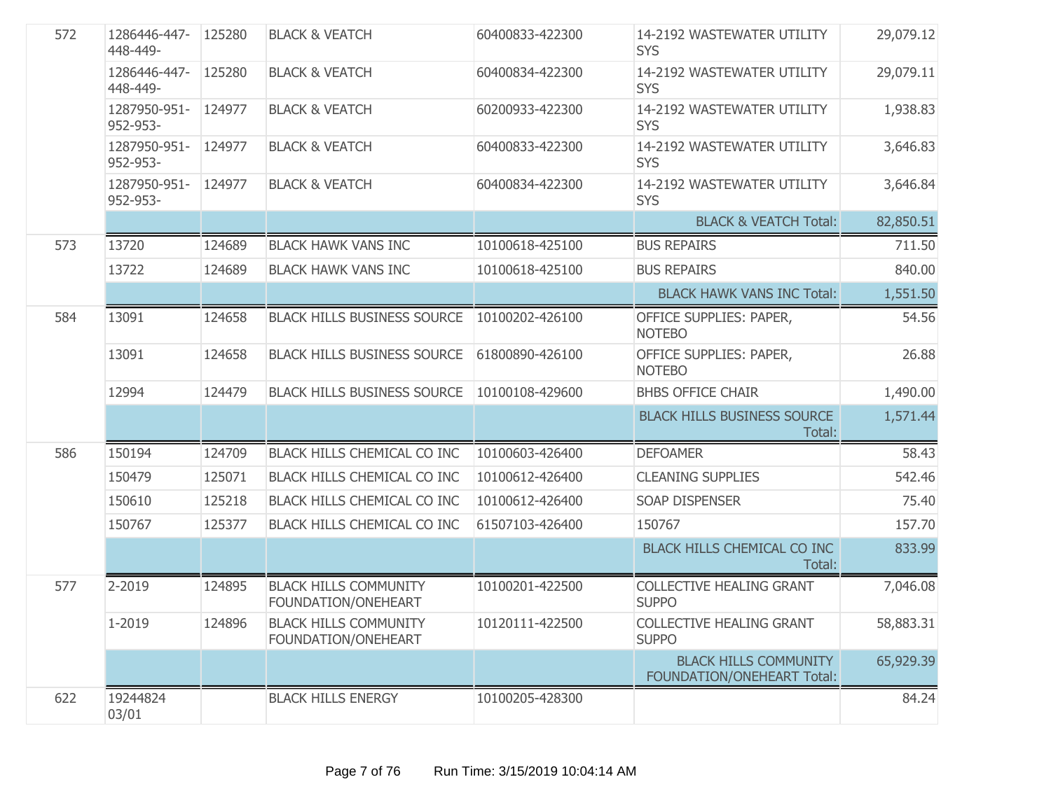| | | | | | | |
|---|---|---|---|---|---|---|
| 572 | 1286446-447-448-449- | 125280 | BLACK & VEATCH | 60400833-422300 | 14-2192 WASTEWATER UTILITY SYS | 29,079.12 |
| | 1286446-447-448-449- | 125280 | BLACK & VEATCH | 60400834-422300 | 14-2192 WASTEWATER UTILITY SYS | 29,079.11 |
| | 1287950-951-952-953- | 124977 | BLACK & VEATCH | 60200933-422300 | 14-2192 WASTEWATER UTILITY SYS | 1,938.83 |
| | 1287950-951-952-953- | 124977 | BLACK & VEATCH | 60400833-422300 | 14-2192 WASTEWATER UTILITY SYS | 3,646.83 |
| | 1287950-951-952-953- | 124977 | BLACK & VEATCH | 60400834-422300 | 14-2192 WASTEWATER UTILITY SYS | 3,646.84 |
| | | | | | BLACK & VEATCH Total: | 82,850.51 |
| 573 | 13720 | 124689 | BLACK HAWK VANS INC | 10100618-425100 | BUS REPAIRS | 711.50 |
| | 13722 | 124689 | BLACK HAWK VANS INC | 10100618-425100 | BUS REPAIRS | 840.00 |
| | | | | | BLACK HAWK VANS INC Total: | 1,551.50 |
| 584 | 13091 | 124658 | BLACK HILLS BUSINESS SOURCE | 10100202-426100 | OFFICE SUPPLIES: PAPER, NOTEBO | 54.56 |
| | 13091 | 124658 | BLACK HILLS BUSINESS SOURCE | 61800890-426100 | OFFICE SUPPLIES: PAPER, NOTEBO | 26.88 |
| | 12994 | 124479 | BLACK HILLS BUSINESS SOURCE | 10100108-429600 | BHBS OFFICE CHAIR | 1,490.00 |
| | | | | | BLACK HILLS BUSINESS SOURCE Total: | 1,571.44 |
| 586 | 150194 | 124709 | BLACK HILLS CHEMICAL CO INC | 10100603-426400 | DEFOAMER | 58.43 |
| | 150479 | 125071 | BLACK HILLS CHEMICAL CO INC | 10100612-426400 | CLEANING SUPPLIES | 542.46 |
| | 150610 | 125218 | BLACK HILLS CHEMICAL CO INC | 10100612-426400 | SOAP DISPENSER | 75.40 |
| | 150767 | 125377 | BLACK HILLS CHEMICAL CO INC | 61507103-426400 | 150767 | 157.70 |
| | | | | | BLACK HILLS CHEMICAL CO INC Total: | 833.99 |
| 577 | 2-2019 | 124895 | BLACK HILLS COMMUNITY FOUNDATION/ONEHEART | 10100201-422500 | COLLECTIVE HEALING GRANT SUPPO | 7,046.08 |
| | 1-2019 | 124896 | BLACK HILLS COMMUNITY FOUNDATION/ONEHEART | 10120111-422500 | COLLECTIVE HEALING GRANT SUPPO | 58,883.31 |
| | | | | | BLACK HILLS COMMUNITY FOUNDATION/ONEHEART Total: | 65,929.39 |
| 622 | 19244824 03/01 | | BLACK HILLS ENERGY | 10100205-428300 | | 84.24 |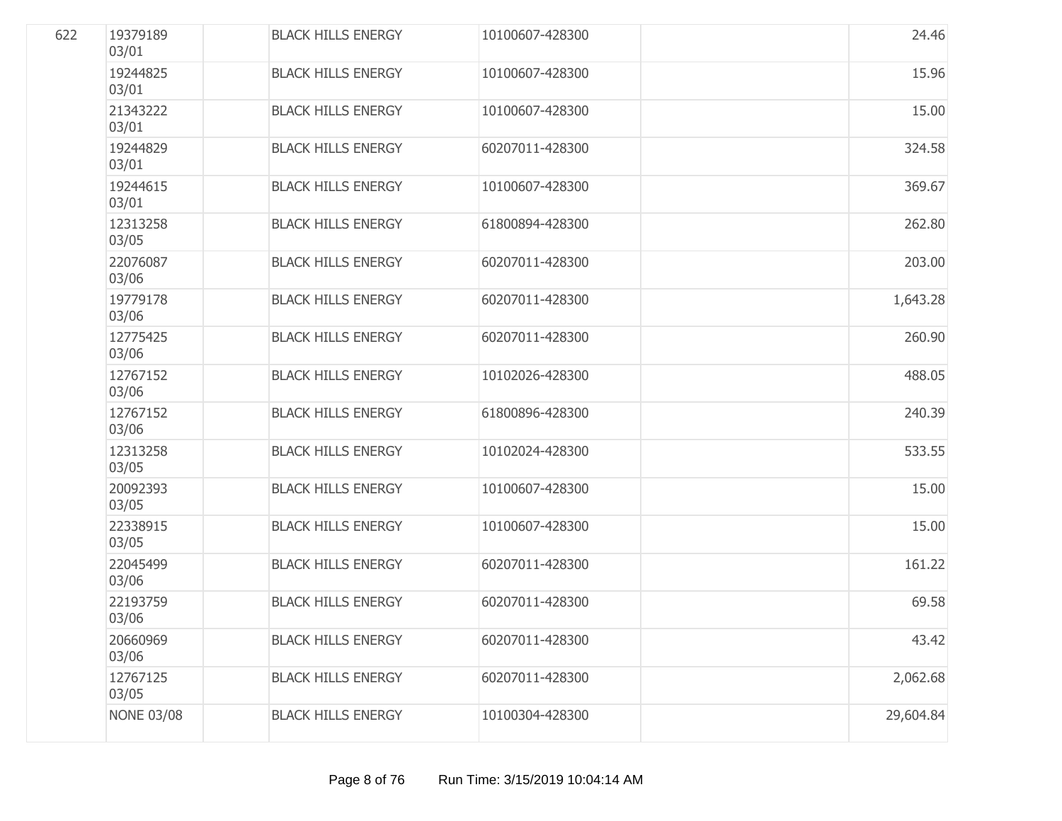| | | | | | | |
|---|---|---|---|---|---|---|
| 622 | 19379189 03/01 | | BLACK HILLS ENERGY | 10100607-428300 | | 24.46 |
| | 19244825 03/01 | | BLACK HILLS ENERGY | 10100607-428300 | | 15.96 |
| | 21343222 03/01 | | BLACK HILLS ENERGY | 10100607-428300 | | 15.00 |
| | 19244829 03/01 | | BLACK HILLS ENERGY | 60207011-428300 | | 324.58 |
| | 19244615 03/01 | | BLACK HILLS ENERGY | 10100607-428300 | | 369.67 |
| | 12313258 03/05 | | BLACK HILLS ENERGY | 61800894-428300 | | 262.80 |
| | 22076087 03/06 | | BLACK HILLS ENERGY | 60207011-428300 | | 203.00 |
| | 19779178 03/06 | | BLACK HILLS ENERGY | 60207011-428300 | | 1,643.28 |
| | 12775425 03/06 | | BLACK HILLS ENERGY | 60207011-428300 | | 260.90 |
| | 12767152 03/06 | | BLACK HILLS ENERGY | 10102026-428300 | | 488.05 |
| | 12767152 03/06 | | BLACK HILLS ENERGY | 61800896-428300 | | 240.39 |
| | 12313258 03/05 | | BLACK HILLS ENERGY | 10102024-428300 | | 533.55 |
| | 20092393 03/05 | | BLACK HILLS ENERGY | 10100607-428300 | | 15.00 |
| | 22338915 03/05 | | BLACK HILLS ENERGY | 10100607-428300 | | 15.00 |
| | 22045499 03/06 | | BLACK HILLS ENERGY | 60207011-428300 | | 161.22 |
| | 22193759 03/06 | | BLACK HILLS ENERGY | 60207011-428300 | | 69.58 |
| | 20660969 03/06 | | BLACK HILLS ENERGY | 60207011-428300 | | 43.42 |
| | 12767125 03/05 | | BLACK HILLS ENERGY | 60207011-428300 | | 2,062.68 |
| | NONE 03/08 | | BLACK HILLS ENERGY | 10100304-428300 | | 29,604.84 |

Run Time: 3/15/2019 10:04:14 AM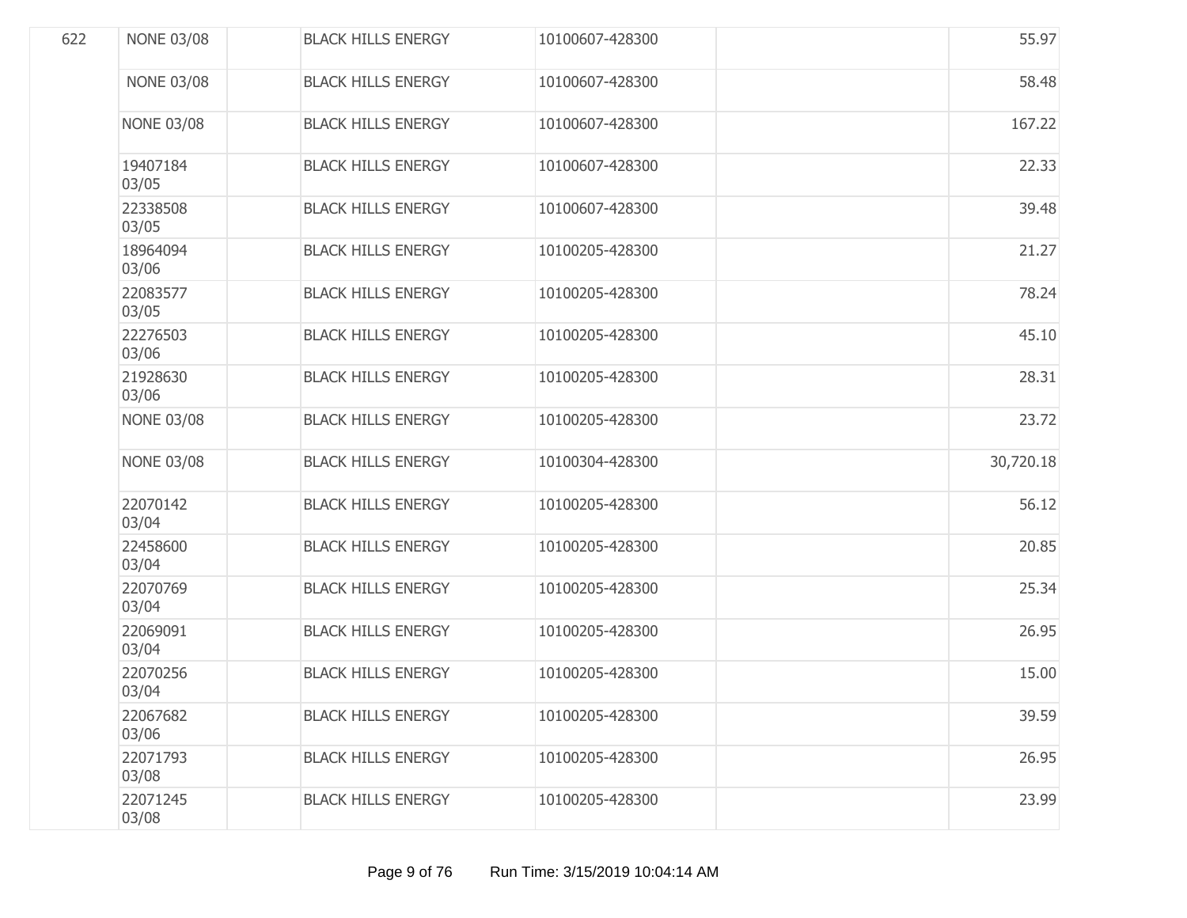| | | | | | | |
|---|---|---|---|---|---|---|
| 622 | NONE 03/08 | | BLACK HILLS ENERGY | 10100607-428300 | | 55.97 |
| | NONE 03/08 | | BLACK HILLS ENERGY | 10100607-428300 | | 58.48 |
| | NONE 03/08 | | BLACK HILLS ENERGY | 10100607-428300 | | 167.22 |
| | 19407184 03/05 | | BLACK HILLS ENERGY | 10100607-428300 | | 22.33 |
| | 22338508 03/05 | | BLACK HILLS ENERGY | 10100607-428300 | | 39.48 |
| | 18964094 03/06 | | BLACK HILLS ENERGY | 10100205-428300 | | 21.27 |
| | 22083577 03/05 | | BLACK HILLS ENERGY | 10100205-428300 | | 78.24 |
| | 22276503 03/06 | | BLACK HILLS ENERGY | 10100205-428300 | | 45.10 |
| | 21928630 03/06 | | BLACK HILLS ENERGY | 10100205-428300 | | 28.31 |
| | NONE 03/08 | | BLACK HILLS ENERGY | 10100205-428300 | | 23.72 |
| | NONE 03/08 | | BLACK HILLS ENERGY | 10100304-428300 | | 30,720.18 |
| | 22070142 03/04 | | BLACK HILLS ENERGY | 10100205-428300 | | 56.12 |
| | 22458600 03/04 | | BLACK HILLS ENERGY | 10100205-428300 | | 20.85 |
| | 22070769 03/04 | | BLACK HILLS ENERGY | 10100205-428300 | | 25.34 |
| | 22069091 03/04 | | BLACK HILLS ENERGY | 10100205-428300 | | 26.95 |
| | 22070256 03/04 | | BLACK HILLS ENERGY | 10100205-428300 | | 15.00 |
| | 22067682 03/06 | | BLACK HILLS ENERGY | 10100205-428300 | | 39.59 |
| | 22071793 03/08 | | BLACK HILLS ENERGY | 10100205-428300 | | 26.95 |
| | 22071245 03/08 | | BLACK HILLS ENERGY | 10100205-428300 | | 23.99 |

Run Time: 3/15/2019 10:04:14 AM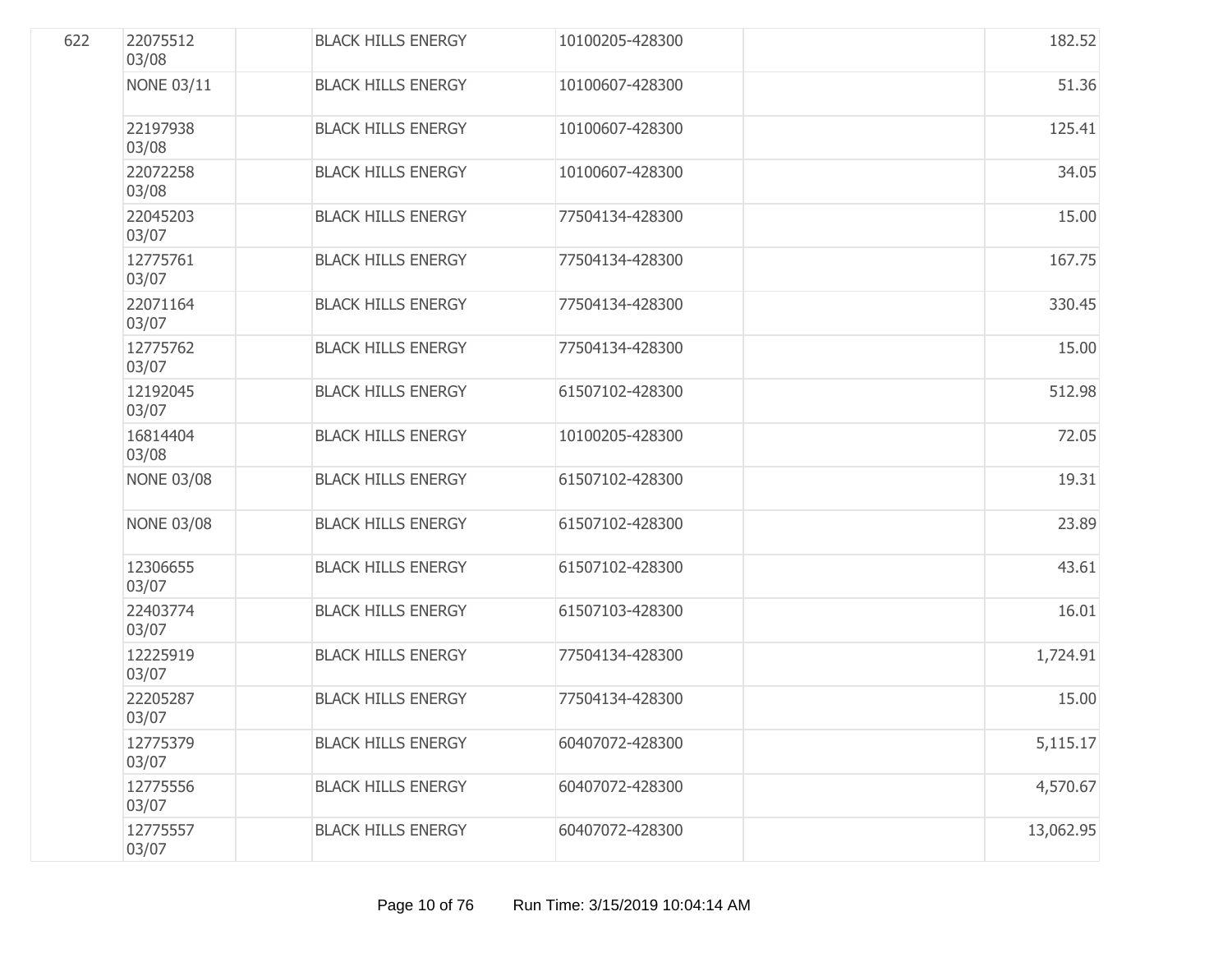| | | | | | | |
|---|---|---|---|---|---|---|
| 622 | 22075512 03/08 | | BLACK HILLS ENERGY | 10100205-428300 | | 182.52 |
| | NONE 03/11 | | BLACK HILLS ENERGY | 10100607-428300 | | 51.36 |
| | 22197938 03/08 | | BLACK HILLS ENERGY | 10100607-428300 | | 125.41 |
| | 22072258 03/08 | | BLACK HILLS ENERGY | 10100607-428300 | | 34.05 |
| | 22045203 03/07 | | BLACK HILLS ENERGY | 77504134-428300 | | 15.00 |
| | 12775761 03/07 | | BLACK HILLS ENERGY | 77504134-428300 | | 167.75 |
| | 22071164 03/07 | | BLACK HILLS ENERGY | 77504134-428300 | | 330.45 |
| | 12775762 03/07 | | BLACK HILLS ENERGY | 77504134-428300 | | 15.00 |
| | 12192045 03/07 | | BLACK HILLS ENERGY | 61507102-428300 | | 512.98 |
| | 16814404 03/08 | | BLACK HILLS ENERGY | 10100205-428300 | | 72.05 |
| | NONE 03/08 | | BLACK HILLS ENERGY | 61507102-428300 | | 19.31 |
| | NONE 03/08 | | BLACK HILLS ENERGY | 61507102-428300 | | 23.89 |
| | 12306655 03/07 | | BLACK HILLS ENERGY | 61507102-428300 | | 43.61 |
| | 22403774 03/07 | | BLACK HILLS ENERGY | 61507103-428300 | | 16.01 |
| | 12225919 03/07 | | BLACK HILLS ENERGY | 77504134-428300 | | 1,724.91 |
| | 22205287 03/07 | | BLACK HILLS ENERGY | 77504134-428300 | | 15.00 |
| | 12775379 03/07 | | BLACK HILLS ENERGY | 60407072-428300 | | 5,115.17 |
| | 12775556 03/07 | | BLACK HILLS ENERGY | 60407072-428300 | | 4,570.67 |
| | 12775557 03/07 | | BLACK HILLS ENERGY | 60407072-428300 | | 13,062.95 |

Run Time: 3/15/2019 10:04:14 AM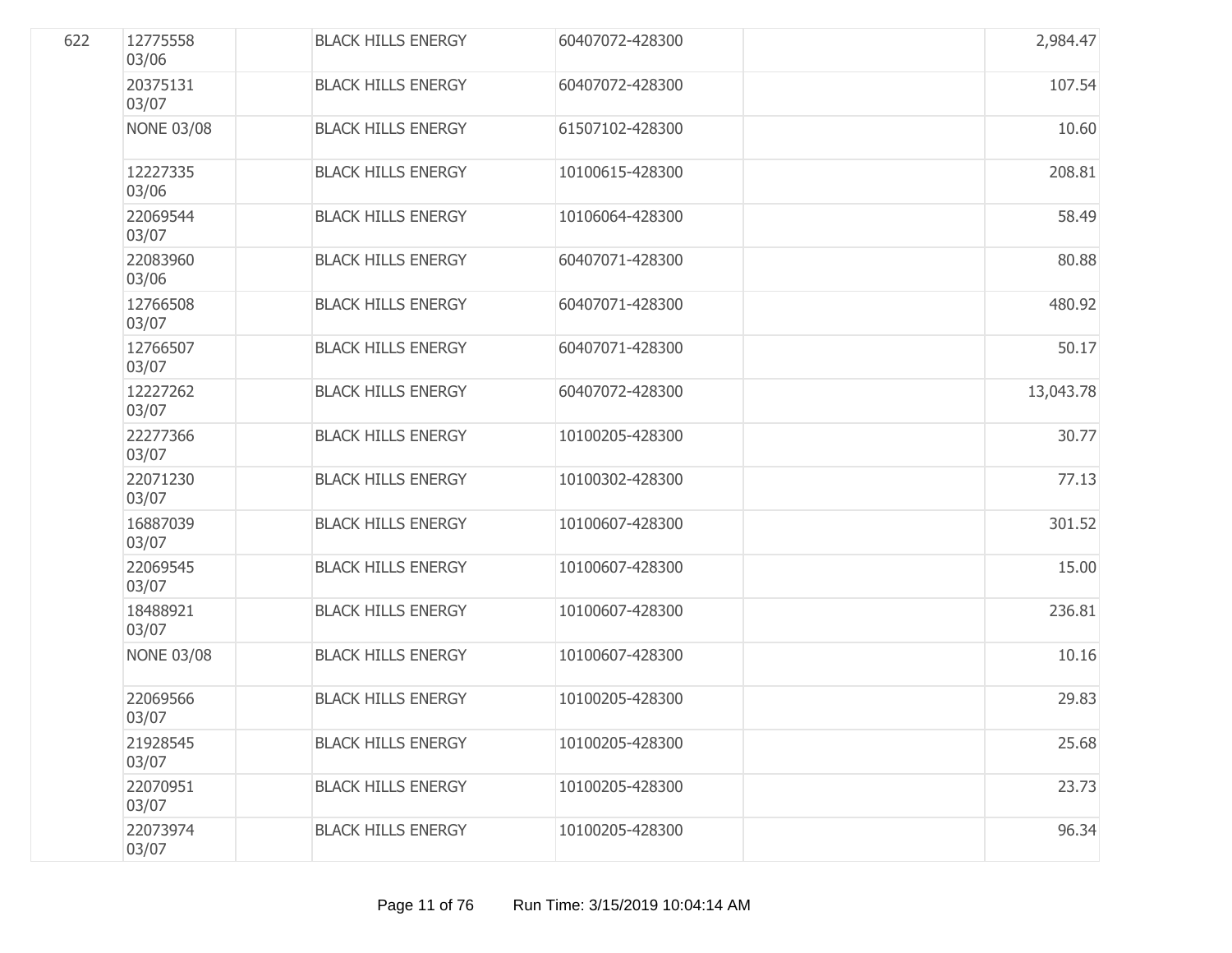| | | | | | | |
|---|---|---|---|---|---|---|
| 622 | 12775558 03/06 | | BLACK HILLS ENERGY | 60407072-428300 | | 2,984.47 |
| | 20375131 03/07 | | BLACK HILLS ENERGY | 60407072-428300 | | 107.54 |
| | NONE 03/08 | | BLACK HILLS ENERGY | 61507102-428300 | | 10.60 |
| | 12227335 03/06 | | BLACK HILLS ENERGY | 10100615-428300 | | 208.81 |
| | 22069544 03/07 | | BLACK HILLS ENERGY | 10106064-428300 | | 58.49 |
| | 22083960 03/06 | | BLACK HILLS ENERGY | 60407071-428300 | | 80.88 |
| | 12766508 03/07 | | BLACK HILLS ENERGY | 60407071-428300 | | 480.92 |
| | 12766507 03/07 | | BLACK HILLS ENERGY | 60407071-428300 | | 50.17 |
| | 12227262 03/07 | | BLACK HILLS ENERGY | 60407072-428300 | | 13,043.78 |
| | 22277366 03/07 | | BLACK HILLS ENERGY | 10100205-428300 | | 30.77 |
| | 22071230 03/07 | | BLACK HILLS ENERGY | 10100302-428300 | | 77.13 |
| | 16887039 03/07 | | BLACK HILLS ENERGY | 10100607-428300 | | 301.52 |
| | 22069545 03/07 | | BLACK HILLS ENERGY | 10100607-428300 | | 15.00 |
| | 18488921 03/07 | | BLACK HILLS ENERGY | 10100607-428300 | | 236.81 |
| | NONE 03/08 | | BLACK HILLS ENERGY | 10100607-428300 | | 10.16 |
| | 22069566 03/07 | | BLACK HILLS ENERGY | 10100205-428300 | | 29.83 |
| | 21928545 03/07 | | BLACK HILLS ENERGY | 10100205-428300 | | 25.68 |
| | 22070951 03/07 | | BLACK HILLS ENERGY | 10100205-428300 | | 23.73 |
| | 22073974 03/07 | | BLACK HILLS ENERGY | 10100205-428300 | | 96.34 |

Run Time: 3/15/2019 10:04:14 AM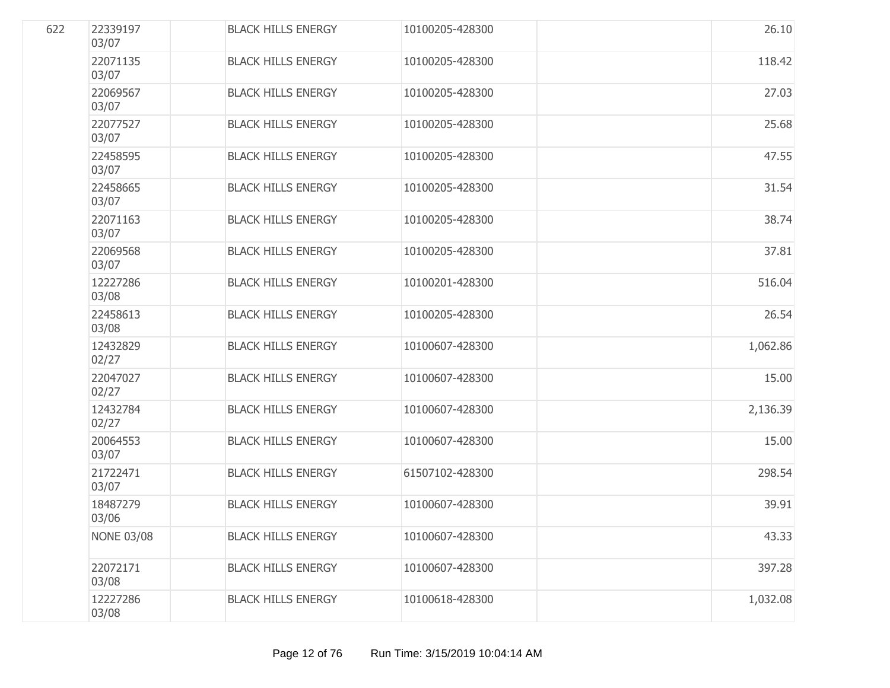| | | | | | | |
|---|---|---|---|---|---|---|
| 622 | 22339197 03/07 | | BLACK HILLS ENERGY | 10100205-428300 | | 26.10 |
| | 22071135 03/07 | | BLACK HILLS ENERGY | 10100205-428300 | | 118.42 |
| | 22069567 03/07 | | BLACK HILLS ENERGY | 10100205-428300 | | 27.03 |
| | 22077527 03/07 | | BLACK HILLS ENERGY | 10100205-428300 | | 25.68 |
| | 22458595 03/07 | | BLACK HILLS ENERGY | 10100205-428300 | | 47.55 |
| | 22458665 03/07 | | BLACK HILLS ENERGY | 10100205-428300 | | 31.54 |
| | 22071163 03/07 | | BLACK HILLS ENERGY | 10100205-428300 | | 38.74 |
| | 22069568 03/07 | | BLACK HILLS ENERGY | 10100205-428300 | | 37.81 |
| | 12227286 03/08 | | BLACK HILLS ENERGY | 10100201-428300 | | 516.04 |
| | 22458613 03/08 | | BLACK HILLS ENERGY | 10100205-428300 | | 26.54 |
| | 12432829 02/27 | | BLACK HILLS ENERGY | 10100607-428300 | | 1,062.86 |
| | 22047027 02/27 | | BLACK HILLS ENERGY | 10100607-428300 | | 15.00 |
| | 12432784 02/27 | | BLACK HILLS ENERGY | 10100607-428300 | | 2,136.39 |
| | 20064553 03/07 | | BLACK HILLS ENERGY | 10100607-428300 | | 15.00 |
| | 21722471 03/07 | | BLACK HILLS ENERGY | 61507102-428300 | | 298.54 |
| | 18487279 03/06 | | BLACK HILLS ENERGY | 10100607-428300 | | 39.91 |
| | NONE 03/08 | | BLACK HILLS ENERGY | 10100607-428300 | | 43.33 |
| | 22072171 03/08 | | BLACK HILLS ENERGY | 10100607-428300 | | 397.28 |
| | 12227286 03/08 | | BLACK HILLS ENERGY | 10100618-428300 | | 1,032.08 |

Run Time: 3/15/2019 10:04:14 AM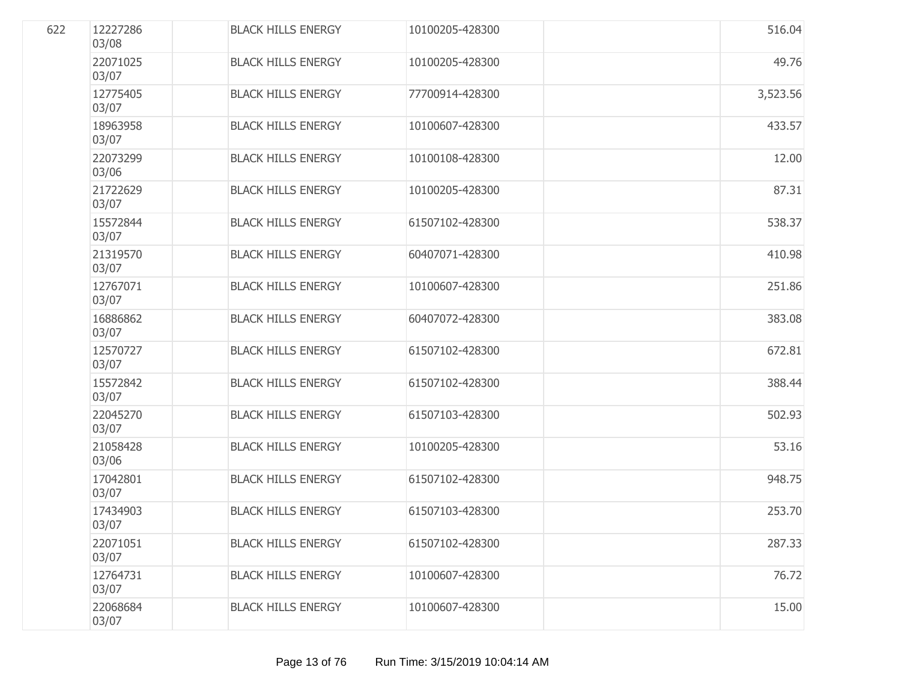| | | | | | | |
|---|---|---|---|---|---|---|
| 622 | 12227286 03/08 | | BLACK HILLS ENERGY | 10100205-428300 | | 516.04 |
| | 22071025 03/07 | | BLACK HILLS ENERGY | 10100205-428300 | | 49.76 |
| | 12775405 03/07 | | BLACK HILLS ENERGY | 77700914-428300 | | 3,523.56 |
| | 18963958 03/07 | | BLACK HILLS ENERGY | 10100607-428300 | | 433.57 |
| | 22073299 03/06 | | BLACK HILLS ENERGY | 10100108-428300 | | 12.00 |
| | 21722629 03/07 | | BLACK HILLS ENERGY | 10100205-428300 | | 87.31 |
| | 15572844 03/07 | | BLACK HILLS ENERGY | 61507102-428300 | | 538.37 |
| | 21319570 03/07 | | BLACK HILLS ENERGY | 60407071-428300 | | 410.98 |
| | 12767071 03/07 | | BLACK HILLS ENERGY | 10100607-428300 | | 251.86 |
| | 16886862 03/07 | | BLACK HILLS ENERGY | 60407072-428300 | | 383.08 |
| | 12570727 03/07 | | BLACK HILLS ENERGY | 61507102-428300 | | 672.81 |
| | 15572842 03/07 | | BLACK HILLS ENERGY | 61507102-428300 | | 388.44 |
| | 22045270 03/07 | | BLACK HILLS ENERGY | 61507103-428300 | | 502.93 |
| | 21058428 03/06 | | BLACK HILLS ENERGY | 10100205-428300 | | 53.16 |
| | 17042801 03/07 | | BLACK HILLS ENERGY | 61507102-428300 | | 948.75 |
| | 17434903 03/07 | | BLACK HILLS ENERGY | 61507103-428300 | | 253.70 |
| | 22071051 03/07 | | BLACK HILLS ENERGY | 61507102-428300 | | 287.33 |
| | 12764731 03/07 | | BLACK HILLS ENERGY | 10100607-428300 | | 76.72 |
| | 22068684 03/07 | | BLACK HILLS ENERGY | 10100607-428300 | | 15.00 |

Run Time: 3/15/2019 10:04:14 AM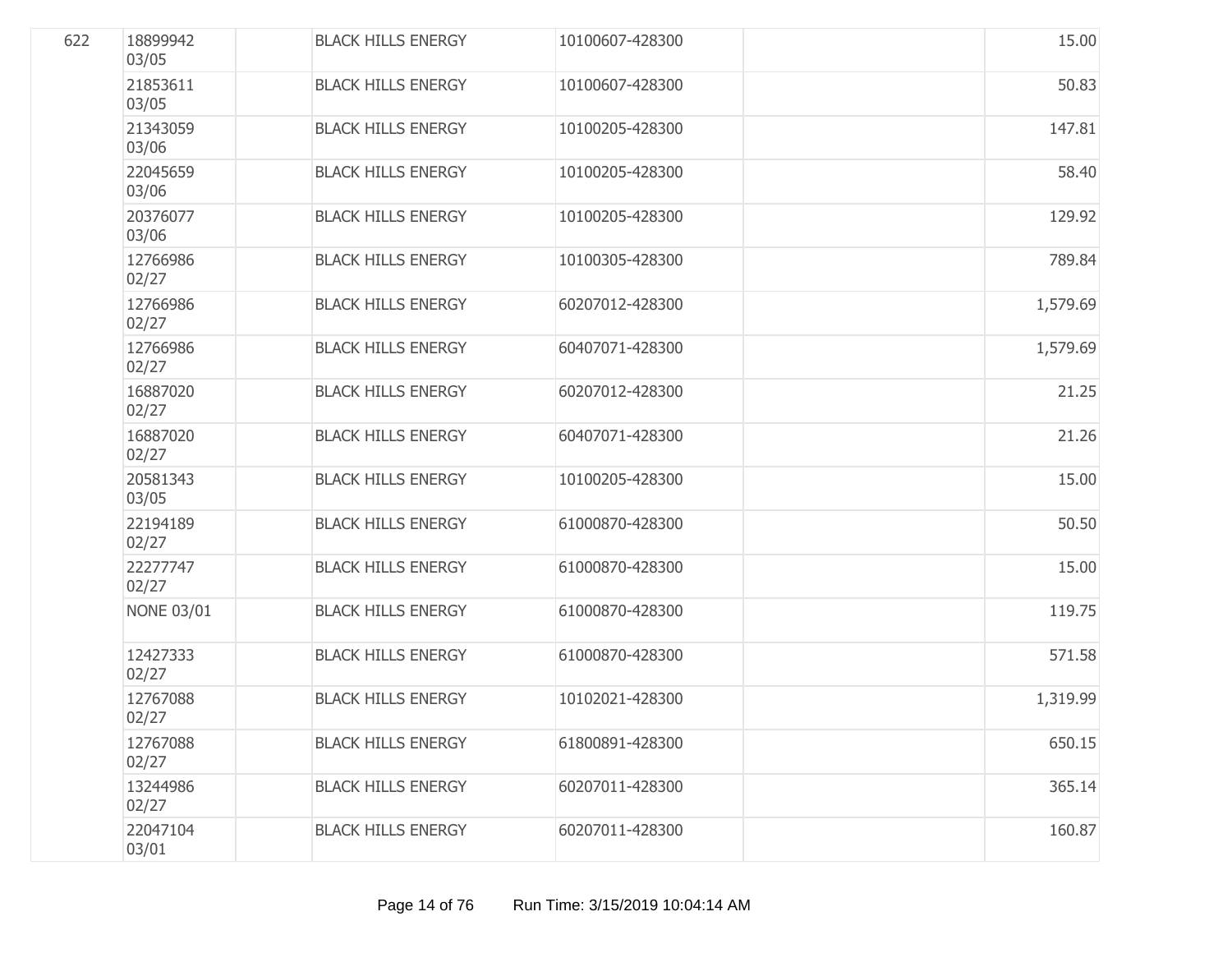| | | | | | | |
|---|---|---|---|---|---|---|
| 622 | 18899942 03/05 | | BLACK HILLS ENERGY | 10100607-428300 | | 15.00 |
| | 21853611 03/05 | | BLACK HILLS ENERGY | 10100607-428300 | | 50.83 |
| | 21343059 03/06 | | BLACK HILLS ENERGY | 10100205-428300 | | 147.81 |
| | 22045659 03/06 | | BLACK HILLS ENERGY | 10100205-428300 | | 58.40 |
| | 20376077 03/06 | | BLACK HILLS ENERGY | 10100205-428300 | | 129.92 |
| | 12766986 02/27 | | BLACK HILLS ENERGY | 10100305-428300 | | 789.84 |
| | 12766986 02/27 | | BLACK HILLS ENERGY | 60207012-428300 | | 1,579.69 |
| | 12766986 02/27 | | BLACK HILLS ENERGY | 60407071-428300 | | 1,579.69 |
| | 16887020 02/27 | | BLACK HILLS ENERGY | 60207012-428300 | | 21.25 |
| | 16887020 02/27 | | BLACK HILLS ENERGY | 60407071-428300 | | 21.26 |
| | 20581343 03/05 | | BLACK HILLS ENERGY | 10100205-428300 | | 15.00 |
| | 22194189 02/27 | | BLACK HILLS ENERGY | 61000870-428300 | | 50.50 |
| | 22277747 02/27 | | BLACK HILLS ENERGY | 61000870-428300 | | 15.00 |
| | NONE 03/01 | | BLACK HILLS ENERGY | 61000870-428300 | | 119.75 |
| | 12427333 02/27 | | BLACK HILLS ENERGY | 61000870-428300 | | 571.58 |
| | 12767088 02/27 | | BLACK HILLS ENERGY | 10102021-428300 | | 1,319.99 |
| | 12767088 02/27 | | BLACK HILLS ENERGY | 61800891-428300 | | 650.15 |
| | 13244986 02/27 | | BLACK HILLS ENERGY | 60207011-428300 | | 365.14 |
| | 22047104 03/01 | | BLACK HILLS ENERGY | 60207011-428300 | | 160.87 |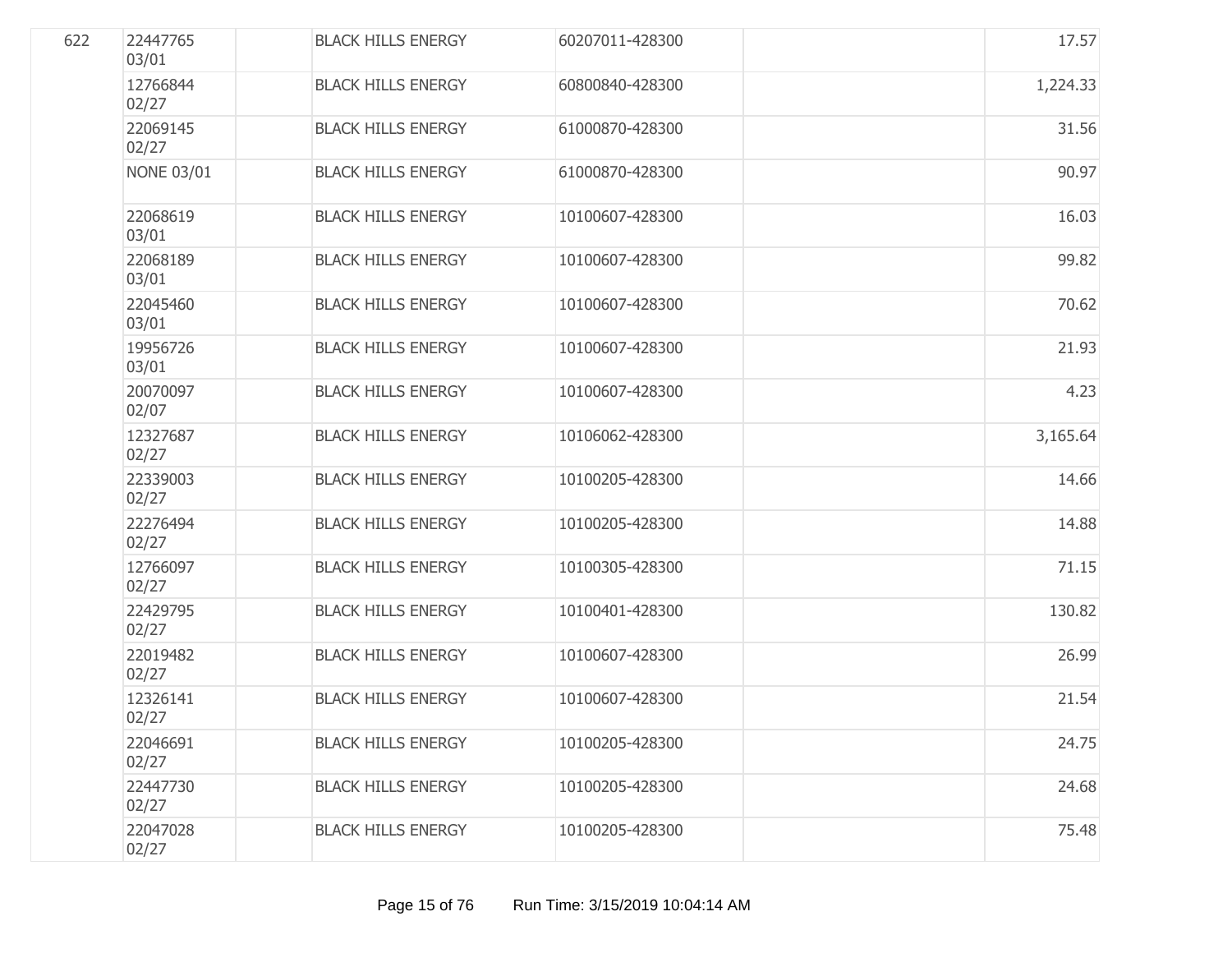| | | | | | | |
|---|---|---|---|---|---|---|
| 622 | 22447765 03/01 | | BLACK HILLS ENERGY | 60207011-428300 | | 17.57 |
| | 12766844 02/27 | | BLACK HILLS ENERGY | 60800840-428300 | | 1,224.33 |
| | 22069145 02/27 | | BLACK HILLS ENERGY | 61000870-428300 | | 31.56 |
| | NONE 03/01 | | BLACK HILLS ENERGY | 61000870-428300 | | 90.97 |
| | 22068619 03/01 | | BLACK HILLS ENERGY | 10100607-428300 | | 16.03 |
| | 22068189 03/01 | | BLACK HILLS ENERGY | 10100607-428300 | | 99.82 |
| | 22045460 03/01 | | BLACK HILLS ENERGY | 10100607-428300 | | 70.62 |
| | 19956726 03/01 | | BLACK HILLS ENERGY | 10100607-428300 | | 21.93 |
| | 20070097 02/07 | | BLACK HILLS ENERGY | 10100607-428300 | | 4.23 |
| | 12327687 02/27 | | BLACK HILLS ENERGY | 10106062-428300 | | 3,165.64 |
| | 22339003 02/27 | | BLACK HILLS ENERGY | 10100205-428300 | | 14.66 |
| | 22276494 02/27 | | BLACK HILLS ENERGY | 10100205-428300 | | 14.88 |
| | 12766097 02/27 | | BLACK HILLS ENERGY | 10100305-428300 | | 71.15 |
| | 22429795 02/27 | | BLACK HILLS ENERGY | 10100401-428300 | | 130.82 |
| | 22019482 02/27 | | BLACK HILLS ENERGY | 10100607-428300 | | 26.99 |
| | 12326141 02/27 | | BLACK HILLS ENERGY | 10100607-428300 | | 21.54 |
| | 22046691 02/27 | | BLACK HILLS ENERGY | 10100205-428300 | | 24.75 |
| | 22447730 02/27 | | BLACK HILLS ENERGY | 10100205-428300 | | 24.68 |
| | 22047028 02/27 | | BLACK HILLS ENERGY | 10100205-428300 | | 75.48 |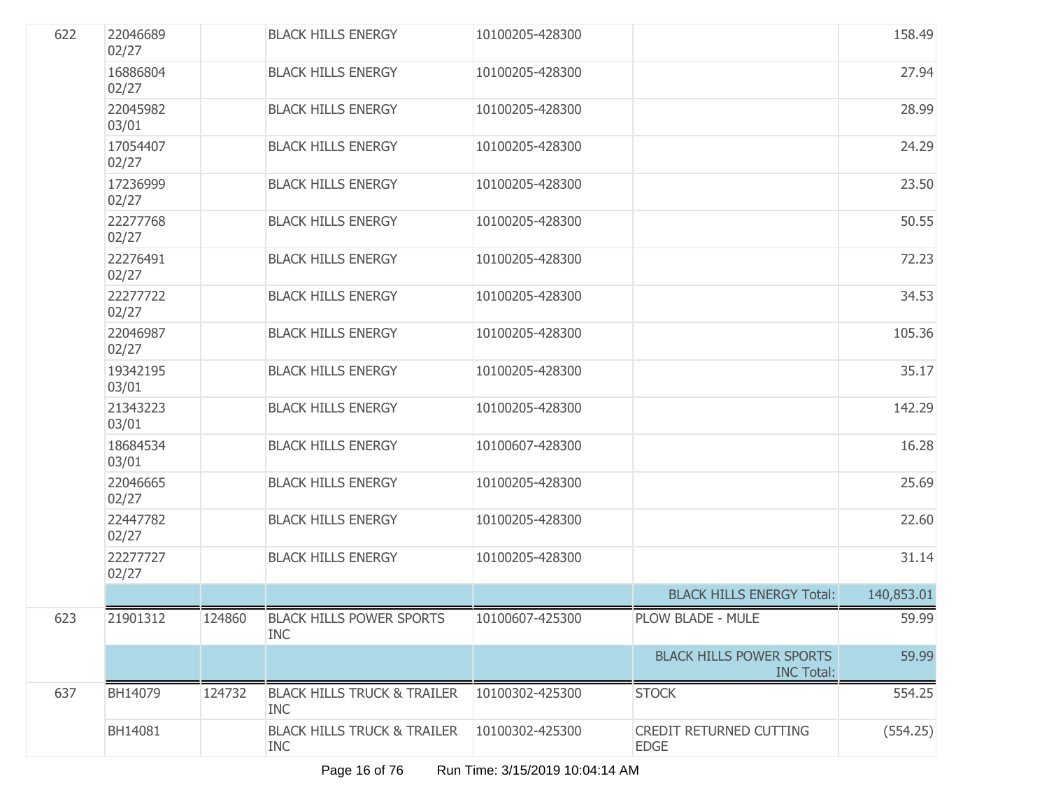| | | | | | | |
|---|---|---|---|---|---|---|
| 622 | 22046689 02/27 | | BLACK HILLS ENERGY | 10100205-428300 | | 158.49 |
| | 16886804 02/27 | | BLACK HILLS ENERGY | 10100205-428300 | | 27.94 |
| | 22045982 03/01 | | BLACK HILLS ENERGY | 10100205-428300 | | 28.99 |
| | 17054407 02/27 | | BLACK HILLS ENERGY | 10100205-428300 | | 24.29 |
| | 17236999 02/27 | | BLACK HILLS ENERGY | 10100205-428300 | | 23.50 |
| | 22277768 02/27 | | BLACK HILLS ENERGY | 10100205-428300 | | 50.55 |
| | 22276491 02/27 | | BLACK HILLS ENERGY | 10100205-428300 | | 72.23 |
| | 22277722 02/27 | | BLACK HILLS ENERGY | 10100205-428300 | | 34.53 |
| | 22046987 02/27 | | BLACK HILLS ENERGY | 10100205-428300 | | 105.36 |
| | 19342195 03/01 | | BLACK HILLS ENERGY | 10100205-428300 | | 35.17 |
| | 21343223 03/01 | | BLACK HILLS ENERGY | 10100205-428300 | | 142.29 |
| | 18684534 03/01 | | BLACK HILLS ENERGY | 10100607-428300 | | 16.28 |
| | 22046665 02/27 | | BLACK HILLS ENERGY | 10100205-428300 | | 25.69 |
| | 22447782 02/27 | | BLACK HILLS ENERGY | 10100205-428300 | | 22.60 |
| | 22277727 02/27 | | BLACK HILLS ENERGY | 10100205-428300 | | 31.14 |
| | | | | | BLACK HILLS ENERGY Total: | 140,853.01 |
| 623 | 21901312 | 124860 | BLACK HILLS POWER SPORTS INC | 10100607-425300 | PLOW BLADE - MULE | 59.99 |
| | | | | | BLACK HILLS POWER SPORTS INC Total: | 59.99 |
| 637 | BH14079 | 124732 | BLACK HILLS TRUCK & TRAILER INC | 10100302-425300 | STOCK | 554.25 |
| | BH14081 | | BLACK HILLS TRUCK & TRAILER INC | 10100302-425300 | CREDIT RETURNED CUTTING EDGE | (554.25) |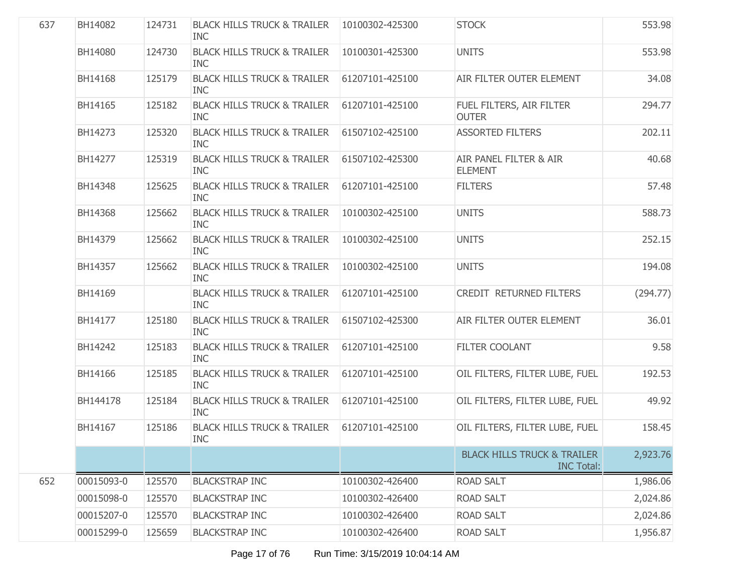| | | | | | | |
|---|---|---|---|---|---|---|
| 637 | BH14082 | 124731 | BLACK HILLS TRUCK & TRAILER INC | 10100302-425300 | STOCK | 553.98 |
| | BH14080 | 124730 | BLACK HILLS TRUCK & TRAILER INC | 10100301-425300 | UNITS | 553.98 |
| | BH14168 | 125179 | BLACK HILLS TRUCK & TRAILER INC | 61207101-425100 | AIR FILTER OUTER ELEMENT | 34.08 |
| | BH14165 | 125182 | BLACK HILLS TRUCK & TRAILER INC | 61207101-425100 | FUEL FILTERS, AIR FILTER OUTER | 294.77 |
| | BH14273 | 125320 | BLACK HILLS TRUCK & TRAILER INC | 61507102-425100 | ASSORTED FILTERS | 202.11 |
| | BH14277 | 125319 | BLACK HILLS TRUCK & TRAILER INC | 61507102-425300 | AIR PANEL FILTER & AIR ELEMENT | 40.68 |
| | BH14348 | 125625 | BLACK HILLS TRUCK & TRAILER INC | 61207101-425100 | FILTERS | 57.48 |
| | BH14368 | 125662 | BLACK HILLS TRUCK & TRAILER INC | 10100302-425100 | UNITS | 588.73 |
| | BH14379 | 125662 | BLACK HILLS TRUCK & TRAILER INC | 10100302-425100 | UNITS | 252.15 |
| | BH14357 | 125662 | BLACK HILLS TRUCK & TRAILER INC | 10100302-425100 | UNITS | 194.08 |
| | BH14169 | | BLACK HILLS TRUCK & TRAILER INC | 61207101-425100 | CREDIT RETURNED FILTERS | (294.77) |
| | BH14177 | 125180 | BLACK HILLS TRUCK & TRAILER INC | 61507102-425300 | AIR FILTER OUTER ELEMENT | 36.01 |
| | BH14242 | 125183 | BLACK HILLS TRUCK & TRAILER INC | 61207101-425100 | FILTER COOLANT | 9.58 |
| | BH14166 | 125185 | BLACK HILLS TRUCK & TRAILER INC | 61207101-425100 | OIL FILTERS, FILTER LUBE, FUEL | 192.53 |
| | BH144178 | 125184 | BLACK HILLS TRUCK & TRAILER INC | 61207101-425100 | OIL FILTERS, FILTER LUBE, FUEL | 49.92 |
| | BH14167 | 125186 | BLACK HILLS TRUCK & TRAILER INC | 61207101-425100 | OIL FILTERS, FILTER LUBE, FUEL | 158.45 |
| | | | | | BLACK HILLS TRUCK & TRAILER INC Total: | 2,923.76 |
| 652 | 00015093-0 | 125570 | BLACKSTRAP INC | 10100302-426400 | ROAD SALT | 1,986.06 |
| | 00015098-0 | 125570 | BLACKSTRAP INC | 10100302-426400 | ROAD SALT | 2,024.86 |
| | 00015207-0 | 125570 | BLACKSTRAP INC | 10100302-426400 | ROAD SALT | 2,024.86 |
| | 00015299-0 | 125659 | BLACKSTRAP INC | 10100302-426400 | ROAD SALT | 1,956.87 |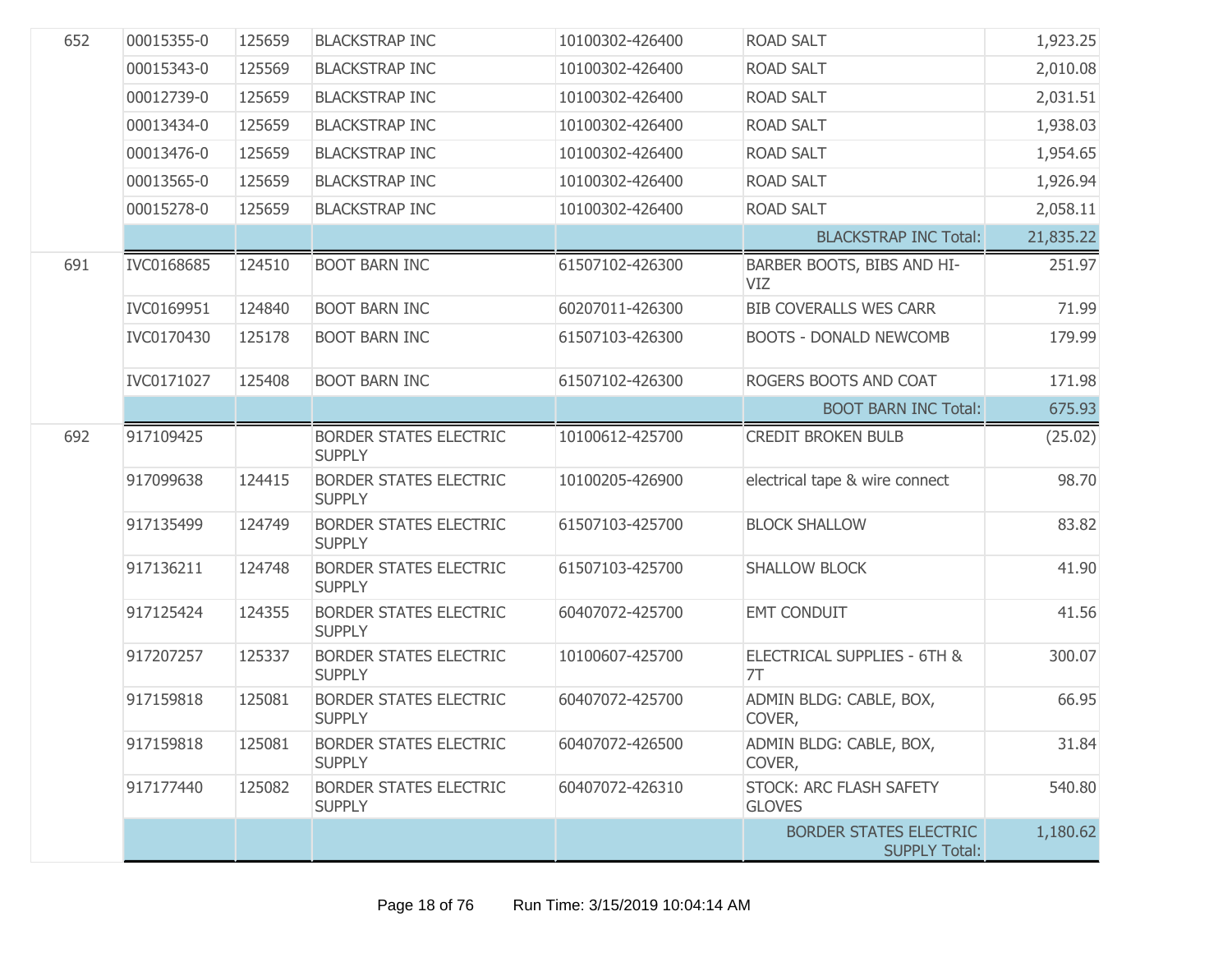| | | | | | | |
|---|---|---|---|---|---|---|
| 652 | 00015355-0 | 125659 | BLACKSTRAP INC | 10100302-426400 | ROAD SALT | 1,923.25 |
| | 00015343-0 | 125569 | BLACKSTRAP INC | 10100302-426400 | ROAD SALT | 2,010.08 |
| | 00012739-0 | 125659 | BLACKSTRAP INC | 10100302-426400 | ROAD SALT | 2,031.51 |
| | 00013434-0 | 125659 | BLACKSTRAP INC | 10100302-426400 | ROAD SALT | 1,938.03 |
| | 00013476-0 | 125659 | BLACKSTRAP INC | 10100302-426400 | ROAD SALT | 1,954.65 |
| | 00013565-0 | 125659 | BLACKSTRAP INC | 10100302-426400 | ROAD SALT | 1,926.94 |
| | 00015278-0 | 125659 | BLACKSTRAP INC | 10100302-426400 | ROAD SALT | 2,058.11 |
| | | | | | BLACKSTRAP INC Total: | 21,835.22 |
| 691 | IVC0168685 | 124510 | BOOT BARN INC | 61507102-426300 | BARBER BOOTS, BIBS AND HI-VIZ | 251.97 |
| | IVC0169951 | 124840 | BOOT BARN INC | 60207011-426300 | BIB COVERALLS WES CARR | 71.99 |
| | IVC0170430 | 125178 | BOOT BARN INC | 61507103-426300 | BOOTS - DONALD NEWCOMB | 179.99 |
| | IVC0171027 | 125408 | BOOT BARN INC | 61507102-426300 | ROGERS BOOTS AND COAT | 171.98 |
| | | | | | BOOT BARN INC Total: | 675.93 |
| 692 | 917109425 | | BORDER STATES ELECTRIC SUPPLY | 10100612-425700 | CREDIT BROKEN BULB | (25.02) |
| | 917099638 | 124415 | BORDER STATES ELECTRIC SUPPLY | 10100205-426900 | electrical tape & wire connect | 98.70 |
| | 917135499 | 124749 | BORDER STATES ELECTRIC SUPPLY | 61507103-425700 | BLOCK SHALLOW | 83.82 |
| | 917136211 | 124748 | BORDER STATES ELECTRIC SUPPLY | 61507103-425700 | SHALLOW BLOCK | 41.90 |
| | 917125424 | 124355 | BORDER STATES ELECTRIC SUPPLY | 60407072-425700 | EMT CONDUIT | 41.56 |
| | 917207257 | 125337 | BORDER STATES ELECTRIC SUPPLY | 10100607-425700 | ELECTRICAL SUPPLIES - 6TH & 7T | 300.07 |
| | 917159818 | 125081 | BORDER STATES ELECTRIC SUPPLY | 60407072-425700 | ADMIN BLDG: CABLE, BOX, COVER, | 66.95 |
| | 917159818 | 125081 | BORDER STATES ELECTRIC SUPPLY | 60407072-426500 | ADMIN BLDG: CABLE, BOX, COVER, | 31.84 |
| | 917177440 | 125082 | BORDER STATES ELECTRIC SUPPLY | 60407072-426310 | STOCK: ARC FLASH SAFETY GLOVES | 540.80 |
| | | | | | BORDER STATES ELECTRIC SUPPLY Total: | 1,180.62 |

Run Time: 3/15/2019 10:04:14 AM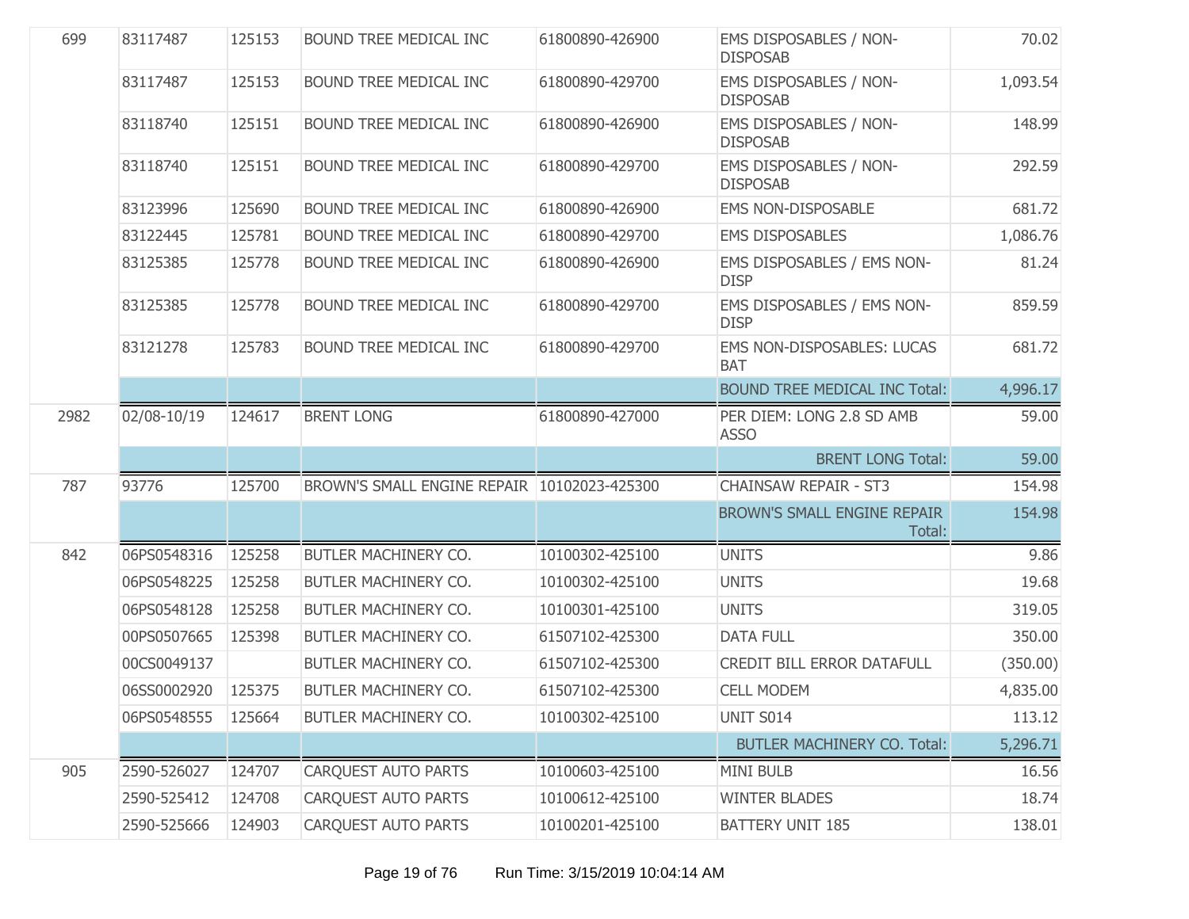| | | | | | | |
|---|---|---|---|---|---|---|
| 699 | 83117487 | 125153 | BOUND TREE MEDICAL INC | 61800890-426900 | EMS DISPOSABLES / NON-DISPOSAB | 70.02 |
| | 83117487 | 125153 | BOUND TREE MEDICAL INC | 61800890-429700 | EMS DISPOSABLES / NON-DISPOSAB | 1,093.54 |
| | 83118740 | 125151 | BOUND TREE MEDICAL INC | 61800890-426900 | EMS DISPOSABLES / NON-DISPOSAB | 148.99 |
| | 83118740 | 125151 | BOUND TREE MEDICAL INC | 61800890-429700 | EMS DISPOSABLES / NON-DISPOSAB | 292.59 |
| | 83123996 | 125690 | BOUND TREE MEDICAL INC | 61800890-426900 | EMS NON-DISPOSABLE | 681.72 |
| | 83122445 | 125781 | BOUND TREE MEDICAL INC | 61800890-429700 | EMS DISPOSABLES | 1,086.76 |
| | 83125385 | 125778 | BOUND TREE MEDICAL INC | 61800890-426900 | EMS DISPOSABLES / EMS NON-DISP | 81.24 |
| | 83125385 | 125778 | BOUND TREE MEDICAL INC | 61800890-429700 | EMS DISPOSABLES / EMS NON-DISP | 859.59 |
| | 83121278 | 125783 | BOUND TREE MEDICAL INC | 61800890-429700 | EMS NON-DISPOSABLES: LUCAS BAT | 681.72 |
| | | | | | BOUND TREE MEDICAL INC Total: | 4,996.17 |
| 2982 | 02/08-10/19 | 124617 | BRENT LONG | 61800890-427000 | PER DIEM: LONG 2.8 SD AMB ASSO | 59.00 |
| | | | | | BRENT LONG Total: | 59.00 |
| 787 | 93776 | 125700 | BROWN'S SMALL ENGINE REPAIR | 10102023-425300 | CHAINSAW REPAIR - ST3 | 154.98 |
| | | | | | BROWN'S SMALL ENGINE REPAIR Total: | 154.98 |
| 842 | 06PS0548316 | 125258 | BUTLER MACHINERY CO. | 10100302-425100 | UNITS | 9.86 |
| | 06PS0548225 | 125258 | BUTLER MACHINERY CO. | 10100302-425100 | UNITS | 19.68 |
| | 06PS0548128 | 125258 | BUTLER MACHINERY CO. | 10100301-425100 | UNITS | 319.05 |
| | 00PS0507665 | 125398 | BUTLER MACHINERY CO. | 61507102-425300 | DATA FULL | 350.00 |
| | 00CS0049137 | | BUTLER MACHINERY CO. | 61507102-425300 | CREDIT BILL ERROR DATAFULL | (350.00) |
| | 06SS0002920 | 125375 | BUTLER MACHINERY CO. | 61507102-425300 | CELL MODEM | 4,835.00 |
| | 06PS0548555 | 125664 | BUTLER MACHINERY CO. | 10100302-425100 | UNIT S014 | 113.12 |
| | | | | | BUTLER MACHINERY CO. Total: | 5,296.71 |
| 905 | 2590-526027 | 124707 | CARQUEST AUTO PARTS | 10100603-425100 | MINI BULB | 16.56 |
| | 2590-525412 | 124708 | CARQUEST AUTO PARTS | 10100612-425100 | WINTER BLADES | 18.74 |
| | 2590-525666 | 124903 | CARQUEST AUTO PARTS | 10100201-425100 | BATTERY UNIT 185 | 138.01 |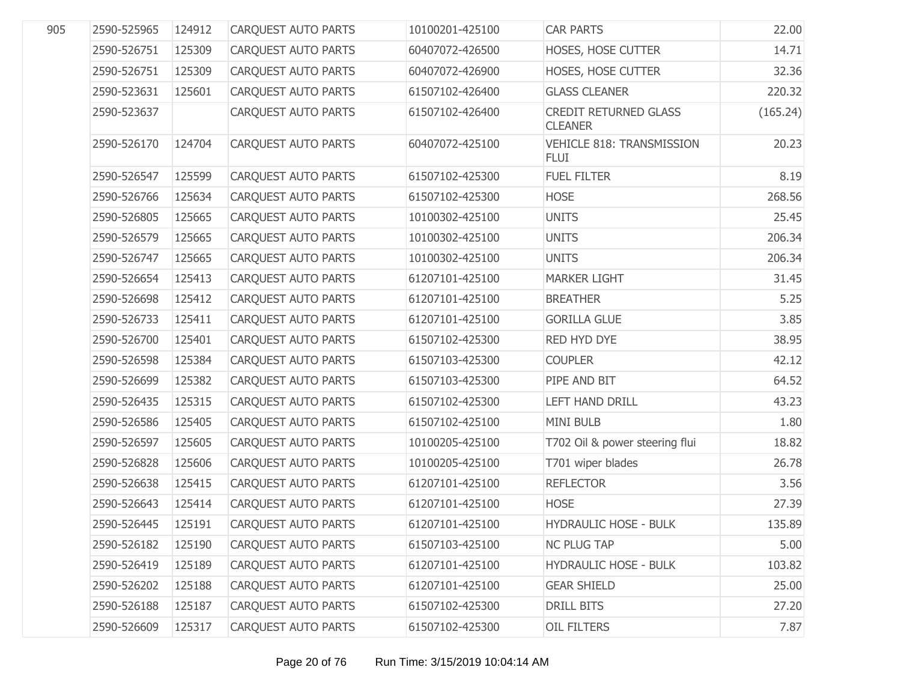| 905 | 2590-525965 | 124912 | CARQUEST AUTO PARTS | 10100201-425100 | CAR PARTS | 22.00 |
|---|---|---|---|---|---|---|
| | 2590-526751 | 125309 | CARQUEST AUTO PARTS | 60407072-426500 | HOSES, HOSE CUTTER | 14.71 |
| | 2590-526751 | 125309 | CARQUEST AUTO PARTS | 60407072-426900 | HOSES, HOSE CUTTER | 32.36 |
| | 2590-523631 | 125601 | CARQUEST AUTO PARTS | 61507102-426400 | GLASS CLEANER | 220.32 |
| | 2590-523637 | | CARQUEST AUTO PARTS | 61507102-426400 | CREDIT RETURNED GLASS CLEANER | (165.24) |
| | 2590-526170 | 124704 | CARQUEST AUTO PARTS | 60407072-425100 | VEHICLE 818: TRANSMISSION FLUI | 20.23 |
| | 2590-526547 | 125599 | CARQUEST AUTO PARTS | 61507102-425300 | FUEL FILTER | 8.19 |
| | 2590-526766 | 125634 | CARQUEST AUTO PARTS | 61507102-425300 | HOSE | 268.56 |
| | 2590-526805 | 125665 | CARQUEST AUTO PARTS | 10100302-425100 | UNITS | 25.45 |
| | 2590-526579 | 125665 | CARQUEST AUTO PARTS | 10100302-425100 | UNITS | 206.34 |
| | 2590-526747 | 125665 | CARQUEST AUTO PARTS | 10100302-425100 | UNITS | 206.34 |
| | 2590-526654 | 125413 | CARQUEST AUTO PARTS | 61207101-425100 | MARKER LIGHT | 31.45 |
| | 2590-526698 | 125412 | CARQUEST AUTO PARTS | 61207101-425100 | BREATHER | 5.25 |
| | 2590-526733 | 125411 | CARQUEST AUTO PARTS | 61207101-425100 | GORILLA GLUE | 3.85 |
| | 2590-526700 | 125401 | CARQUEST AUTO PARTS | 61507102-425300 | RED HYD DYE | 38.95 |
| | 2590-526598 | 125384 | CARQUEST AUTO PARTS | 61507103-425300 | COUPLER | 42.12 |
| | 2590-526699 | 125382 | CARQUEST AUTO PARTS | 61507103-425300 | PIPE AND BIT | 64.52 |
| | 2590-526435 | 125315 | CARQUEST AUTO PARTS | 61507102-425300 | LEFT HAND DRILL | 43.23 |
| | 2590-526586 | 125405 | CARQUEST AUTO PARTS | 61507102-425100 | MINI BULB | 1.80 |
| | 2590-526597 | 125605 | CARQUEST AUTO PARTS | 10100205-425100 | T702 Oil & power steering flui | 18.82 |
| | 2590-526828 | 125606 | CARQUEST AUTO PARTS | 10100205-425100 | T701 wiper blades | 26.78 |
| | 2590-526638 | 125415 | CARQUEST AUTO PARTS | 61207101-425100 | REFLECTOR | 3.56 |
| | 2590-526643 | 125414 | CARQUEST AUTO PARTS | 61207101-425100 | HOSE | 27.39 |
| | 2590-526445 | 125191 | CARQUEST AUTO PARTS | 61207101-425100 | HYDRAULIC HOSE - BULK | 135.89 |
| | 2590-526182 | 125190 | CARQUEST AUTO PARTS | 61507103-425100 | NC PLUG TAP | 5.00 |
| | 2590-526419 | 125189 | CARQUEST AUTO PARTS | 61207101-425100 | HYDRAULIC HOSE - BULK | 103.82 |
| | 2590-526202 | 125188 | CARQUEST AUTO PARTS | 61207101-425100 | GEAR SHIELD | 25.00 |
| | 2590-526188 | 125187 | CARQUEST AUTO PARTS | 61507102-425300 | DRILL BITS | 27.20 |
| | 2590-526609 | 125317 | CARQUEST AUTO PARTS | 61507102-425300 | OIL FILTERS | 7.87 |

Run Time: 3/15/2019 10:04:14 AM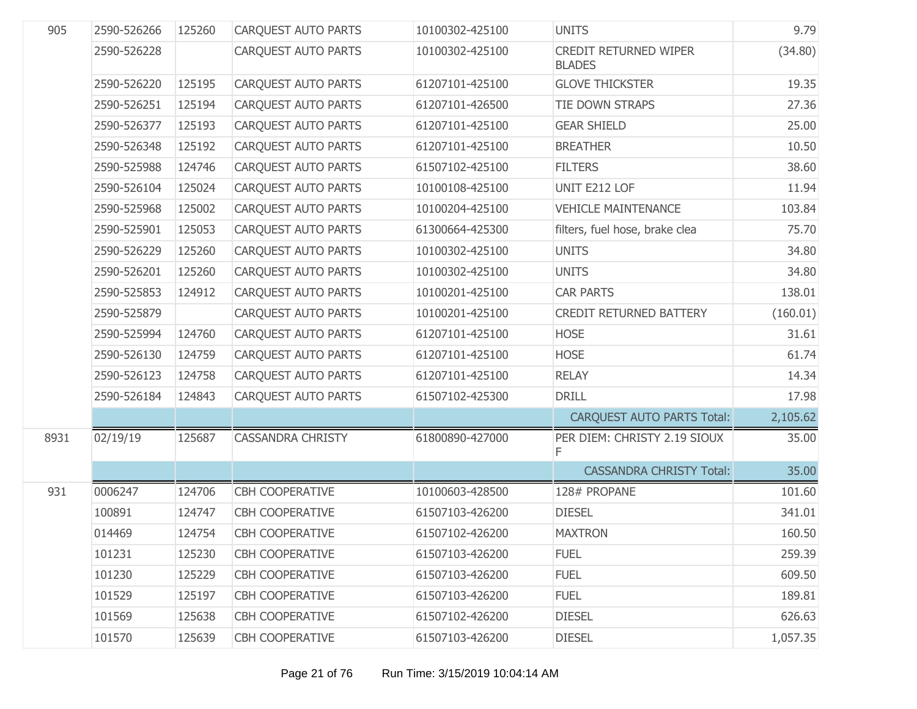| | | | | | | |
|---|---|---|---|---|---|---|
| 905 | 2590-526266 | 125260 | CARQUEST AUTO PARTS | 10100302-425100 | UNITS | 9.79 |
| | 2590-526228 | | CARQUEST AUTO PARTS | 10100302-425100 | CREDIT RETURNED WIPER BLADES | (34.80) |
| | 2590-526220 | 125195 | CARQUEST AUTO PARTS | 61207101-425100 | GLOVE THICKSTER | 19.35 |
| | 2590-526251 | 125194 | CARQUEST AUTO PARTS | 61207101-426500 | TIE DOWN STRAPS | 27.36 |
| | 2590-526377 | 125193 | CARQUEST AUTO PARTS | 61207101-425100 | GEAR SHIELD | 25.00 |
| | 2590-526348 | 125192 | CARQUEST AUTO PARTS | 61207101-425100 | BREATHER | 10.50 |
| | 2590-525988 | 124746 | CARQUEST AUTO PARTS | 61507102-425100 | FILTERS | 38.60 |
| | 2590-526104 | 125024 | CARQUEST AUTO PARTS | 10100108-425100 | UNIT E212 LOF | 11.94 |
| | 2590-525968 | 125002 | CARQUEST AUTO PARTS | 10100204-425100 | VEHICLE MAINTENANCE | 103.84 |
| | 2590-525901 | 125053 | CARQUEST AUTO PARTS | 61300664-425300 | filters, fuel hose, brake clea | 75.70 |
| | 2590-526229 | 125260 | CARQUEST AUTO PARTS | 10100302-425100 | UNITS | 34.80 |
| | 2590-526201 | 125260 | CARQUEST AUTO PARTS | 10100302-425100 | UNITS | 34.80 |
| | 2590-525853 | 124912 | CARQUEST AUTO PARTS | 10100201-425100 | CAR PARTS | 138.01 |
| | 2590-525879 | | CARQUEST AUTO PARTS | 10100201-425100 | CREDIT RETURNED BATTERY | (160.01) |
| | 2590-525994 | 124760 | CARQUEST AUTO PARTS | 61207101-425100 | HOSE | 31.61 |
| | 2590-526130 | 124759 | CARQUEST AUTO PARTS | 61207101-425100 | HOSE | 61.74 |
| | 2590-526123 | 124758 | CARQUEST AUTO PARTS | 61207101-425100 | RELAY | 14.34 |
| | 2590-526184 | 124843 | CARQUEST AUTO PARTS | 61507102-425300 | DRILL | 17.98 |
| | | | | | CARQUEST AUTO PARTS Total: | 2,105.62 |
| 8931 | 02/19/19 | 125687 | CASSANDRA CHRISTY | 61800890-427000 | PER DIEM: CHRISTY 2.19 SIOUX F | 35.00 |
| | | | | | CASSANDRA CHRISTY Total: | 35.00 |
| 931 | 0006247 | 124706 | CBH COOPERATIVE | 10100603-428500 | 128# PROPANE | 101.60 |
| | 100891 | 124747 | CBH COOPERATIVE | 61507103-426200 | DIESEL | 341.01 |
| | 014469 | 124754 | CBH COOPERATIVE | 61507102-426200 | MAXTRON | 160.50 |
| | 101231 | 125230 | CBH COOPERATIVE | 61507103-426200 | FUEL | 259.39 |
| | 101230 | 125229 | CBH COOPERATIVE | 61507103-426200 | FUEL | 609.50 |
| | 101529 | 125197 | CBH COOPERATIVE | 61507103-426200 | FUEL | 189.81 |
| | 101569 | 125638 | CBH COOPERATIVE | 61507102-426200 | DIESEL | 626.63 |
| | 101570 | 125639 | CBH COOPERATIVE | 61507103-426200 | DIESEL | 1,057.35 |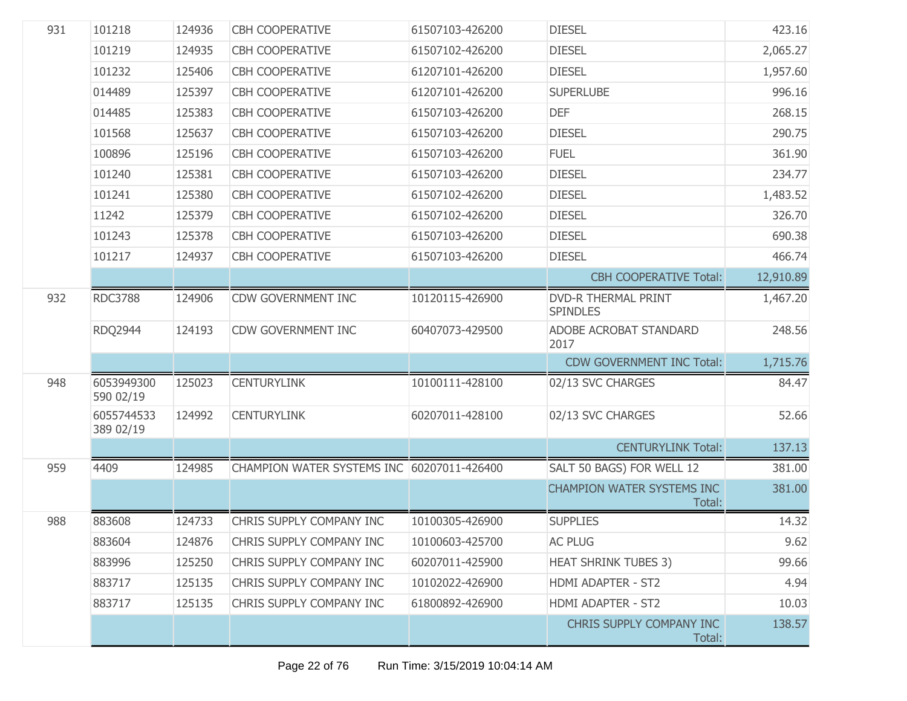| | | | | | | |
|---|---|---|---|---|---|---|
| 931 | 101218 | 124936 | CBH COOPERATIVE | 61507103-426200 | DIESEL | 423.16 |
| | 101219 | 124935 | CBH COOPERATIVE | 61507102-426200 | DIESEL | 2,065.27 |
| | 101232 | 125406 | CBH COOPERATIVE | 61207101-426200 | DIESEL | 1,957.60 |
| | 014489 | 125397 | CBH COOPERATIVE | 61207101-426200 | SUPERLUBE | 996.16 |
| | 014485 | 125383 | CBH COOPERATIVE | 61507103-426200 | DEF | 268.15 |
| | 101568 | 125637 | CBH COOPERATIVE | 61507103-426200 | DIESEL | 290.75 |
| | 100896 | 125196 | CBH COOPERATIVE | 61507103-426200 | FUEL | 361.90 |
| | 101240 | 125381 | CBH COOPERATIVE | 61507103-426200 | DIESEL | 234.77 |
| | 101241 | 125380 | CBH COOPERATIVE | 61507102-426200 | DIESEL | 1,483.52 |
| | 11242 | 125379 | CBH COOPERATIVE | 61507102-426200 | DIESEL | 326.70 |
| | 101243 | 125378 | CBH COOPERATIVE | 61507103-426200 | DIESEL | 690.38 |
| | 101217 | 124937 | CBH COOPERATIVE | 61507103-426200 | DIESEL | 466.74 |
| | | | | | CBH COOPERATIVE Total: | 12,910.89 |
| 932 | RDC3788 | 124906 | CDW GOVERNMENT INC | 10120115-426900 | DVD-R THERMAL PRINT SPINDLES | 1,467.20 |
| | RDQ2944 | 124193 | CDW GOVERNMENT INC | 60407073-429500 | ADOBE ACROBAT STANDARD 2017 | 248.56 |
| | | | | | CDW GOVERNMENT INC Total: | 1,715.76 |
| 948 | 6053949300 590 02/19 | 125023 | CENTURYLINK | 10100111-428100 | 02/13 SVC CHARGES | 84.47 |
| | 6055744533 389 02/19 | 124992 | CENTURYLINK | 60207011-428100 | 02/13 SVC CHARGES | 52.66 |
| | | | | | CENTURYLINK Total: | 137.13 |
| 959 | 4409 | 124985 | CHAMPION WATER SYSTEMS INC | 60207011-426400 | SALT 50 BAGS) FOR WELL 12 | 381.00 |
| | | | | | CHAMPION WATER SYSTEMS INC Total: | 381.00 |
| 988 | 883608 | 124733 | CHRIS SUPPLY COMPANY INC | 10100305-426900 | SUPPLIES | 14.32 |
| | 883604 | 124876 | CHRIS SUPPLY COMPANY INC | 10100603-425700 | AC PLUG | 9.62 |
| | 883996 | 125250 | CHRIS SUPPLY COMPANY INC | 60207011-425900 | HEAT SHRINK TUBES 3) | 99.66 |
| | 883717 | 125135 | CHRIS SUPPLY COMPANY INC | 10102022-426900 | HDMI ADAPTER - ST2 | 4.94 |
| | 883717 | 125135 | CHRIS SUPPLY COMPANY INC | 61800892-426900 | HDMI ADAPTER - ST2 | 10.03 |
| | | | | | CHRIS SUPPLY COMPANY INC Total: | 138.57 |

Run Time: 3/15/2019 10:04:14 AM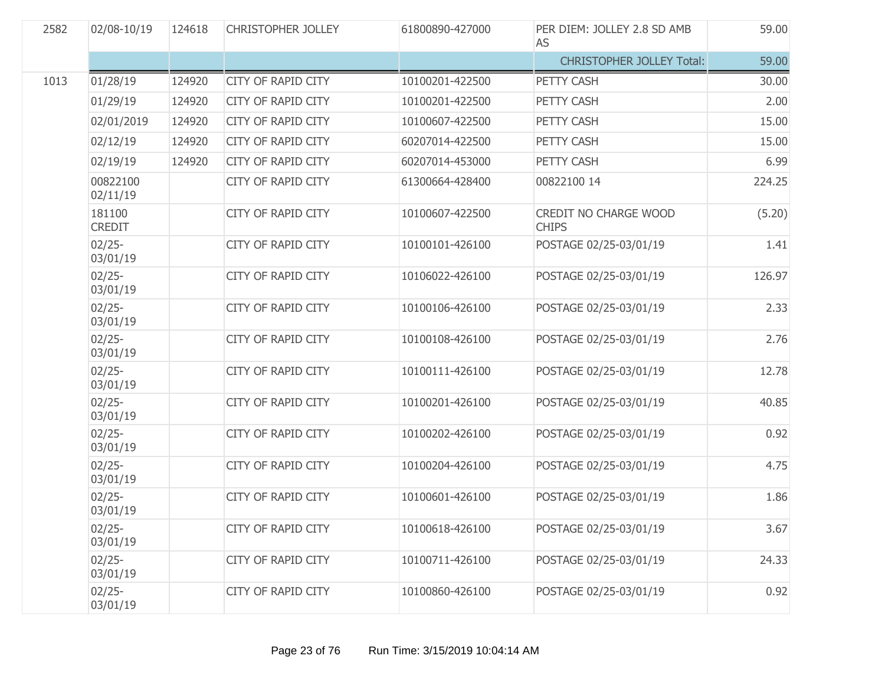| | | | | | | |
|---|---|---|---|---|---|---|
| 2582 | 02/08-10/19 | 124618 | CHRISTOPHER JOLLEY | 61800890-427000 | PER DIEM: JOLLEY 2.8 SD AMB AS | 59.00 |
| | | | | | CHRISTOPHER JOLLEY Total: | 59.00 |
| 1013 | 01/28/19 | 124920 | CITY OF RAPID CITY | 10100201-422500 | PETTY CASH | 30.00 |
| | 01/29/19 | 124920 | CITY OF RAPID CITY | 10100201-422500 | PETTY CASH | 2.00 |
| | 02/01/2019 | 124920 | CITY OF RAPID CITY | 10100607-422500 | PETTY CASH | 15.00 |
| | 02/12/19 | 124920 | CITY OF RAPID CITY | 60207014-422500 | PETTY CASH | 15.00 |
| | 02/19/19 | 124920 | CITY OF RAPID CITY | 60207014-453000 | PETTY CASH | 6.99 |
| | 00822100 02/11/19 | | CITY OF RAPID CITY | 61300664-428400 | 00822100 14 | 224.25 |
| | 181100 CREDIT | | CITY OF RAPID CITY | 10100607-422500 | CREDIT NO CHARGE WOOD CHIPS | (5.20) |
| | 02/25-03/01/19 | | CITY OF RAPID CITY | 10100101-426100 | POSTAGE 02/25-03/01/19 | 1.41 |
| | 02/25-03/01/19 | | CITY OF RAPID CITY | 10106022-426100 | POSTAGE 02/25-03/01/19 | 126.97 |
| | 02/25-03/01/19 | | CITY OF RAPID CITY | 10100106-426100 | POSTAGE 02/25-03/01/19 | 2.33 |
| | 02/25-03/01/19 | | CITY OF RAPID CITY | 10100108-426100 | POSTAGE 02/25-03/01/19 | 2.76 |
| | 02/25-03/01/19 | | CITY OF RAPID CITY | 10100111-426100 | POSTAGE 02/25-03/01/19 | 12.78 |
| | 02/25-03/01/19 | | CITY OF RAPID CITY | 10100201-426100 | POSTAGE 02/25-03/01/19 | 40.85 |
| | 02/25-03/01/19 | | CITY OF RAPID CITY | 10100202-426100 | POSTAGE 02/25-03/01/19 | 0.92 |
| | 02/25-03/01/19 | | CITY OF RAPID CITY | 10100204-426100 | POSTAGE 02/25-03/01/19 | 4.75 |
| | 02/25-03/01/19 | | CITY OF RAPID CITY | 10100601-426100 | POSTAGE 02/25-03/01/19 | 1.86 |
| | 02/25-03/01/19 | | CITY OF RAPID CITY | 10100618-426100 | POSTAGE 02/25-03/01/19 | 3.67 |
| | 02/25-03/01/19 | | CITY OF RAPID CITY | 10100711-426100 | POSTAGE 02/25-03/01/19 | 24.33 |
| | 02/25-03/01/19 | | CITY OF RAPID CITY | 10100860-426100 | POSTAGE 02/25-03/01/19 | 0.92 |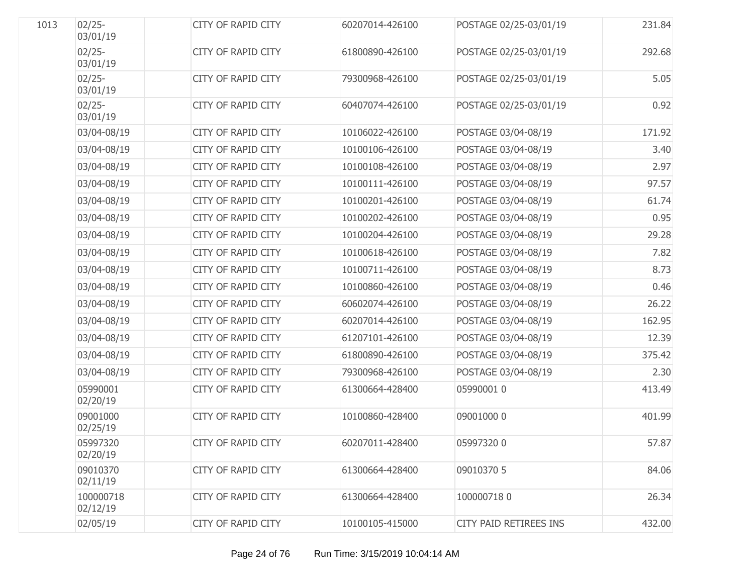| | | | | | | |
|---|---|---|---|---|---|---|
| 1013 | 02/25-03/01/19 | | CITY OF RAPID CITY | 60207014-426100 | POSTAGE 02/25-03/01/19 | 231.84 |
| | 02/25-03/01/19 | | CITY OF RAPID CITY | 61800890-426100 | POSTAGE 02/25-03/01/19 | 292.68 |
| | 02/25-03/01/19 | | CITY OF RAPID CITY | 79300968-426100 | POSTAGE 02/25-03/01/19 | 5.05 |
| | 02/25-03/01/19 | | CITY OF RAPID CITY | 60407074-426100 | POSTAGE 02/25-03/01/19 | 0.92 |
| | 03/04-08/19 | | CITY OF RAPID CITY | 10106022-426100 | POSTAGE 03/04-08/19 | 171.92 |
| | 03/04-08/19 | | CITY OF RAPID CITY | 10100106-426100 | POSTAGE 03/04-08/19 | 3.40 |
| | 03/04-08/19 | | CITY OF RAPID CITY | 10100108-426100 | POSTAGE 03/04-08/19 | 2.97 |
| | 03/04-08/19 | | CITY OF RAPID CITY | 10100111-426100 | POSTAGE 03/04-08/19 | 97.57 |
| | 03/04-08/19 | | CITY OF RAPID CITY | 10100201-426100 | POSTAGE 03/04-08/19 | 61.74 |
| | 03/04-08/19 | | CITY OF RAPID CITY | 10100202-426100 | POSTAGE 03/04-08/19 | 0.95 |
| | 03/04-08/19 | | CITY OF RAPID CITY | 10100204-426100 | POSTAGE 03/04-08/19 | 29.28 |
| | 03/04-08/19 | | CITY OF RAPID CITY | 10100618-426100 | POSTAGE 03/04-08/19 | 7.82 |
| | 03/04-08/19 | | CITY OF RAPID CITY | 10100711-426100 | POSTAGE 03/04-08/19 | 8.73 |
| | 03/04-08/19 | | CITY OF RAPID CITY | 10100860-426100 | POSTAGE 03/04-08/19 | 0.46 |
| | 03/04-08/19 | | CITY OF RAPID CITY | 60602074-426100 | POSTAGE 03/04-08/19 | 26.22 |
| | 03/04-08/19 | | CITY OF RAPID CITY | 60207014-426100 | POSTAGE 03/04-08/19 | 162.95 |
| | 03/04-08/19 | | CITY OF RAPID CITY | 61207101-426100 | POSTAGE 03/04-08/19 | 12.39 |
| | 03/04-08/19 | | CITY OF RAPID CITY | 61800890-426100 | POSTAGE 03/04-08/19 | 375.42 |
| | 03/04-08/19 | | CITY OF RAPID CITY | 79300968-426100 | POSTAGE 03/04-08/19 | 2.30 |
| | 05990001 02/20/19 | | CITY OF RAPID CITY | 61300664-428400 | 05990001 0 | 413.49 |
| | 09001000 02/25/19 | | CITY OF RAPID CITY | 10100860-428400 | 09001000 0 | 401.99 |
| | 05997320 02/20/19 | | CITY OF RAPID CITY | 60207011-428400 | 05997320 0 | 57.87 |
| | 09010370 02/11/19 | | CITY OF RAPID CITY | 61300664-428400 | 09010370 5 | 84.06 |
| | 100000718 02/12/19 | | CITY OF RAPID CITY | 61300664-428400 | 100000718 0 | 26.34 |
| | 02/05/19 | | CITY OF RAPID CITY | 10100105-415000 | CITY PAID RETIREES INS | 432.00 |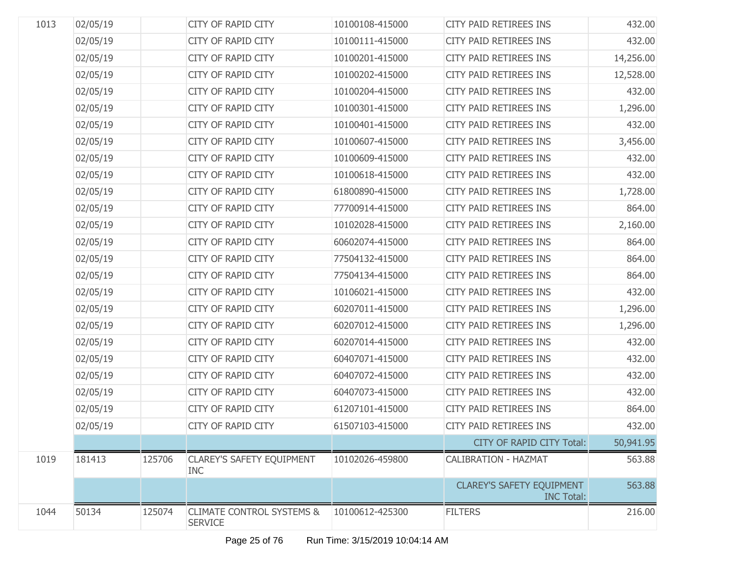| | | | | | | |
|---|---|---|---|---|---|---|
| 1013 | 02/05/19 | | CITY OF RAPID CITY | 10100108-415000 | CITY PAID RETIREES INS | 432.00 |
| | 02/05/19 | | CITY OF RAPID CITY | 10100111-415000 | CITY PAID RETIREES INS | 432.00 |
| | 02/05/19 | | CITY OF RAPID CITY | 10100201-415000 | CITY PAID RETIREES INS | 14,256.00 |
| | 02/05/19 | | CITY OF RAPID CITY | 10100202-415000 | CITY PAID RETIREES INS | 12,528.00 |
| | 02/05/19 | | CITY OF RAPID CITY | 10100204-415000 | CITY PAID RETIREES INS | 432.00 |
| | 02/05/19 | | CITY OF RAPID CITY | 10100301-415000 | CITY PAID RETIREES INS | 1,296.00 |
| | 02/05/19 | | CITY OF RAPID CITY | 10100401-415000 | CITY PAID RETIREES INS | 432.00 |
| | 02/05/19 | | CITY OF RAPID CITY | 10100607-415000 | CITY PAID RETIREES INS | 3,456.00 |
| | 02/05/19 | | CITY OF RAPID CITY | 10100609-415000 | CITY PAID RETIREES INS | 432.00 |
| | 02/05/19 | | CITY OF RAPID CITY | 10100618-415000 | CITY PAID RETIREES INS | 432.00 |
| | 02/05/19 | | CITY OF RAPID CITY | 61800890-415000 | CITY PAID RETIREES INS | 1,728.00 |
| | 02/05/19 | | CITY OF RAPID CITY | 77700914-415000 | CITY PAID RETIREES INS | 864.00 |
| | 02/05/19 | | CITY OF RAPID CITY | 10102028-415000 | CITY PAID RETIREES INS | 2,160.00 |
| | 02/05/19 | | CITY OF RAPID CITY | 60602074-415000 | CITY PAID RETIREES INS | 864.00 |
| | 02/05/19 | | CITY OF RAPID CITY | 77504132-415000 | CITY PAID RETIREES INS | 864.00 |
| | 02/05/19 | | CITY OF RAPID CITY | 77504134-415000 | CITY PAID RETIREES INS | 864.00 |
| | 02/05/19 | | CITY OF RAPID CITY | 10106021-415000 | CITY PAID RETIREES INS | 432.00 |
| | 02/05/19 | | CITY OF RAPID CITY | 60207011-415000 | CITY PAID RETIREES INS | 1,296.00 |
| | 02/05/19 | | CITY OF RAPID CITY | 60207012-415000 | CITY PAID RETIREES INS | 1,296.00 |
| | 02/05/19 | | CITY OF RAPID CITY | 60207014-415000 | CITY PAID RETIREES INS | 432.00 |
| | 02/05/19 | | CITY OF RAPID CITY | 60407071-415000 | CITY PAID RETIREES INS | 432.00 |
| | 02/05/19 | | CITY OF RAPID CITY | 60407072-415000 | CITY PAID RETIREES INS | 432.00 |
| | 02/05/19 | | CITY OF RAPID CITY | 60407073-415000 | CITY PAID RETIREES INS | 432.00 |
| | 02/05/19 | | CITY OF RAPID CITY | 61207101-415000 | CITY PAID RETIREES INS | 864.00 |
| | 02/05/19 | | CITY OF RAPID CITY | 61507103-415000 | CITY PAID RETIREES INS | 432.00 |
| | | | | | CITY OF RAPID CITY Total: | 50,941.95 |
| 1019 | 181413 | 125706 | CLAREY'S SAFETY EQUIPMENT INC | 10102026-459800 | CALIBRATION - HAZMAT | 563.88 |
| | | | | | CLAREY'S SAFETY EQUIPMENT INC Total: | 563.88 |
| 1044 | 50134 | 125074 | CLIMATE CONTROL SYSTEMS & SERVICE | 10100612-425300 | FILTERS | 216.00 |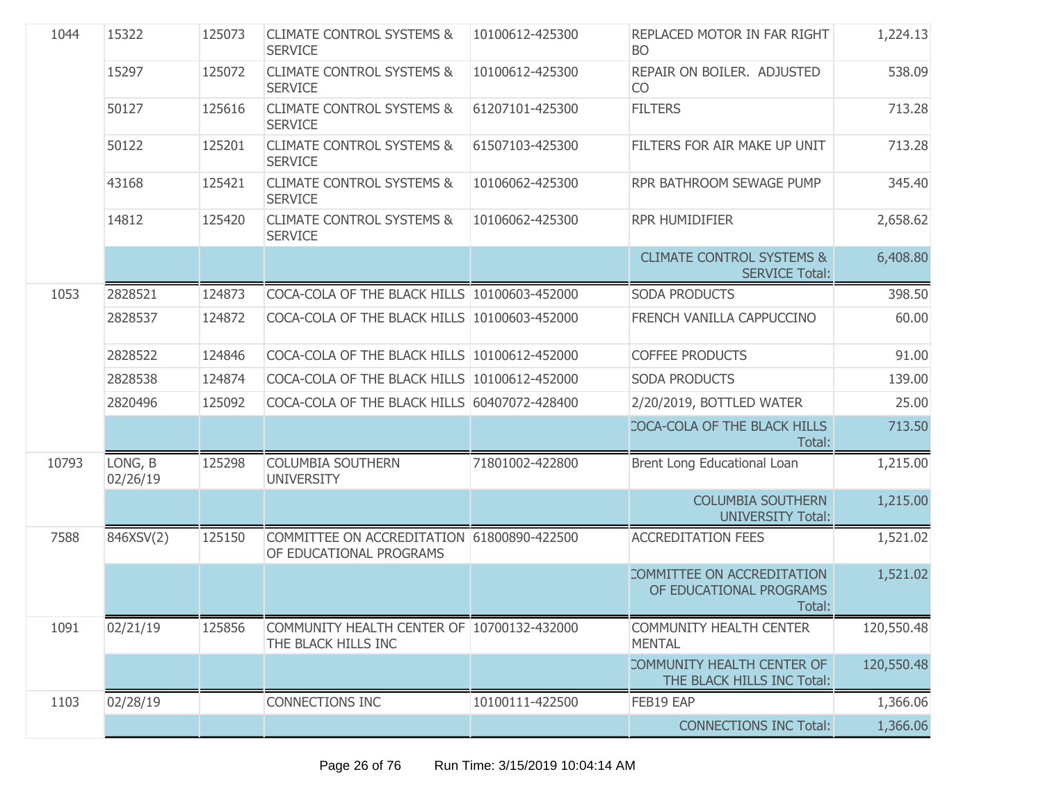| | | | | | | |
|---|---|---|---|---|---|---|
| 1044 | 15322 | 125073 | CLIMATE CONTROL SYSTEMS & SERVICE | 10100612-425300 | REPLACED MOTOR IN FAR RIGHT BO | 1,224.13 |
| | 15297 | 125072 | CLIMATE CONTROL SYSTEMS & SERVICE | 10100612-425300 | REPAIR ON BOILER. ADJUSTED CO | 538.09 |
| | 50127 | 125616 | CLIMATE CONTROL SYSTEMS & SERVICE | 61207101-425300 | FILTERS | 713.28 |
| | 50122 | 125201 | CLIMATE CONTROL SYSTEMS & SERVICE | 61507103-425300 | FILTERS FOR AIR MAKE UP UNIT | 713.28 |
| | 43168 | 125421 | CLIMATE CONTROL SYSTEMS & SERVICE | 10106062-425300 | RPR BATHROOM SEWAGE PUMP | 345.40 |
| | 14812 | 125420 | CLIMATE CONTROL SYSTEMS & SERVICE | 10106062-425300 | RPR HUMIDIFIER | 2,658.62 |
| | | | | | CLIMATE CONTROL SYSTEMS & SERVICE Total: | 6,408.80 |
| 1053 | 2828521 | 124873 | COCA-COLA OF THE BLACK HILLS | 10100603-452000 | SODA PRODUCTS | 398.50 |
| | 2828537 | 124872 | COCA-COLA OF THE BLACK HILLS | 10100603-452000 | FRENCH VANILLA CAPPUCCINO | 60.00 |
| | 2828522 | 124846 | COCA-COLA OF THE BLACK HILLS | 10100612-452000 | COFFEE PRODUCTS | 91.00 |
| | 2828538 | 124874 | COCA-COLA OF THE BLACK HILLS | 10100612-452000 | SODA PRODUCTS | 139.00 |
| | 2820496 | 125092 | COCA-COLA OF THE BLACK HILLS | 60407072-428400 | 2/20/2019, BOTTLED WATER | 25.00 |
| | | | | | COCA-COLA OF THE BLACK HILLS Total: | 713.50 |
| 10793 | LONG, B 02/26/19 | 125298 | COLUMBIA SOUTHERN UNIVERSITY | 71801002-422800 | Brent Long Educational Loan | 1,215.00 |
| | | | | | COLUMBIA SOUTHERN UNIVERSITY Total: | 1,215.00 |
| 7588 | 846XSV(2) | 125150 | COMMITTEE ON ACCREDITATION OF EDUCATIONAL PROGRAMS | 61800890-422500 | ACCREDITATION FEES | 1,521.02 |
| | | | | | COMMITTEE ON ACCREDITATION OF EDUCATIONAL PROGRAMS Total: | 1,521.02 |
| 1091 | 02/21/19 | 125856 | COMMUNITY HEALTH CENTER OF THE BLACK HILLS INC | 10700132-432000 | COMMUNITY HEALTH CENTER MENTAL | 120,550.48 |
| | | | | | COMMUNITY HEALTH CENTER OF THE BLACK HILLS INC Total: | 120,550.48 |
| 1103 | 02/28/19 | | CONNECTIONS INC | 10100111-422500 | FEB19 EAP | 1,366.06 |
| | | | | | CONNECTIONS INC Total: | 1,366.06 |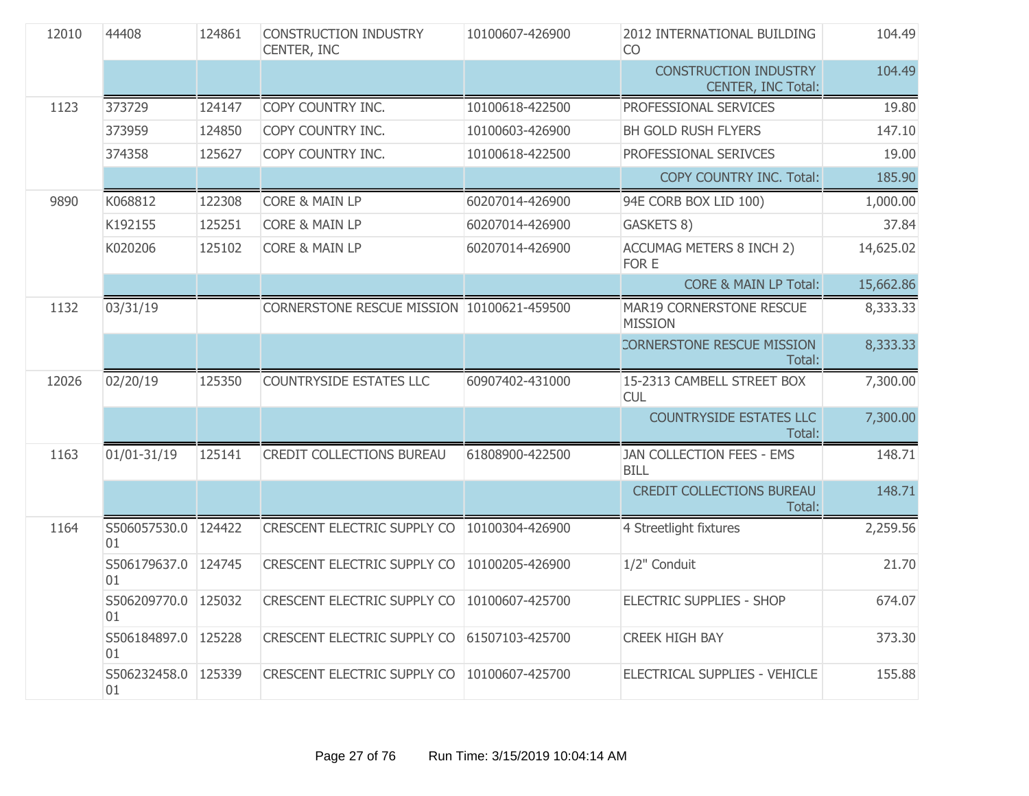| | | | | | | |
|---|---|---|---|---|---|---|
| 12010 | 44408 | 124861 | CONSTRUCTION INDUSTRY CENTER, INC | 10100607-426900 | 2012 INTERNATIONAL BUILDING CO | 104.49 |
| | | | | | CONSTRUCTION INDUSTRY CENTER, INC Total: | 104.49 |
| 1123 | 373729 | 124147 | COPY COUNTRY INC. | 10100618-422500 | PROFESSIONAL SERVICES | 19.80 |
| | 373959 | 124850 | COPY COUNTRY INC. | 10100603-426900 | BH GOLD RUSH FLYERS | 147.10 |
| | 374358 | 125627 | COPY COUNTRY INC. | 10100618-422500 | PROFESSIONAL SERIVCES | 19.00 |
| | | | | | COPY COUNTRY INC. Total: | 185.90 |
| 9890 | K068812 | 122308 | CORE & MAIN LP | 60207014-426900 | 94E CORB BOX LID 100) | 1,000.00 |
| | K192155 | 125251 | CORE & MAIN LP | 60207014-426900 | GASKETS 8) | 37.84 |
| | K020206 | 125102 | CORE & MAIN LP | 60207014-426900 | ACCUMAG METERS 8 INCH 2) FOR E | 14,625.02 |
| | | | | | CORE & MAIN LP Total: | 15,662.86 |
| 1132 | 03/31/19 | | CORNERSTONE RESCUE MISSION | 10100621-459500 | MAR19 CORNERSTONE RESCUE MISSION | 8,333.33 |
| | | | | | CORNERSTONE RESCUE MISSION Total: | 8,333.33 |
| 12026 | 02/20/19 | 125350 | COUNTRYSIDE ESTATES LLC | 60907402-431000 | 15-2313 CAMBELL STREET BOX CUL | 7,300.00 |
| | | | | | COUNTRYSIDE ESTATES LLC Total: | 7,300.00 |
| 1163 | 01/01-31/19 | 125141 | CREDIT COLLECTIONS BUREAU | 61808900-422500 | JAN COLLECTION FEES - EMS BILL | 148.71 |
| | | | | | CREDIT COLLECTIONS BUREAU Total: | 148.71 |
| 1164 | S506057530.001 | 124422 | CRESCENT ELECTRIC SUPPLY CO | 10100304-426900 | 4 Streetlight fixtures | 2,259.56 |
| | S506179637.001 | 124745 | CRESCENT ELECTRIC SUPPLY CO | 10100205-426900 | 1/2" Conduit | 21.70 |
| | S506209770.001 | 125032 | CRESCENT ELECTRIC SUPPLY CO | 10100607-425700 | ELECTRIC SUPPLIES - SHOP | 674.07 |
| | S506184897.001 | 125228 | CRESCENT ELECTRIC SUPPLY CO | 61507103-425700 | CREEK HIGH BAY | 373.30 |
| | S506232458.001 | 125339 | CRESCENT ELECTRIC SUPPLY CO | 10100607-425700 | ELECTRICAL SUPPLIES - VEHICLE | 155.88 |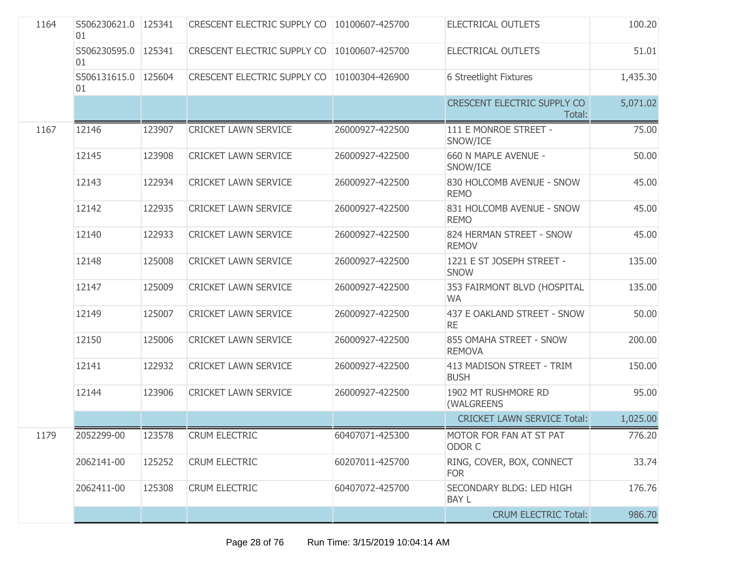| | | | | | | |
|---|---|---|---|---|---|---|
| 1164 | S506230621.001 | 125341 | CRESCENT ELECTRIC SUPPLY CO | 10100607-425700 | ELECTRICAL OUTLETS | 100.20 |
| | S506230595.001 | 125341 | CRESCENT ELECTRIC SUPPLY CO | 10100607-425700 | ELECTRICAL OUTLETS | 51.01 |
| | S506131615.001 | 125604 | CRESCENT ELECTRIC SUPPLY CO | 10100304-426900 | 6 Streetlight Fixtures | 1,435.30 |
| | | | | | CRESCENT ELECTRIC SUPPLY CO Total: | 5,071.02 |
| 1167 | 12146 | 123907 | CRICKET LAWN SERVICE | 26000927-422500 | 111 E MONROE STREET - SNOW/ICE | 75.00 |
| | 12145 | 123908 | CRICKET LAWN SERVICE | 26000927-422500 | 660 N MAPLE AVENUE - SNOW/ICE | 50.00 |
| | 12143 | 122934 | CRICKET LAWN SERVICE | 26000927-422500 | 830 HOLCOMB AVENUE - SNOW REMO | 45.00 |
| | 12142 | 122935 | CRICKET LAWN SERVICE | 26000927-422500 | 831 HOLCOMB AVENUE - SNOW REMO | 45.00 |
| | 12140 | 122933 | CRICKET LAWN SERVICE | 26000927-422500 | 824 HERMAN STREET - SNOW REMOV | 45.00 |
| | 12148 | 125008 | CRICKET LAWN SERVICE | 26000927-422500 | 1221 E ST JOSEPH STREET - SNOW | 135.00 |
| | 12147 | 125009 | CRICKET LAWN SERVICE | 26000927-422500 | 353 FAIRMONT BLVD (HOSPITAL WA | 135.00 |
| | 12149 | 125007 | CRICKET LAWN SERVICE | 26000927-422500 | 437 E OAKLAND STREET - SNOW RE | 50.00 |
| | 12150 | 125006 | CRICKET LAWN SERVICE | 26000927-422500 | 855 OMAHA STREET - SNOW REMOVA | 200.00 |
| | 12141 | 122932 | CRICKET LAWN SERVICE | 26000927-422500 | 413 MADISON STREET - TRIM BUSH | 150.00 |
| | 12144 | 123906 | CRICKET LAWN SERVICE | 26000927-422500 | 1902 MT RUSHMORE RD (WALGREENS | 95.00 |
| | | | | | CRICKET LAWN SERVICE Total: | 1,025.00 |
| 1179 | 2052299-00 | 123578 | CRUM ELECTRIC | 60407071-425300 | MOTOR FOR FAN AT ST PAT ODOR C | 776.20 |
| | 2062141-00 | 125252 | CRUM ELECTRIC | 60207011-425700 | RING, COVER, BOX, CONNECT FOR | 33.74 |
| | 2062411-00 | 125308 | CRUM ELECTRIC | 60407072-425700 | SECONDARY BLDG: LED HIGH BAY L | 176.76 |
| | | | | | CRUM ELECTRIC Total: | 986.70 |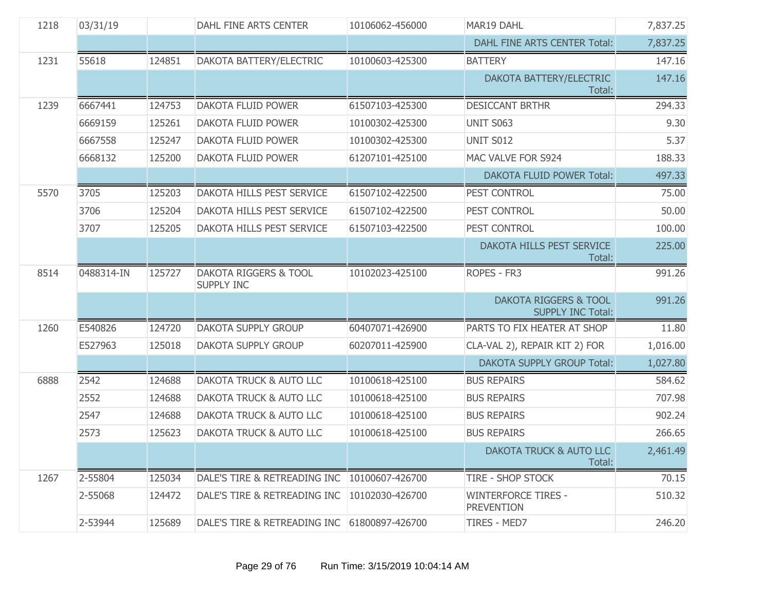| | | | | | | |
|---|---|---|---|---|---|---|
| 1218 | 03/31/19 | | DAHL FINE ARTS CENTER | 10106062-456000 | MAR19 DAHL | 7,837.25 |
| | | | | | DAHL FINE ARTS CENTER Total: | 7,837.25 |
| 1231 | 55618 | 124851 | DAKOTA BATTERY/ELECTRIC | 10100603-425300 | BATTERY | 147.16 |
| | | | | | DAKOTA BATTERY/ELECTRIC Total: | 147.16 |
| 1239 | 6667441 | 124753 | DAKOTA FLUID POWER | 61507103-425300 | DESICCANT BRTHR | 294.33 |
| | 6669159 | 125261 | DAKOTA FLUID POWER | 10100302-425300 | UNIT S063 | 9.30 |
| | 6667558 | 125247 | DAKOTA FLUID POWER | 10100302-425300 | UNIT S012 | 5.37 |
| | 6668132 | 125200 | DAKOTA FLUID POWER | 61207101-425100 | MAC VALVE FOR S924 | 188.33 |
| | | | | | DAKOTA FLUID POWER Total: | 497.33 |
| 5570 | 3705 | 125203 | DAKOTA HILLS PEST SERVICE | 61507102-422500 | PEST CONTROL | 75.00 |
| | 3706 | 125204 | DAKOTA HILLS PEST SERVICE | 61507102-422500 | PEST CONTROL | 50.00 |
| | 3707 | 125205 | DAKOTA HILLS PEST SERVICE | 61507103-422500 | PEST CONTROL | 100.00 |
| | | | | | DAKOTA HILLS PEST SERVICE Total: | 225.00 |
| 8514 | 0488314-IN | 125727 | DAKOTA RIGGERS & TOOL SUPPLY INC | 10102023-425100 | ROPES - FR3 | 991.26 |
| | | | | | DAKOTA RIGGERS & TOOL SUPPLY INC Total: | 991.26 |
| 1260 | E540826 | 124720 | DAKOTA SUPPLY GROUP | 60407071-426900 | PARTS TO FIX HEATER AT SHOP | 11.80 |
| | E527963 | 125018 | DAKOTA SUPPLY GROUP | 60207011-425900 | CLA-VAL 2), REPAIR KIT 2) FOR | 1,016.00 |
| | | | | | DAKOTA SUPPLY GROUP Total: | 1,027.80 |
| 6888 | 2542 | 124688 | DAKOTA TRUCK & AUTO LLC | 10100618-425100 | BUS REPAIRS | 584.62 |
| | 2552 | 124688 | DAKOTA TRUCK & AUTO LLC | 10100618-425100 | BUS REPAIRS | 707.98 |
| | 2547 | 124688 | DAKOTA TRUCK & AUTO LLC | 10100618-425100 | BUS REPAIRS | 902.24 |
| | 2573 | 125623 | DAKOTA TRUCK & AUTO LLC | 10100618-425100 | BUS REPAIRS | 266.65 |
| | | | | | DAKOTA TRUCK & AUTO LLC Total: | 2,461.49 |
| 1267 | 2-55804 | 125034 | DALE'S TIRE & RETREADING INC | 10100607-426700 | TIRE - SHOP STOCK | 70.15 |
| | 2-55068 | 124472 | DALE'S TIRE & RETREADING INC | 10102030-426700 | WINTERFORCE TIRES - PREVENTION | 510.32 |
| | 2-53944 | 125689 | DALE'S TIRE & RETREADING INC | 61800897-426700 | TIRES - MED7 | 246.20 |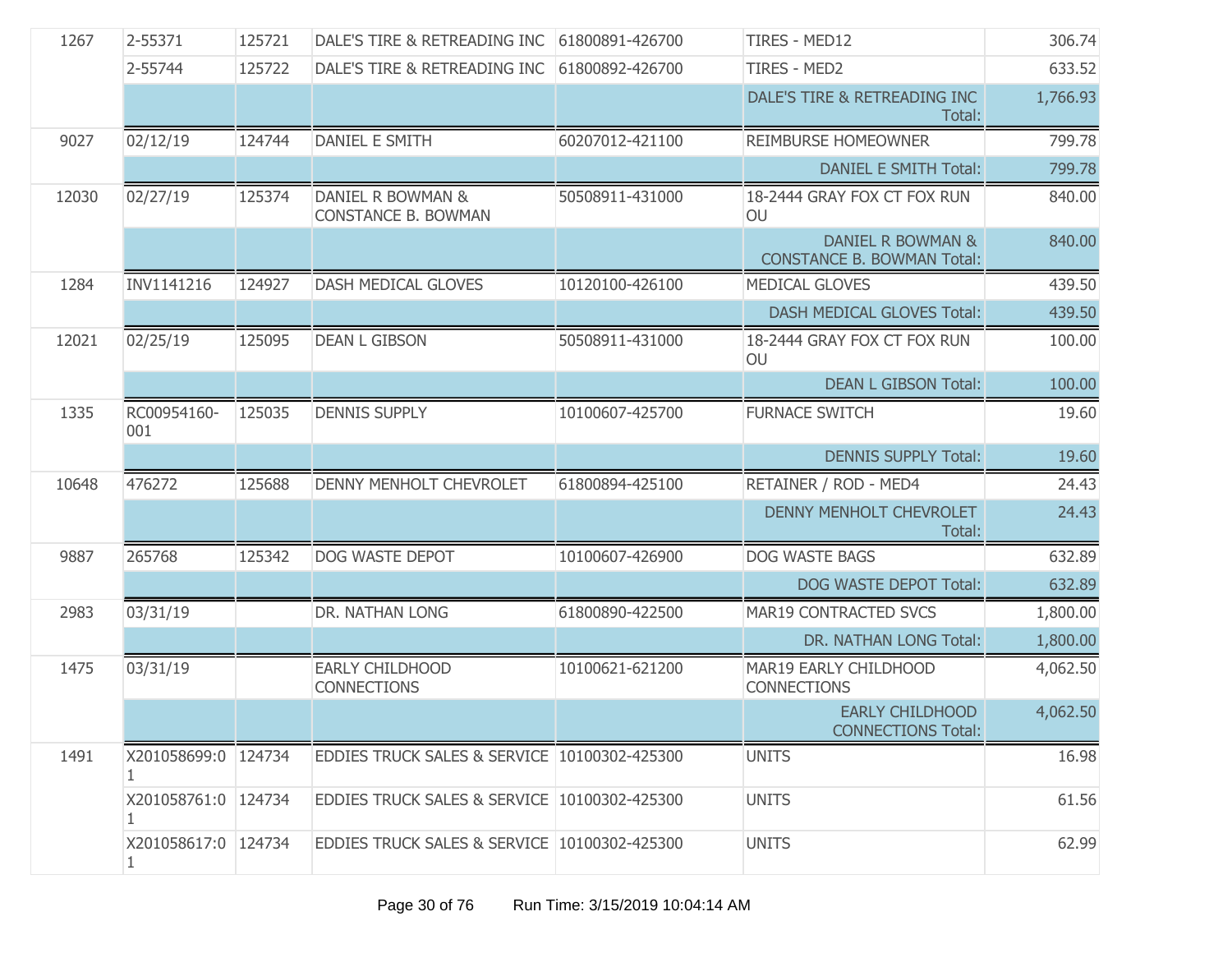| | | | | | | |
|---|---|---|---|---|---|---|
| 1267 | 2-55371 | 125721 | DALE'S TIRE & RETREADING INC | 61800891-426700 | TIRES - MED12 | 306.74 |
| | 2-55744 | 125722 | DALE'S TIRE & RETREADING INC | 61800892-426700 | TIRES - MED2 | 633.52 |
| | | | | | DALE'S TIRE & RETREADING INC Total: | 1,766.93 |
| 9027 | 02/12/19 | 124744 | DANIEL E SMITH | 60207012-421100 | REIMBURSE HOMEOWNER | 799.78 |
| | | | | | DANIEL E SMITH Total: | 799.78 |
| 12030 | 02/27/19 | 125374 | DANIEL R BOWMAN & CONSTANCE B. BOWMAN | 50508911-431000 | 18-2444 GRAY FOX CT FOX RUN OU | 840.00 |
| | | | | | DANIEL R BOWMAN & CONSTANCE B. BOWMAN Total: | 840.00 |
| 1284 | INV1141216 | 124927 | DASH MEDICAL GLOVES | 10120100-426100 | MEDICAL GLOVES | 439.50 |
| | | | | | DASH MEDICAL GLOVES Total: | 439.50 |
| 12021 | 02/25/19 | 125095 | DEAN L GIBSON | 50508911-431000 | 18-2444 GRAY FOX CT FOX RUN OU | 100.00 |
| | | | | | DEAN L GIBSON Total: | 100.00 |
| 1335 | RC00954160-001 | 125035 | DENNIS SUPPLY | 10100607-425700 | FURNACE SWITCH | 19.60 |
| | | | | | DENNIS SUPPLY Total: | 19.60 |
| 10648 | 476272 | 125688 | DENNY MENHOLT CHEVROLET | 61800894-425100 | RETAINER / ROD - MED4 | 24.43 |
| | | | | | DENNY MENHOLT CHEVROLET Total: | 24.43 |
| 9887 | 265768 | 125342 | DOG WASTE DEPOT | 10100607-426900 | DOG WASTE BAGS | 632.89 |
| | | | | | DOG WASTE DEPOT Total: | 632.89 |
| 2983 | 03/31/19 | | DR. NATHAN LONG | 61800890-422500 | MAR19 CONTRACTED SVCS | 1,800.00 |
| | | | | | DR. NATHAN LONG Total: | 1,800.00 |
| 1475 | 03/31/19 | | EARLY CHILDHOOD CONNECTIONS | 10100621-621200 | MAR19 EARLY CHILDHOOD CONNECTIONS | 4,062.50 |
| | | | | | EARLY CHILDHOOD CONNECTIONS Total: | 4,062.50 |
| 1491 | X201058699:01 | 124734 | EDDIES TRUCK SALES & SERVICE | 10100302-425300 | UNITS | 16.98 |
| | X201058761:01 | 124734 | EDDIES TRUCK SALES & SERVICE | 10100302-425300 | UNITS | 61.56 |
| | X201058617:01 | 124734 | EDDIES TRUCK SALES & SERVICE | 10100302-425300 | UNITS | 62.99 |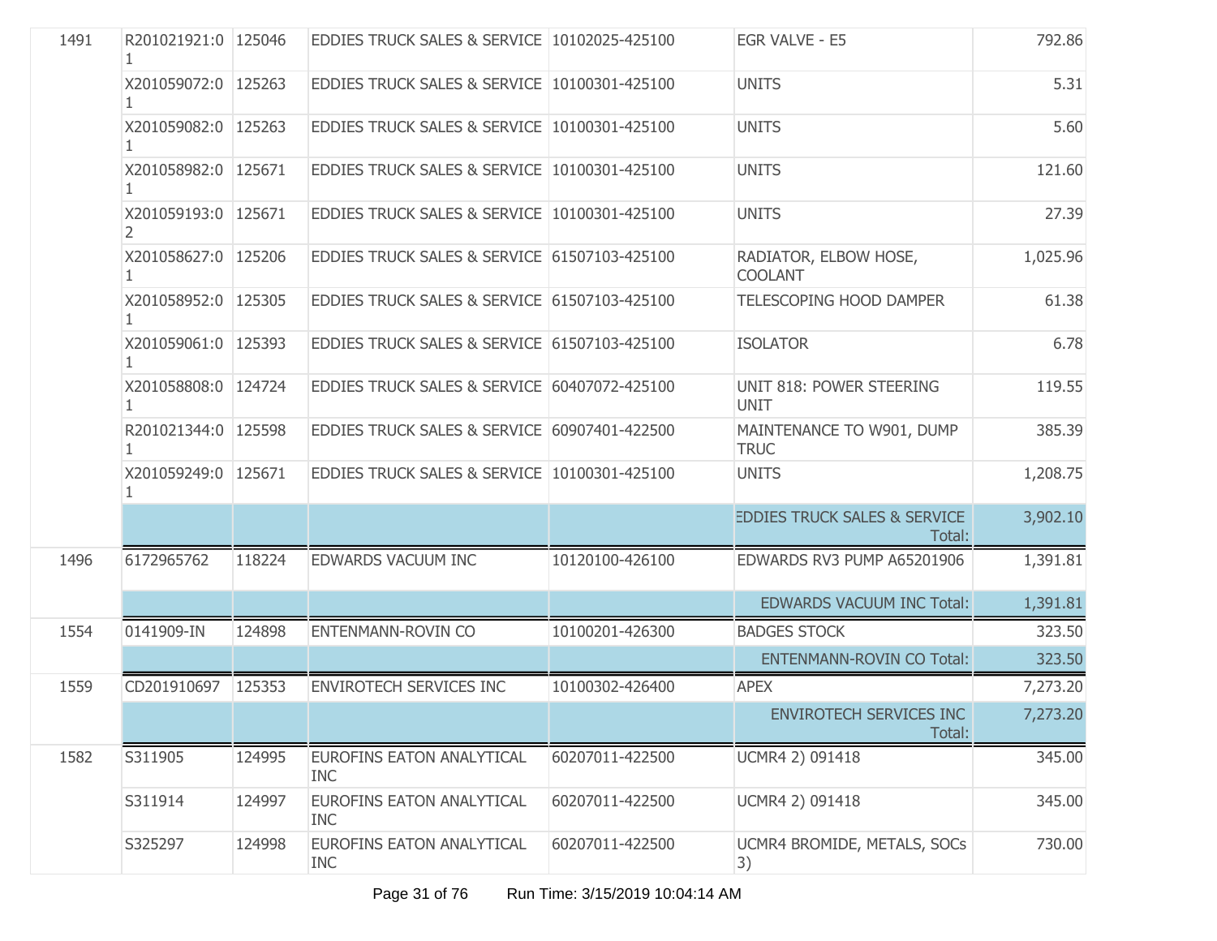| | | | | | | |
|---|---|---|---|---|---|---|
| 1491 | R201021921:01 | 125046 | EDDIES TRUCK SALES & SERVICE | 10102025-425100 | EGR VALVE - E5 | 792.86 |
| | X201059072:01 | 125263 | EDDIES TRUCK SALES & SERVICE | 10100301-425100 | UNITS | 5.31 |
| | X201059082:01 | 125263 | EDDIES TRUCK SALES & SERVICE | 10100301-425100 | UNITS | 5.60 |
| | X201058982:01 | 125671 | EDDIES TRUCK SALES & SERVICE | 10100301-425100 | UNITS | 121.60 |
| | X201059193:02 | 125671 | EDDIES TRUCK SALES & SERVICE | 10100301-425100 | UNITS | 27.39 |
| | X201058627:01 | 125206 | EDDIES TRUCK SALES & SERVICE | 61507103-425100 | RADIATOR, ELBOW HOSE, COOLANT | 1,025.96 |
| | X201058952:01 | 125305 | EDDIES TRUCK SALES & SERVICE | 61507103-425100 | TELESCOPING HOOD DAMPER | 61.38 |
| | X201059061:01 | 125393 | EDDIES TRUCK SALES & SERVICE | 61507103-425100 | ISOLATOR | 6.78 |
| | X201058808:01 | 124724 | EDDIES TRUCK SALES & SERVICE | 60407072-425100 | UNIT 818: POWER STEERING UNIT | 119.55 |
| | R201021344:01 | 125598 | EDDIES TRUCK SALES & SERVICE | 60907401-422500 | MAINTENANCE TO W901, DUMP TRUC | 385.39 |
| | X201059249:01 | 125671 | EDDIES TRUCK SALES & SERVICE | 10100301-425100 | UNITS | 1,208.75 |
| | | | | | EDDIES TRUCK SALES & SERVICE Total: | 3,902.10 |
| 1496 | 6172965762 | 118224 | EDWARDS VACUUM INC | 10120100-426100 | EDWARDS RV3 PUMP A65201906 | 1,391.81 |
| | | | | | EDWARDS VACUUM INC Total: | 1,391.81 |
| 1554 | 0141909-IN | 124898 | ENTENMANN-ROVIN CO | 10100201-426300 | BADGES STOCK | 323.50 |
| | | | | | ENTENMANN-ROVIN CO Total: | 323.50 |
| 1559 | CD201910697 | 125353 | ENVIROTECH SERVICES INC | 10100302-426400 | APEX | 7,273.20 |
| | | | | | ENVIROTECH SERVICES INC Total: | 7,273.20 |
| 1582 | S311905 | 124995 | EUROFINS EATON ANALYTICAL INC | 60207011-422500 | UCMR4 2) 091418 | 345.00 |
| | S311914 | 124997 | EUROFINS EATON ANALYTICAL INC | 60207011-422500 | UCMR4 2) 091418 | 345.00 |
| | S325297 | 124998 | EUROFINS EATON ANALYTICAL INC | 60207011-422500 | UCMR4 BROMIDE, METALS, SOCs 3) | 730.00 |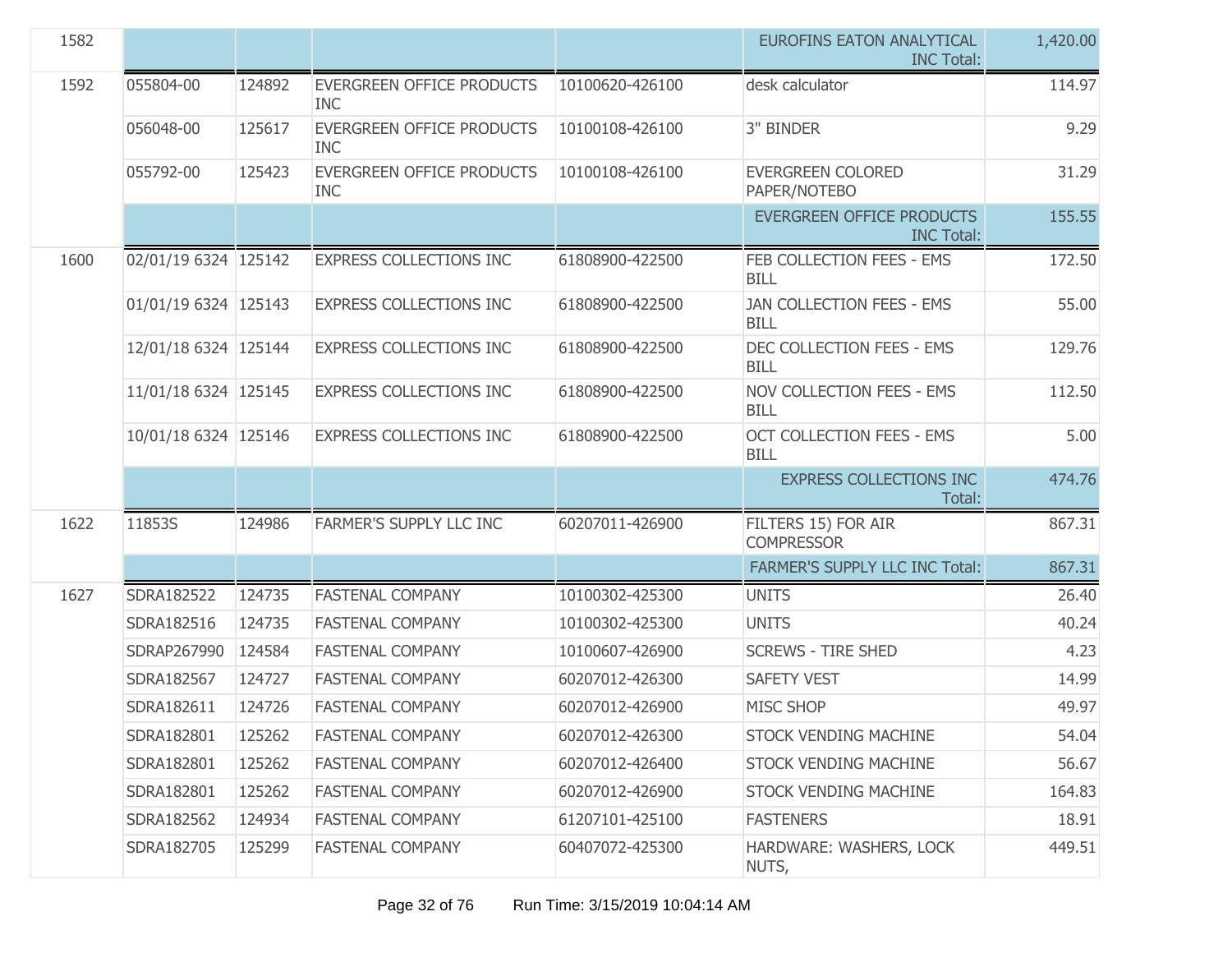| | | | | | | |
|---|---|---|---|---|---|---|
| 1582 | | | | | EUROFINS EATON ANALYTICAL INC Total: | 1,420.00 |
| 1592 | 055804-00 | 124892 | EVERGREEN OFFICE PRODUCTS INC | 10100620-426100 | desk calculator | 114.97 |
| | 056048-00 | 125617 | EVERGREEN OFFICE PRODUCTS INC | 10100108-426100 | 3" BINDER | 9.29 |
| | 055792-00 | 125423 | EVERGREEN OFFICE PRODUCTS INC | 10100108-426100 | EVERGREEN COLORED PAPER/NOTEBO | 31.29 |
| | | | | | EVERGREEN OFFICE PRODUCTS INC Total: | 155.55 |
| 1600 | 02/01/19 6324 | 125142 | EXPRESS COLLECTIONS INC | 61808900-422500 | FEB COLLECTION FEES - EMS BILL | 172.50 |
| | 01/01/19 6324 | 125143 | EXPRESS COLLECTIONS INC | 61808900-422500 | JAN COLLECTION FEES - EMS BILL | 55.00 |
| | 12/01/18 6324 | 125144 | EXPRESS COLLECTIONS INC | 61808900-422500 | DEC COLLECTION FEES - EMS BILL | 129.76 |
| | 11/01/18 6324 | 125145 | EXPRESS COLLECTIONS INC | 61808900-422500 | NOV COLLECTION FEES - EMS BILL | 112.50 |
| | 10/01/18 6324 | 125146 | EXPRESS COLLECTIONS INC | 61808900-422500 | OCT COLLECTION FEES - EMS BILL | 5.00 |
| | | | | | EXPRESS COLLECTIONS INC Total: | 474.76 |
| 1622 | 11853S | 124986 | FARMER'S SUPPLY LLC INC | 60207011-426900 | FILTERS 15) FOR AIR COMPRESSOR | 867.31 |
| | | | | | FARMER'S SUPPLY LLC INC Total: | 867.31 |
| 1627 | SDRA182522 | 124735 | FASTENAL COMPANY | 10100302-425300 | UNITS | 26.40 |
| | SDRA182516 | 124735 | FASTENAL COMPANY | 10100302-425300 | UNITS | 40.24 |
| | SDRAP267990 | 124584 | FASTENAL COMPANY | 10100607-426900 | SCREWS - TIRE SHED | 4.23 |
| | SDRA182567 | 124727 | FASTENAL COMPANY | 60207012-426300 | SAFETY VEST | 14.99 |
| | SDRA182611 | 124726 | FASTENAL COMPANY | 60207012-426900 | MISC SHOP | 49.97 |
| | SDRA182801 | 125262 | FASTENAL COMPANY | 60207012-426300 | STOCK VENDING MACHINE | 54.04 |
| | SDRA182801 | 125262 | FASTENAL COMPANY | 60207012-426400 | STOCK VENDING MACHINE | 56.67 |
| | SDRA182801 | 125262 | FASTENAL COMPANY | 60207012-426900 | STOCK VENDING MACHINE | 164.83 |
| | SDRA182562 | 124934 | FASTENAL COMPANY | 61207101-425100 | FASTENERS | 18.91 |
| | SDRA182705 | 125299 | FASTENAL COMPANY | 60407072-425300 | HARDWARE: WASHERS, LOCK NUTS, | 449.51 |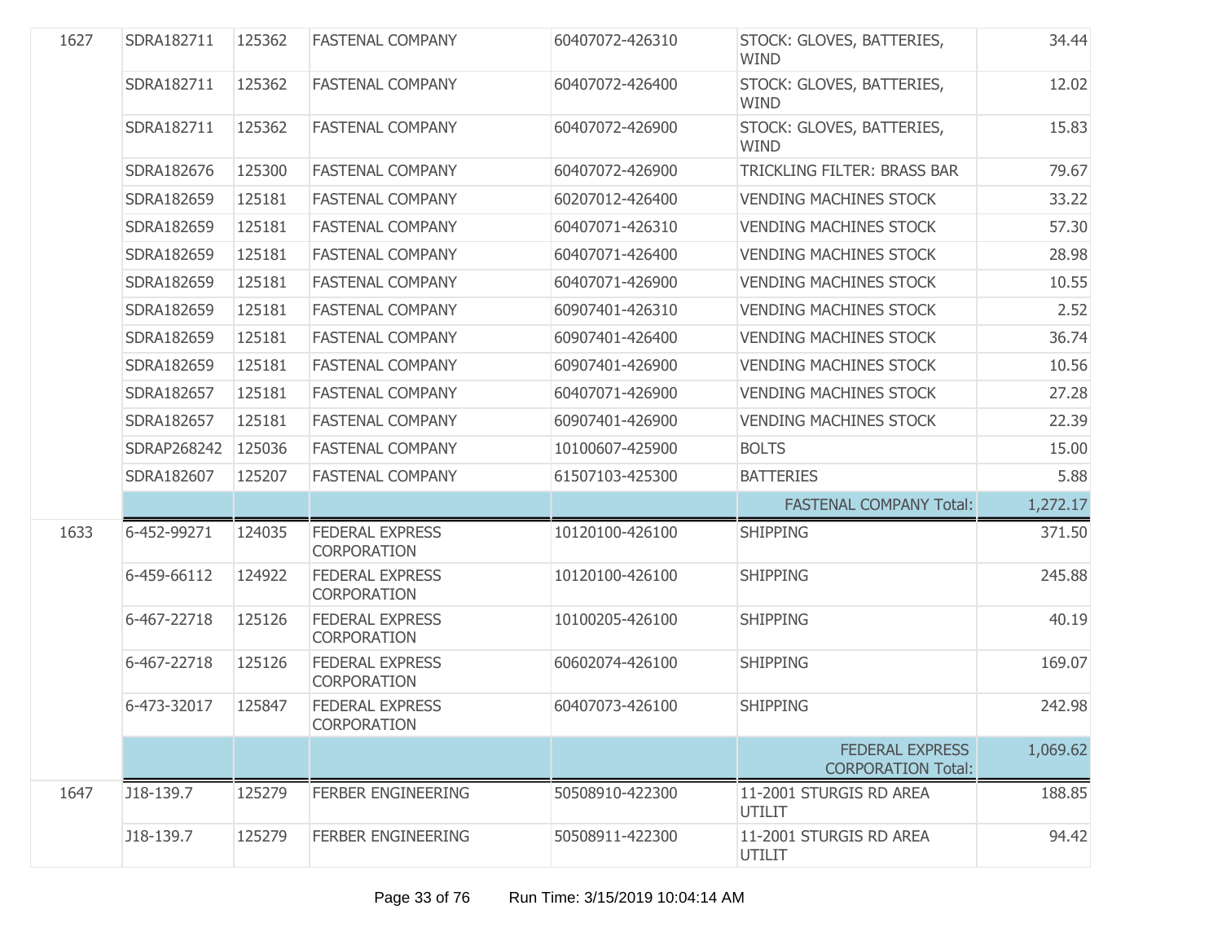| | | | | | | |
|---|---|---|---|---|---|---|
| 1627 | SDRA182711 | 125362 | FASTENAL COMPANY | 60407072-426310 | STOCK: GLOVES, BATTERIES, WIND | 34.44 |
| | SDRA182711 | 125362 | FASTENAL COMPANY | 60407072-426400 | STOCK: GLOVES, BATTERIES, WIND | 12.02 |
| | SDRA182711 | 125362 | FASTENAL COMPANY | 60407072-426900 | STOCK: GLOVES, BATTERIES, WIND | 15.83 |
| | SDRA182676 | 125300 | FASTENAL COMPANY | 60407072-426900 | TRICKLING FILTER: BRASS BAR | 79.67 |
| | SDRA182659 | 125181 | FASTENAL COMPANY | 60207012-426400 | VENDING MACHINES STOCK | 33.22 |
| | SDRA182659 | 125181 | FASTENAL COMPANY | 60407071-426310 | VENDING MACHINES STOCK | 57.30 |
| | SDRA182659 | 125181 | FASTENAL COMPANY | 60407071-426400 | VENDING MACHINES STOCK | 28.98 |
| | SDRA182659 | 125181 | FASTENAL COMPANY | 60407071-426900 | VENDING MACHINES STOCK | 10.55 |
| | SDRA182659 | 125181 | FASTENAL COMPANY | 60907401-426310 | VENDING MACHINES STOCK | 2.52 |
| | SDRA182659 | 125181 | FASTENAL COMPANY | 60907401-426400 | VENDING MACHINES STOCK | 36.74 |
| | SDRA182659 | 125181 | FASTENAL COMPANY | 60907401-426900 | VENDING MACHINES STOCK | 10.56 |
| | SDRA182657 | 125181 | FASTENAL COMPANY | 60407071-426900 | VENDING MACHINES STOCK | 27.28 |
| | SDRA182657 | 125181 | FASTENAL COMPANY | 60907401-426900 | VENDING MACHINES STOCK | 22.39 |
| | SDRAP268242 | 125036 | FASTENAL COMPANY | 10100607-425900 | BOLTS | 15.00 |
| | SDRA182607 | 125207 | FASTENAL COMPANY | 61507103-425300 | BATTERIES | 5.88 |
| | | | | | FASTENAL COMPANY Total: | 1,272.17 |
| 1633 | 6-452-99271 | 124035 | FEDERAL EXPRESS CORPORATION | 10120100-426100 | SHIPPING | 371.50 |
| | 6-459-66112 | 124922 | FEDERAL EXPRESS CORPORATION | 10120100-426100 | SHIPPING | 245.88 |
| | 6-467-22718 | 125126 | FEDERAL EXPRESS CORPORATION | 10100205-426100 | SHIPPING | 40.19 |
| | 6-467-22718 | 125126 | FEDERAL EXPRESS CORPORATION | 60602074-426100 | SHIPPING | 169.07 |
| | 6-473-32017 | 125847 | FEDERAL EXPRESS CORPORATION | 60407073-426100 | SHIPPING | 242.98 |
| | | | | | FEDERAL EXPRESS CORPORATION Total: | 1,069.62 |
| 1647 | J18-139.7 | 125279 | FERBER ENGINEERING | 50508910-422300 | 11-2001 STURGIS RD AREA UTILIT | 188.85 |
| | J18-139.7 | 125279 | FERBER ENGINEERING | 50508911-422300 | 11-2001 STURGIS RD AREA UTILIT | 94.42 |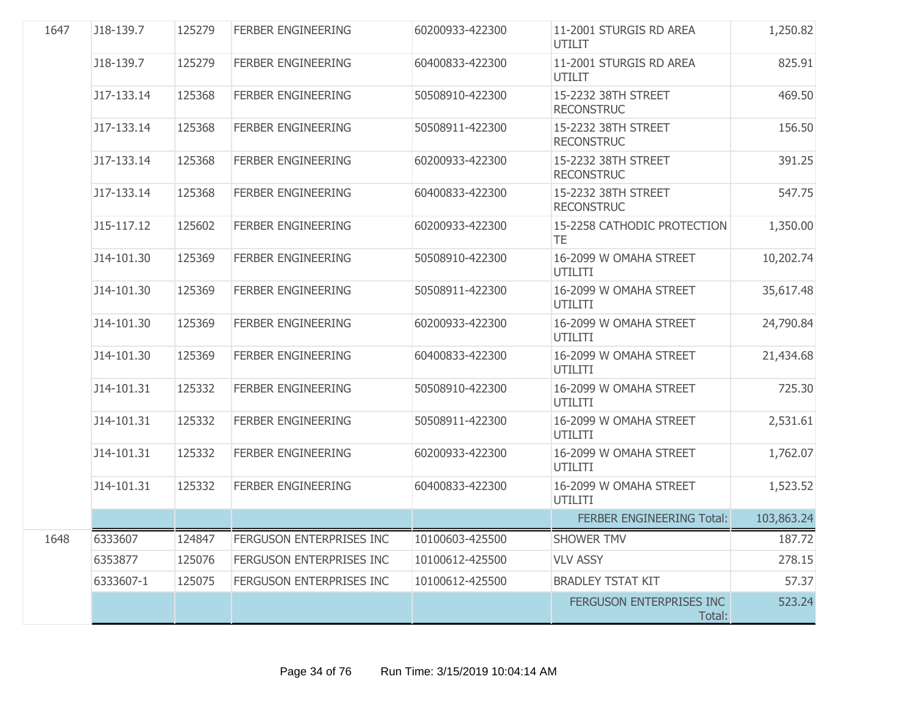| | | | | | | |
|---|---|---|---|---|---|---|
| 1647 | J18-139.7 | 125279 | FERBER ENGINEERING | 60200933-422300 | 11-2001 STURGIS RD AREA UTILIT | 1,250.82 |
| | J18-139.7 | 125279 | FERBER ENGINEERING | 60400833-422300 | 11-2001 STURGIS RD AREA UTILIT | 825.91 |
| | J17-133.14 | 125368 | FERBER ENGINEERING | 50508910-422300 | 15-2232 38TH STREET RECONSTRUC | 469.50 |
| | J17-133.14 | 125368 | FERBER ENGINEERING | 50508911-422300 | 15-2232 38TH STREET RECONSTRUC | 156.50 |
| | J17-133.14 | 125368 | FERBER ENGINEERING | 60200933-422300 | 15-2232 38TH STREET RECONSTRUC | 391.25 |
| | J17-133.14 | 125368 | FERBER ENGINEERING | 60400833-422300 | 15-2232 38TH STREET RECONSTRUC | 547.75 |
| | J15-117.12 | 125602 | FERBER ENGINEERING | 60200933-422300 | 15-2258 CATHODIC PROTECTION TE | 1,350.00 |
| | J14-101.30 | 125369 | FERBER ENGINEERING | 50508910-422300 | 16-2099 W OMAHA STREET UTILITI | 10,202.74 |
| | J14-101.30 | 125369 | FERBER ENGINEERING | 50508911-422300 | 16-2099 W OMAHA STREET UTILITI | 35,617.48 |
| | J14-101.30 | 125369 | FERBER ENGINEERING | 60200933-422300 | 16-2099 W OMAHA STREET UTILITI | 24,790.84 |
| | J14-101.30 | 125369 | FERBER ENGINEERING | 60400833-422300 | 16-2099 W OMAHA STREET UTILITI | 21,434.68 |
| | J14-101.31 | 125332 | FERBER ENGINEERING | 50508910-422300 | 16-2099 W OMAHA STREET UTILITI | 725.30 |
| | J14-101.31 | 125332 | FERBER ENGINEERING | 50508911-422300 | 16-2099 W OMAHA STREET UTILITI | 2,531.61 |
| | J14-101.31 | 125332 | FERBER ENGINEERING | 60200933-422300 | 16-2099 W OMAHA STREET UTILITI | 1,762.07 |
| | J14-101.31 | 125332 | FERBER ENGINEERING | 60400833-422300 | 16-2099 W OMAHA STREET UTILITI | 1,523.52 |
| | | | | | FERBER ENGINEERING Total: | 103,863.24 |
| 1648 | 6333607 | 124847 | FERGUSON ENTERPRISES INC | 10100603-425500 | SHOWER TMV | 187.72 |
| | 6353877 | 125076 | FERGUSON ENTERPRISES INC | 10100612-425500 | VLV ASSY | 278.15 |
| | 6333607-1 | 125075 | FERGUSON ENTERPRISES INC | 10100612-425500 | BRADLEY TSTAT KIT | 57.37 |
| | | | | | FERGUSON ENTERPRISES INC Total: | 523.24 |

Run Time: 3/15/2019 10:04:14 AM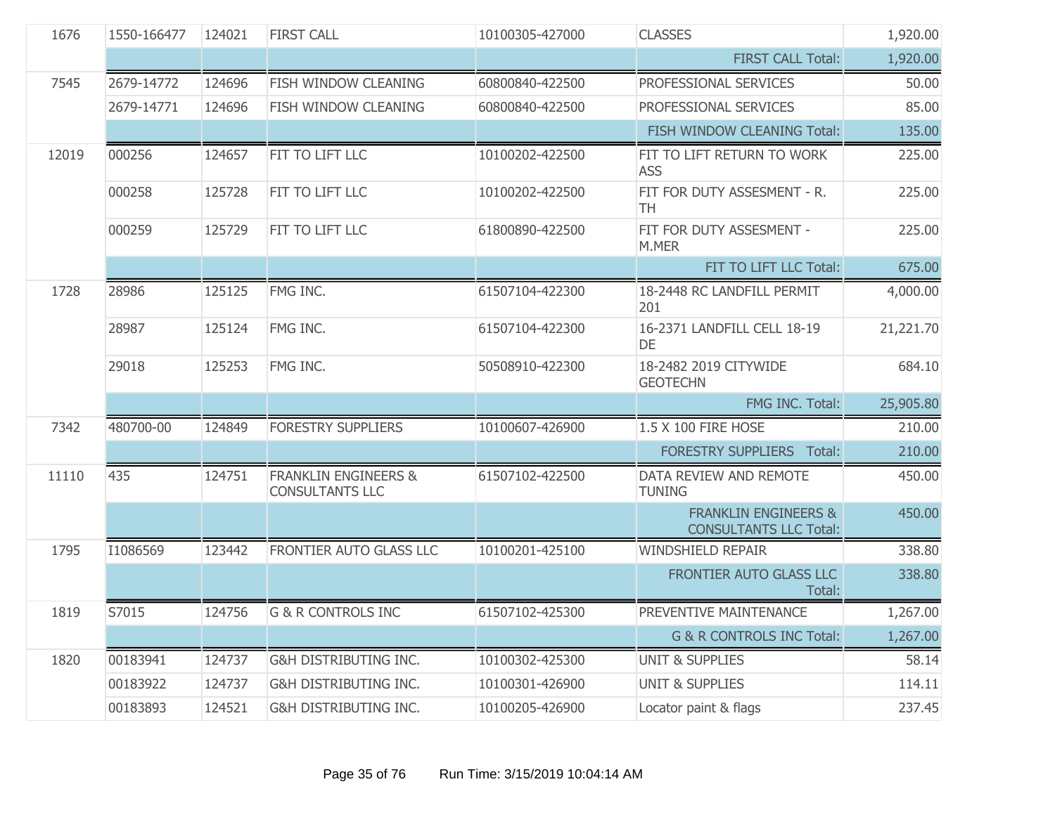| | | | | | | |
|---|---|---|---|---|---|---|
| 1676 | 1550-166477 | 124021 | FIRST CALL | 10100305-427000 | CLASSES | 1,920.00 |
| | | | | | FIRST CALL Total: | 1,920.00 |
| 7545 | 2679-14772 | 124696 | FISH WINDOW CLEANING | 60800840-422500 | PROFESSIONAL SERVICES | 50.00 |
| | 2679-14771 | 124696 | FISH WINDOW CLEANING | 60800840-422500 | PROFESSIONAL SERVICES | 85.00 |
| | | | | | FISH WINDOW CLEANING Total: | 135.00 |
| 12019 | 000256 | 124657 | FIT TO LIFT LLC | 10100202-422500 | FIT TO LIFT RETURN TO WORK ASS | 225.00 |
| | 000258 | 125728 | FIT TO LIFT LLC | 10100202-422500 | FIT FOR DUTY ASSESMENT - R. TH | 225.00 |
| | 000259 | 125729 | FIT TO LIFT LLC | 61800890-422500 | FIT FOR DUTY ASSESMENT - M.MER | 225.00 |
| | | | | | FIT TO LIFT LLC Total: | 675.00 |
| 1728 | 28986 | 125125 | FMG INC. | 61507104-422300 | 18-2448 RC LANDFILL PERMIT 201 | 4,000.00 |
| | 28987 | 125124 | FMG INC. | 61507104-422300 | 16-2371 LANDFILL CELL 18-19 DE | 21,221.70 |
| | 29018 | 125253 | FMG INC. | 50508910-422300 | 18-2482 2019 CITYWIDE GEOTECHN | 684.10 |
| | | | | | FMG INC. Total: | 25,905.80 |
| 7342 | 480700-00 | 124849 | FORESTRY SUPPLIERS | 10100607-426900 | 1.5 X 100 FIRE HOSE | 210.00 |
| | | | | | FORESTRY SUPPLIERS Total: | 210.00 |
| 11110 | 435 | 124751 | FRANKLIN ENGINEERS & CONSULTANTS LLC | 61507102-422500 | DATA REVIEW AND REMOTE TUNING | 450.00 |
| | | | | | FRANKLIN ENGINEERS & CONSULTANTS LLC Total: | 450.00 |
| 1795 | I1086569 | 123442 | FRONTIER AUTO GLASS LLC | 10100201-425100 | WINDSHIELD REPAIR | 338.80 |
| | | | | | FRONTIER AUTO GLASS LLC Total: | 338.80 |
| 1819 | S7015 | 124756 | G & R CONTROLS INC | 61507102-425300 | PREVENTIVE MAINTENANCE | 1,267.00 |
| | | | | | G & R CONTROLS INC Total: | 1,267.00 |
| 1820 | 00183941 | 124737 | G&H DISTRIBUTING INC. | 10100302-425300 | UNIT & SUPPLIES | 58.14 |
| | 00183922 | 124737 | G&H DISTRIBUTING INC. | 10100301-426900 | UNIT & SUPPLIES | 114.11 |
| | 00183893 | 124521 | G&H DISTRIBUTING INC. | 10100205-426900 | Locator paint & flags | 237.45 |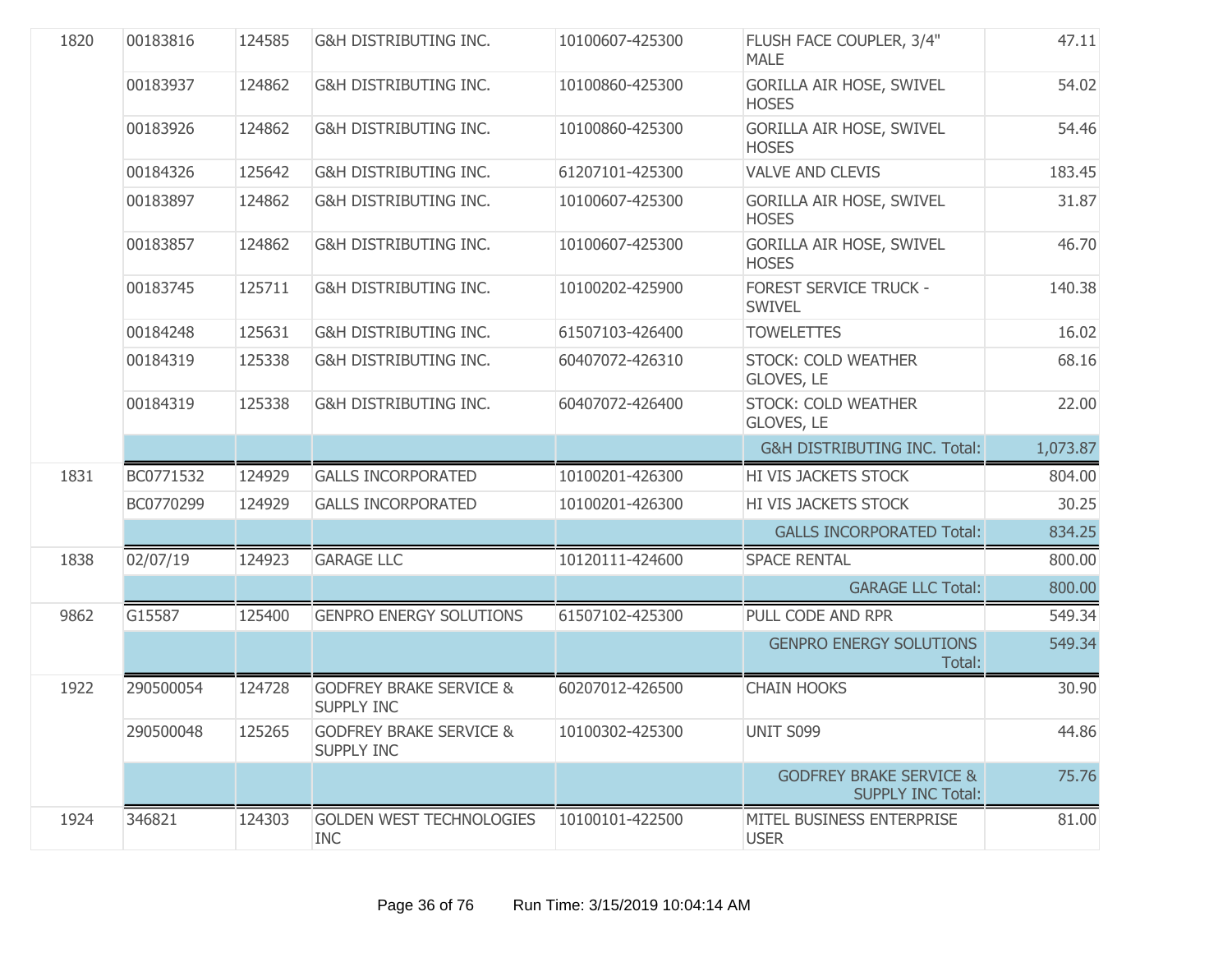| | | | | | | |
|---|---|---|---|---|---|---|
| 1820 | 00183816 | 124585 | G&H DISTRIBUTING INC. | 10100607-425300 | FLUSH FACE COUPLER, 3/4" MALE | 47.11 |
| | 00183937 | 124862 | G&H DISTRIBUTING INC. | 10100860-425300 | GORILLA AIR HOSE, SWIVEL HOSES | 54.02 |
| | 00183926 | 124862 | G&H DISTRIBUTING INC. | 10100860-425300 | GORILLA AIR HOSE, SWIVEL HOSES | 54.46 |
| | 00184326 | 125642 | G&H DISTRIBUTING INC. | 61207101-425300 | VALVE AND CLEVIS | 183.45 |
| | 00183897 | 124862 | G&H DISTRIBUTING INC. | 10100607-425300 | GORILLA AIR HOSE, SWIVEL HOSES | 31.87 |
| | 00183857 | 124862 | G&H DISTRIBUTING INC. | 10100607-425300 | GORILLA AIR HOSE, SWIVEL HOSES | 46.70 |
| | 00183745 | 125711 | G&H DISTRIBUTING INC. | 10100202-425900 | FOREST SERVICE TRUCK - SWIVEL | 140.38 |
| | 00184248 | 125631 | G&H DISTRIBUTING INC. | 61507103-426400 | TOWELETTES | 16.02 |
| | 00184319 | 125338 | G&H DISTRIBUTING INC. | 60407072-426310 | STOCK: COLD WEATHER GLOVES, LE | 68.16 |
| | 00184319 | 125338 | G&H DISTRIBUTING INC. | 60407072-426400 | STOCK: COLD WEATHER GLOVES, LE | 22.00 |
| | | | | | G&H DISTRIBUTING INC. Total: | 1,073.87 |
| 1831 | BC0771532 | 124929 | GALLS INCORPORATED | 10100201-426300 | HI VIS JACKETS STOCK | 804.00 |
| | BC0770299 | 124929 | GALLS INCORPORATED | 10100201-426300 | HI VIS JACKETS STOCK | 30.25 |
| | | | | | GALLS INCORPORATED Total: | 834.25 |
| 1838 | 02/07/19 | 124923 | GARAGE LLC | 10120111-424600 | SPACE RENTAL | 800.00 |
| | | | | | GARAGE LLC Total: | 800.00 |
| 9862 | G15587 | 125400 | GENPRO ENERGY SOLUTIONS | 61507102-425300 | PULL CODE AND RPR | 549.34 |
| | | | | | GENPRO ENERGY SOLUTIONS Total: | 549.34 |
| 1922 | 290500054 | 124728 | GODFREY BRAKE SERVICE & SUPPLY INC | 60207012-426500 | CHAIN HOOKS | 30.90 |
| | 290500048 | 125265 | GODFREY BRAKE SERVICE & SUPPLY INC | 10100302-425300 | UNIT S099 | 44.86 |
| | | | | | GODFREY BRAKE SERVICE & SUPPLY INC Total: | 75.76 |
| 1924 | 346821 | 124303 | GOLDEN WEST TECHNOLOGIES INC | 10100101-422500 | MITEL BUSINESS ENTERPRISE USER | 81.00 |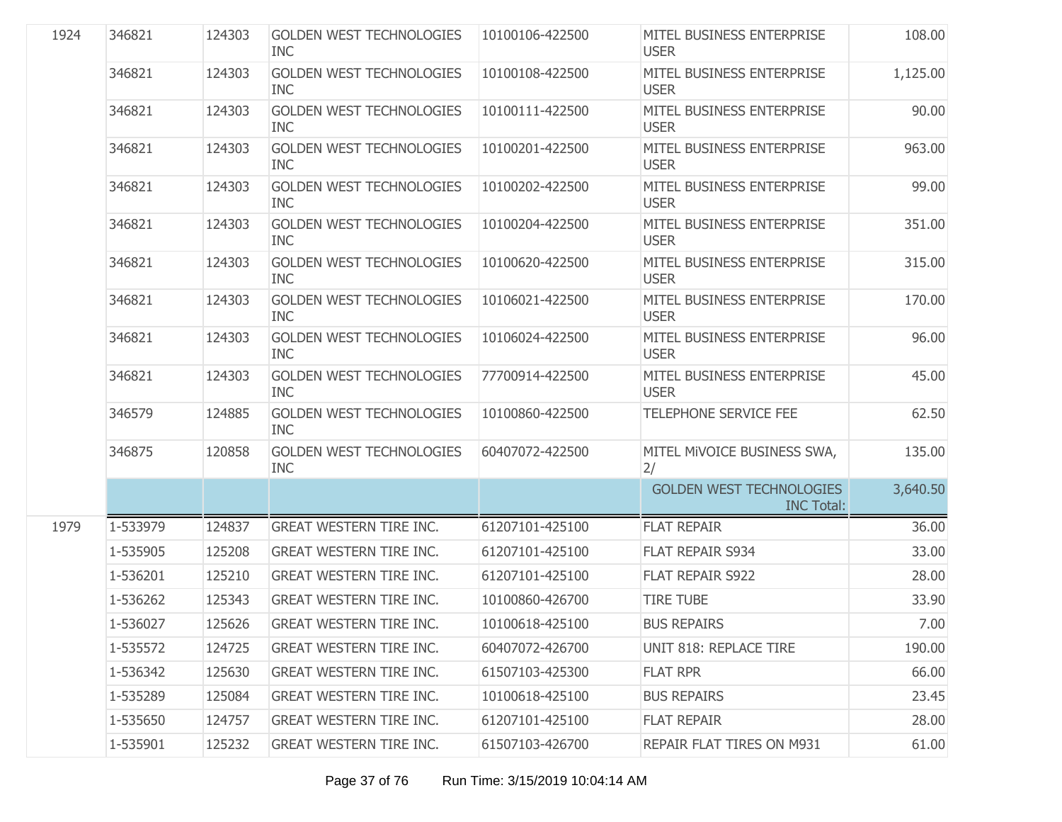| | | | | | | |
|---|---|---|---|---|---|---|
| 1924 | 346821 | 124303 | GOLDEN WEST TECHNOLOGIES INC | 10100106-422500 | MITEL BUSINESS ENTERPRISE USER | 108.00 |
| | 346821 | 124303 | GOLDEN WEST TECHNOLOGIES INC | 10100108-422500 | MITEL BUSINESS ENTERPRISE USER | 1,125.00 |
| | 346821 | 124303 | GOLDEN WEST TECHNOLOGIES INC | 10100111-422500 | MITEL BUSINESS ENTERPRISE USER | 90.00 |
| | 346821 | 124303 | GOLDEN WEST TECHNOLOGIES INC | 10100201-422500 | MITEL BUSINESS ENTERPRISE USER | 963.00 |
| | 346821 | 124303 | GOLDEN WEST TECHNOLOGIES INC | 10100202-422500 | MITEL BUSINESS ENTERPRISE USER | 99.00 |
| | 346821 | 124303 | GOLDEN WEST TECHNOLOGIES INC | 10100204-422500 | MITEL BUSINESS ENTERPRISE USER | 351.00 |
| | 346821 | 124303 | GOLDEN WEST TECHNOLOGIES INC | 10100620-422500 | MITEL BUSINESS ENTERPRISE USER | 315.00 |
| | 346821 | 124303 | GOLDEN WEST TECHNOLOGIES INC | 10106021-422500 | MITEL BUSINESS ENTERPRISE USER | 170.00 |
| | 346821 | 124303 | GOLDEN WEST TECHNOLOGIES INC | 10106024-422500 | MITEL BUSINESS ENTERPRISE USER | 96.00 |
| | 346821 | 124303 | GOLDEN WEST TECHNOLOGIES INC | 77700914-422500 | MITEL BUSINESS ENTERPRISE USER | 45.00 |
| | 346579 | 124885 | GOLDEN WEST TECHNOLOGIES INC | 10100860-422500 | TELEPHONE SERVICE FEE | 62.50 |
| | 346875 | 120858 | GOLDEN WEST TECHNOLOGIES INC | 60407072-422500 | MITEL MiVOICE BUSINESS SWA, 2/ | 135.00 |
| | | | | | GOLDEN WEST TECHNOLOGIES INC Total: | 3,640.50 |
| 1979 | 1-533979 | 124837 | GREAT WESTERN TIRE INC. | 61207101-425100 | FLAT REPAIR | 36.00 |
| | 1-535905 | 125208 | GREAT WESTERN TIRE INC. | 61207101-425100 | FLAT REPAIR S934 | 33.00 |
| | 1-536201 | 125210 | GREAT WESTERN TIRE INC. | 61207101-425100 | FLAT REPAIR S922 | 28.00 |
| | 1-536262 | 125343 | GREAT WESTERN TIRE INC. | 10100860-426700 | TIRE TUBE | 33.90 |
| | 1-536027 | 125626 | GREAT WESTERN TIRE INC. | 10100618-425100 | BUS REPAIRS | 7.00 |
| | 1-535572 | 124725 | GREAT WESTERN TIRE INC. | 60407072-426700 | UNIT 818: REPLACE TIRE | 190.00 |
| | 1-536342 | 125630 | GREAT WESTERN TIRE INC. | 61507103-425300 | FLAT RPR | 66.00 |
| | 1-535289 | 125084 | GREAT WESTERN TIRE INC. | 10100618-425100 | BUS REPAIRS | 23.45 |
| | 1-535650 | 124757 | GREAT WESTERN TIRE INC. | 61207101-425100 | FLAT REPAIR | 28.00 |
| | 1-535901 | 125232 | GREAT WESTERN TIRE INC. | 61507103-426700 | REPAIR FLAT TIRES ON M931 | 61.00 |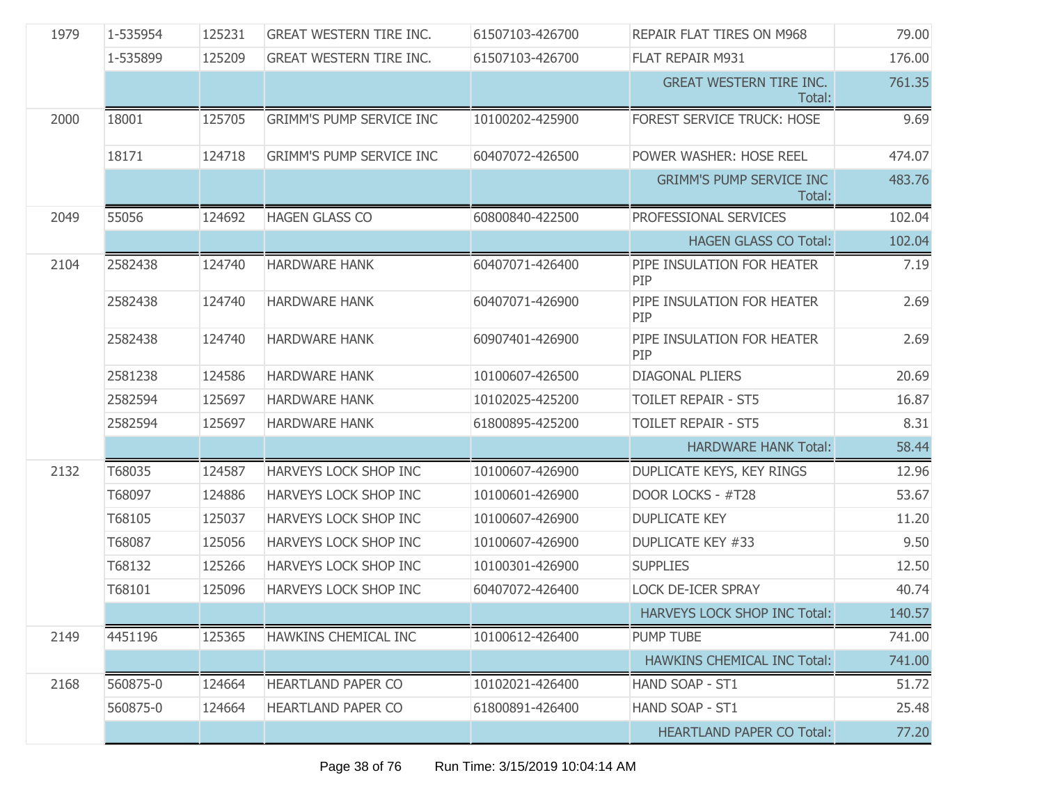| | | | | | | |
|---|---|---|---|---|---|---|
| 1979 | 1-535954 | 125231 | GREAT WESTERN TIRE INC. | 61507103-426700 | REPAIR FLAT TIRES ON M968 | 79.00 |
| | 1-535899 | 125209 | GREAT WESTERN TIRE INC. | 61507103-426700 | FLAT REPAIR M931 | 176.00 |
| | | | | | GREAT WESTERN TIRE INC. Total: | 761.35 |
| 2000 | 18001 | 125705 | GRIMM'S PUMP SERVICE INC | 10100202-425900 | FOREST SERVICE TRUCK: HOSE | 9.69 |
| | 18171 | 124718 | GRIMM'S PUMP SERVICE INC | 60407072-426500 | POWER WASHER: HOSE REEL | 474.07 |
| | | | | | GRIMM'S PUMP SERVICE INC Total: | 483.76 |
| 2049 | 55056 | 124692 | HAGEN GLASS CO | 60800840-422500 | PROFESSIONAL SERVICES | 102.04 |
| | | | | | HAGEN GLASS CO Total: | 102.04 |
| 2104 | 2582438 | 124740 | HARDWARE HANK | 60407071-426400 | PIPE INSULATION FOR HEATER PIP | 7.19 |
| | 2582438 | 124740 | HARDWARE HANK | 60407071-426900 | PIPE INSULATION FOR HEATER PIP | 2.69 |
| | 2582438 | 124740 | HARDWARE HANK | 60907401-426900 | PIPE INSULATION FOR HEATER PIP | 2.69 |
| | 2581238 | 124586 | HARDWARE HANK | 10100607-426500 | DIAGONAL PLIERS | 20.69 |
| | 2582594 | 125697 | HARDWARE HANK | 10102025-425200 | TOILET REPAIR - ST5 | 16.87 |
| | 2582594 | 125697 | HARDWARE HANK | 61800895-425200 | TOILET REPAIR - ST5 | 8.31 |
| | | | | | HARDWARE HANK Total: | 58.44 |
| 2132 | T68035 | 124587 | HARVEYS LOCK SHOP INC | 10100607-426900 | DUPLICATE KEYS, KEY RINGS | 12.96 |
| | T68097 | 124886 | HARVEYS LOCK SHOP INC | 10100601-426900 | DOOR LOCKS - #T28 | 53.67 |
| | T68105 | 125037 | HARVEYS LOCK SHOP INC | 10100607-426900 | DUPLICATE KEY | 11.20 |
| | T68087 | 125056 | HARVEYS LOCK SHOP INC | 10100607-426900 | DUPLICATE KEY #33 | 9.50 |
| | T68132 | 125266 | HARVEYS LOCK SHOP INC | 10100301-426900 | SUPPLIES | 12.50 |
| | T68101 | 125096 | HARVEYS LOCK SHOP INC | 60407072-426400 | LOCK DE-ICER SPRAY | 40.74 |
| | | | | | HARVEYS LOCK SHOP INC Total: | 140.57 |
| 2149 | 4451196 | 125365 | HAWKINS CHEMICAL INC | 10100612-426400 | PUMP TUBE | 741.00 |
| | | | | | HAWKINS CHEMICAL INC Total: | 741.00 |
| 2168 | 560875-0 | 124664 | HEARTLAND PAPER CO | 10102021-426400 | HAND SOAP - ST1 | 51.72 |
| | 560875-0 | 124664 | HEARTLAND PAPER CO | 61800891-426400 | HAND SOAP - ST1 | 25.48 |
| | | | | | HEARTLAND PAPER CO Total: | 77.20 |

Run Time: 3/15/2019 10:04:14 AM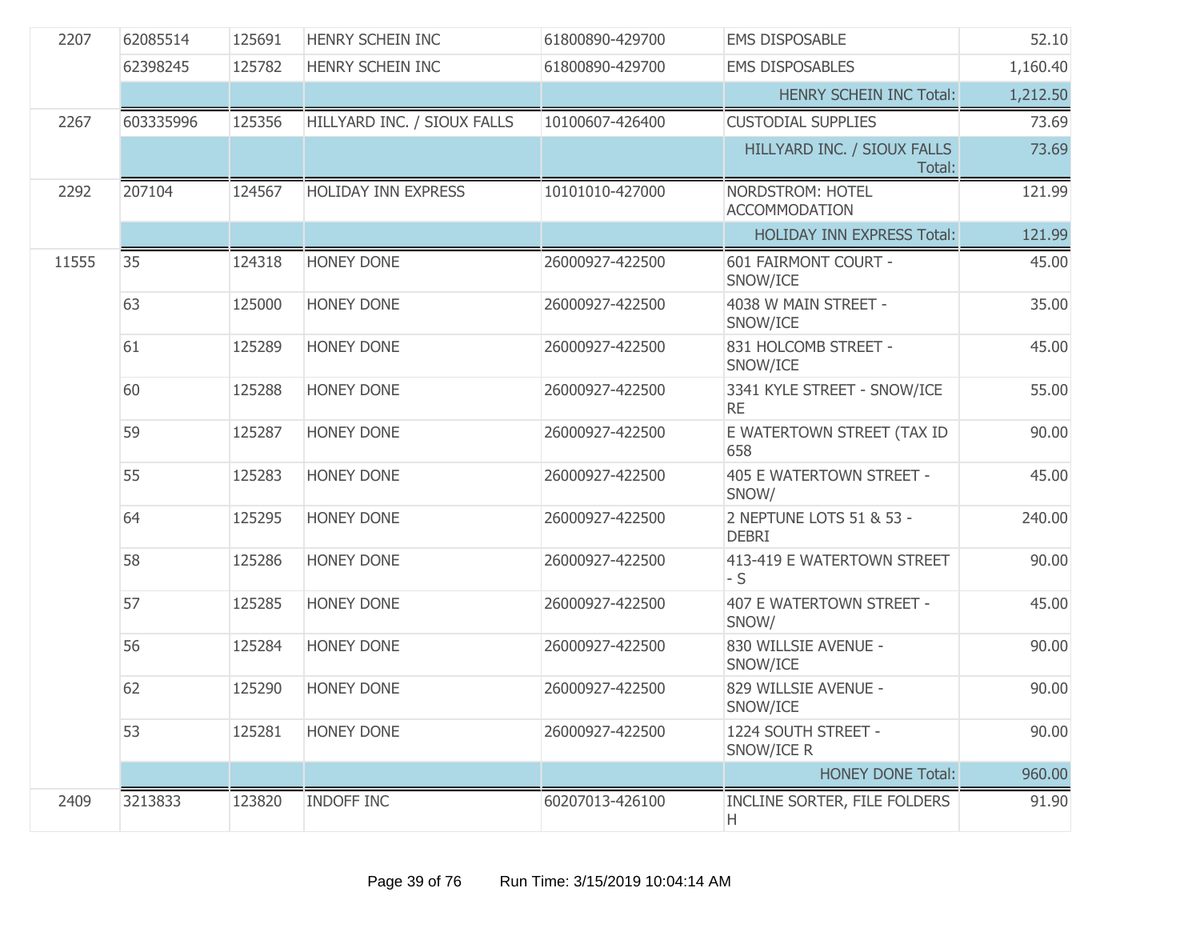| | | | | | | |
|---|---|---|---|---|---|---|
| 2207 | 62085514 | 125691 | HENRY SCHEIN INC | 61800890-429700 | EMS DISPOSABLE | 52.10 |
| | 62398245 | 125782 | HENRY SCHEIN INC | 61800890-429700 | EMS DISPOSABLES | 1,160.40 |
| | | | | | HENRY SCHEIN INC Total: | 1,212.50 |
| 2267 | 603335996 | 125356 | HILLYARD INC. / SIOUX FALLS | 10100607-426400 | CUSTODIAL SUPPLIES | 73.69 |
| | | | | | HILLYARD INC. / SIOUX FALLS Total: | 73.69 |
| 2292 | 207104 | 124567 | HOLIDAY INN EXPRESS | 10101010-427000 | NORDSTROM: HOTEL ACCOMMODATION | 121.99 |
| | | | | | HOLIDAY INN EXPRESS Total: | 121.99 |
| 11555 | 35 | 124318 | HONEY DONE | 26000927-422500 | 601 FAIRMONT COURT - SNOW/ICE | 45.00 |
| | 63 | 125000 | HONEY DONE | 26000927-422500 | 4038 W MAIN STREET - SNOW/ICE | 35.00 |
| | 61 | 125289 | HONEY DONE | 26000927-422500 | 831 HOLCOMB STREET - SNOW/ICE | 45.00 |
| | 60 | 125288 | HONEY DONE | 26000927-422500 | 3341 KYLE STREET - SNOW/ICE RE | 55.00 |
| | 59 | 125287 | HONEY DONE | 26000927-422500 | E WATERTOWN STREET (TAX ID 658 | 90.00 |
| | 55 | 125283 | HONEY DONE | 26000927-422500 | 405 E WATERTOWN STREET - SNOW/ | 45.00 |
| | 64 | 125295 | HONEY DONE | 26000927-422500 | 2 NEPTUNE LOTS 51 & 53 - DEBRI | 240.00 |
| | 58 | 125286 | HONEY DONE | 26000927-422500 | 413-419 E WATERTOWN STREET - S | 90.00 |
| | 57 | 125285 | HONEY DONE | 26000927-422500 | 407 E WATERTOWN STREET - SNOW/ | 45.00 |
| | 56 | 125284 | HONEY DONE | 26000927-422500 | 830 WILLSIE AVENUE - SNOW/ICE | 90.00 |
| | 62 | 125290 | HONEY DONE | 26000927-422500 | 829 WILLSIE AVENUE - SNOW/ICE | 90.00 |
| | 53 | 125281 | HONEY DONE | 26000927-422500 | 1224 SOUTH STREET - SNOW/ICE R | 90.00 |
| | | | | | HONEY DONE Total: | 960.00 |
| 2409 | 3213833 | 123820 | INDOFF INC | 60207013-426100 | INCLINE SORTER, FILE FOLDERS H | 91.90 |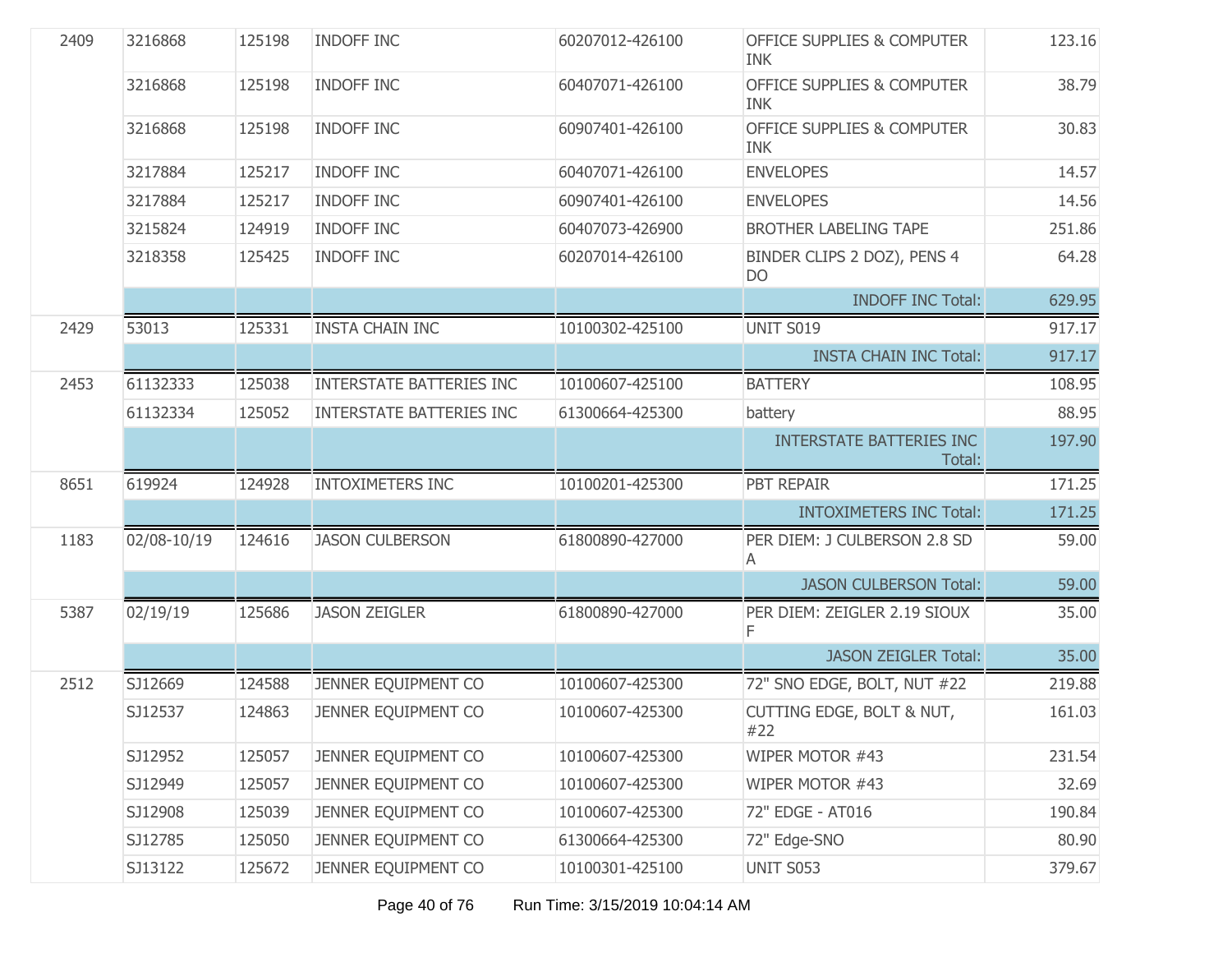| | | | | | | |
|---|---|---|---|---|---|---|
| 2409 | 3216868 | 125198 | INDOFF INC | 60207012-426100 | OFFICE SUPPLIES & COMPUTER INK | 123.16 |
| | 3216868 | 125198 | INDOFF INC | 60407071-426100 | OFFICE SUPPLIES & COMPUTER INK | 38.79 |
| | 3216868 | 125198 | INDOFF INC | 60907401-426100 | OFFICE SUPPLIES & COMPUTER INK | 30.83 |
| | 3217884 | 125217 | INDOFF INC | 60407071-426100 | ENVELOPES | 14.57 |
| | 3217884 | 125217 | INDOFF INC | 60907401-426100 | ENVELOPES | 14.56 |
| | 3215824 | 124919 | INDOFF INC | 60407073-426900 | BROTHER LABELING TAPE | 251.86 |
| | 3218358 | 125425 | INDOFF INC | 60207014-426100 | BINDER CLIPS 2 DOZ), PENS 4 DO | 64.28 |
| | | | | | INDOFF INC Total: | 629.95 |
| 2429 | 53013 | 125331 | INSTA CHAIN INC | 10100302-425100 | UNIT S019 | 917.17 |
| | | | | | INSTA CHAIN INC Total: | 917.17 |
| 2453 | 61132333 | 125038 | INTERSTATE BATTERIES INC | 10100607-425100 | BATTERY | 108.95 |
| | 61132334 | 125052 | INTERSTATE BATTERIES INC | 61300664-425300 | battery | 88.95 |
| | | | | | INTERSTATE BATTERIES INC Total: | 197.90 |
| 8651 | 619924 | 124928 | INTOXIMETERS INC | 10100201-425300 | PBT REPAIR | 171.25 |
| | | | | | INTOXIMETERS INC Total: | 171.25 |
| 1183 | 02/08-10/19 | 124616 | JASON CULBERSON | 61800890-427000 | PER DIEM: J CULBERSON 2.8 SD A | 59.00 |
| | | | | | JASON CULBERSON Total: | 59.00 |
| 5387 | 02/19/19 | 125686 | JASON ZEIGLER | 61800890-427000 | PER DIEM: ZEIGLER 2.19 SIOUX F | 35.00 |
| | | | | | JASON ZEIGLER Total: | 35.00 |
| 2512 | SJ12669 | 124588 | JENNER EQUIPMENT CO | 10100607-425300 | 72" SNO EDGE, BOLT, NUT #22 | 219.88 |
| | SJ12537 | 124863 | JENNER EQUIPMENT CO | 10100607-425300 | CUTTING EDGE, BOLT & NUT, #22 | 161.03 |
| | SJ12952 | 125057 | JENNER EQUIPMENT CO | 10100607-425300 | WIPER MOTOR #43 | 231.54 |
| | SJ12949 | 125057 | JENNER EQUIPMENT CO | 10100607-425300 | WIPER MOTOR #43 | 32.69 |
| | SJ12908 | 125039 | JENNER EQUIPMENT CO | 10100607-425300 | 72" EDGE - AT016 | 190.84 |
| | SJ12785 | 125050 | JENNER EQUIPMENT CO | 61300664-425300 | 72" Edge-SNO | 80.90 |
| | SJ13122 | 125672 | JENNER EQUIPMENT CO | 10100301-425100 | UNIT S053 | 379.67 |

Run Time: 3/15/2019 10:04:14 AM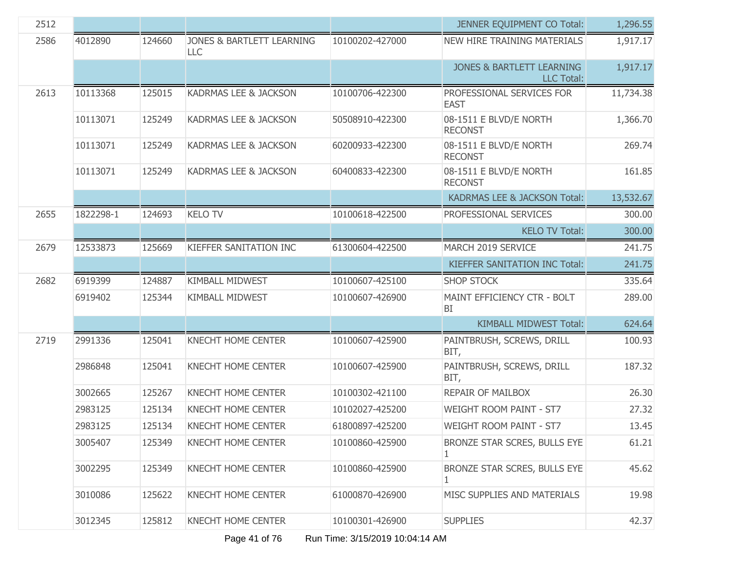| | | | | | |
|---|---|---|---|---|---|
| 2512 | | | | JENNER EQUIPMENT CO Total: | 1,296.55 |
| 2586 | 4012890 | 124660 | JONES & BARTLETT LEARNING LLC | 10100202-427000 | NEW HIRE TRAINING MATERIALS | 1,917.17 |
| | | | | | JONES & BARTLETT LEARNING LLC Total: | 1,917.17 |
| 2613 | 10113368 | 125015 | KADRMAS LEE & JACKSON | 10100706-422300 | PROFESSIONAL SERVICES FOR EAST | 11,734.38 |
| | 10113071 | 125249 | KADRMAS LEE & JACKSON | 50508910-422300 | 08-1511 E BLVD/E NORTH RECONST | 1,366.70 |
| | 10113071 | 125249 | KADRMAS LEE & JACKSON | 60200933-422300 | 08-1511 E BLVD/E NORTH RECONST | 269.74 |
| | 10113071 | 125249 | KADRMAS LEE & JACKSON | 60400833-422300 | 08-1511 E BLVD/E NORTH RECONST | 161.85 |
| | | | | | KADRMAS LEE & JACKSON Total: | 13,532.67 |
| 2655 | 1822298-1 | 124693 | KELO TV | 10100618-422500 | PROFESSIONAL SERVICES | 300.00 |
| | | | | | KELO TV Total: | 300.00 |
| 2679 | 12533873 | 125669 | KIEFFER SANITATION INC | 61300604-422500 | MARCH 2019 SERVICE | 241.75 |
| | | | | | KIEFFER SANITATION INC Total: | 241.75 |
| 2682 | 6919399 | 124887 | KIMBALL MIDWEST | 10100607-425100 | SHOP STOCK | 335.64 |
| | 6919402 | 125344 | KIMBALL MIDWEST | 10100607-426900 | MAINT EFFICIENCY CTR - BOLT BI | 289.00 |
| | | | | | KIMBALL MIDWEST Total: | 624.64 |
| 2719 | 2991336 | 125041 | KNECHT HOME CENTER | 10100607-425900 | PAINTBRUSH, SCREWS, DRILL BIT, | 100.93 |
| | 2986848 | 125041 | KNECHT HOME CENTER | 10100607-425900 | PAINTBRUSH, SCREWS, DRILL BIT, | 187.32 |
| | 3002665 | 125267 | KNECHT HOME CENTER | 10100302-421100 | REPAIR OF MAILBOX | 26.30 |
| | 2983125 | 125134 | KNECHT HOME CENTER | 10102027-425200 | WEIGHT ROOM PAINT - ST7 | 27.32 |
| | 2983125 | 125134 | KNECHT HOME CENTER | 61800897-425200 | WEIGHT ROOM PAINT - ST7 | 13.45 |
| | 3005407 | 125349 | KNECHT HOME CENTER | 10100860-425900 | BRONZE STAR SCRES, BULLS EYE 1 | 61.21 |
| | 3002295 | 125349 | KNECHT HOME CENTER | 10100860-425900 | BRONZE STAR SCRES, BULLS EYE 1 | 45.62 |
| | 3010086 | 125622 | KNECHT HOME CENTER | 61000870-426900 | MISC SUPPLIES AND MATERIALS | 19.98 |
| | 3012345 | 125812 | KNECHT HOME CENTER | 10100301-426900 | SUPPLIES | 42.37 |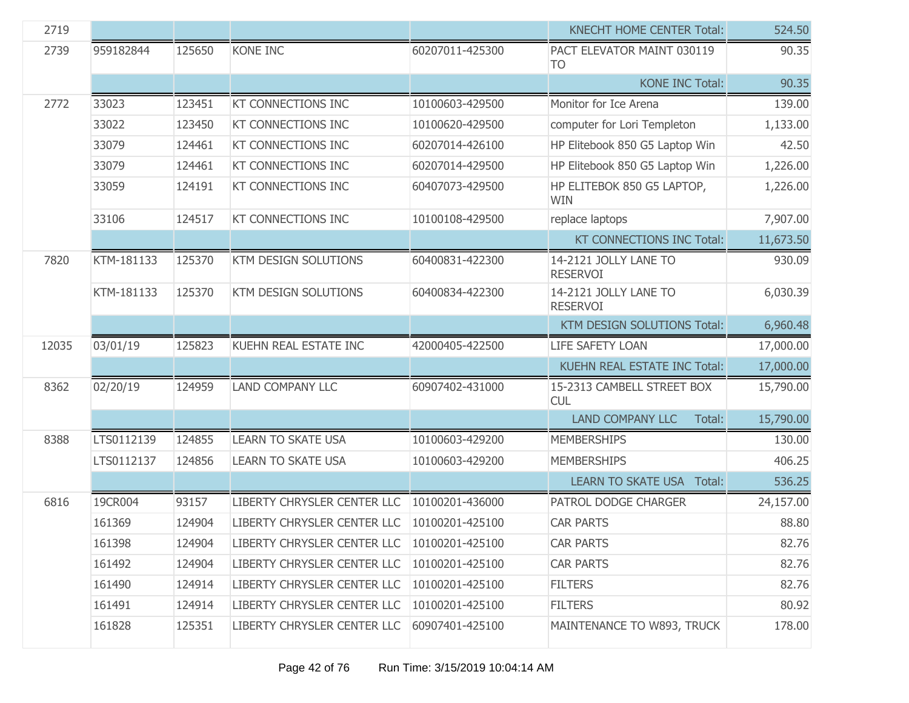| | | | | | | |
|---|---|---|---|---|---|---|
| 2719 | | | | | KNECHT HOME CENTER Total: | 524.50 |
| 2739 | 959182844 | 125650 | KONE INC | 60207011-425300 | PACT ELEVATOR MAINT 030119 TO | 90.35 |
| | | | | | KONE INC Total: | 90.35 |
| 2772 | 33023 | 123451 | KT CONNECTIONS INC | 10100603-429500 | Monitor for Ice Arena | 139.00 |
| | 33022 | 123450 | KT CONNECTIONS INC | 10100620-429500 | computer for Lori Templeton | 1,133.00 |
| | 33079 | 124461 | KT CONNECTIONS INC | 60207014-426100 | HP Elitebook 850 G5 Laptop Win | 42.50 |
| | 33079 | 124461 | KT CONNECTIONS INC | 60207014-429500 | HP Elitebook 850 G5 Laptop Win | 1,226.00 |
| | 33059 | 124191 | KT CONNECTIONS INC | 60407073-429500 | HP ELITEBOK 850 G5 LAPTOP, WIN | 1,226.00 |
| | 33106 | 124517 | KT CONNECTIONS INC | 10100108-429500 | replace laptops | 7,907.00 |
| | | | | | KT CONNECTIONS INC Total: | 11,673.50 |
| 7820 | KTM-181133 | 125370 | KTM DESIGN SOLUTIONS | 60400831-422300 | 14-2121 JOLLY LANE TO RESERVOI | 930.09 |
| | KTM-181133 | 125370 | KTM DESIGN SOLUTIONS | 60400834-422300 | 14-2121 JOLLY LANE TO RESERVOI | 6,030.39 |
| | | | | | KTM DESIGN SOLUTIONS Total: | 6,960.48 |
| 12035 | 03/01/19 | 125823 | KUEHN REAL ESTATE INC | 42000405-422500 | LIFE SAFETY LOAN | 17,000.00 |
| | | | | | KUEHN REAL ESTATE INC Total: | 17,000.00 |
| 8362 | 02/20/19 | 124959 | LAND COMPANY LLC | 60907402-431000 | 15-2313 CAMBELL STREET BOX CUL | 15,790.00 |
| | | | | | LAND COMPANY LLC Total: | 15,790.00 |
| 8388 | LTS0112139 | 124855 | LEARN TO SKATE USA | 10100603-429200 | MEMBERSHIPS | 130.00 |
| | LTS0112137 | 124856 | LEARN TO SKATE USA | 10100603-429200 | MEMBERSHIPS | 406.25 |
| | | | | | LEARN TO SKATE USA Total: | 536.25 |
| 6816 | 19CR004 | 93157 | LIBERTY CHRYSLER CENTER LLC | 10100201-436000 | PATROL DODGE CHARGER | 24,157.00 |
| | 161369 | 124904 | LIBERTY CHRYSLER CENTER LLC | 10100201-425100 | CAR PARTS | 88.80 |
| | 161398 | 124904 | LIBERTY CHRYSLER CENTER LLC | 10100201-425100 | CAR PARTS | 82.76 |
| | 161492 | 124904 | LIBERTY CHRYSLER CENTER LLC | 10100201-425100 | CAR PARTS | 82.76 |
| | 161490 | 124914 | LIBERTY CHRYSLER CENTER LLC | 10100201-425100 | FILTERS | 82.76 |
| | 161491 | 124914 | LIBERTY CHRYSLER CENTER LLC | 10100201-425100 | FILTERS | 80.92 |
| | 161828 | 125351 | LIBERTY CHRYSLER CENTER LLC | 60907401-425100 | MAINTENANCE TO W893, TRUCK | 178.00 |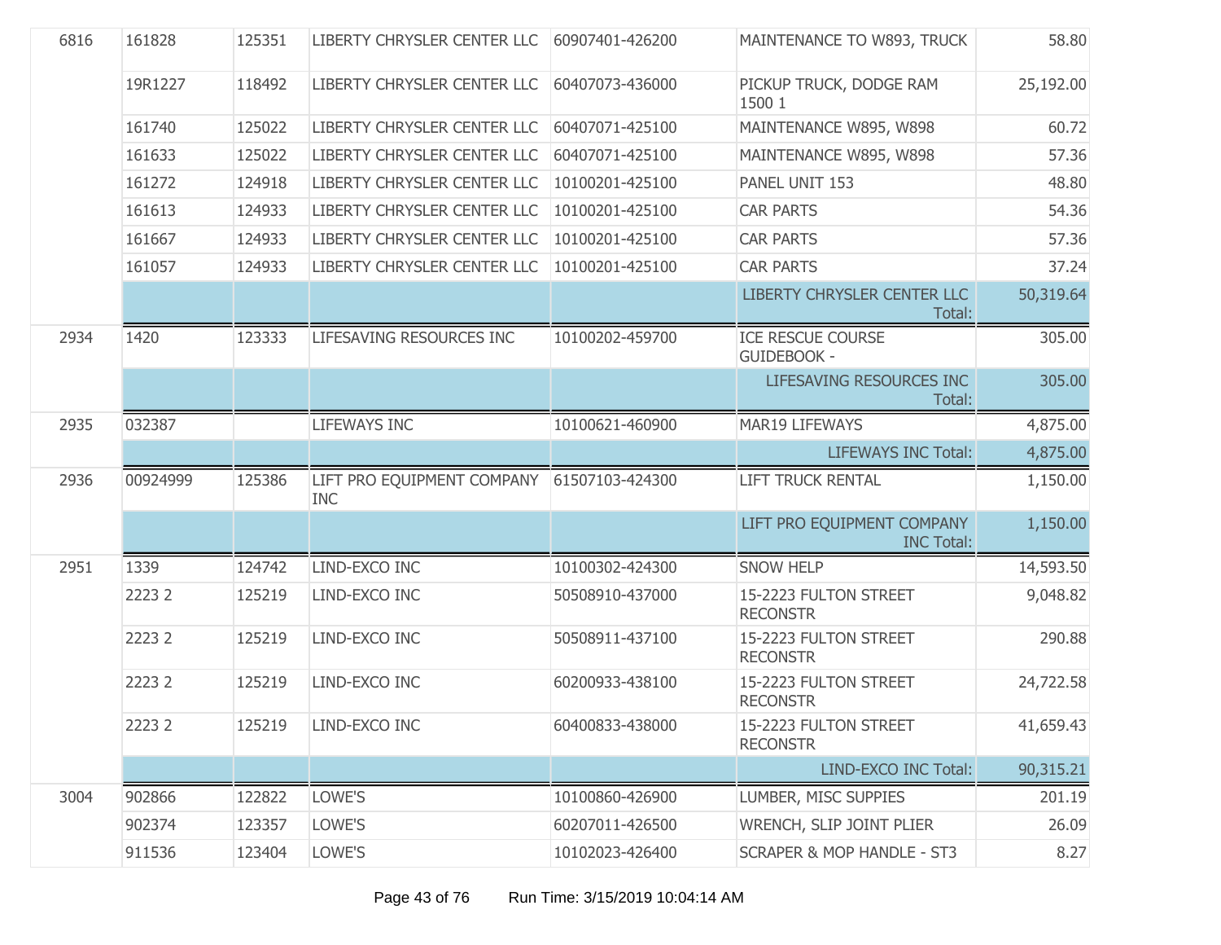| | | | | | | |
|---|---|---|---|---|---|---|
| 6816 | 161828 | 125351 | LIBERTY CHRYSLER CENTER LLC | 60907401-426200 | MAINTENANCE TO W893, TRUCK | 58.80 |
| | 19R1227 | 118492 | LIBERTY CHRYSLER CENTER LLC | 60407073-436000 | PICKUP TRUCK, DODGE RAM 1500 1 | 25,192.00 |
| | 161740 | 125022 | LIBERTY CHRYSLER CENTER LLC | 60407071-425100 | MAINTENANCE W895, W898 | 60.72 |
| | 161633 | 125022 | LIBERTY CHRYSLER CENTER LLC | 60407071-425100 | MAINTENANCE W895, W898 | 57.36 |
| | 161272 | 124918 | LIBERTY CHRYSLER CENTER LLC | 10100201-425100 | PANEL UNIT 153 | 48.80 |
| | 161613 | 124933 | LIBERTY CHRYSLER CENTER LLC | 10100201-425100 | CAR PARTS | 54.36 |
| | 161667 | 124933 | LIBERTY CHRYSLER CENTER LLC | 10100201-425100 | CAR PARTS | 57.36 |
| | 161057 | 124933 | LIBERTY CHRYSLER CENTER LLC | 10100201-425100 | CAR PARTS | 37.24 |
| | | | | | LIBERTY CHRYSLER CENTER LLC Total: | 50,319.64 |
| 2934 | 1420 | 123333 | LIFESAVING RESOURCES INC | 10100202-459700 | ICE RESCUE COURSE GUIDEBOOK - | 305.00 |
| | | | | | LIFESAVING RESOURCES INC Total: | 305.00 |
| 2935 | 032387 | | LIFEWAYS INC | 10100621-460900 | MAR19 LIFEWAYS | 4,875.00 |
| | | | | | LIFEWAYS INC Total: | 4,875.00 |
| 2936 | 00924999 | 125386 | LIFT PRO EQUIPMENT COMPANY INC | 61507103-424300 | LIFT TRUCK RENTAL | 1,150.00 |
| | | | | | LIFT PRO EQUIPMENT COMPANY INC Total: | 1,150.00 |
| 2951 | 1339 | 124742 | LIND-EXCO INC | 10100302-424300 | SNOW HELP | 14,593.50 |
| | 2223 2 | 125219 | LIND-EXCO INC | 50508910-437000 | 15-2223 FULTON STREET RECONSTR | 9,048.82 |
| | 2223 2 | 125219 | LIND-EXCO INC | 50508911-437100 | 15-2223 FULTON STREET RECONSTR | 290.88 |
| | 2223 2 | 125219 | LIND-EXCO INC | 60200933-438100 | 15-2223 FULTON STREET RECONSTR | 24,722.58 |
| | 2223 2 | 125219 | LIND-EXCO INC | 60400833-438000 | 15-2223 FULTON STREET RECONSTR | 41,659.43 |
| | | | | | LIND-EXCO INC Total: | 90,315.21 |
| 3004 | 902866 | 122822 | LOWE'S | 10100860-426900 | LUMBER, MISC SUPPIES | 201.19 |
| | 902374 | 123357 | LOWE'S | 60207011-426500 | WRENCH, SLIP JOINT PLIER | 26.09 |
| | 911536 | 123404 | LOWE'S | 10102023-426400 | SCRAPER & MOP HANDLE - ST3 | 8.27 |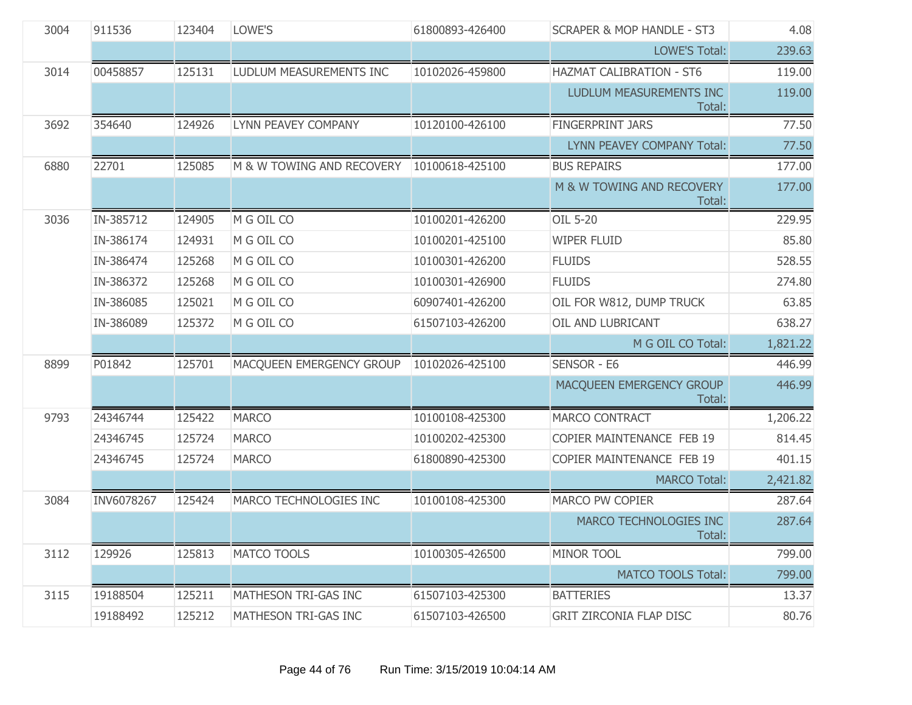| | | | | | | |
|---|---|---|---|---|---|---|
| 3004 | 911536 | 123404 | LOWE'S | 61800893-426400 | SCRAPER & MOP HANDLE - ST3 | 4.08 |
| | | | | | LOWE'S Total: | 239.63 |
| 3014 | 00458857 | 125131 | LUDLUM MEASUREMENTS INC | 10102026-459800 | HAZMAT CALIBRATION - ST6 | 119.00 |
| | | | | | LUDLUM MEASUREMENTS INC Total: | 119.00 |
| 3692 | 354640 | 124926 | LYNN PEAVEY COMPANY | 10120100-426100 | FINGERPRINT JARS | 77.50 |
| | | | | | LYNN PEAVEY COMPANY Total: | 77.50 |
| 6880 | 22701 | 125085 | M & W TOWING AND RECOVERY | 10100618-425100 | BUS REPAIRS | 177.00 |
| | | | | | M & W TOWING AND RECOVERY Total: | 177.00 |
| 3036 | IN-385712 | 124905 | M G OIL CO | 10100201-426200 | OIL 5-20 | 229.95 |
| | IN-386174 | 124931 | M G OIL CO | 10100201-425100 | WIPER FLUID | 85.80 |
| | IN-386474 | 125268 | M G OIL CO | 10100301-426200 | FLUIDS | 528.55 |
| | IN-386372 | 125268 | M G OIL CO | 10100301-426900 | FLUIDS | 274.80 |
| | IN-386085 | 125021 | M G OIL CO | 60907401-426200 | OIL FOR W812, DUMP TRUCK | 63.85 |
| | IN-386089 | 125372 | M G OIL CO | 61507103-426200 | OIL AND LUBRICANT | 638.27 |
| | | | | | M G OIL CO Total: | 1,821.22 |
| 8899 | P01842 | 125701 | MACQUEEN EMERGENCY GROUP | 10102026-425100 | SENSOR - E6 | 446.99 |
| | | | | | MACQUEEN EMERGENCY GROUP Total: | 446.99 |
| 9793 | 24346744 | 125422 | MARCO | 10100108-425300 | MARCO CONTRACT | 1,206.22 |
| | 24346745 | 125724 | MARCO | 10100202-425300 | COPIER MAINTENANCE FEB 19 | 814.45 |
| | 24346745 | 125724 | MARCO | 61800890-425300 | COPIER MAINTENANCE FEB 19 | 401.15 |
| | | | | | MARCO Total: | 2,421.82 |
| 3084 | INV6078267 | 125424 | MARCO TECHNOLOGIES INC | 10100108-425300 | MARCO PW COPIER | 287.64 |
| | | | | | MARCO TECHNOLOGIES INC Total: | 287.64 |
| 3112 | 129926 | 125813 | MATCO TOOLS | 10100305-426500 | MINOR TOOL | 799.00 |
| | | | | | MATCO TOOLS Total: | 799.00 |
| 3115 | 19188504 | 125211 | MATHESON TRI-GAS INC | 61507103-425300 | BATTERIES | 13.37 |
| | 19188492 | 125212 | MATHESON TRI-GAS INC | 61507103-426500 | GRIT ZIRCONIA FLAP DISC | 80.76 |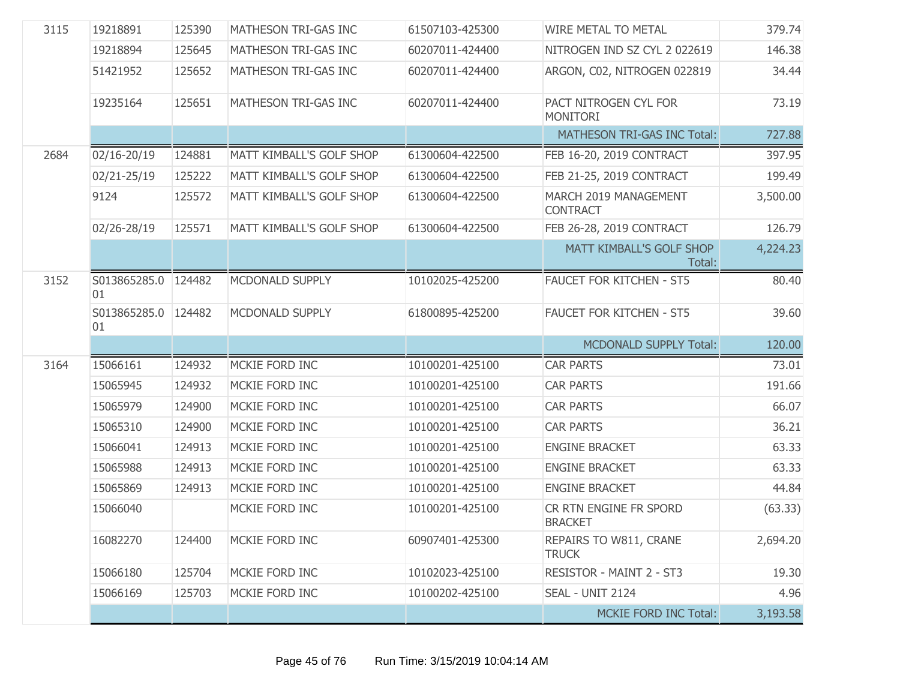| | | | | | | |
|---|---|---|---|---|---|---|
| 3115 | 19218891 | 125390 | MATHESON TRI-GAS INC | 61507103-425300 | WIRE METAL TO METAL | 379.74 |
| | 19218894 | 125645 | MATHESON TRI-GAS INC | 60207011-424400 | NITROGEN IND SZ CYL 2 022619 | 146.38 |
| | 51421952 | 125652 | MATHESON TRI-GAS INC | 60207011-424400 | ARGON, C02, NITROGEN 022819 | 34.44 |
| | 19235164 | 125651 | MATHESON TRI-GAS INC | 60207011-424400 | PACT NITROGEN CYL FOR MONITORI | 73.19 |
| | | | | | MATHESON TRI-GAS INC Total: | 727.88 |
| 2684 | 02/16-20/19 | 124881 | MATT KIMBALL'S GOLF SHOP | 61300604-422500 | FEB 16-20, 2019 CONTRACT | 397.95 |
| | 02/21-25/19 | 125222 | MATT KIMBALL'S GOLF SHOP | 61300604-422500 | FEB 21-25, 2019 CONTRACT | 199.49 |
| | 9124 | 125572 | MATT KIMBALL'S GOLF SHOP | 61300604-422500 | MARCH 2019 MANAGEMENT CONTRACT | 3,500.00 |
| | 02/26-28/19 | 125571 | MATT KIMBALL'S GOLF SHOP | 61300604-422500 | FEB 26-28, 2019 CONTRACT | 126.79 |
| | | | | | MATT KIMBALL'S GOLF SHOP Total: | 4,224.23 |
| 3152 | S013865285.001 | 124482 | MCDONALD SUPPLY | 10102025-425200 | FAUCET FOR KITCHEN - ST5 | 80.40 |
| | S013865285.001 | 124482 | MCDONALD SUPPLY | 61800895-425200 | FAUCET FOR KITCHEN - ST5 | 39.60 |
| | | | | | MCDONALD SUPPLY Total: | 120.00 |
| 3164 | 15066161 | 124932 | MCKIE FORD INC | 10100201-425100 | CAR PARTS | 73.01 |
| | 15065945 | 124932 | MCKIE FORD INC | 10100201-425100 | CAR PARTS | 191.66 |
| | 15065979 | 124900 | MCKIE FORD INC | 10100201-425100 | CAR PARTS | 66.07 |
| | 15065310 | 124900 | MCKIE FORD INC | 10100201-425100 | CAR PARTS | 36.21 |
| | 15066041 | 124913 | MCKIE FORD INC | 10100201-425100 | ENGINE BRACKET | 63.33 |
| | 15065988 | 124913 | MCKIE FORD INC | 10100201-425100 | ENGINE BRACKET | 63.33 |
| | 15065869 | 124913 | MCKIE FORD INC | 10100201-425100 | ENGINE BRACKET | 44.84 |
| | 15066040 | | MCKIE FORD INC | 10100201-425100 | CR RTN ENGINE FR SPORD BRACKET | (63.33) |
| | 16082270 | 124400 | MCKIE FORD INC | 60907401-425300 | REPAIRS TO W811, CRANE TRUCK | 2,694.20 |
| | 15066180 | 125704 | MCKIE FORD INC | 10102023-425100 | RESISTOR - MAINT 2 - ST3 | 19.30 |
| | 15066169 | 125703 | MCKIE FORD INC | 10100202-425100 | SEAL - UNIT 2124 | 4.96 |
| | | | | | MCKIE FORD INC Total: | 3,193.58 |

Run Time: 3/15/2019 10:04:14 AM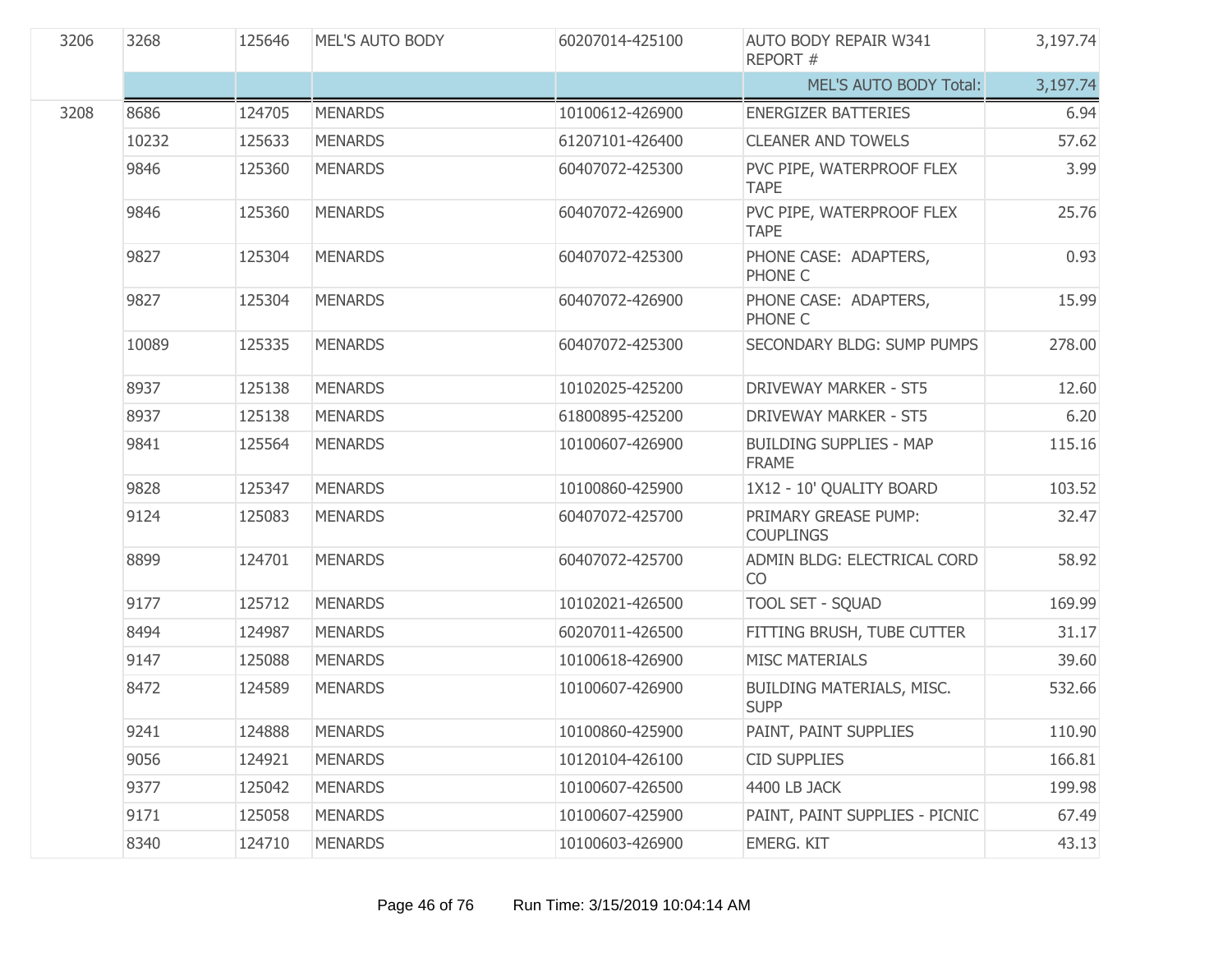| | | | | | | |
|---|---|---|---|---|---|---|
| 3206 | 3268 | 125646 | MEL'S AUTO BODY | 60207014-425100 | AUTO BODY REPAIR W341 REPORT # | 3,197.74 |
| | | | | | MEL'S AUTO BODY Total: | 3,197.74 |
| 3208 | 8686 | 124705 | MENARDS | 10100612-426900 | ENERGIZER BATTERIES | 6.94 |
| | 10232 | 125633 | MENARDS | 61207101-426400 | CLEANER AND TOWELS | 57.62 |
| | 9846 | 125360 | MENARDS | 60407072-425300 | PVC PIPE, WATERPROOF FLEX TAPE | 3.99 |
| | 9846 | 125360 | MENARDS | 60407072-426900 | PVC PIPE, WATERPROOF FLEX TAPE | 25.76 |
| | 9827 | 125304 | MENARDS | 60407072-425300 | PHONE CASE: ADAPTERS, PHONE C | 0.93 |
| | 9827 | 125304 | MENARDS | 60407072-426900 | PHONE CASE: ADAPTERS, PHONE C | 15.99 |
| | 10089 | 125335 | MENARDS | 60407072-425300 | SECONDARY BLDG: SUMP PUMPS | 278.00 |
| | 8937 | 125138 | MENARDS | 10102025-425200 | DRIVEWAY MARKER - ST5 | 12.60 |
| | 8937 | 125138 | MENARDS | 61800895-425200 | DRIVEWAY MARKER - ST5 | 6.20 |
| | 9841 | 125564 | MENARDS | 10100607-426900 | BUILDING SUPPLIES - MAP FRAME | 115.16 |
| | 9828 | 125347 | MENARDS | 10100860-425900 | 1X12 - 10' QUALITY BOARD | 103.52 |
| | 9124 | 125083 | MENARDS | 60407072-425700 | PRIMARY GREASE PUMP: COUPLINGS | 32.47 |
| | 8899 | 124701 | MENARDS | 60407072-425700 | ADMIN BLDG: ELECTRICAL CORD CO | 58.92 |
| | 9177 | 125712 | MENARDS | 10102021-426500 | TOOL SET - SQUAD | 169.99 |
| | 8494 | 124987 | MENARDS | 60207011-426500 | FITTING BRUSH, TUBE CUTTER | 31.17 |
| | 9147 | 125088 | MENARDS | 10100618-426900 | MISC MATERIALS | 39.60 |
| | 8472 | 124589 | MENARDS | 10100607-426900 | BUILDING MATERIALS, MISC. SUPP | 532.66 |
| | 9241 | 124888 | MENARDS | 10100860-425900 | PAINT, PAINT SUPPLIES | 110.90 |
| | 9056 | 124921 | MENARDS | 10120104-426100 | CID SUPPLIES | 166.81 |
| | 9377 | 125042 | MENARDS | 10100607-426500 | 4400 LB JACK | 199.98 |
| | 9171 | 125058 | MENARDS | 10100607-425900 | PAINT, PAINT SUPPLIES - PICNIC | 67.49 |
| | 8340 | 124710 | MENARDS | 10100603-426900 | EMERG. KIT | 43.13 |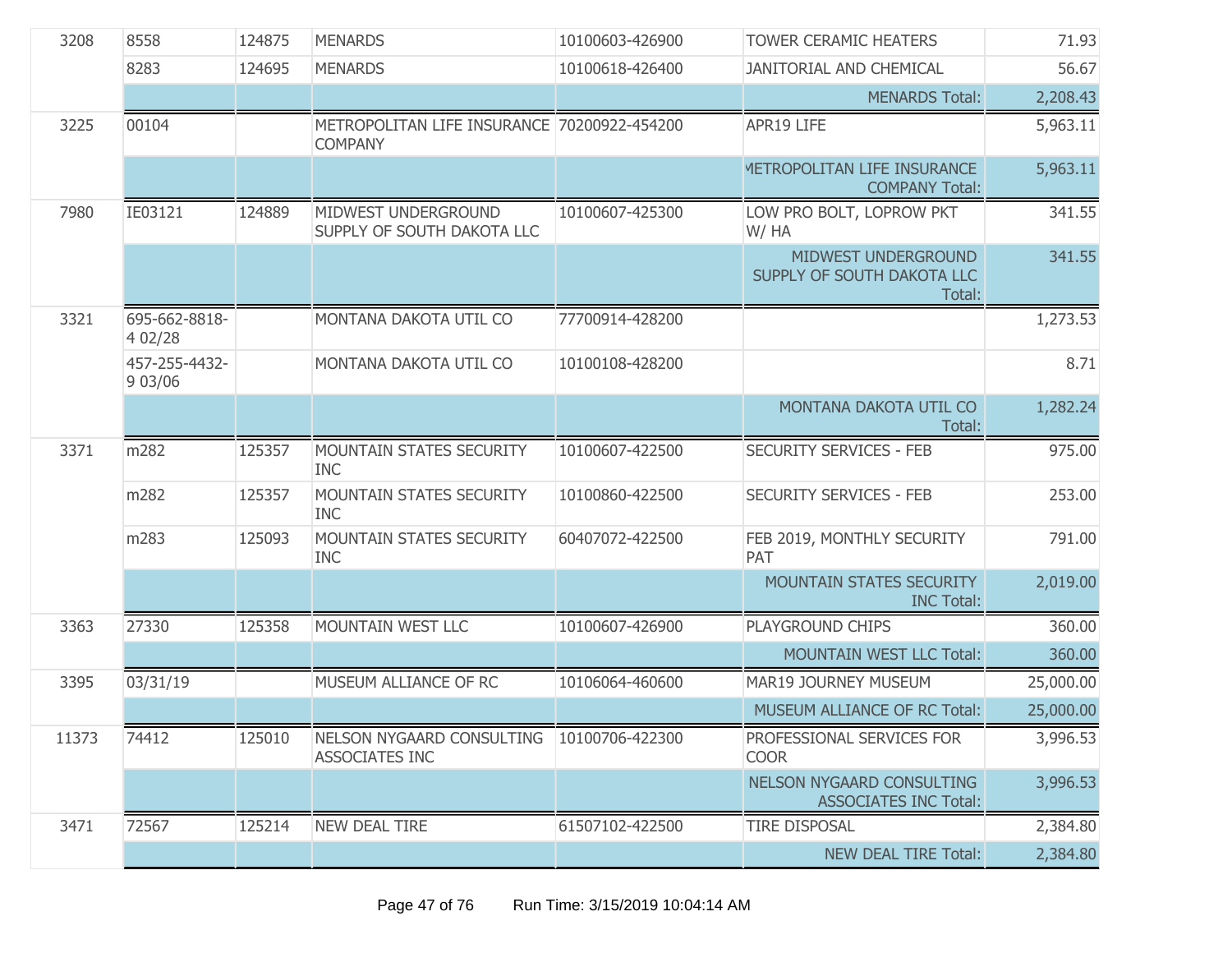| | | | | | | |
|---|---|---|---|---|---|---|
| 3208 | 8558 | 124875 | MENARDS | 10100603-426900 | TOWER CERAMIC HEATERS | 71.93 |
| | 8283 | 124695 | MENARDS | 10100618-426400 | JANITORIAL AND CHEMICAL | 56.67 |
| | | | | | MENARDS Total: | 2,208.43 |
| 3225 | 00104 | | METROPOLITAN LIFE INSURANCE COMPANY | 70200922-454200 | APR19 LIFE | 5,963.11 |
| | | | | | METROPOLITAN LIFE INSURANCE COMPANY Total: | 5,963.11 |
| 7980 | IE03121 | 124889 | MIDWEST UNDERGROUND SUPPLY OF SOUTH DAKOTA LLC | 10100607-425300 | LOW PRO BOLT, LOPROW PKT W/ HA | 341.55 |
| | | | | | MIDWEST UNDERGROUND SUPPLY OF SOUTH DAKOTA LLC Total: | 341.55 |
| 3321 | 695-662-8818-4 02/28 | | MONTANA DAKOTA UTIL CO | 77700914-428200 | | 1,273.53 |
| | 457-255-4432-9 03/06 | | MONTANA DAKOTA UTIL CO | 10100108-428200 | | 8.71 |
| | | | | | MONTANA DAKOTA UTIL CO Total: | 1,282.24 |
| 3371 | m282 | 125357 | MOUNTAIN STATES SECURITY INC | 10100607-422500 | SECURITY SERVICES - FEB | 975.00 |
| | m282 | 125357 | MOUNTAIN STATES SECURITY INC | 10100860-422500 | SECURITY SERVICES - FEB | 253.00 |
| | m283 | 125093 | MOUNTAIN STATES SECURITY INC | 60407072-422500 | FEB 2019, MONTHLY SECURITY PAT | 791.00 |
| | | | | | MOUNTAIN STATES SECURITY INC Total: | 2,019.00 |
| 3363 | 27330 | 125358 | MOUNTAIN WEST LLC | 10100607-426900 | PLAYGROUND CHIPS | 360.00 |
| | | | | | MOUNTAIN WEST LLC Total: | 360.00 |
| 3395 | 03/31/19 | | MUSEUM ALLIANCE OF RC | 10106064-460600 | MAR19 JOURNEY MUSEUM | 25,000.00 |
| | | | | | MUSEUM ALLIANCE OF RC Total: | 25,000.00 |
| 11373 | 74412 | 125010 | NELSON NYGAARD CONSULTING ASSOCIATES INC | 10100706-422300 | PROFESSIONAL SERVICES FOR COOR | 3,996.53 |
| | | | | | NELSON NYGAARD CONSULTING ASSOCIATES INC Total: | 3,996.53 |
| 3471 | 72567 | 125214 | NEW DEAL TIRE | 61507102-422500 | TIRE DISPOSAL | 2,384.80 |
| | | | | | NEW DEAL TIRE Total: | 2,384.80 |

Run Time: 3/15/2019 10:04:14 AM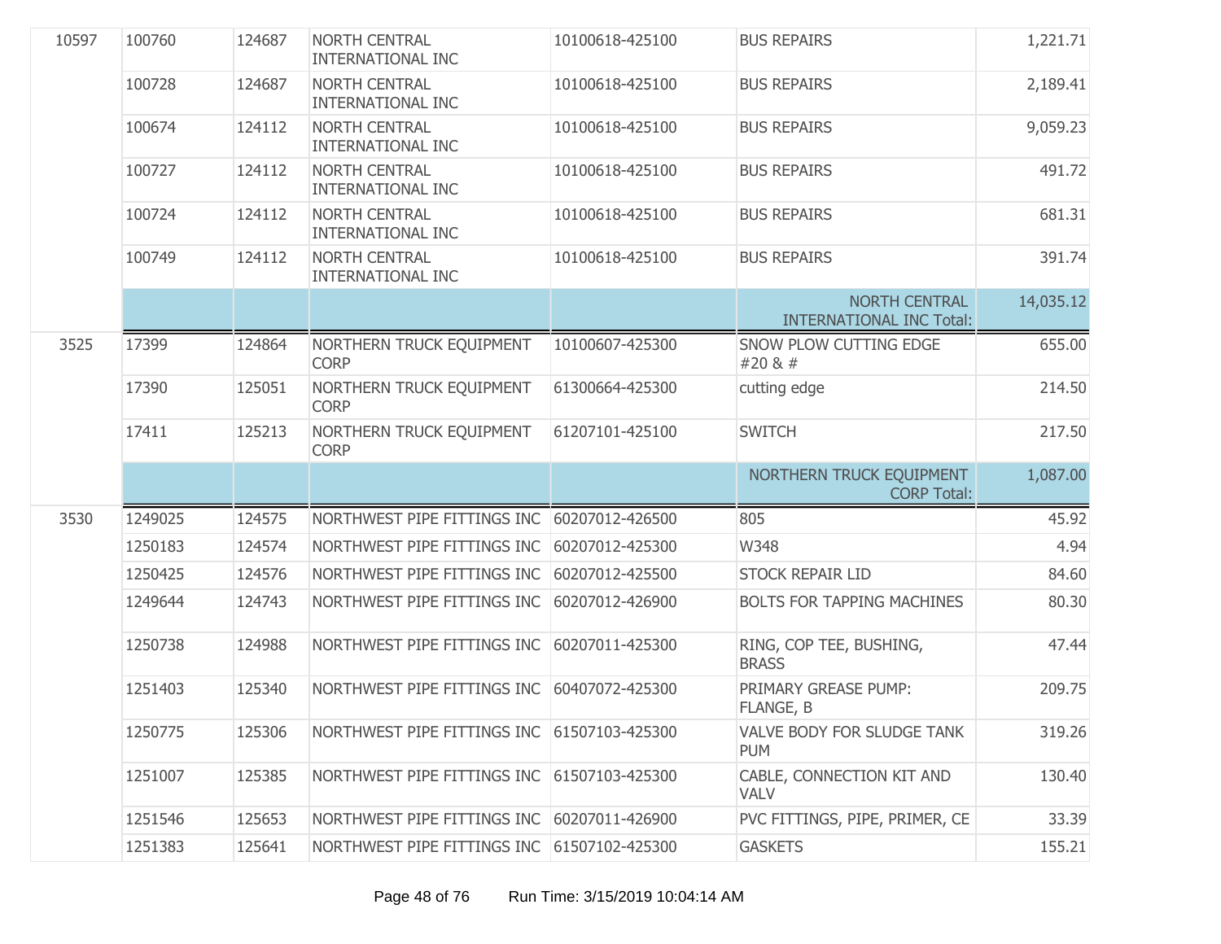| | | | | | | |
|---|---|---|---|---|---|---|
| 10597 | 100760 | 124687 | NORTH CENTRAL INTERNATIONAL INC | 10100618-425100 | BUS REPAIRS | 1,221.71 |
| | 100728 | 124687 | NORTH CENTRAL INTERNATIONAL INC | 10100618-425100 | BUS REPAIRS | 2,189.41 |
| | 100674 | 124112 | NORTH CENTRAL INTERNATIONAL INC | 10100618-425100 | BUS REPAIRS | 9,059.23 |
| | 100727 | 124112 | NORTH CENTRAL INTERNATIONAL INC | 10100618-425100 | BUS REPAIRS | 491.72 |
| | 100724 | 124112 | NORTH CENTRAL INTERNATIONAL INC | 10100618-425100 | BUS REPAIRS | 681.31 |
| | 100749 | 124112 | NORTH CENTRAL INTERNATIONAL INC | 10100618-425100 | BUS REPAIRS | 391.74 |
| | | | | | NORTH CENTRAL INTERNATIONAL INC Total: | 14,035.12 |
| 3525 | 17399 | 124864 | NORTHERN TRUCK EQUIPMENT CORP | 10100607-425300 | SNOW PLOW CUTTING EDGE #20 & # | 655.00 |
| | 17390 | 125051 | NORTHERN TRUCK EQUIPMENT CORP | 61300664-425300 | cutting edge | 214.50 |
| | 17411 | 125213 | NORTHERN TRUCK EQUIPMENT CORP | 61207101-425100 | SWITCH | 217.50 |
| | | | | | NORTHERN TRUCK EQUIPMENT CORP Total: | 1,087.00 |
| 3530 | 1249025 | 124575 | NORTHWEST PIPE FITTINGS INC | 60207012-426500 | 805 | 45.92 |
| | 1250183 | 124574 | NORTHWEST PIPE FITTINGS INC | 60207012-425300 | W348 | 4.94 |
| | 1250425 | 124576 | NORTHWEST PIPE FITTINGS INC | 60207012-425500 | STOCK REPAIR LID | 84.60 |
| | 1249644 | 124743 | NORTHWEST PIPE FITTINGS INC | 60207012-426900 | BOLTS FOR TAPPING MACHINES | 80.30 |
| | 1250738 | 124988 | NORTHWEST PIPE FITTINGS INC | 60207011-425300 | RING, COP TEE, BUSHING, BRASS | 47.44 |
| | 1251403 | 125340 | NORTHWEST PIPE FITTINGS INC | 60407072-425300 | PRIMARY GREASE PUMP: FLANGE, B | 209.75 |
| | 1250775 | 125306 | NORTHWEST PIPE FITTINGS INC | 61507103-425300 | VALVE BODY FOR SLUDGE TANK PUM | 319.26 |
| | 1251007 | 125385 | NORTHWEST PIPE FITTINGS INC | 61507103-425300 | CABLE, CONNECTION KIT AND VALV | 130.40 |
| | 1251546 | 125653 | NORTHWEST PIPE FITTINGS INC | 60207011-426900 | PVC FITTINGS, PIPE, PRIMER, CE | 33.39 |
| | 1251383 | 125641 | NORTHWEST PIPE FITTINGS INC | 61507102-425300 | GASKETS | 155.21 |

Run Time: 3/15/2019 10:04:14 AM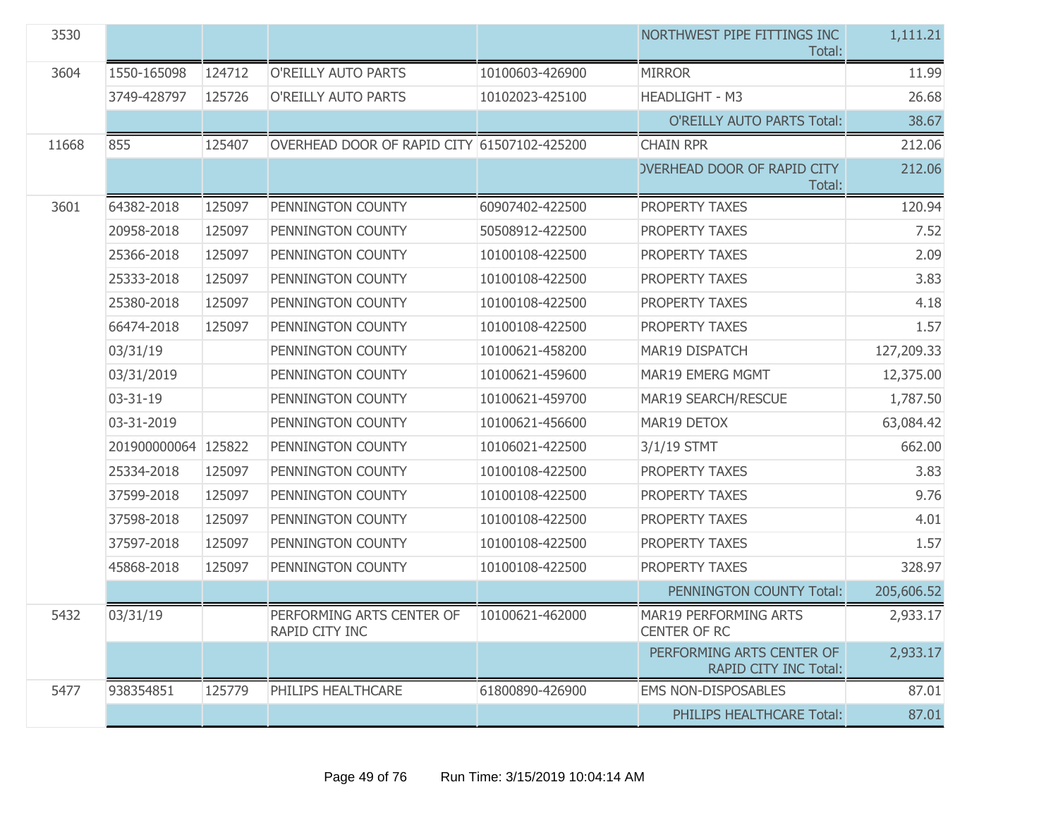| | | | | | | |
|---|---|---|---|---|---|---|
| 3530 | | | | | NORTHWEST PIPE FITTINGS INC Total: | 1,111.21 |
| 3604 | 1550-165098 | 124712 | O'REILLY AUTO PARTS | 10100603-426900 | MIRROR | 11.99 |
| | 3749-428797 | 125726 | O'REILLY AUTO PARTS | 10102023-425100 | HEADLIGHT - M3 | 26.68 |
| | | | | | O'REILLY AUTO PARTS Total: | 38.67 |
| 11668 | 855 | 125407 | OVERHEAD DOOR OF RAPID CITY | 61507102-425200 | CHAIN RPR | 212.06 |
| | | | | | OVERHEAD DOOR OF RAPID CITY Total: | 212.06 |
| 3601 | 64382-2018 | 125097 | PENNINGTON COUNTY | 60907402-422500 | PROPERTY TAXES | 120.94 |
| | 20958-2018 | 125097 | PENNINGTON COUNTY | 50508912-422500 | PROPERTY TAXES | 7.52 |
| | 25366-2018 | 125097 | PENNINGTON COUNTY | 10100108-422500 | PROPERTY TAXES | 2.09 |
| | 25333-2018 | 125097 | PENNINGTON COUNTY | 10100108-422500 | PROPERTY TAXES | 3.83 |
| | 25380-2018 | 125097 | PENNINGTON COUNTY | 10100108-422500 | PROPERTY TAXES | 4.18 |
| | 66474-2018 | 125097 | PENNINGTON COUNTY | 10100108-422500 | PROPERTY TAXES | 1.57 |
| | 03/31/19 | | PENNINGTON COUNTY | 10100621-458200 | MAR19 DISPATCH | 127,209.33 |
| | 03/31/2019 | | PENNINGTON COUNTY | 10100621-459600 | MAR19 EMERG MGMT | 12,375.00 |
| | 03-31-19 | | PENNINGTON COUNTY | 10100621-459700 | MAR19 SEARCH/RESCUE | 1,787.50 |
| | 03-31-2019 | | PENNINGTON COUNTY | 10100621-456600 | MAR19 DETOX | 63,084.42 |
| | 201900000064 | 125822 | PENNINGTON COUNTY | 10106021-422500 | 3/1/19 STMT | 662.00 |
| | 25334-2018 | 125097 | PENNINGTON COUNTY | 10100108-422500 | PROPERTY TAXES | 3.83 |
| | 37599-2018 | 125097 | PENNINGTON COUNTY | 10100108-422500 | PROPERTY TAXES | 9.76 |
| | 37598-2018 | 125097 | PENNINGTON COUNTY | 10100108-422500 | PROPERTY TAXES | 4.01 |
| | 37597-2018 | 125097 | PENNINGTON COUNTY | 10100108-422500 | PROPERTY TAXES | 1.57 |
| | 45868-2018 | 125097 | PENNINGTON COUNTY | 10100108-422500 | PROPERTY TAXES | 328.97 |
| | | | | | PENNINGTON COUNTY Total: | 205,606.52 |
| 5432 | 03/31/19 | | PERFORMING ARTS CENTER OF RAPID CITY INC | 10100621-462000 | MAR19 PERFORMING ARTS CENTER OF RC | 2,933.17 |
| | | | | | PERFORMING ARTS CENTER OF RAPID CITY INC Total: | 2,933.17 |
| 5477 | 938354851 | 125779 | PHILIPS HEALTHCARE | 61800890-426900 | EMS NON-DISPOSABLES | 87.01 |
| | | | | | PHILIPS HEALTHCARE Total: | 87.01 |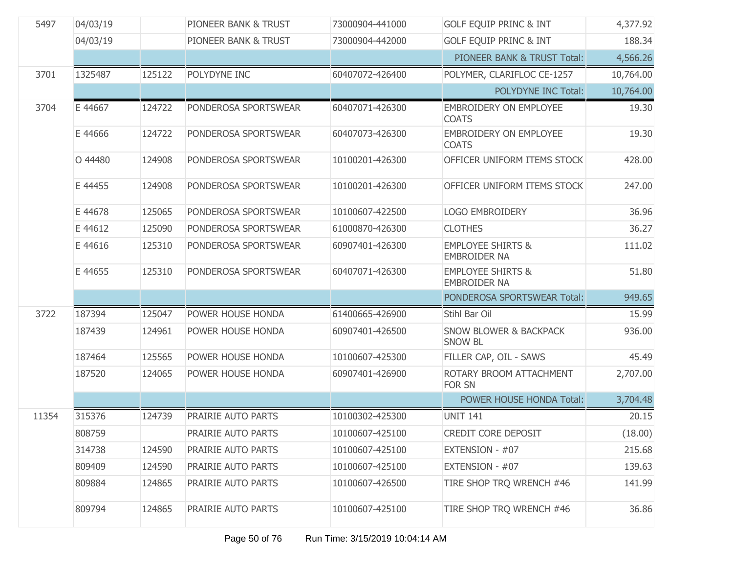| | | | | | | |
|---|---|---|---|---|---|---|
| 5497 | 04/03/19 | | PIONEER BANK & TRUST | 73000904-441000 | GOLF EQUIP PRINC & INT | 4,377.92 |
| | 04/03/19 | | PIONEER BANK & TRUST | 73000904-442000 | GOLF EQUIP PRINC & INT | 188.34 |
| | | | | | PIONEER BANK & TRUST Total: | 4,566.26 |
| 3701 | 1325487 | 125122 | POLYDYNE INC | 60407072-426400 | POLYMER, CLARIFLOC CE-1257 | 10,764.00 |
| | | | | | POLYDYNE INC Total: | 10,764.00 |
| 3704 | E 44667 | 124722 | PONDEROSA SPORTSWEAR | 60407071-426300 | EMBROIDERY ON EMPLOYEE COATS | 19.30 |
| | E 44666 | 124722 | PONDEROSA SPORTSWEAR | 60407073-426300 | EMBROIDERY ON EMPLOYEE COATS | 19.30 |
| | O 44480 | 124908 | PONDEROSA SPORTSWEAR | 10100201-426300 | OFFICER UNIFORM ITEMS STOCK | 428.00 |
| | E 44455 | 124908 | PONDEROSA SPORTSWEAR | 10100201-426300 | OFFICER UNIFORM ITEMS STOCK | 247.00 |
| | E 44678 | 125065 | PONDEROSA SPORTSWEAR | 10100607-422500 | LOGO EMBROIDERY | 36.96 |
| | E 44612 | 125090 | PONDEROSA SPORTSWEAR | 61000870-426300 | CLOTHES | 36.27 |
| | E 44616 | 125310 | PONDEROSA SPORTSWEAR | 60907401-426300 | EMPLOYEE SHIRTS & EMBROIDER NA | 111.02 |
| | E 44655 | 125310 | PONDEROSA SPORTSWEAR | 60407071-426300 | EMPLOYEE SHIRTS & EMBROIDER NA | 51.80 |
| | | | | | PONDEROSA SPORTSWEAR Total: | 949.65 |
| 3722 | 187394 | 125047 | POWER HOUSE HONDA | 61400665-426900 | Stihl Bar Oil | 15.99 |
| | 187439 | 124961 | POWER HOUSE HONDA | 60907401-426500 | SNOW BLOWER & BACKPACK SNOW BL | 936.00 |
| | 187464 | 125565 | POWER HOUSE HONDA | 10100607-425300 | FILLER CAP, OIL - SAWS | 45.49 |
| | 187520 | 124065 | POWER HOUSE HONDA | 60907401-426900 | ROTARY BROOM ATTACHMENT FOR SN | 2,707.00 |
| | | | | | POWER HOUSE HONDA Total: | 3,704.48 |
| 11354 | 315376 | 124739 | PRAIRIE AUTO PARTS | 10100302-425300 | UNIT 141 | 20.15 |
| | 808759 | | PRAIRIE AUTO PARTS | 10100607-425100 | CREDIT CORE DEPOSIT | (18.00) |
| | 314738 | 124590 | PRAIRIE AUTO PARTS | 10100607-425100 | EXTENSION - #07 | 215.68 |
| | 809409 | 124590 | PRAIRIE AUTO PARTS | 10100607-425100 | EXTENSION - #07 | 139.63 |
| | 809884 | 124865 | PRAIRIE AUTO PARTS | 10100607-426500 | TIRE SHOP TRQ WRENCH #46 | 141.99 |
| | 809794 | 124865 | PRAIRIE AUTO PARTS | 10100607-425100 | TIRE SHOP TRQ WRENCH #46 | 36.86 |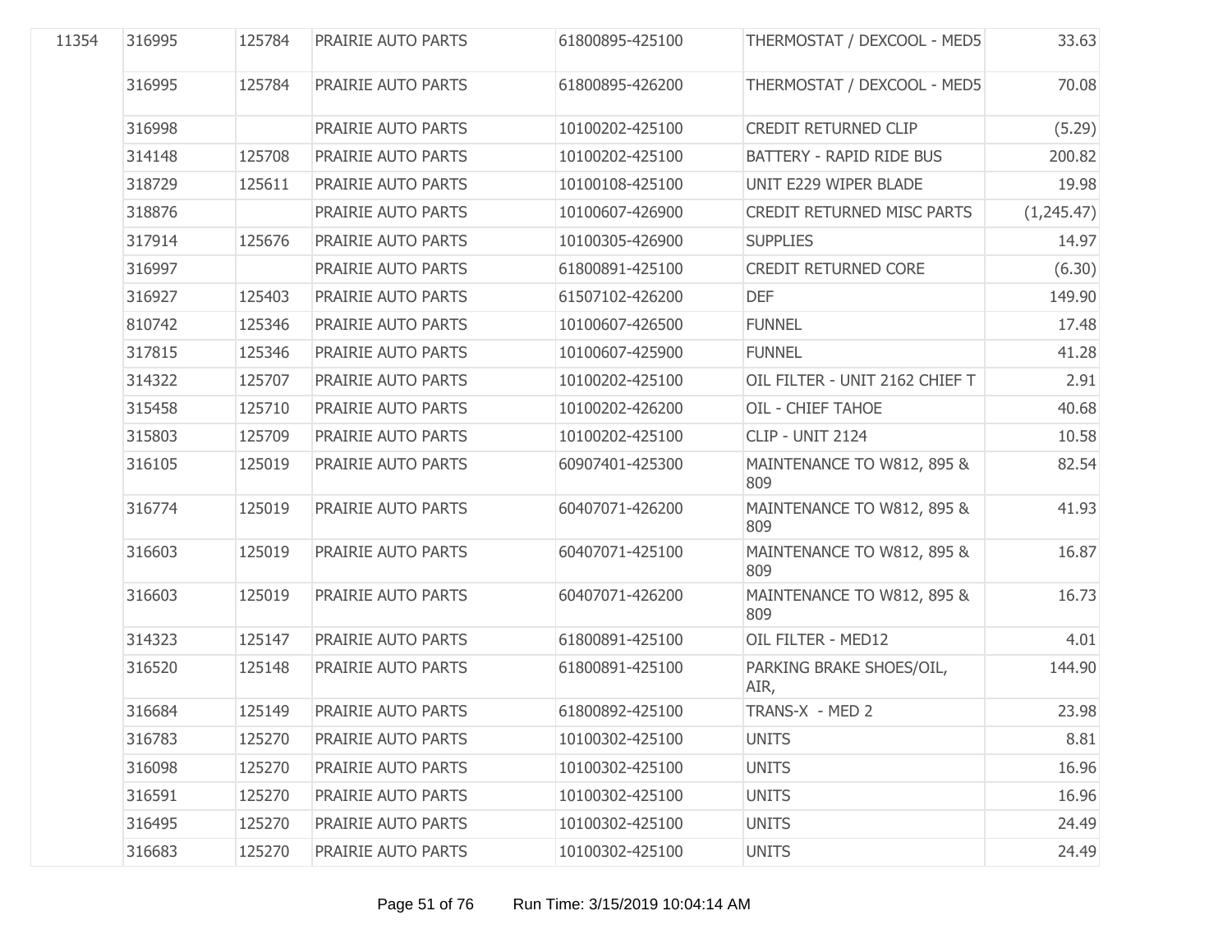| | | | | | | |
|---|---|---|---|---|---|---|
| 11354 | 316995 | 125784 | PRAIRIE AUTO PARTS | 61800895-425100 | THERMOSTAT / DEXCOOL - MED5 | 33.63 |
| | 316995 | 125784 | PRAIRIE AUTO PARTS | 61800895-426200 | THERMOSTAT / DEXCOOL - MED5 | 70.08 |
| | 316998 | | PRAIRIE AUTO PARTS | 10100202-425100 | CREDIT RETURNED CLIP | (5.29) |
| | 314148 | 125708 | PRAIRIE AUTO PARTS | 10100202-425100 | BATTERY - RAPID RIDE BUS | 200.82 |
| | 318729 | 125611 | PRAIRIE AUTO PARTS | 10100108-425100 | UNIT E229 WIPER BLADE | 19.98 |
| | 318876 | | PRAIRIE AUTO PARTS | 10100607-426900 | CREDIT RETURNED MISC PARTS | (1,245.47) |
| | 317914 | 125676 | PRAIRIE AUTO PARTS | 10100305-426900 | SUPPLIES | 14.97 |
| | 316997 | | PRAIRIE AUTO PARTS | 61800891-425100 | CREDIT RETURNED CORE | (6.30) |
| | 316927 | 125403 | PRAIRIE AUTO PARTS | 61507102-426200 | DEF | 149.90 |
| | 810742 | 125346 | PRAIRIE AUTO PARTS | 10100607-426500 | FUNNEL | 17.48 |
| | 317815 | 125346 | PRAIRIE AUTO PARTS | 10100607-425900 | FUNNEL | 41.28 |
| | 314322 | 125707 | PRAIRIE AUTO PARTS | 10100202-425100 | OIL FILTER - UNIT 2162 CHIEF T | 2.91 |
| | 315458 | 125710 | PRAIRIE AUTO PARTS | 10100202-426200 | OIL - CHIEF TAHOE | 40.68 |
| | 315803 | 125709 | PRAIRIE AUTO PARTS | 10100202-425100 | CLIP - UNIT 2124 | 10.58 |
| | 316105 | 125019 | PRAIRIE AUTO PARTS | 60907401-425300 | MAINTENANCE TO W812, 895 & 809 | 82.54 |
| | 316774 | 125019 | PRAIRIE AUTO PARTS | 60407071-426200 | MAINTENANCE TO W812, 895 & 809 | 41.93 |
| | 316603 | 125019 | PRAIRIE AUTO PARTS | 60407071-425100 | MAINTENANCE TO W812, 895 & 809 | 16.87 |
| | 316603 | 125019 | PRAIRIE AUTO PARTS | 60407071-426200 | MAINTENANCE TO W812, 895 & 809 | 16.73 |
| | 314323 | 125147 | PRAIRIE AUTO PARTS | 61800891-425100 | OIL FILTER - MED12 | 4.01 |
| | 316520 | 125148 | PRAIRIE AUTO PARTS | 61800891-425100 | PARKING BRAKE SHOES/OIL, AIR, | 144.90 |
| | 316684 | 125149 | PRAIRIE AUTO PARTS | 61800892-425100 | TRANS-X - MED 2 | 23.98 |
| | 316783 | 125270 | PRAIRIE AUTO PARTS | 10100302-425100 | UNITS | 8.81 |
| | 316098 | 125270 | PRAIRIE AUTO PARTS | 10100302-425100 | UNITS | 16.96 |
| | 316591 | 125270 | PRAIRIE AUTO PARTS | 10100302-425100 | UNITS | 16.96 |
| | 316495 | 125270 | PRAIRIE AUTO PARTS | 10100302-425100 | UNITS | 24.49 |
| | 316683 | 125270 | PRAIRIE AUTO PARTS | 10100302-425100 | UNITS | 24.49 |

Run Time: 3/15/2019 10:04:14 AM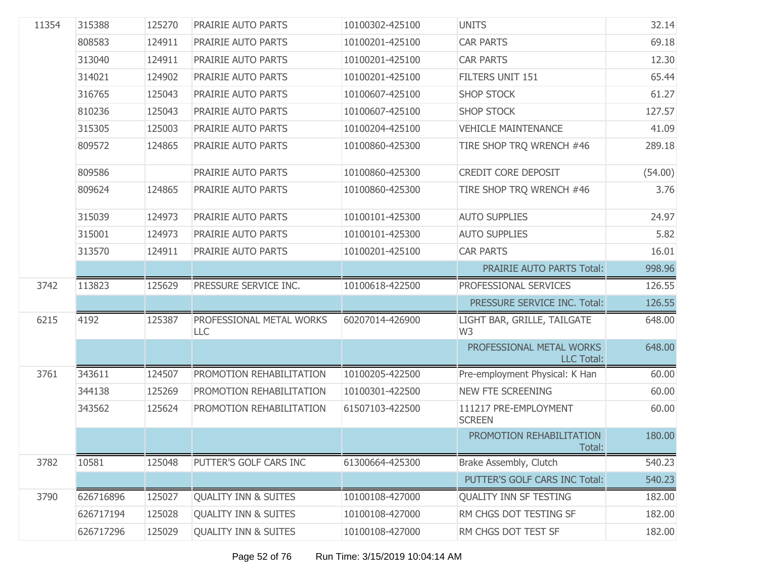| | | | | | | |
|---|---|---|---|---|---|---|
| 11354 | 315388 | 125270 | PRAIRIE AUTO PARTS | 10100302-425100 | UNITS | 32.14 |
| | 808583 | 124911 | PRAIRIE AUTO PARTS | 10100201-425100 | CAR PARTS | 69.18 |
| | 313040 | 124911 | PRAIRIE AUTO PARTS | 10100201-425100 | CAR PARTS | 12.30 |
| | 314021 | 124902 | PRAIRIE AUTO PARTS | 10100201-425100 | FILTERS UNIT 151 | 65.44 |
| | 316765 | 125043 | PRAIRIE AUTO PARTS | 10100607-425100 | SHOP STOCK | 61.27 |
| | 810236 | 125043 | PRAIRIE AUTO PARTS | 10100607-425100 | SHOP STOCK | 127.57 |
| | 315305 | 125003 | PRAIRIE AUTO PARTS | 10100204-425100 | VEHICLE MAINTENANCE | 41.09 |
| | 809572 | 124865 | PRAIRIE AUTO PARTS | 10100860-425300 | TIRE SHOP TRQ WRENCH #46 | 289.18 |
| | 809586 | | PRAIRIE AUTO PARTS | 10100860-425300 | CREDIT CORE DEPOSIT | (54.00) |
| | 809624 | 124865 | PRAIRIE AUTO PARTS | 10100860-425300 | TIRE SHOP TRQ WRENCH #46 | 3.76 |
| | 315039 | 124973 | PRAIRIE AUTO PARTS | 10100101-425300 | AUTO SUPPLIES | 24.97 |
| | 315001 | 124973 | PRAIRIE AUTO PARTS | 10100101-425300 | AUTO SUPPLIES | 5.82 |
| | 313570 | 124911 | PRAIRIE AUTO PARTS | 10100201-425100 | CAR PARTS | 16.01 |
| | | | | | PRAIRIE AUTO PARTS Total: | 998.96 |
| 3742 | 113823 | 125629 | PRESSURE SERVICE INC. | 10100618-422500 | PROFESSIONAL SERVICES | 126.55 |
| | | | | | PRESSURE SERVICE INC. Total: | 126.55 |
| 6215 | 4192 | 125387 | PROFESSIONAL METAL WORKS LLC | 60207014-426900 | LIGHT BAR, GRILLE, TAILGATE W3 | 648.00 |
| | | | | | PROFESSIONAL METAL WORKS LLC Total: | 648.00 |
| 3761 | 343611 | 124507 | PROMOTION REHABILITATION | 10100205-422500 | Pre-employment Physical: K Han | 60.00 |
| | 344138 | 125269 | PROMOTION REHABILITATION | 10100301-422500 | NEW FTE SCREENING | 60.00 |
| | 343562 | 125624 | PROMOTION REHABILITATION | 61507103-422500 | 111217 PRE-EMPLOYMENT SCREEN | 60.00 |
| | | | | | PROMOTION REHABILITATION Total: | 180.00 |
| 3782 | 10581 | 125048 | PUTTER'S GOLF CARS INC | 61300664-425300 | Brake Assembly, Clutch | 540.23 |
| | | | | | PUTTER'S GOLF CARS INC Total: | 540.23 |
| 3790 | 626716896 | 125027 | QUALITY INN & SUITES | 10100108-427000 | QUALITY INN SF TESTING | 182.00 |
| | 626717194 | 125028 | QUALITY INN & SUITES | 10100108-427000 | RM CHGS DOT TESTING SF | 182.00 |
| | 626717296 | 125029 | QUALITY INN & SUITES | 10100108-427000 | RM CHGS DOT TEST SF | 182.00 |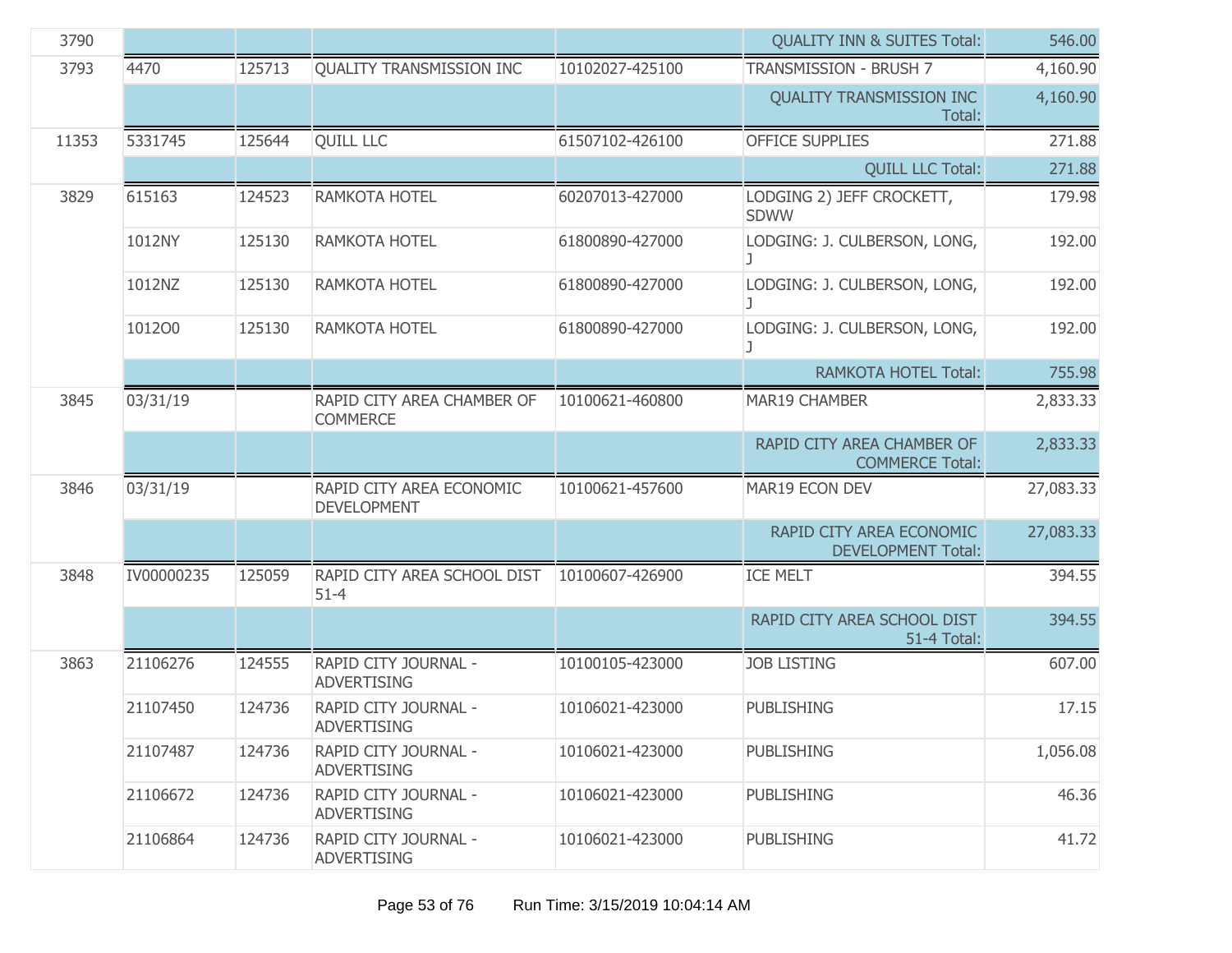| | | | | | | |
|---|---|---|---|---|---|---|
| 3790 | | | | | QUALITY INN & SUITES Total: | 546.00 |
| 3793 | 4470 | 125713 | QUALITY TRANSMISSION INC | 10102027-425100 | TRANSMISSION - BRUSH 7 | 4,160.90 |
| | | | | | QUALITY TRANSMISSION INC Total: | 4,160.90 |
| 11353 | 5331745 | 125644 | QUILL LLC | 61507102-426100 | OFFICE SUPPLIES | 271.88 |
| | | | | | QUILL LLC Total: | 271.88 |
| 3829 | 615163 | 124523 | RAMKOTA HOTEL | 60207013-427000 | LODGING 2) JEFF CROCKETT, SDWW | 179.98 |
| | 1012NY | 125130 | RAMKOTA HOTEL | 61800890-427000 | LODGING: J. CULBERSON, LONG, J | 192.00 |
| | 1012NZ | 125130 | RAMKOTA HOTEL | 61800890-427000 | LODGING: J. CULBERSON, LONG, J | 192.00 |
| | 1012O0 | 125130 | RAMKOTA HOTEL | 61800890-427000 | LODGING: J. CULBERSON, LONG, J | 192.00 |
| | | | | | RAMKOTA HOTEL Total: | 755.98 |
| 3845 | 03/31/19 | | RAPID CITY AREA CHAMBER OF COMMERCE | 10100621-460800 | MAR19 CHAMBER | 2,833.33 |
| | | | | | RAPID CITY AREA CHAMBER OF COMMERCE Total: | 2,833.33 |
| 3846 | 03/31/19 | | RAPID CITY AREA ECONOMIC DEVELOPMENT | 10100621-457600 | MAR19 ECON DEV | 27,083.33 |
| | | | | | RAPID CITY AREA ECONOMIC DEVELOPMENT Total: | 27,083.33 |
| 3848 | IV00000235 | 125059 | RAPID CITY AREA SCHOOL DIST 51-4 | 10100607-426900 | ICE MELT | 394.55 |
| | | | | | RAPID CITY AREA SCHOOL DIST 51-4 Total: | 394.55 |
| 3863 | 21106276 | 124555 | RAPID CITY JOURNAL - ADVERTISING | 10100105-423000 | JOB LISTING | 607.00 |
| | 21107450 | 124736 | RAPID CITY JOURNAL - ADVERTISING | 10106021-423000 | PUBLISHING | 17.15 |
| | 21107487 | 124736 | RAPID CITY JOURNAL - ADVERTISING | 10106021-423000 | PUBLISHING | 1,056.08 |
| | 21106672 | 124736 | RAPID CITY JOURNAL - ADVERTISING | 10106021-423000 | PUBLISHING | 46.36 |
| | 21106864 | 124736 | RAPID CITY JOURNAL - ADVERTISING | 10106021-423000 | PUBLISHING | 41.72 |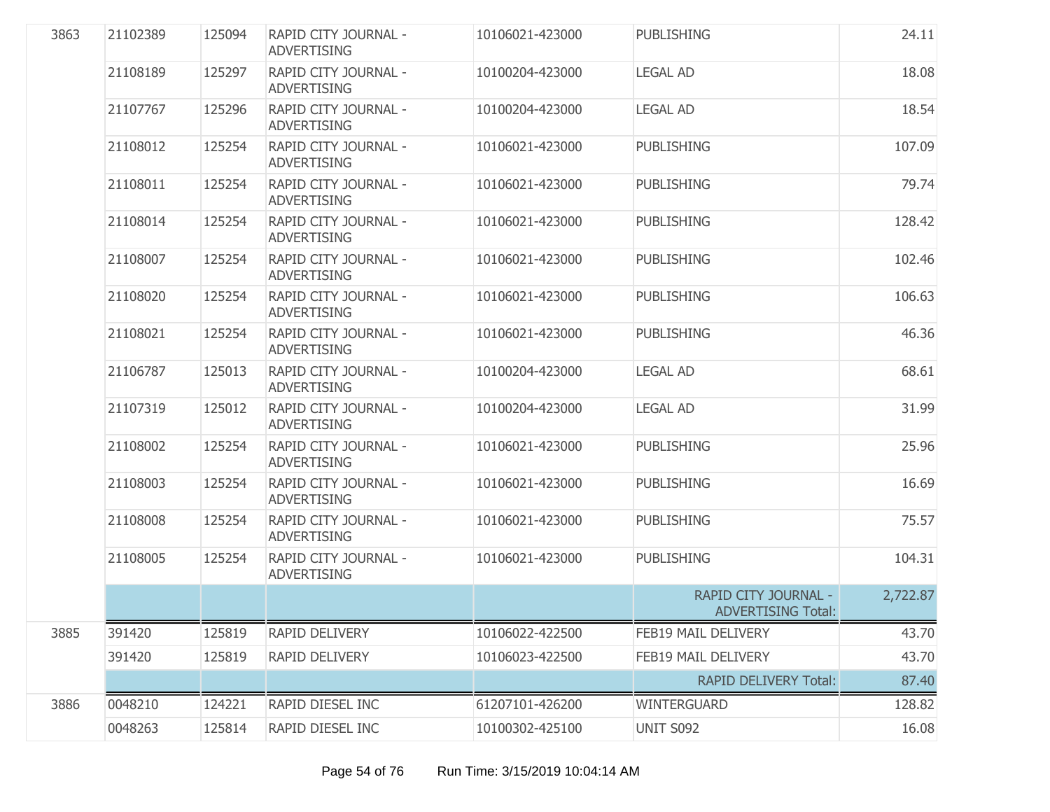| | | | | | | |
|---|---|---|---|---|---|---|
| 3863 | 21102389 | 125094 | RAPID CITY JOURNAL - ADVERTISING | 10106021-423000 | PUBLISHING | 24.11 |
| | 21108189 | 125297 | RAPID CITY JOURNAL - ADVERTISING | 10100204-423000 | LEGAL AD | 18.08 |
| | 21107767 | 125296 | RAPID CITY JOURNAL - ADVERTISING | 10100204-423000 | LEGAL AD | 18.54 |
| | 21108012 | 125254 | RAPID CITY JOURNAL - ADVERTISING | 10106021-423000 | PUBLISHING | 107.09 |
| | 21108011 | 125254 | RAPID CITY JOURNAL - ADVERTISING | 10106021-423000 | PUBLISHING | 79.74 |
| | 21108014 | 125254 | RAPID CITY JOURNAL - ADVERTISING | 10106021-423000 | PUBLISHING | 128.42 |
| | 21108007 | 125254 | RAPID CITY JOURNAL - ADVERTISING | 10106021-423000 | PUBLISHING | 102.46 |
| | 21108020 | 125254 | RAPID CITY JOURNAL - ADVERTISING | 10106021-423000 | PUBLISHING | 106.63 |
| | 21108021 | 125254 | RAPID CITY JOURNAL - ADVERTISING | 10106021-423000 | PUBLISHING | 46.36 |
| | 21106787 | 125013 | RAPID CITY JOURNAL - ADVERTISING | 10100204-423000 | LEGAL AD | 68.61 |
| | 21107319 | 125012 | RAPID CITY JOURNAL - ADVERTISING | 10100204-423000 | LEGAL AD | 31.99 |
| | 21108002 | 125254 | RAPID CITY JOURNAL - ADVERTISING | 10106021-423000 | PUBLISHING | 25.96 |
| | 21108003 | 125254 | RAPID CITY JOURNAL - ADVERTISING | 10106021-423000 | PUBLISHING | 16.69 |
| | 21108008 | 125254 | RAPID CITY JOURNAL - ADVERTISING | 10106021-423000 | PUBLISHING | 75.57 |
| | 21108005 | 125254 | RAPID CITY JOURNAL - ADVERTISING | 10106021-423000 | PUBLISHING | 104.31 |
| | | | | | RAPID CITY JOURNAL - ADVERTISING Total: | 2,722.87 |
| 3885 | 391420 | 125819 | RAPID DELIVERY | 10106022-422500 | FEB19 MAIL DELIVERY | 43.70 |
| | 391420 | 125819 | RAPID DELIVERY | 10106023-422500 | FEB19 MAIL DELIVERY | 43.70 |
| | | | | | RAPID DELIVERY Total: | 87.40 |
| 3886 | 0048210 | 124221 | RAPID DIESEL INC | 61207101-426200 | WINTERGUARD | 128.82 |
| | 0048263 | 125814 | RAPID DIESEL INC | 10100302-425100 | UNIT S092 | 16.08 |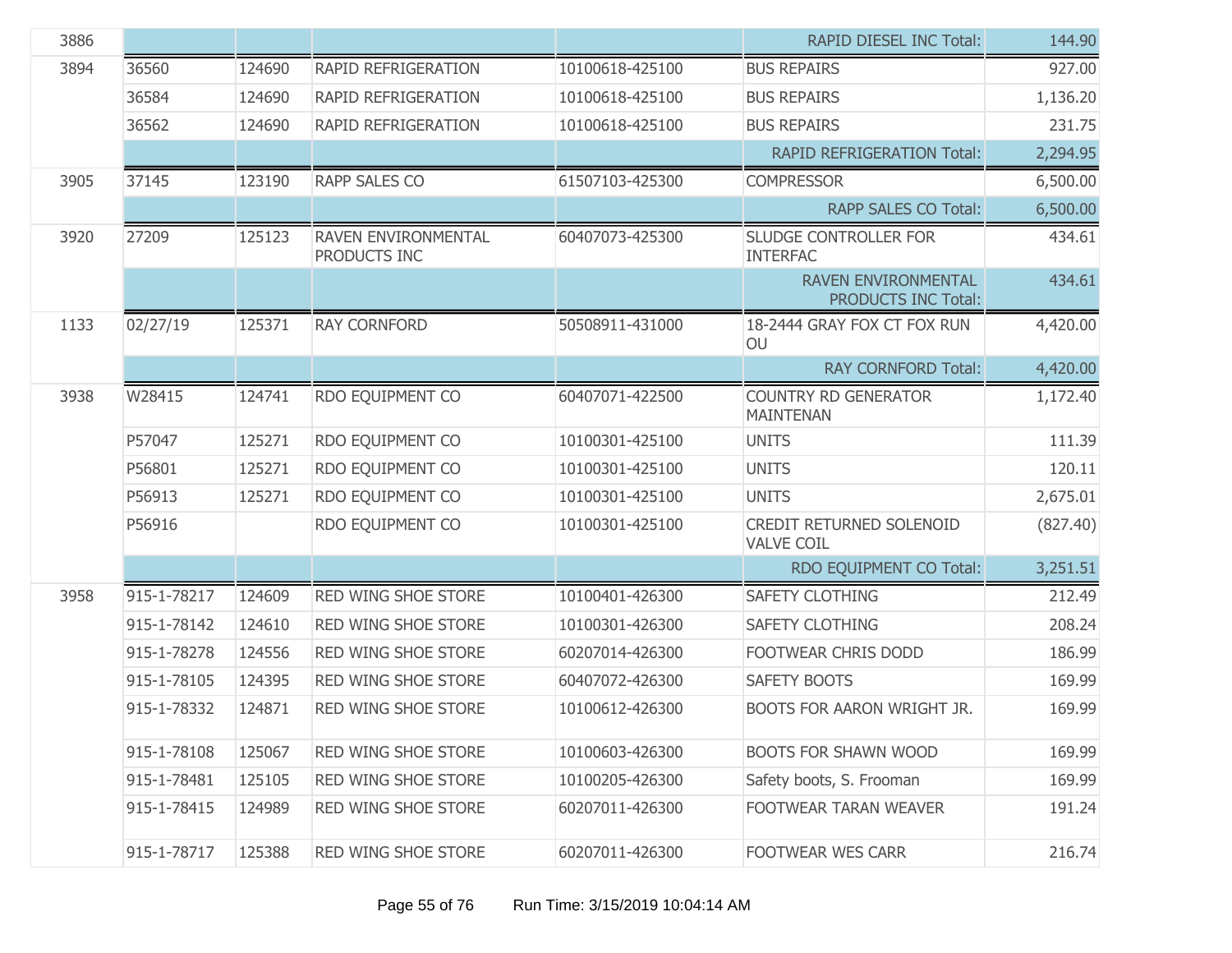| | | | | | | |
|---|---|---|---|---|---|---|
| 3886 | | | | | RAPID DIESEL INC Total: | 144.90 |
| 3894 | 36560 | 124690 | RAPID REFRIGERATION | 10100618-425100 | BUS REPAIRS | 927.00 |
| | 36584 | 124690 | RAPID REFRIGERATION | 10100618-425100 | BUS REPAIRS | 1,136.20 |
| | 36562 | 124690 | RAPID REFRIGERATION | 10100618-425100 | BUS REPAIRS | 231.75 |
| | | | | | RAPID REFRIGERATION Total: | 2,294.95 |
| 3905 | 37145 | 123190 | RAPP SALES CO | 61507103-425300 | COMPRESSOR | 6,500.00 |
| | | | | | RAPP SALES CO Total: | 6,500.00 |
| 3920 | 27209 | 125123 | RAVEN ENVIRONMENTAL PRODUCTS INC | 60407073-425300 | SLUDGE CONTROLLER FOR INTERFAC | 434.61 |
| | | | | | RAVEN ENVIRONMENTAL PRODUCTS INC Total: | 434.61 |
| 1133 | 02/27/19 | 125371 | RAY CORNFORD | 50508911-431000 | 18-2444 GRAY FOX CT FOX RUN OU | 4,420.00 |
| | | | | | RAY CORNFORD Total: | 4,420.00 |
| 3938 | W28415 | 124741 | RDO EQUIPMENT CO | 60407071-422500 | COUNTRY RD GENERATOR MAINTENAN | 1,172.40 |
| | P57047 | 125271 | RDO EQUIPMENT CO | 10100301-425100 | UNITS | 111.39 |
| | P56801 | 125271 | RDO EQUIPMENT CO | 10100301-425100 | UNITS | 120.11 |
| | P56913 | 125271 | RDO EQUIPMENT CO | 10100301-425100 | UNITS | 2,675.01 |
| | P56916 | | RDO EQUIPMENT CO | 10100301-425100 | CREDIT RETURNED SOLENOID VALVE COIL | (827.40) |
| | | | | | RDO EQUIPMENT CO Total: | 3,251.51 |
| 3958 | 915-1-78217 | 124609 | RED WING SHOE STORE | 10100401-426300 | SAFETY CLOTHING | 212.49 |
| | 915-1-78142 | 124610 | RED WING SHOE STORE | 10100301-426300 | SAFETY CLOTHING | 208.24 |
| | 915-1-78278 | 124556 | RED WING SHOE STORE | 60207014-426300 | FOOTWEAR CHRIS DODD | 186.99 |
| | 915-1-78105 | 124395 | RED WING SHOE STORE | 60407072-426300 | SAFETY BOOTS | 169.99 |
| | 915-1-78332 | 124871 | RED WING SHOE STORE | 10100612-426300 | BOOTS FOR AARON WRIGHT JR. | 169.99 |
| | 915-1-78108 | 125067 | RED WING SHOE STORE | 10100603-426300 | BOOTS FOR SHAWN WOOD | 169.99 |
| | 915-1-78481 | 125105 | RED WING SHOE STORE | 10100205-426300 | Safety boots, S. Frooman | 169.99 |
| | 915-1-78415 | 124989 | RED WING SHOE STORE | 60207011-426300 | FOOTWEAR TARAN WEAVER | 191.24 |
| | 915-1-78717 | 125388 | RED WING SHOE STORE | 60207011-426300 | FOOTWEAR WES CARR | 216.74 |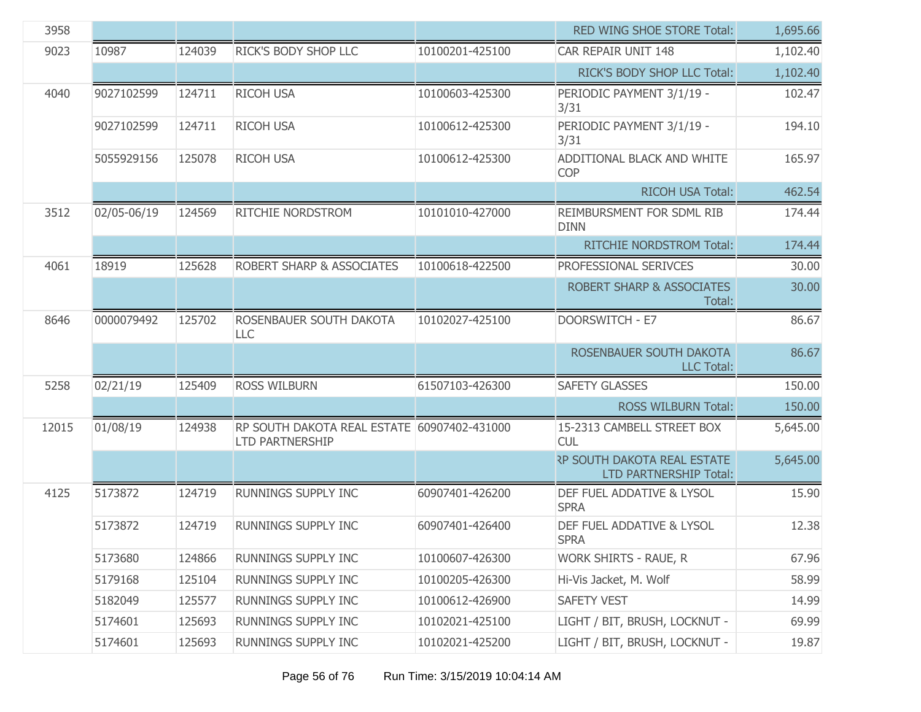| | | | | | | |
|---|---|---|---|---|---|---|
| 3958 | | | | | RED WING SHOE STORE Total: | 1,695.66 |
| 9023 | 10987 | 124039 | RICK'S BODY SHOP LLC | 10100201-425100 | CAR REPAIR UNIT 148 | 1,102.40 |
| | | | | | RICK'S BODY SHOP LLC Total: | 1,102.40 |
| 4040 | 9027102599 | 124711 | RICOH USA | 10100603-425300 | PERIODIC PAYMENT 3/1/19 - 3/31 | 102.47 |
| | 9027102599 | 124711 | RICOH USA | 10100612-425300 | PERIODIC PAYMENT 3/1/19 - 3/31 | 194.10 |
| | 5055929156 | 125078 | RICOH USA | 10100612-425300 | ADDITIONAL BLACK AND WHITE COP | 165.97 |
| | | | | | RICOH USA Total: | 462.54 |
| 3512 | 02/05-06/19 | 124569 | RITCHIE NORDSTROM | 10101010-427000 | REIMBURSMENT FOR SDML RIB DINN | 174.44 |
| | | | | | RITCHIE NORDSTROM Total: | 174.44 |
| 4061 | 18919 | 125628 | ROBERT SHARP & ASSOCIATES | 10100618-422500 | PROFESSIONAL SERIVCES | 30.00 |
| | | | | | ROBERT SHARP & ASSOCIATES Total: | 30.00 |
| 8646 | 0000079492 | 125702 | ROSENBAUER SOUTH DAKOTA LLC | 10102027-425100 | DOORSWITCH - E7 | 86.67 |
| | | | | | ROSENBAUER SOUTH DAKOTA LLC Total: | 86.67 |
| 5258 | 02/21/19 | 125409 | ROSS WILBURN | 61507103-426300 | SAFETY GLASSES | 150.00 |
| | | | | | ROSS WILBURN Total: | 150.00 |
| 12015 | 01/08/19 | 124938 | RP SOUTH DAKOTA REAL ESTATE LTD PARTNERSHIP | 60907402-431000 | 15-2313 CAMBELL STREET BOX CUL | 5,645.00 |
| | | | | | RP SOUTH DAKOTA REAL ESTATE LTD PARTNERSHIP Total: | 5,645.00 |
| 4125 | 5173872 | 124719 | RUNNINGS SUPPLY INC | 60907401-426200 | DEF FUEL ADDATIVE & LYSOL SPRA | 15.90 |
| | 5173872 | 124719 | RUNNINGS SUPPLY INC | 60907401-426400 | DEF FUEL ADDATIVE & LYSOL SPRA | 12.38 |
| | 5173680 | 124866 | RUNNINGS SUPPLY INC | 10100607-426300 | WORK SHIRTS - RAUE, R | 67.96 |
| | 5179168 | 125104 | RUNNINGS SUPPLY INC | 10100205-426300 | Hi-Vis Jacket, M. Wolf | 58.99 |
| | 5182049 | 125577 | RUNNINGS SUPPLY INC | 10100612-426900 | SAFETY VEST | 14.99 |
| | 5174601 | 125693 | RUNNINGS SUPPLY INC | 10102021-425100 | LIGHT / BIT, BRUSH, LOCKNUT - | 69.99 |
| | 5174601 | 125693 | RUNNINGS SUPPLY INC | 10102021-425200 | LIGHT / BIT, BRUSH, LOCKNUT - | 19.87 |

Run Time: 3/15/2019 10:04:14 AM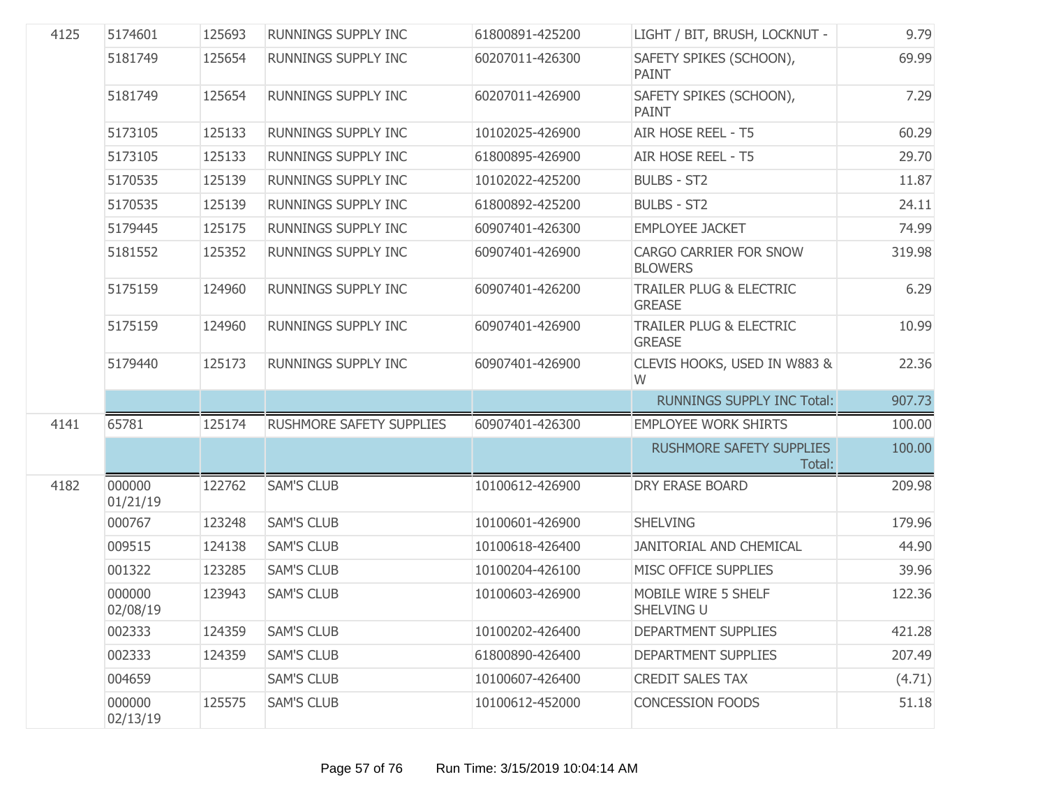| | | | | | | |
|---|---|---|---|---|---|---|
| 4125 | 5174601 | 125693 | RUNNINGS SUPPLY INC | 61800891-425200 | LIGHT / BIT, BRUSH, LOCKNUT - | 9.79 |
| | 5181749 | 125654 | RUNNINGS SUPPLY INC | 60207011-426300 | SAFETY SPIKES (SCHOON), PAINT | 69.99 |
| | 5181749 | 125654 | RUNNINGS SUPPLY INC | 60207011-426900 | SAFETY SPIKES (SCHOON), PAINT | 7.29 |
| | 5173105 | 125133 | RUNNINGS SUPPLY INC | 10102025-426900 | AIR HOSE REEL - T5 | 60.29 |
| | 5173105 | 125133 | RUNNINGS SUPPLY INC | 61800895-426900 | AIR HOSE REEL - T5 | 29.70 |
| | 5170535 | 125139 | RUNNINGS SUPPLY INC | 10102022-425200 | BULBS - ST2 | 11.87 |
| | 5170535 | 125139 | RUNNINGS SUPPLY INC | 61800892-425200 | BULBS - ST2 | 24.11 |
| | 5179445 | 125175 | RUNNINGS SUPPLY INC | 60907401-426300 | EMPLOYEE JACKET | 74.99 |
| | 5181552 | 125352 | RUNNINGS SUPPLY INC | 60907401-426900 | CARGO CARRIER FOR SNOW BLOWERS | 319.98 |
| | 5175159 | 124960 | RUNNINGS SUPPLY INC | 60907401-426200 | TRAILER PLUG & ELECTRIC GREASE | 6.29 |
| | 5175159 | 124960 | RUNNINGS SUPPLY INC | 60907401-426900 | TRAILER PLUG & ELECTRIC GREASE | 10.99 |
| | 5179440 | 125173 | RUNNINGS SUPPLY INC | 60907401-426900 | CLEVIS HOOKS, USED IN W883 & W | 22.36 |
| | | | | | RUNNINGS SUPPLY INC Total: | 907.73 |
| 4141 | 65781 | 125174 | RUSHMORE SAFETY SUPPLIES | 60907401-426300 | EMPLOYEE WORK SHIRTS | 100.00 |
| | | | | | RUSHMORE SAFETY SUPPLIES Total: | 100.00 |
| 4182 | 000000 01/21/19 | 122762 | SAM'S CLUB | 10100612-426900 | DRY ERASE BOARD | 209.98 |
| | 000767 | 123248 | SAM'S CLUB | 10100601-426900 | SHELVING | 179.96 |
| | 009515 | 124138 | SAM'S CLUB | 10100618-426400 | JANITORIAL AND CHEMICAL | 44.90 |
| | 001322 | 123285 | SAM'S CLUB | 10100204-426100 | MISC OFFICE SUPPLIES | 39.96 |
| | 000000 02/08/19 | 123943 | SAM'S CLUB | 10100603-426900 | MOBILE WIRE 5 SHELF SHELVING U | 122.36 |
| | 002333 | 124359 | SAM'S CLUB | 10100202-426400 | DEPARTMENT SUPPLIES | 421.28 |
| | 002333 | 124359 | SAM'S CLUB | 61800890-426400 | DEPARTMENT SUPPLIES | 207.49 |
| | 004659 | | SAM'S CLUB | 10100607-426400 | CREDIT SALES TAX | (4.71) |
| | 000000 02/13/19 | 125575 | SAM'S CLUB | 10100612-452000 | CONCESSION FOODS | 51.18 |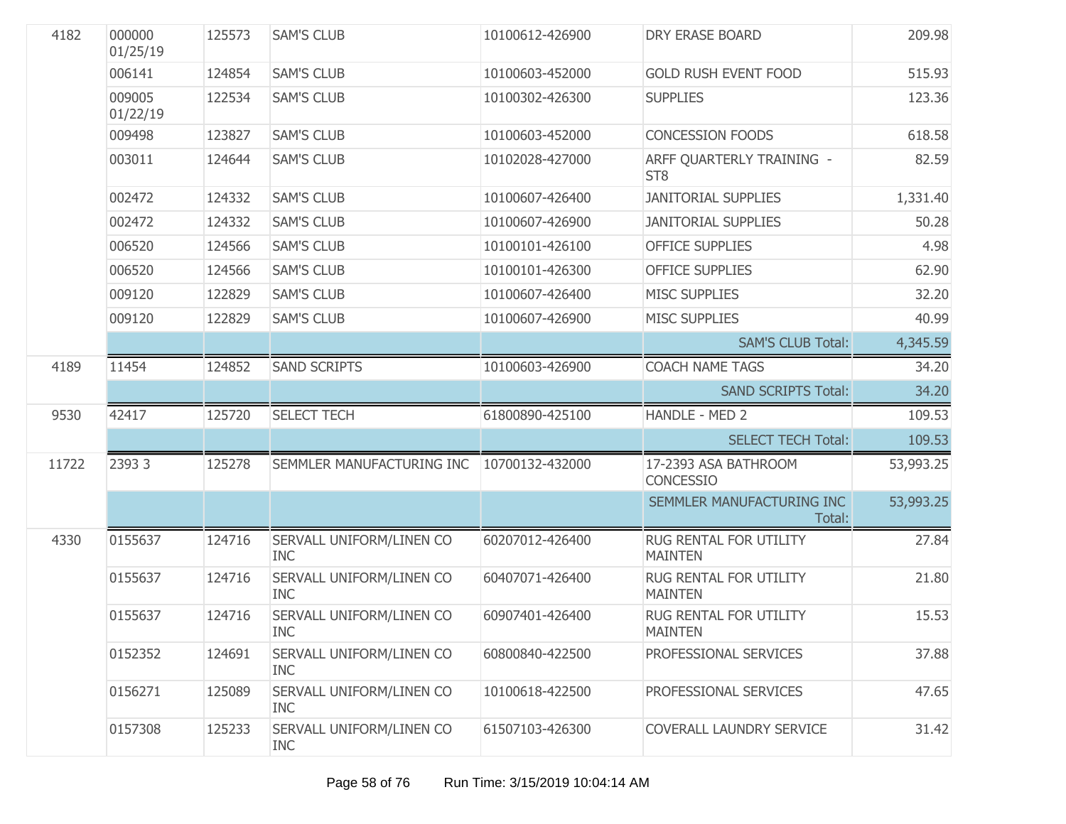| | | | | | | |
|---|---|---|---|---|---|---|
| 4182 | 000000 01/25/19 | 125573 | SAM'S CLUB | 10100612-426900 | DRY ERASE BOARD | 209.98 |
| | 006141 | 124854 | SAM'S CLUB | 10100603-452000 | GOLD RUSH EVENT FOOD | 515.93 |
| | 009005 01/22/19 | 122534 | SAM'S CLUB | 10100302-426300 | SUPPLIES | 123.36 |
| | 009498 | 123827 | SAM'S CLUB | 10100603-452000 | CONCESSION FOODS | 618.58 |
| | 003011 | 124644 | SAM'S CLUB | 10102028-427000 | ARFF QUARTERLY TRAINING - ST8 | 82.59 |
| | 002472 | 124332 | SAM'S CLUB | 10100607-426400 | JANITORIAL SUPPLIES | 1,331.40 |
| | 002472 | 124332 | SAM'S CLUB | 10100607-426900 | JANITORIAL SUPPLIES | 50.28 |
| | 006520 | 124566 | SAM'S CLUB | 10100101-426100 | OFFICE SUPPLIES | 4.98 |
| | 006520 | 124566 | SAM'S CLUB | 10100101-426300 | OFFICE SUPPLIES | 62.90 |
| | 009120 | 122829 | SAM'S CLUB | 10100607-426400 | MISC SUPPLIES | 32.20 |
| | 009120 | 122829 | SAM'S CLUB | 10100607-426900 | MISC SUPPLIES | 40.99 |
| | | | | | SAM'S CLUB Total: | 4,345.59 |
| 4189 | 11454 | 124852 | SAND SCRIPTS | 10100603-426900 | COACH NAME TAGS | 34.20 |
| | | | | | SAND SCRIPTS Total: | 34.20 |
| 9530 | 42417 | 125720 | SELECT TECH | 61800890-425100 | HANDLE - MED 2 | 109.53 |
| | | | | | SELECT TECH Total: | 109.53 |
| 11722 | 2393 3 | 125278 | SEMMLER MANUFACTURING INC | 10700132-432000 | 17-2393 ASA BATHROOM CONCESSIO | 53,993.25 |
| | | | | | SEMMLER MANUFACTURING INC Total: | 53,993.25 |
| 4330 | 0155637 | 124716 | SERVALL UNIFORM/LINEN CO INC | 60207012-426400 | RUG RENTAL FOR UTILITY MAINTEN | 27.84 |
| | 0155637 | 124716 | SERVALL UNIFORM/LINEN CO INC | 60407071-426400 | RUG RENTAL FOR UTILITY MAINTEN | 21.80 |
| | 0155637 | 124716 | SERVALL UNIFORM/LINEN CO INC | 60907401-426400 | RUG RENTAL FOR UTILITY MAINTEN | 15.53 |
| | 0152352 | 124691 | SERVALL UNIFORM/LINEN CO INC | 60800840-422500 | PROFESSIONAL SERVICES | 37.88 |
| | 0156271 | 125089 | SERVALL UNIFORM/LINEN CO INC | 10100618-422500 | PROFESSIONAL SERVICES | 47.65 |
| | 0157308 | 125233 | SERVALL UNIFORM/LINEN CO INC | 61507103-426300 | COVERALL LAUNDRY SERVICE | 31.42 |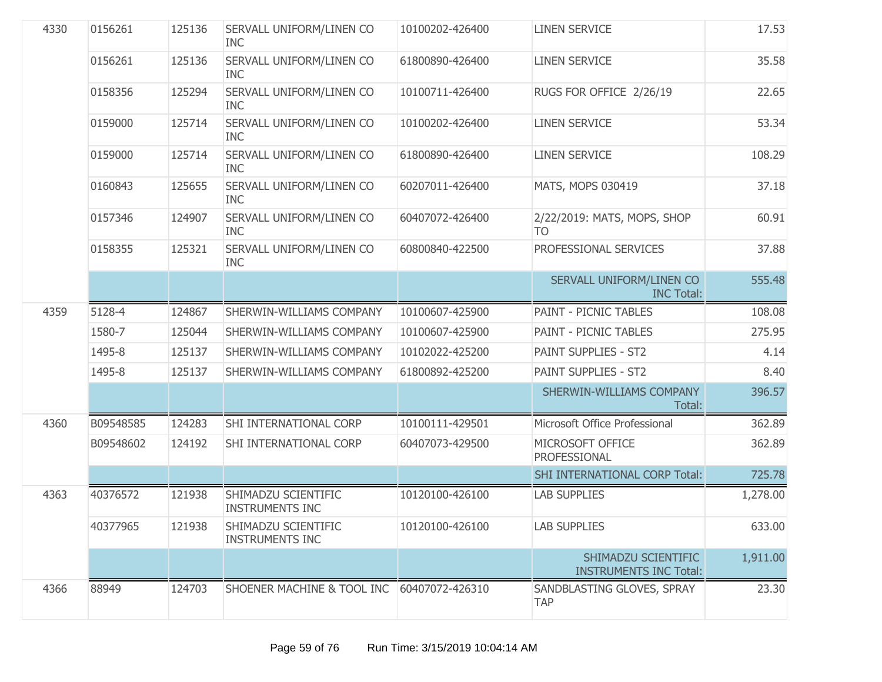| | | | | | | |
|---|---|---|---|---|---|---|
| 4330 | 0156261 | 125136 | SERVALL UNIFORM/LINEN CO INC | 10100202-426400 | LINEN SERVICE | 17.53 |
| | 0156261 | 125136 | SERVALL UNIFORM/LINEN CO INC | 61800890-426400 | LINEN SERVICE | 35.58 |
| | 0158356 | 125294 | SERVALL UNIFORM/LINEN CO INC | 10100711-426400 | RUGS FOR OFFICE 2/26/19 | 22.65 |
| | 0159000 | 125714 | SERVALL UNIFORM/LINEN CO INC | 10100202-426400 | LINEN SERVICE | 53.34 |
| | 0159000 | 125714 | SERVALL UNIFORM/LINEN CO INC | 61800890-426400 | LINEN SERVICE | 108.29 |
| | 0160843 | 125655 | SERVALL UNIFORM/LINEN CO INC | 60207011-426400 | MATS, MOPS 030419 | 37.18 |
| | 0157346 | 124907 | SERVALL UNIFORM/LINEN CO INC | 60407072-426400 | 2/22/2019: MATS, MOPS, SHOP TO | 60.91 |
| | 0158355 | 125321 | SERVALL UNIFORM/LINEN CO INC | 60800840-422500 | PROFESSIONAL SERVICES | 37.88 |
| | | | | | SERVALL UNIFORM/LINEN CO INC Total: | 555.48 |
| 4359 | 5128-4 | 124867 | SHERWIN-WILLIAMS COMPANY | 10100607-425900 | PAINT - PICNIC TABLES | 108.08 |
| | 1580-7 | 125044 | SHERWIN-WILLIAMS COMPANY | 10100607-425900 | PAINT - PICNIC TABLES | 275.95 |
| | 1495-8 | 125137 | SHERWIN-WILLIAMS COMPANY | 10102022-425200 | PAINT SUPPLIES - ST2 | 4.14 |
| | 1495-8 | 125137 | SHERWIN-WILLIAMS COMPANY | 61800892-425200 | PAINT SUPPLIES - ST2 | 8.40 |
| | | | | | SHERWIN-WILLIAMS COMPANY Total: | 396.57 |
| 4360 | B09548585 | 124283 | SHI INTERNATIONAL CORP | 10100111-429501 | Microsoft Office Professional | 362.89 |
| | B09548602 | 124192 | SHI INTERNATIONAL CORP | 60407073-429500 | MICROSOFT OFFICE PROFESSIONAL | 362.89 |
| | | | | | SHI INTERNATIONAL CORP Total: | 725.78 |
| 4363 | 40376572 | 121938 | SHIMADZU SCIENTIFIC INSTRUMENTS INC | 10120100-426100 | LAB SUPPLIES | 1,278.00 |
| | 40377965 | 121938 | SHIMADZU SCIENTIFIC INSTRUMENTS INC | 10120100-426100 | LAB SUPPLIES | 633.00 |
| | | | | | SHIMADZU SCIENTIFIC INSTRUMENTS INC Total: | 1,911.00 |
| 4366 | 88949 | 124703 | SHOENER MACHINE & TOOL INC | 60407072-426310 | SANDBLASTING GLOVES, SPRAY TAP | 23.30 |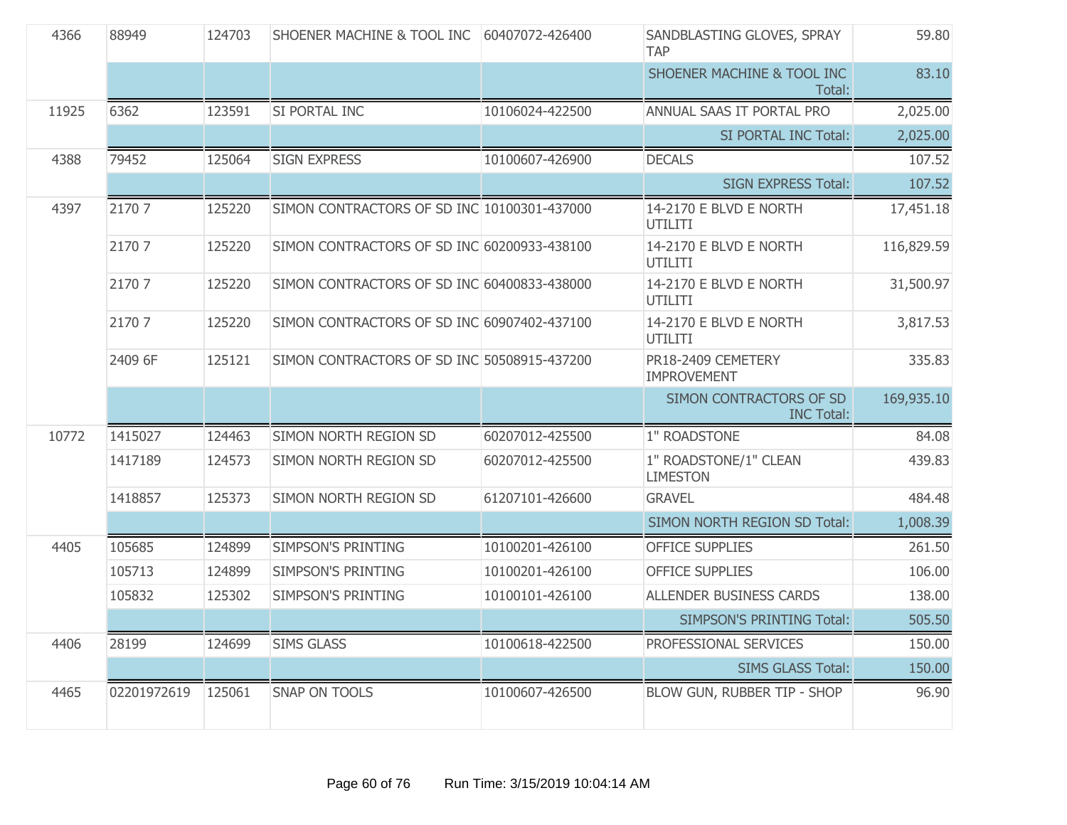| | | | | | | |
|---|---|---|---|---|---|---|
| 4366 | 88949 | 124703 | SHOENER MACHINE & TOOL INC | 60407072-426400 | SANDBLASTING GLOVES, SPRAY TAP | 59.80 |
| | | | | | SHOENER MACHINE & TOOL INC Total: | 83.10 |
| 11925 | 6362 | 123591 | SI PORTAL INC | 10106024-422500 | ANNUAL SAAS IT PORTAL PRO | 2,025.00 |
| | | | | | SI PORTAL INC Total: | 2,025.00 |
| 4388 | 79452 | 125064 | SIGN EXPRESS | 10100607-426900 | DECALS | 107.52 |
| | | | | | SIGN EXPRESS Total: | 107.52 |
| 4397 | 2170 7 | 125220 | SIMON CONTRACTORS OF SD INC | 10100301-437000 | 14-2170 E BLVD E NORTH UTILITI | 17,451.18 |
| | 2170 7 | 125220 | SIMON CONTRACTORS OF SD INC | 60200933-438100 | 14-2170 E BLVD E NORTH UTILITI | 116,829.59 |
| | 2170 7 | 125220 | SIMON CONTRACTORS OF SD INC | 60400833-438000 | 14-2170 E BLVD E NORTH UTILITI | 31,500.97 |
| | 2170 7 | 125220 | SIMON CONTRACTORS OF SD INC | 60907402-437100 | 14-2170 E BLVD E NORTH UTILITI | 3,817.53 |
| | 2409 6F | 125121 | SIMON CONTRACTORS OF SD INC | 50508915-437200 | PR18-2409 CEMETERY IMPROVEMENT | 335.83 |
| | | | | | SIMON CONTRACTORS OF SD INC Total: | 169,935.10 |
| 10772 | 1415027 | 124463 | SIMON NORTH REGION SD | 60207012-425500 | 1" ROADSTONE | 84.08 |
| | 1417189 | 124573 | SIMON NORTH REGION SD | 60207012-425500 | 1" ROADSTONE/1" CLEAN LIMESTON | 439.83 |
| | 1418857 | 125373 | SIMON NORTH REGION SD | 61207101-426600 | GRAVEL | 484.48 |
| | | | | | SIMON NORTH REGION SD Total: | 1,008.39 |
| 4405 | 105685 | 124899 | SIMPSON'S PRINTING | 10100201-426100 | OFFICE SUPPLIES | 261.50 |
| | 105713 | 124899 | SIMPSON'S PRINTING | 10100201-426100 | OFFICE SUPPLIES | 106.00 |
| | 105832 | 125302 | SIMPSON'S PRINTING | 10100101-426100 | ALLENDER BUSINESS CARDS | 138.00 |
| | | | | | SIMPSON'S PRINTING Total: | 505.50 |
| 4406 | 28199 | 124699 | SIMS GLASS | 10100618-422500 | PROFESSIONAL SERVICES | 150.00 |
| | | | | | SIMS GLASS Total: | 150.00 |
| 4465 | 02201972619 | 125061 | SNAP ON TOOLS | 10100607-426500 | BLOW GUN, RUBBER TIP - SHOP | 96.90 |

Run Time: 3/15/2019 10:04:14 AM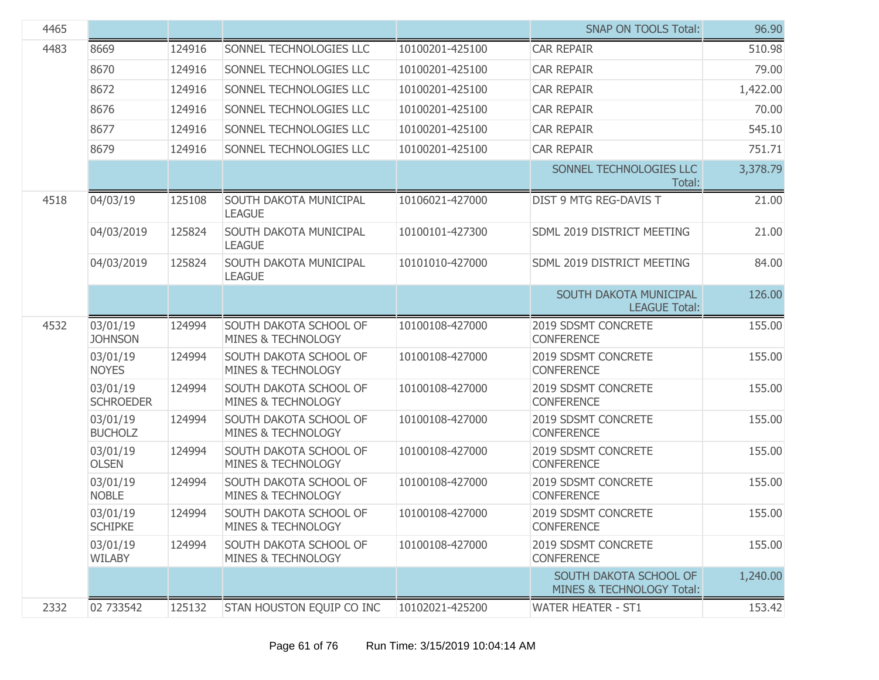| | | | | | | |
|---|---|---|---|---|---|---|
| 4465 | | | | | SNAP ON TOOLS Total: | 96.90 |
| 4483 | 8669 | 124916 | SONNEL TECHNOLOGIES LLC | 10100201-425100 | CAR REPAIR | 510.98 |
| | 8670 | 124916 | SONNEL TECHNOLOGIES LLC | 10100201-425100 | CAR REPAIR | 79.00 |
| | 8672 | 124916 | SONNEL TECHNOLOGIES LLC | 10100201-425100 | CAR REPAIR | 1,422.00 |
| | 8676 | 124916 | SONNEL TECHNOLOGIES LLC | 10100201-425100 | CAR REPAIR | 70.00 |
| | 8677 | 124916 | SONNEL TECHNOLOGIES LLC | 10100201-425100 | CAR REPAIR | 545.10 |
| | 8679 | 124916 | SONNEL TECHNOLOGIES LLC | 10100201-425100 | CAR REPAIR | 751.71 |
| | | | | | SONNEL TECHNOLOGIES LLC Total: | 3,378.79 |
| 4518 | 04/03/19 | 125108 | SOUTH DAKOTA MUNICIPAL LEAGUE | 10106021-427000 | DIST 9 MTG REG-DAVIS T | 21.00 |
| | 04/03/2019 | 125824 | SOUTH DAKOTA MUNICIPAL LEAGUE | 10100101-427300 | SDML 2019 DISTRICT MEETING | 21.00 |
| | 04/03/2019 | 125824 | SOUTH DAKOTA MUNICIPAL LEAGUE | 10101010-427000 | SDML 2019 DISTRICT MEETING | 84.00 |
| | | | | | SOUTH DAKOTA MUNICIPAL LEAGUE Total: | 126.00 |
| 4532 | 03/01/19 JOHNSON | 124994 | SOUTH DAKOTA SCHOOL OF MINES & TECHNOLOGY | 10100108-427000 | 2019 SDSMT CONCRETE CONFERENCE | 155.00 |
| | 03/01/19 NOYES | 124994 | SOUTH DAKOTA SCHOOL OF MINES & TECHNOLOGY | 10100108-427000 | 2019 SDSMT CONCRETE CONFERENCE | 155.00 |
| | 03/01/19 SCHROEDER | 124994 | SOUTH DAKOTA SCHOOL OF MINES & TECHNOLOGY | 10100108-427000 | 2019 SDSMT CONCRETE CONFERENCE | 155.00 |
| | 03/01/19 BUCHOLZ | 124994 | SOUTH DAKOTA SCHOOL OF MINES & TECHNOLOGY | 10100108-427000 | 2019 SDSMT CONCRETE CONFERENCE | 155.00 |
| | 03/01/19 OLSEN | 124994 | SOUTH DAKOTA SCHOOL OF MINES & TECHNOLOGY | 10100108-427000 | 2019 SDSMT CONCRETE CONFERENCE | 155.00 |
| | 03/01/19 NOBLE | 124994 | SOUTH DAKOTA SCHOOL OF MINES & TECHNOLOGY | 10100108-427000 | 2019 SDSMT CONCRETE CONFERENCE | 155.00 |
| | 03/01/19 SCHIPKE | 124994 | SOUTH DAKOTA SCHOOL OF MINES & TECHNOLOGY | 10100108-427000 | 2019 SDSMT CONCRETE CONFERENCE | 155.00 |
| | 03/01/19 WILABY | 124994 | SOUTH DAKOTA SCHOOL OF MINES & TECHNOLOGY | 10100108-427000 | 2019 SDSMT CONCRETE CONFERENCE | 155.00 |
| | | | | | SOUTH DAKOTA SCHOOL OF MINES & TECHNOLOGY Total: | 1,240.00 |
| 2332 | 02 733542 | 125132 | STAN HOUSTON EQUIP CO INC | 10102021-425200 | WATER HEATER - ST1 | 153.42 |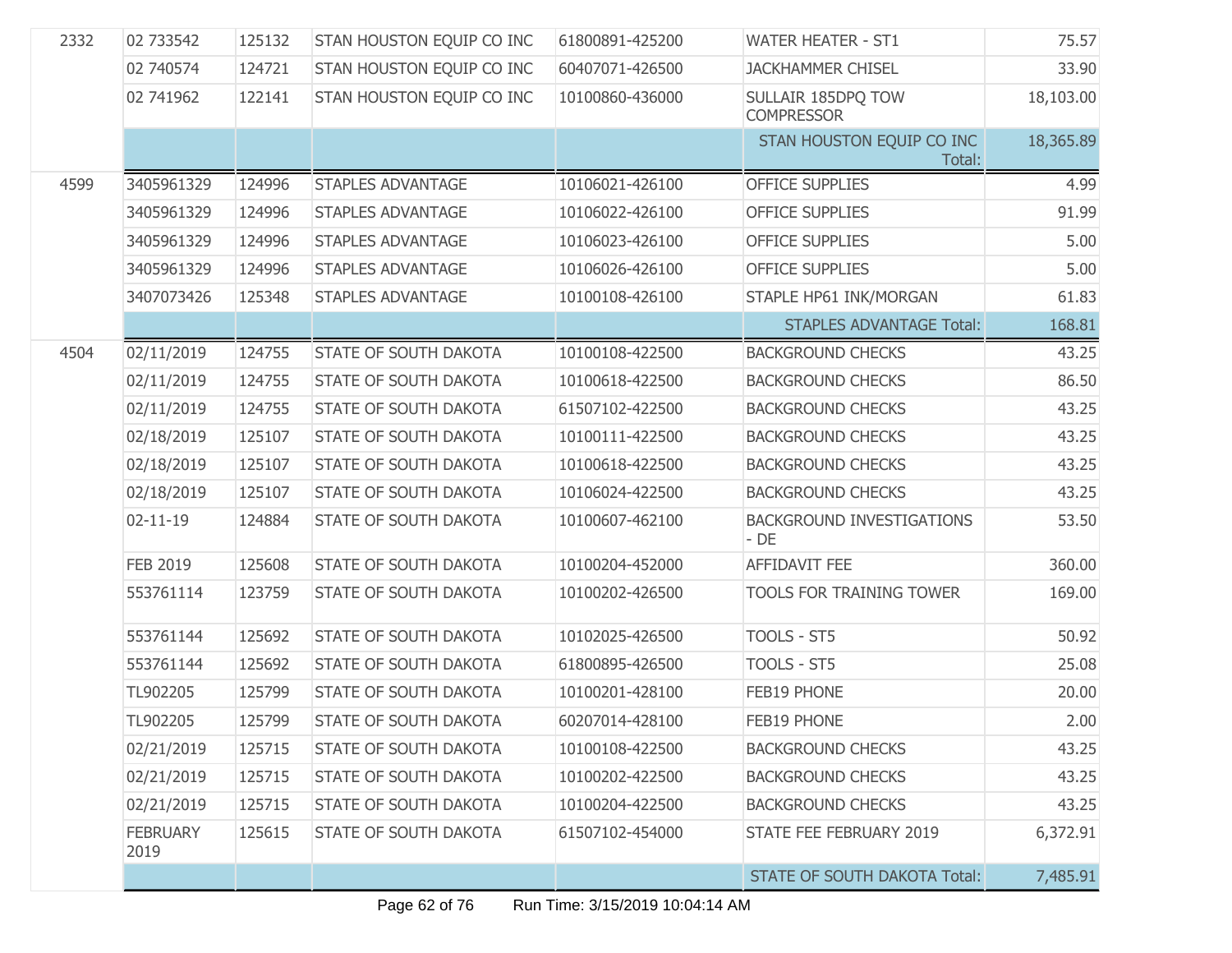| | | | | | | |
|---|---|---|---|---|---|---|
| 2332 | 02 733542 | 125132 | STAN HOUSTON EQUIP CO INC | 61800891-425200 | WATER HEATER - ST1 | 75.57 |
| | 02 740574 | 124721 | STAN HOUSTON EQUIP CO INC | 60407071-426500 | JACKHAMMER CHISEL | 33.90 |
| | 02 741962 | 122141 | STAN HOUSTON EQUIP CO INC | 10100860-436000 | SULLAIR 185DPQ TOW COMPRESSOR | 18,103.00 |
| | | | | | STAN HOUSTON EQUIP CO INC Total: | 18,365.89 |
| 4599 | 3405961329 | 124996 | STAPLES ADVANTAGE | 10106021-426100 | OFFICE SUPPLIES | 4.99 |
| | 3405961329 | 124996 | STAPLES ADVANTAGE | 10106022-426100 | OFFICE SUPPLIES | 91.99 |
| | 3405961329 | 124996 | STAPLES ADVANTAGE | 10106023-426100 | OFFICE SUPPLIES | 5.00 |
| | 3405961329 | 124996 | STAPLES ADVANTAGE | 10106026-426100 | OFFICE SUPPLIES | 5.00 |
| | 3407073426 | 125348 | STAPLES ADVANTAGE | 10100108-426100 | STAPLE HP61 INK/MORGAN | 61.83 |
| | | | | | STAPLES ADVANTAGE Total: | 168.81 |
| 4504 | 02/11/2019 | 124755 | STATE OF SOUTH DAKOTA | 10100108-422500 | BACKGROUND CHECKS | 43.25 |
| | 02/11/2019 | 124755 | STATE OF SOUTH DAKOTA | 10100618-422500 | BACKGROUND CHECKS | 86.50 |
| | 02/11/2019 | 124755 | STATE OF SOUTH DAKOTA | 61507102-422500 | BACKGROUND CHECKS | 43.25 |
| | 02/18/2019 | 125107 | STATE OF SOUTH DAKOTA | 10100111-422500 | BACKGROUND CHECKS | 43.25 |
| | 02/18/2019 | 125107 | STATE OF SOUTH DAKOTA | 10100618-422500 | BACKGROUND CHECKS | 43.25 |
| | 02/18/2019 | 125107 | STATE OF SOUTH DAKOTA | 10106024-422500 | BACKGROUND CHECKS | 43.25 |
| | 02-11-19 | 124884 | STATE OF SOUTH DAKOTA | 10100607-462100 | BACKGROUND INVESTIGATIONS - DE | 53.50 |
| | FEB 2019 | 125608 | STATE OF SOUTH DAKOTA | 10100204-452000 | AFFIDAVIT FEE | 360.00 |
| | 553761114 | 123759 | STATE OF SOUTH DAKOTA | 10100202-426500 | TOOLS FOR TRAINING TOWER | 169.00 |
| | 553761144 | 125692 | STATE OF SOUTH DAKOTA | 10102025-426500 | TOOLS - ST5 | 50.92 |
| | 553761144 | 125692 | STATE OF SOUTH DAKOTA | 61800895-426500 | TOOLS - ST5 | 25.08 |
| | TL902205 | 125799 | STATE OF SOUTH DAKOTA | 10100201-428100 | FEB19 PHONE | 20.00 |
| | TL902205 | 125799 | STATE OF SOUTH DAKOTA | 60207014-428100 | FEB19 PHONE | 2.00 |
| | 02/21/2019 | 125715 | STATE OF SOUTH DAKOTA | 10100108-422500 | BACKGROUND CHECKS | 43.25 |
| | 02/21/2019 | 125715 | STATE OF SOUTH DAKOTA | 10100202-422500 | BACKGROUND CHECKS | 43.25 |
| | 02/21/2019 | 125715 | STATE OF SOUTH DAKOTA | 10100204-422500 | BACKGROUND CHECKS | 43.25 |
| | FEBRUARY 2019 | 125615 | STATE OF SOUTH DAKOTA | 61507102-454000 | STATE FEE FEBRUARY 2019 | 6,372.91 |
| | | | | | STATE OF SOUTH DAKOTA Total: | 7,485.91 |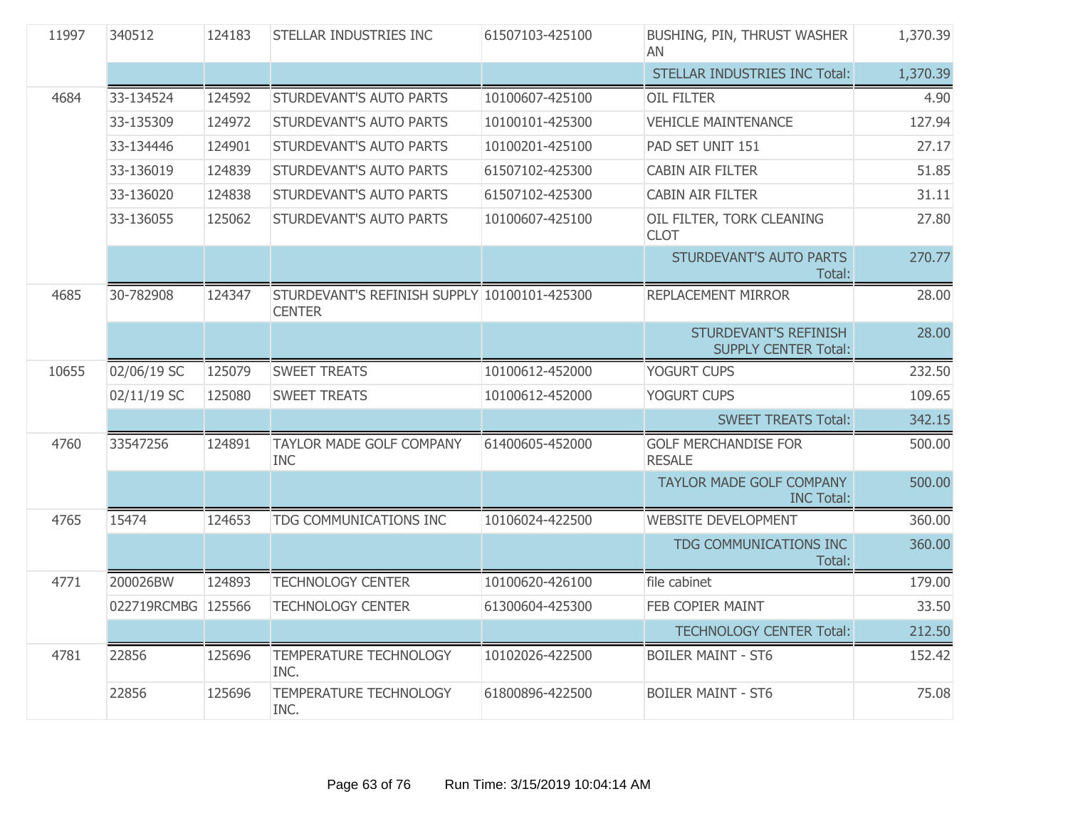| | | | | | | |
|---|---|---|---|---|---|---|
| 11997 | 340512 | 124183 | STELLAR INDUSTRIES INC | 61507103-425100 | BUSHING, PIN, THRUST WASHER AN | 1,370.39 |
| | | | | | STELLAR INDUSTRIES INC Total: | 1,370.39 |
| 4684 | 33-134524 | 124592 | STURDEVANT'S AUTO PARTS | 10100607-425100 | OIL FILTER | 4.90 |
| | 33-135309 | 124972 | STURDEVANT'S AUTO PARTS | 10100101-425300 | VEHICLE MAINTENANCE | 127.94 |
| | 33-134446 | 124901 | STURDEVANT'S AUTO PARTS | 10100201-425100 | PAD SET UNIT 151 | 27.17 |
| | 33-136019 | 124839 | STURDEVANT'S AUTO PARTS | 61507102-425300 | CABIN AIR FILTER | 51.85 |
| | 33-136020 | 124838 | STURDEVANT'S AUTO PARTS | 61507102-425300 | CABIN AIR FILTER | 31.11 |
| | 33-136055 | 125062 | STURDEVANT'S AUTO PARTS | 10100607-425100 | OIL FILTER, TORK CLEANING CLOT | 27.80 |
| | | | | | STURDEVANT'S AUTO PARTS Total: | 270.77 |
| 4685 | 30-782908 | 124347 | STURDEVANT'S REFINISH SUPPLY CENTER | 10100101-425300 | REPLACEMENT MIRROR | 28.00 |
| | | | | | STURDEVANT'S REFINISH SUPPLY CENTER Total: | 28.00 |
| 10655 | 02/06/19 SC | 125079 | SWEET TREATS | 10100612-452000 | YOGURT CUPS | 232.50 |
| | 02/11/19 SC | 125080 | SWEET TREATS | 10100612-452000 | YOGURT CUPS | 109.65 |
| | | | | | SWEET TREATS Total: | 342.15 |
| 4760 | 33547256 | 124891 | TAYLOR MADE GOLF COMPANY INC | 61400605-452000 | GOLF MERCHANDISE FOR RESALE | 500.00 |
| | | | | | TAYLOR MADE GOLF COMPANY INC Total: | 500.00 |
| 4765 | 15474 | 124653 | TDG COMMUNICATIONS INC | 10106024-422500 | WEBSITE DEVELOPMENT | 360.00 |
| | | | | | TDG COMMUNICATIONS INC Total: | 360.00 |
| 4771 | 200026BW | 124893 | TECHNOLOGY CENTER | 10100620-426100 | file cabinet | 179.00 |
| | 022719RCMBG | 125566 | TECHNOLOGY CENTER | 61300604-425300 | FEB COPIER MAINT | 33.50 |
| | | | | | TECHNOLOGY CENTER Total: | 212.50 |
| 4781 | 22856 | 125696 | TEMPERATURE TECHNOLOGY INC. | 10102026-422500 | BOILER MAINT - ST6 | 152.42 |
| | 22856 | 125696 | TEMPERATURE TECHNOLOGY INC. | 61800896-422500 | BOILER MAINT - ST6 | 75.08 |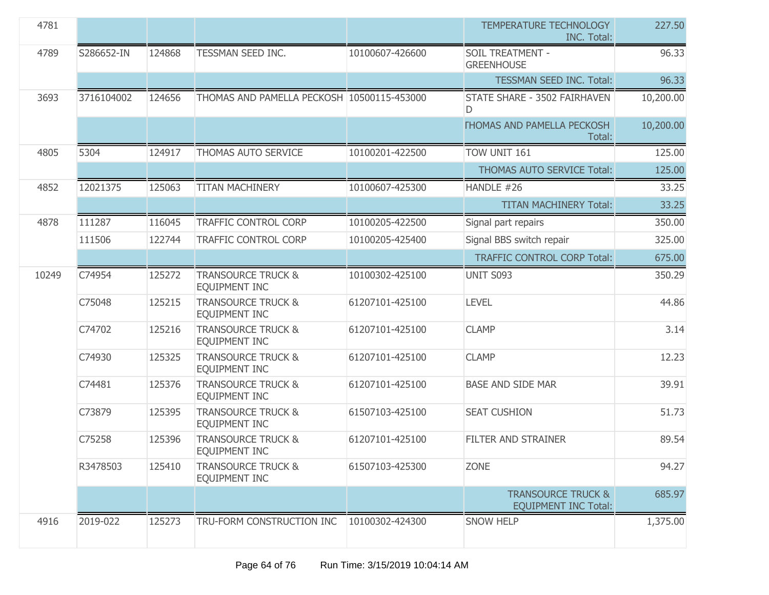| | | | | | | |
|---|---|---|---|---|---|---|
| 4781 | | | | | TEMPERATURE TECHNOLOGY INC. Total: | 227.50 |
| 4789 | S286652-IN | 124868 | TESSMAN SEED INC. | 10100607-426600 | SOIL TREATMENT - GREENHOUSE | 96.33 |
| | | | | | TESSMAN SEED INC. Total: | 96.33 |
| 3693 | 3716104002 | 124656 | THOMAS AND PAMELLA PECKOSH | 10500115-453000 | STATE SHARE - 3502 FAIRHAVEN D | 10,200.00 |
| | | | | | THOMAS AND PAMELLA PECKOSH Total: | 10,200.00 |
| 4805 | 5304 | 124917 | THOMAS AUTO SERVICE | 10100201-422500 | TOW UNIT 161 | 125.00 |
| | | | | | THOMAS AUTO SERVICE Total: | 125.00 |
| 4852 | 12021375 | 125063 | TITAN MACHINERY | 10100607-425300 | HANDLE #26 | 33.25 |
| | | | | | TITAN MACHINERY Total: | 33.25 |
| 4878 | 111287 | 116045 | TRAFFIC CONTROL CORP | 10100205-422500 | Signal part repairs | 350.00 |
| | 111506 | 122744 | TRAFFIC CONTROL CORP | 10100205-425400 | Signal BBS switch repair | 325.00 |
| | | | | | TRAFFIC CONTROL CORP Total: | 675.00 |
| 10249 | C74954 | 125272 | TRANSOURCE TRUCK & EQUIPMENT INC | 10100302-425100 | UNIT S093 | 350.29 |
| | C75048 | 125215 | TRANSOURCE TRUCK & EQUIPMENT INC | 61207101-425100 | LEVEL | 44.86 |
| | C74702 | 125216 | TRANSOURCE TRUCK & EQUIPMENT INC | 61207101-425100 | CLAMP | 3.14 |
| | C74930 | 125325 | TRANSOURCE TRUCK & EQUIPMENT INC | 61207101-425100 | CLAMP | 12.23 |
| | C74481 | 125376 | TRANSOURCE TRUCK & EQUIPMENT INC | 61207101-425100 | BASE AND SIDE MAR | 39.91 |
| | C73879 | 125395 | TRANSOURCE TRUCK & EQUIPMENT INC | 61507103-425100 | SEAT CUSHION | 51.73 |
| | C75258 | 125396 | TRANSOURCE TRUCK & EQUIPMENT INC | 61207101-425100 | FILTER AND STRAINER | 89.54 |
| | R3478503 | 125410 | TRANSOURCE TRUCK & EQUIPMENT INC | 61507103-425300 | ZONE | 94.27 |
| | | | | | TRANSOURCE TRUCK & EQUIPMENT INC Total: | 685.97 |
| 4916 | 2019-022 | 125273 | TRU-FORM CONSTRUCTION INC | 10100302-424300 | SNOW HELP | 1,375.00 |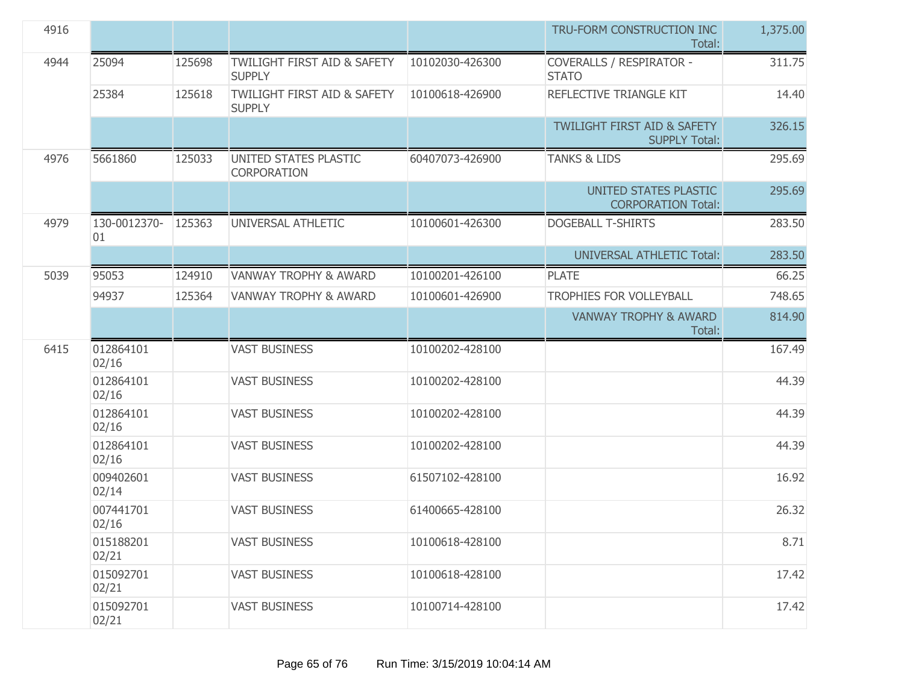| | | | | | | |
|---|---|---|---|---|---|---|
| 4916 | | | | | TRU-FORM CONSTRUCTION INC Total: | 1,375.00 |
| 4944 | 25094 | 125698 | TWILIGHT FIRST AID & SAFETY SUPPLY | 10102030-426300 | COVERALLS / RESPIRATOR - STATO | 311.75 |
| | 25384 | 125618 | TWILIGHT FIRST AID & SAFETY SUPPLY | 10100618-426900 | REFLECTIVE TRIANGLE KIT | 14.40 |
| | | | | | TWILIGHT FIRST AID & SAFETY SUPPLY Total: | 326.15 |
| 4976 | 5661860 | 125033 | UNITED STATES PLASTIC CORPORATION | 60407073-426900 | TANKS & LIDS | 295.69 |
| | | | | | UNITED STATES PLASTIC CORPORATION Total: | 295.69 |
| 4979 | 130-0012370-01 | 125363 | UNIVERSAL ATHLETIC | 10100601-426300 | DOGEBALL T-SHIRTS | 283.50 |
| | | | | | UNIVERSAL ATHLETIC Total: | 283.50 |
| 5039 | 95053 | 124910 | VANWAY TROPHY & AWARD | 10100201-426100 | PLATE | 66.25 |
| | 94937 | 125364 | VANWAY TROPHY & AWARD | 10100601-426900 | TROPHIES FOR VOLLEYBALL | 748.65 |
| | | | | | VANWAY TROPHY & AWARD Total: | 814.90 |
| 6415 | 012864101 02/16 | | VAST BUSINESS | 10100202-428100 | | 167.49 |
| | 012864101 02/16 | | VAST BUSINESS | 10100202-428100 | | 44.39 |
| | 012864101 02/16 | | VAST BUSINESS | 10100202-428100 | | 44.39 |
| | 012864101 02/16 | | VAST BUSINESS | 10100202-428100 | | 44.39 |
| | 009402601 02/14 | | VAST BUSINESS | 61507102-428100 | | 16.92 |
| | 007441701 02/16 | | VAST BUSINESS | 61400665-428100 | | 26.32 |
| | 015188201 02/21 | | VAST BUSINESS | 10100618-428100 | | 8.71 |
| | 015092701 02/21 | | VAST BUSINESS | 10100618-428100 | | 17.42 |
| | 015092701 02/21 | | VAST BUSINESS | 10100714-428100 | | 17.42 |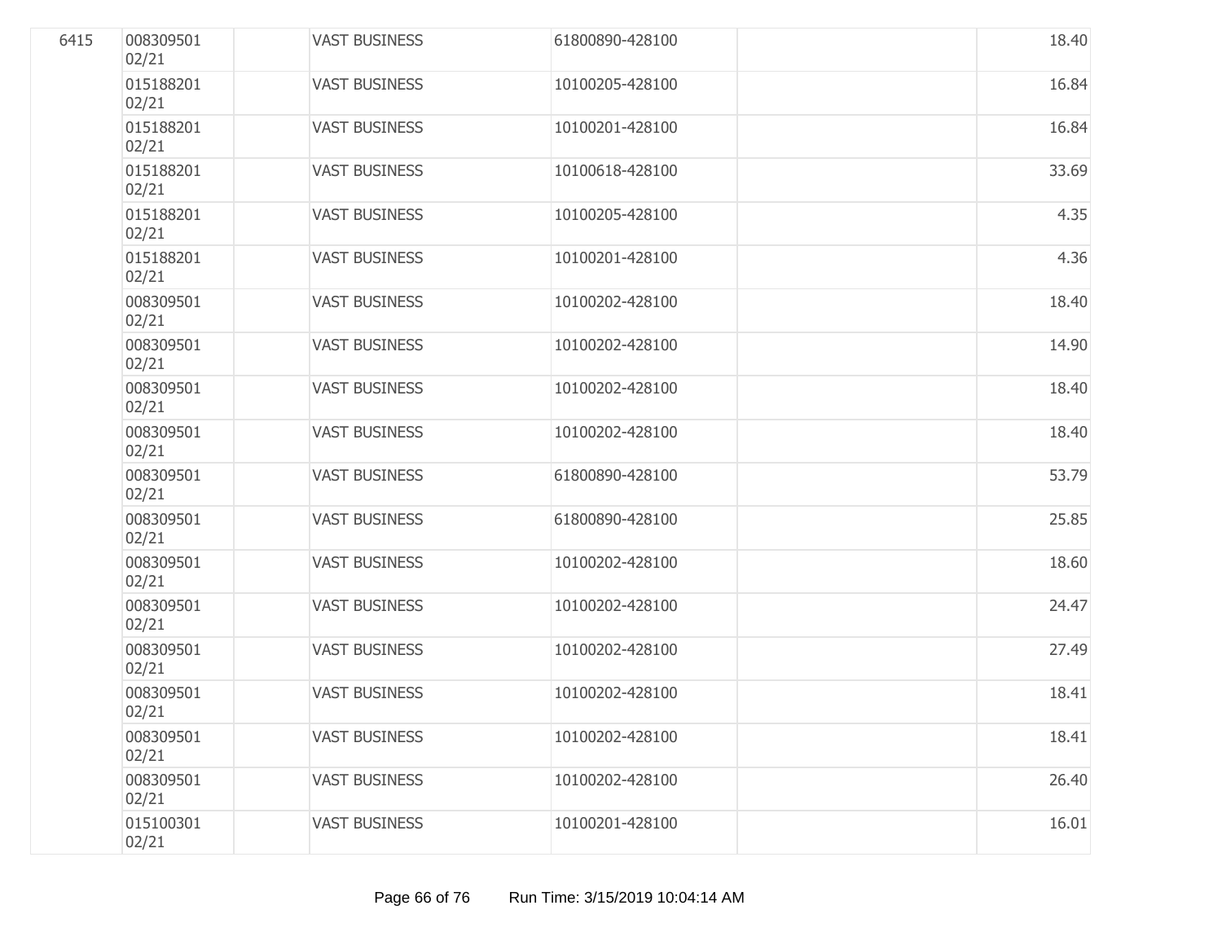| | | | | | | |
|---|---|---|---|---|---|---|
| 6415 | 008309501 02/21 | | VAST BUSINESS | 61800890-428100 | | 18.40 |
| | 015188201 02/21 | | VAST BUSINESS | 10100205-428100 | | 16.84 |
| | 015188201 02/21 | | VAST BUSINESS | 10100201-428100 | | 16.84 |
| | 015188201 02/21 | | VAST BUSINESS | 10100618-428100 | | 33.69 |
| | 015188201 02/21 | | VAST BUSINESS | 10100205-428100 | | 4.35 |
| | 015188201 02/21 | | VAST BUSINESS | 10100201-428100 | | 4.36 |
| | 008309501 02/21 | | VAST BUSINESS | 10100202-428100 | | 18.40 |
| | 008309501 02/21 | | VAST BUSINESS | 10100202-428100 | | 14.90 |
| | 008309501 02/21 | | VAST BUSINESS | 10100202-428100 | | 18.40 |
| | 008309501 02/21 | | VAST BUSINESS | 10100202-428100 | | 18.40 |
| | 008309501 02/21 | | VAST BUSINESS | 61800890-428100 | | 53.79 |
| | 008309501 02/21 | | VAST BUSINESS | 61800890-428100 | | 25.85 |
| | 008309501 02/21 | | VAST BUSINESS | 10100202-428100 | | 18.60 |
| | 008309501 02/21 | | VAST BUSINESS | 10100202-428100 | | 24.47 |
| | 008309501 02/21 | | VAST BUSINESS | 10100202-428100 | | 27.49 |
| | 008309501 02/21 | | VAST BUSINESS | 10100202-428100 | | 18.41 |
| | 008309501 02/21 | | VAST BUSINESS | 10100202-428100 | | 18.41 |
| | 008309501 02/21 | | VAST BUSINESS | 10100202-428100 | | 26.40 |
| | 015100301 02/21 | | VAST BUSINESS | 10100201-428100 | | 16.01 |

Run Time: 3/15/2019 10:04:14 AM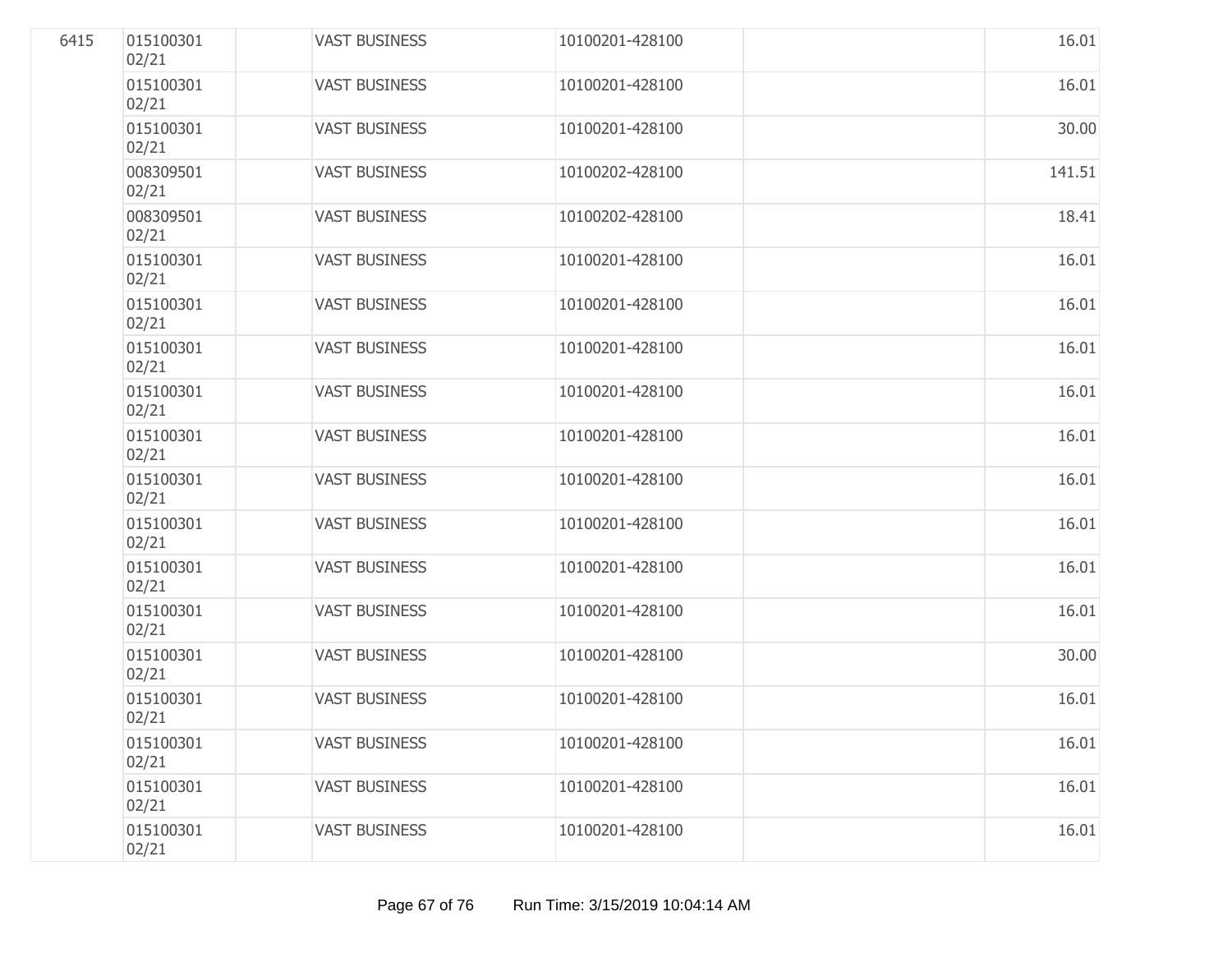| | | | | | | |
|---|---|---|---|---|---|---|
| 6415 | 015100301 02/21 | | VAST BUSINESS | 10100201-428100 | | 16.01 |
| | 015100301 02/21 | | VAST BUSINESS | 10100201-428100 | | 16.01 |
| | 015100301 02/21 | | VAST BUSINESS | 10100201-428100 | | 30.00 |
| | 008309501 02/21 | | VAST BUSINESS | 10100202-428100 | | 141.51 |
| | 008309501 02/21 | | VAST BUSINESS | 10100202-428100 | | 18.41 |
| | 015100301 02/21 | | VAST BUSINESS | 10100201-428100 | | 16.01 |
| | 015100301 02/21 | | VAST BUSINESS | 10100201-428100 | | 16.01 |
| | 015100301 02/21 | | VAST BUSINESS | 10100201-428100 | | 16.01 |
| | 015100301 02/21 | | VAST BUSINESS | 10100201-428100 | | 16.01 |
| | 015100301 02/21 | | VAST BUSINESS | 10100201-428100 | | 16.01 |
| | 015100301 02/21 | | VAST BUSINESS | 10100201-428100 | | 16.01 |
| | 015100301 02/21 | | VAST BUSINESS | 10100201-428100 | | 16.01 |
| | 015100301 02/21 | | VAST BUSINESS | 10100201-428100 | | 16.01 |
| | 015100301 02/21 | | VAST BUSINESS | 10100201-428100 | | 16.01 |
| | 015100301 02/21 | | VAST BUSINESS | 10100201-428100 | | 30.00 |
| | 015100301 02/21 | | VAST BUSINESS | 10100201-428100 | | 16.01 |
| | 015100301 02/21 | | VAST BUSINESS | 10100201-428100 | | 16.01 |
| | 015100301 02/21 | | VAST BUSINESS | 10100201-428100 | | 16.01 |
| | 015100301 02/21 | | VAST BUSINESS | 10100201-428100 | | 16.01 |

Run Time: 3/15/2019 10:04:14 AM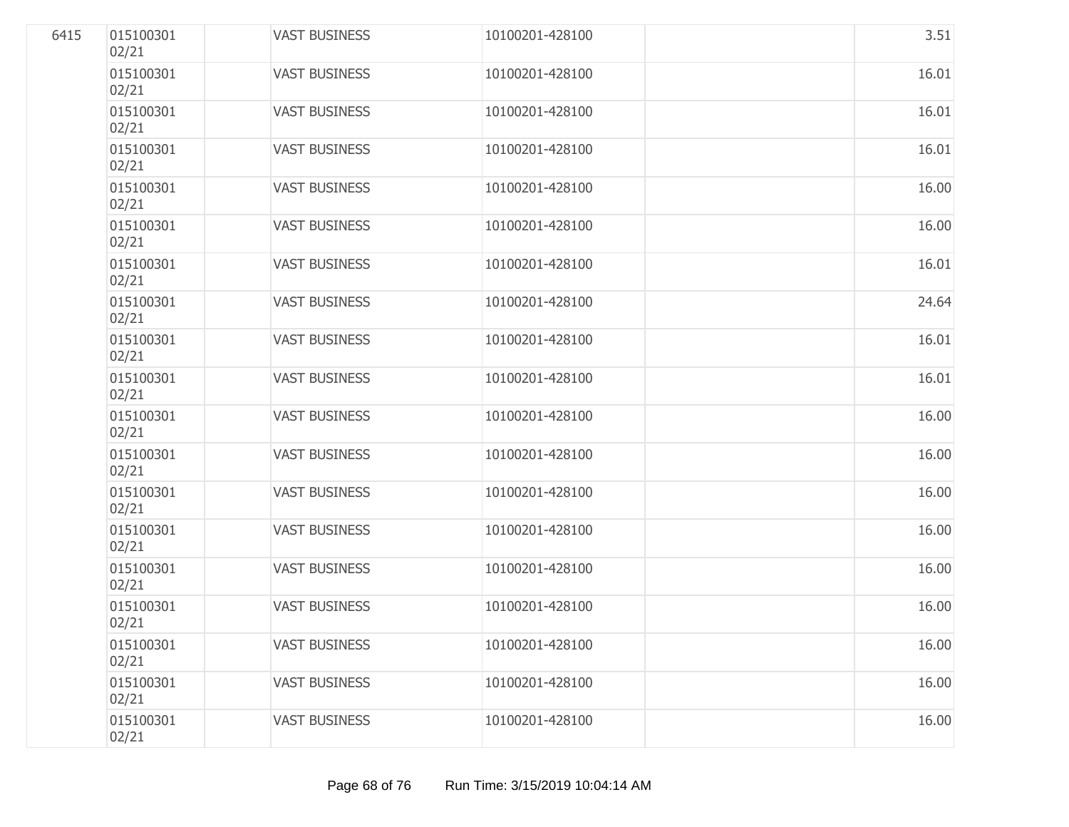| | | | | | | |
|---|---|---|---|---|---|---|
| 6415 | 015100301 02/21 | | VAST BUSINESS | 10100201-428100 | | 3.51 |
| | 015100301 02/21 | | VAST BUSINESS | 10100201-428100 | | 16.01 |
| | 015100301 02/21 | | VAST BUSINESS | 10100201-428100 | | 16.01 |
| | 015100301 02/21 | | VAST BUSINESS | 10100201-428100 | | 16.01 |
| | 015100301 02/21 | | VAST BUSINESS | 10100201-428100 | | 16.00 |
| | 015100301 02/21 | | VAST BUSINESS | 10100201-428100 | | 16.00 |
| | 015100301 02/21 | | VAST BUSINESS | 10100201-428100 | | 16.01 |
| | 015100301 02/21 | | VAST BUSINESS | 10100201-428100 | | 24.64 |
| | 015100301 02/21 | | VAST BUSINESS | 10100201-428100 | | 16.01 |
| | 015100301 02/21 | | VAST BUSINESS | 10100201-428100 | | 16.01 |
| | 015100301 02/21 | | VAST BUSINESS | 10100201-428100 | | 16.00 |
| | 015100301 02/21 | | VAST BUSINESS | 10100201-428100 | | 16.00 |
| | 015100301 02/21 | | VAST BUSINESS | 10100201-428100 | | 16.00 |
| | 015100301 02/21 | | VAST BUSINESS | 10100201-428100 | | 16.00 |
| | 015100301 02/21 | | VAST BUSINESS | 10100201-428100 | | 16.00 |
| | 015100301 02/21 | | VAST BUSINESS | 10100201-428100 | | 16.00 |
| | 015100301 02/21 | | VAST BUSINESS | 10100201-428100 | | 16.00 |
| | 015100301 02/21 | | VAST BUSINESS | 10100201-428100 | | 16.00 |
| | 015100301 02/21 | | VAST BUSINESS | 10100201-428100 | | 16.00 |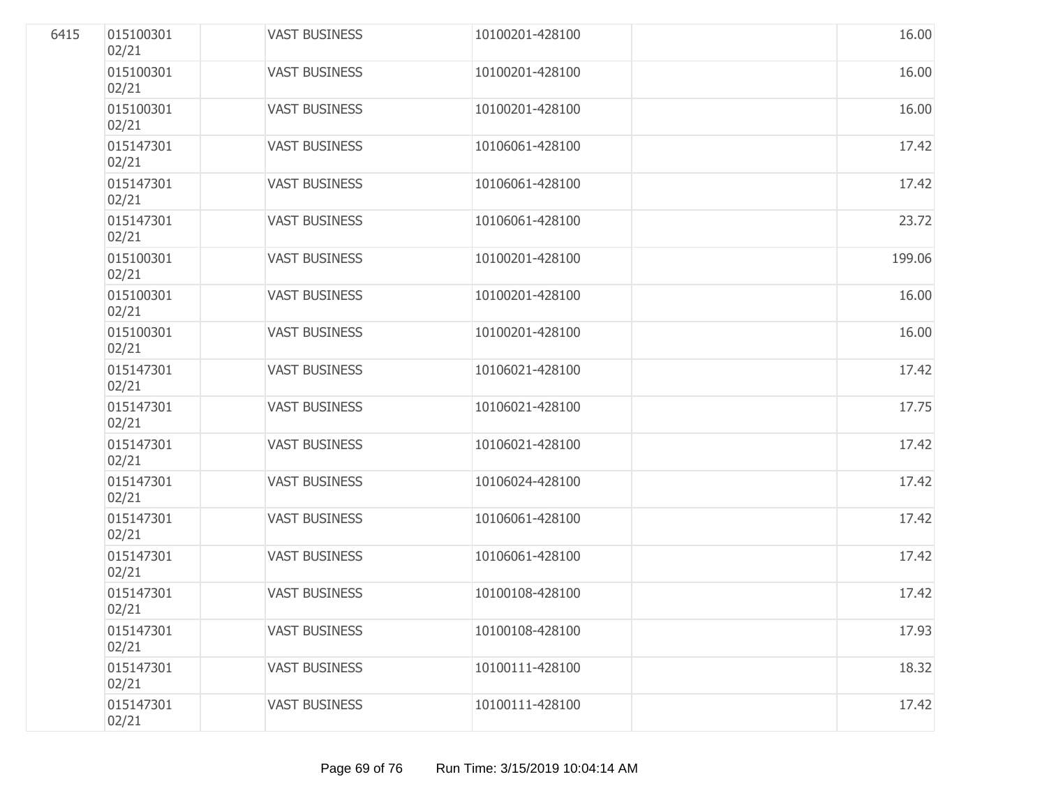| | | | | | | |
|---|---|---|---|---|---|---|
| 6415 | 015100301 02/21 | | VAST BUSINESS | 10100201-428100 | | 16.00 |
| | 015100301 02/21 | | VAST BUSINESS | 10100201-428100 | | 16.00 |
| | 015100301 02/21 | | VAST BUSINESS | 10100201-428100 | | 16.00 |
| | 015147301 02/21 | | VAST BUSINESS | 10106061-428100 | | 17.42 |
| | 015147301 02/21 | | VAST BUSINESS | 10106061-428100 | | 17.42 |
| | 015147301 02/21 | | VAST BUSINESS | 10106061-428100 | | 23.72 |
| | 015100301 02/21 | | VAST BUSINESS | 10100201-428100 | | 199.06 |
| | 015100301 02/21 | | VAST BUSINESS | 10100201-428100 | | 16.00 |
| | 015100301 02/21 | | VAST BUSINESS | 10100201-428100 | | 16.00 |
| | 015147301 02/21 | | VAST BUSINESS | 10106021-428100 | | 17.42 |
| | 015147301 02/21 | | VAST BUSINESS | 10106021-428100 | | 17.75 |
| | 015147301 02/21 | | VAST BUSINESS | 10106021-428100 | | 17.42 |
| | 015147301 02/21 | | VAST BUSINESS | 10106024-428100 | | 17.42 |
| | 015147301 02/21 | | VAST BUSINESS | 10106061-428100 | | 17.42 |
| | 015147301 02/21 | | VAST BUSINESS | 10106061-428100 | | 17.42 |
| | 015147301 02/21 | | VAST BUSINESS | 10100108-428100 | | 17.42 |
| | 015147301 02/21 | | VAST BUSINESS | 10100108-428100 | | 17.93 |
| | 015147301 02/21 | | VAST BUSINESS | 10100111-428100 | | 18.32 |
| | 015147301 02/21 | | VAST BUSINESS | 10100111-428100 | | 17.42 |

Run Time: 3/15/2019 10:04:14 AM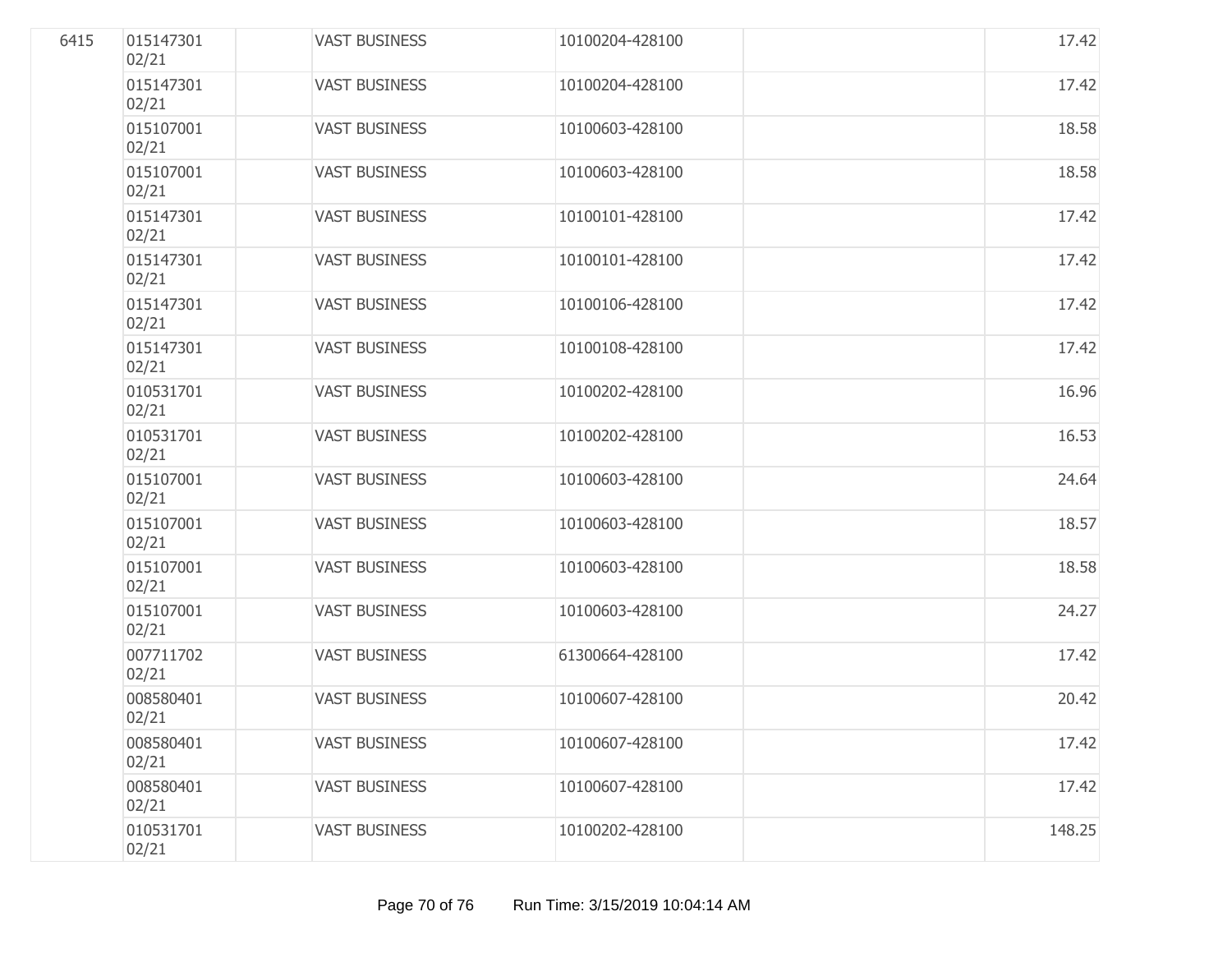| | | | | | | |
|---|---|---|---|---|---|---|
| 6415 | 015147301 02/21 | | VAST BUSINESS | 10100204-428100 | | 17.42 |
| | 015147301 02/21 | | VAST BUSINESS | 10100204-428100 | | 17.42 |
| | 015107001 02/21 | | VAST BUSINESS | 10100603-428100 | | 18.58 |
| | 015107001 02/21 | | VAST BUSINESS | 10100603-428100 | | 18.58 |
| | 015147301 02/21 | | VAST BUSINESS | 10100101-428100 | | 17.42 |
| | 015147301 02/21 | | VAST BUSINESS | 10100101-428100 | | 17.42 |
| | 015147301 02/21 | | VAST BUSINESS | 10100106-428100 | | 17.42 |
| | 015147301 02/21 | | VAST BUSINESS | 10100108-428100 | | 17.42 |
| | 010531701 02/21 | | VAST BUSINESS | 10100202-428100 | | 16.96 |
| | 010531701 02/21 | | VAST BUSINESS | 10100202-428100 | | 16.53 |
| | 015107001 02/21 | | VAST BUSINESS | 10100603-428100 | | 24.64 |
| | 015107001 02/21 | | VAST BUSINESS | 10100603-428100 | | 18.57 |
| | 015107001 02/21 | | VAST BUSINESS | 10100603-428100 | | 18.58 |
| | 015107001 02/21 | | VAST BUSINESS | 10100603-428100 | | 24.27 |
| | 007711702 02/21 | | VAST BUSINESS | 61300664-428100 | | 17.42 |
| | 008580401 02/21 | | VAST BUSINESS | 10100607-428100 | | 20.42 |
| | 008580401 02/21 | | VAST BUSINESS | 10100607-428100 | | 17.42 |
| | 008580401 02/21 | | VAST BUSINESS | 10100607-428100 | | 17.42 |
| | 010531701 02/21 | | VAST BUSINESS | 10100202-428100 | | 148.25 |

Run Time: 3/15/2019 10:04:14 AM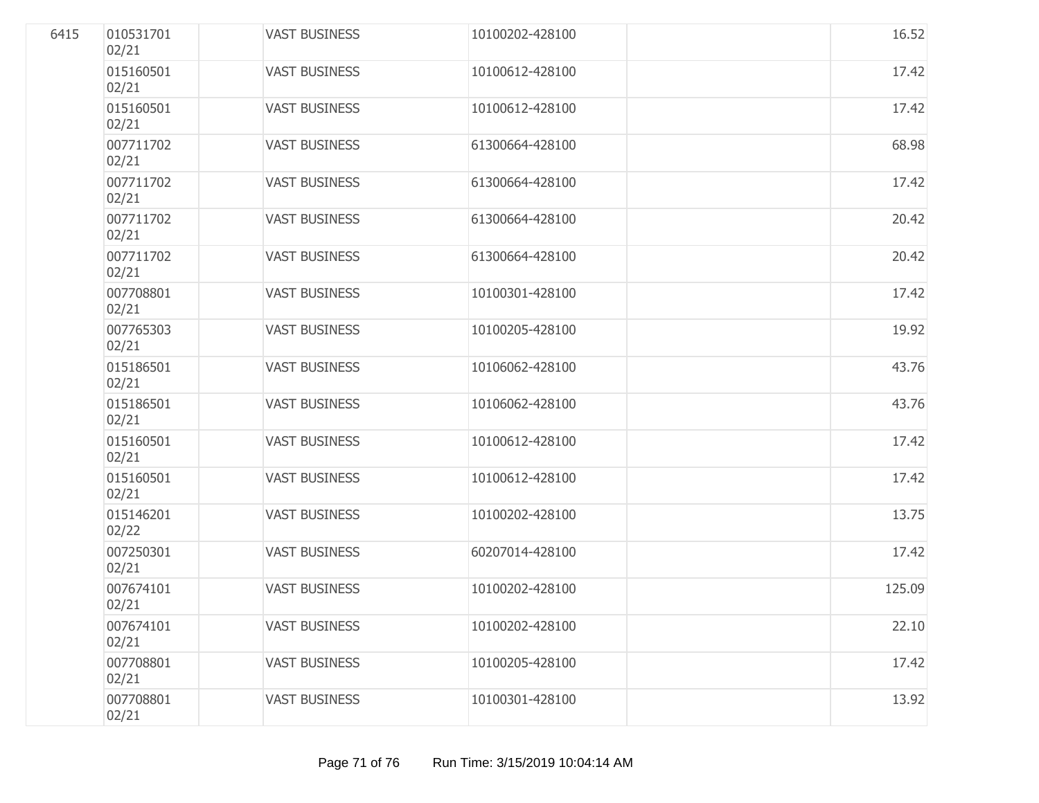| | | | | | | |
|---|---|---|---|---|---|---|
| 6415 | 010531701 02/21 | | VAST BUSINESS | 10100202-428100 | | 16.52 |
| | 015160501 02/21 | | VAST BUSINESS | 10100612-428100 | | 17.42 |
| | 015160501 02/21 | | VAST BUSINESS | 10100612-428100 | | 17.42 |
| | 007711702 02/21 | | VAST BUSINESS | 61300664-428100 | | 68.98 |
| | 007711702 02/21 | | VAST BUSINESS | 61300664-428100 | | 17.42 |
| | 007711702 02/21 | | VAST BUSINESS | 61300664-428100 | | 20.42 |
| | 007711702 02/21 | | VAST BUSINESS | 61300664-428100 | | 20.42 |
| | 007708801 02/21 | | VAST BUSINESS | 10100301-428100 | | 17.42 |
| | 007765303 02/21 | | VAST BUSINESS | 10100205-428100 | | 19.92 |
| | 015186501 02/21 | | VAST BUSINESS | 10106062-428100 | | 43.76 |
| | 015186501 02/21 | | VAST BUSINESS | 10106062-428100 | | 43.76 |
| | 015160501 02/21 | | VAST BUSINESS | 10100612-428100 | | 17.42 |
| | 015160501 02/21 | | VAST BUSINESS | 10100612-428100 | | 17.42 |
| | 015146201 02/22 | | VAST BUSINESS | 10100202-428100 | | 13.75 |
| | 007250301 02/21 | | VAST BUSINESS | 60207014-428100 | | 17.42 |
| | 007674101 02/21 | | VAST BUSINESS | 10100202-428100 | | 125.09 |
| | 007674101 02/21 | | VAST BUSINESS | 10100202-428100 | | 22.10 |
| | 007708801 02/21 | | VAST BUSINESS | 10100205-428100 | | 17.42 |
| | 007708801 02/21 | | VAST BUSINESS | 10100301-428100 | | 13.92 |

Run Time: 3/15/2019 10:04:14 AM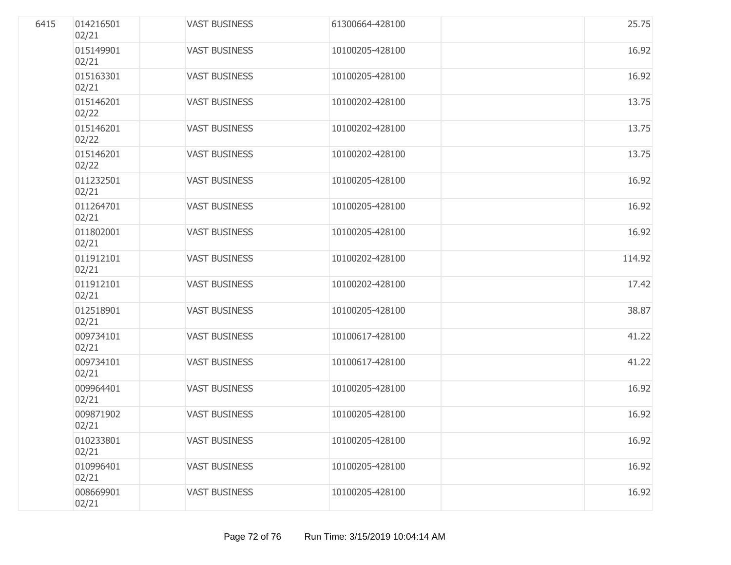| | | | | | | |
|---|---|---|---|---|---|---|
| 6415 | 014216501 02/21 | | VAST BUSINESS | 61300664-428100 | | 25.75 |
| | 015149901 02/21 | | VAST BUSINESS | 10100205-428100 | | 16.92 |
| | 015163301 02/21 | | VAST BUSINESS | 10100205-428100 | | 16.92 |
| | 015146201 02/22 | | VAST BUSINESS | 10100202-428100 | | 13.75 |
| | 015146201 02/22 | | VAST BUSINESS | 10100202-428100 | | 13.75 |
| | 015146201 02/22 | | VAST BUSINESS | 10100202-428100 | | 13.75 |
| | 011232501 02/21 | | VAST BUSINESS | 10100205-428100 | | 16.92 |
| | 011264701 02/21 | | VAST BUSINESS | 10100205-428100 | | 16.92 |
| | 011802001 02/21 | | VAST BUSINESS | 10100205-428100 | | 16.92 |
| | 011912101 02/21 | | VAST BUSINESS | 10100202-428100 | | 114.92 |
| | 011912101 02/21 | | VAST BUSINESS | 10100202-428100 | | 17.42 |
| | 012518901 02/21 | | VAST BUSINESS | 10100205-428100 | | 38.87 |
| | 009734101 02/21 | | VAST BUSINESS | 10100617-428100 | | 41.22 |
| | 009734101 02/21 | | VAST BUSINESS | 10100617-428100 | | 41.22 |
| | 009964401 02/21 | | VAST BUSINESS | 10100205-428100 | | 16.92 |
| | 009871902 02/21 | | VAST BUSINESS | 10100205-428100 | | 16.92 |
| | 010233801 02/21 | | VAST BUSINESS | 10100205-428100 | | 16.92 |
| | 010996401 02/21 | | VAST BUSINESS | 10100205-428100 | | 16.92 |
| | 008669901 02/21 | | VAST BUSINESS | 10100205-428100 | | 16.92 |

Run Time: 3/15/2019 10:04:14 AM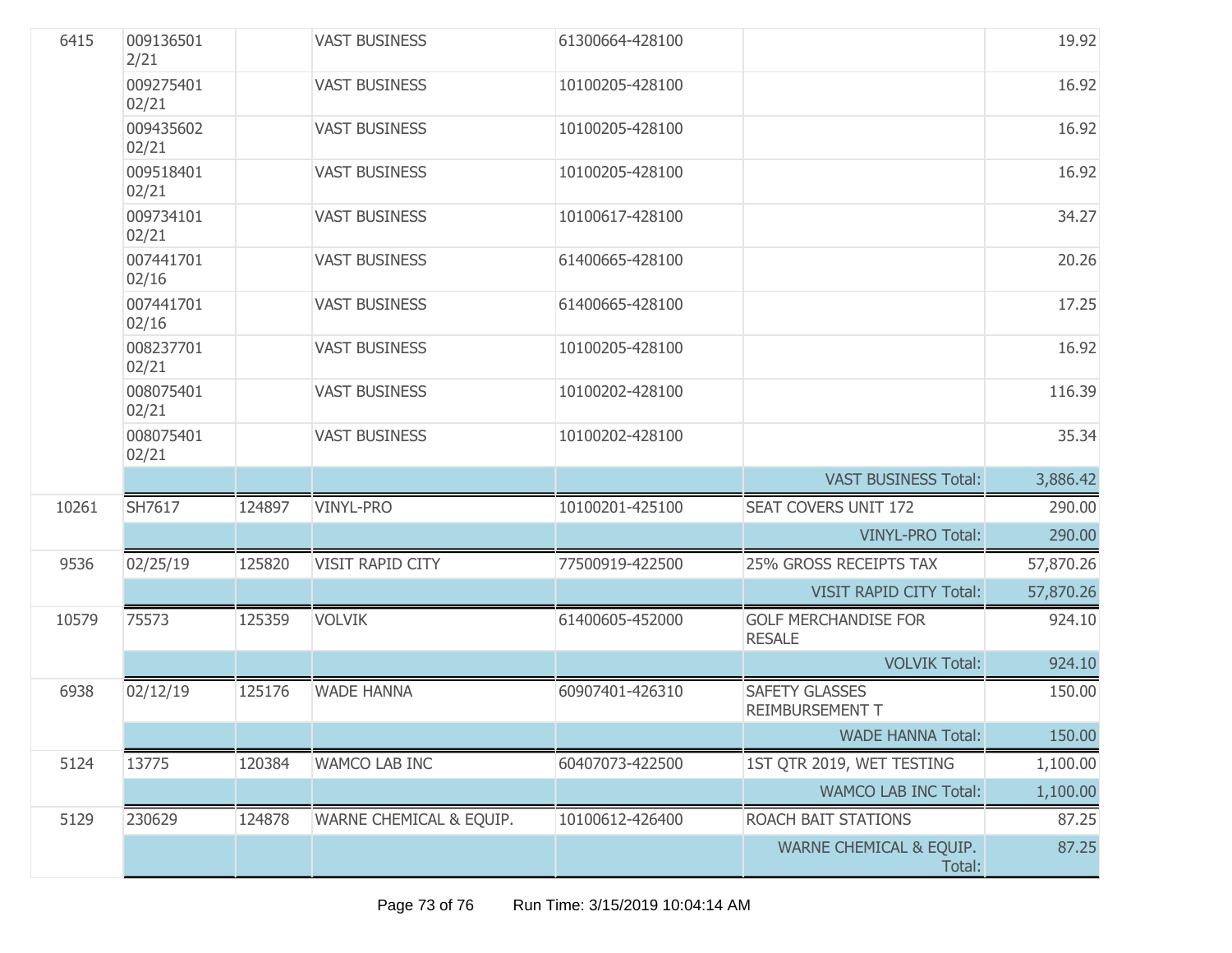| | | | | | | |
|---|---|---|---|---|---|---|
| 6415 | 009136501 2/21 | | VAST BUSINESS | 61300664-428100 | | 19.92 |
| | 009275401 02/21 | | VAST BUSINESS | 10100205-428100 | | 16.92 |
| | 009435602 02/21 | | VAST BUSINESS | 10100205-428100 | | 16.92 |
| | 009518401 02/21 | | VAST BUSINESS | 10100205-428100 | | 16.92 |
| | 009734101 02/21 | | VAST BUSINESS | 10100617-428100 | | 34.27 |
| | 007441701 02/16 | | VAST BUSINESS | 61400665-428100 | | 20.26 |
| | 007441701 02/16 | | VAST BUSINESS | 61400665-428100 | | 17.25 |
| | 008237701 02/21 | | VAST BUSINESS | 10100205-428100 | | 16.92 |
| | 008075401 02/21 | | VAST BUSINESS | 10100202-428100 | | 116.39 |
| | 008075401 02/21 | | VAST BUSINESS | 10100202-428100 | | 35.34 |
| | | | | | VAST BUSINESS Total: | 3,886.42 |
| 10261 | SH7617 | 124897 | VINYL-PRO | 10100201-425100 | SEAT COVERS UNIT 172 | 290.00 |
| | | | | | VINYL-PRO Total: | 290.00 |
| 9536 | 02/25/19 | 125820 | VISIT RAPID CITY | 77500919-422500 | 25% GROSS RECEIPTS TAX | 57,870.26 |
| | | | | | VISIT RAPID CITY Total: | 57,870.26 |
| 10579 | 75573 | 125359 | VOLVIK | 61400605-452000 | GOLF MERCHANDISE FOR RESALE | 924.10 |
| | | | | | VOLVIK Total: | 924.10 |
| 6938 | 02/12/19 | 125176 | WADE HANNA | 60907401-426310 | SAFETY GLASSES REIMBURSEMENT T | 150.00 |
| | | | | | WADE HANNA Total: | 150.00 |
| 5124 | 13775 | 120384 | WAMCO LAB INC | 60407073-422500 | 1ST QTR 2019, WET TESTING | 1,100.00 |
| | | | | | WAMCO LAB INC Total: | 1,100.00 |
| 5129 | 230629 | 124878 | WARNE CHEMICAL & EQUIP. | 10100612-426400 | ROACH BAIT STATIONS | 87.25 |
| | | | | | WARNE CHEMICAL & EQUIP. Total: | 87.25 |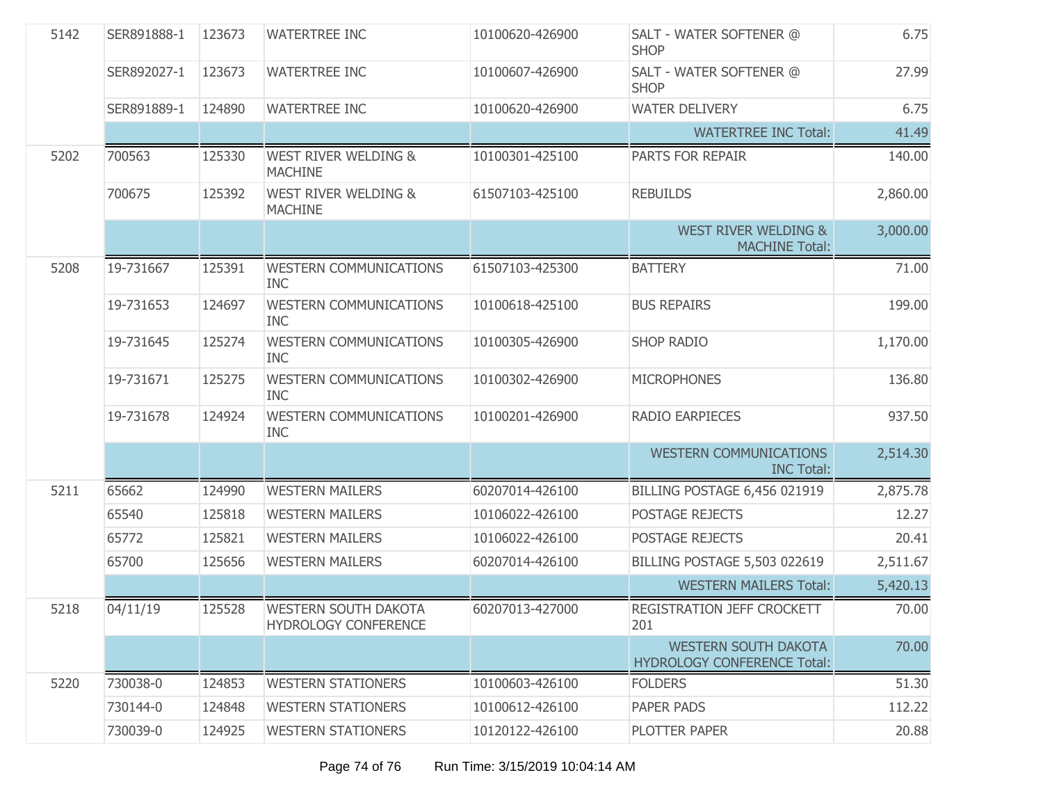| | | | | | | |
|---|---|---|---|---|---|---|
| 5142 | SER891888-1 | 123673 | WATERTREE INC | 10100620-426900 | SALT - WATER SOFTENER @ SHOP | 6.75 |
| | SER892027-1 | 123673 | WATERTREE INC | 10100607-426900 | SALT - WATER SOFTENER @ SHOP | 27.99 |
| | SER891889-1 | 124890 | WATERTREE INC | 10100620-426900 | WATER DELIVERY | 6.75 |
| | | | | | WATERTREE INC Total: | 41.49 |
| 5202 | 700563 | 125330 | WEST RIVER WELDING & MACHINE | 10100301-425100 | PARTS FOR REPAIR | 140.00 |
| | 700675 | 125392 | WEST RIVER WELDING & MACHINE | 61507103-425100 | REBUILDS | 2,860.00 |
| | | | | | WEST RIVER WELDING & MACHINE Total: | 3,000.00 |
| 5208 | 19-731667 | 125391 | WESTERN COMMUNICATIONS INC | 61507103-425300 | BATTERY | 71.00 |
| | 19-731653 | 124697 | WESTERN COMMUNICATIONS INC | 10100618-425100 | BUS REPAIRS | 199.00 |
| | 19-731645 | 125274 | WESTERN COMMUNICATIONS INC | 10100305-426900 | SHOP RADIO | 1,170.00 |
| | 19-731671 | 125275 | WESTERN COMMUNICATIONS INC | 10100302-426900 | MICROPHONES | 136.80 |
| | 19-731678 | 124924 | WESTERN COMMUNICATIONS INC | 10100201-426900 | RADIO EARPIECES | 937.50 |
| | | | | | WESTERN COMMUNICATIONS INC Total: | 2,514.30 |
| 5211 | 65662 | 124990 | WESTERN MAILERS | 60207014-426100 | BILLING POSTAGE 6,456 021919 | 2,875.78 |
| | 65540 | 125818 | WESTERN MAILERS | 10106022-426100 | POSTAGE REJECTS | 12.27 |
| | 65772 | 125821 | WESTERN MAILERS | 10106022-426100 | POSTAGE REJECTS | 20.41 |
| | 65700 | 125656 | WESTERN MAILERS | 60207014-426100 | BILLING POSTAGE 5,503 022619 | 2,511.67 |
| | | | | | WESTERN MAILERS Total: | 5,420.13 |
| 5218 | 04/11/19 | 125528 | WESTERN SOUTH DAKOTA HYDROLOGY CONFERENCE | 60207013-427000 | REGISTRATION JEFF CROCKETT 201 | 70.00 |
| | | | | | WESTERN SOUTH DAKOTA HYDROLOGY CONFERENCE Total: | 70.00 |
| 5220 | 730038-0 | 124853 | WESTERN STATIONERS | 10100603-426100 | FOLDERS | 51.30 |
| | 730144-0 | 124848 | WESTERN STATIONERS | 10100612-426100 | PAPER PADS | 112.22 |
| | 730039-0 | 124925 | WESTERN STATIONERS | 10120122-426100 | PLOTTER PAPER | 20.88 |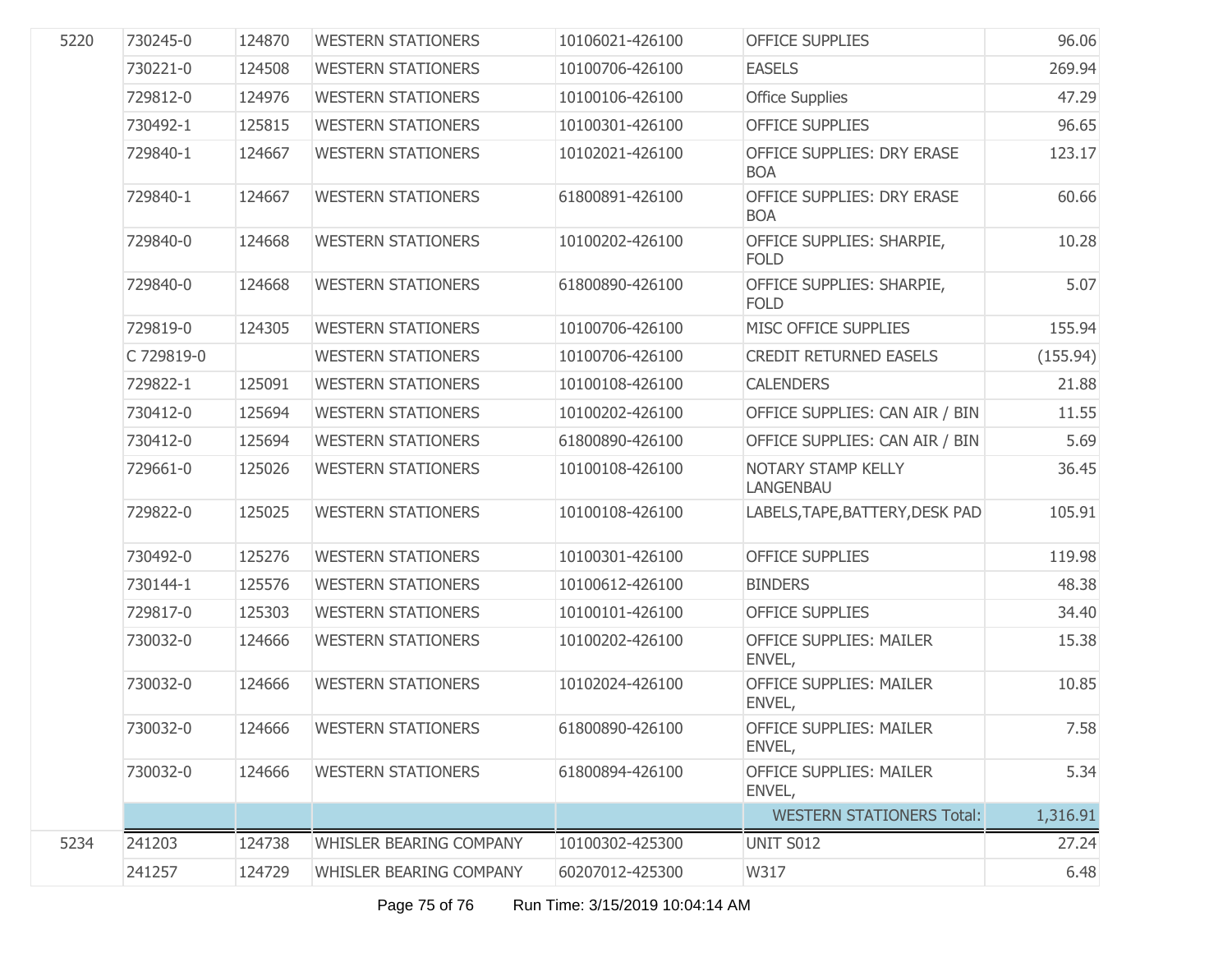| | | | | | | |
|---|---|---|---|---|---|---|
| 5220 | 730245-0 | 124870 | WESTERN STATIONERS | 10106021-426100 | OFFICE SUPPLIES | 96.06 |
| | 730221-0 | 124508 | WESTERN STATIONERS | 10100706-426100 | EASELS | 269.94 |
| | 729812-0 | 124976 | WESTERN STATIONERS | 10100106-426100 | Office Supplies | 47.29 |
| | 730492-1 | 125815 | WESTERN STATIONERS | 10100301-426100 | OFFICE SUPPLIES | 96.65 |
| | 729840-1 | 124667 | WESTERN STATIONERS | 10102021-426100 | OFFICE SUPPLIES: DRY ERASE BOA | 123.17 |
| | 729840-1 | 124667 | WESTERN STATIONERS | 61800891-426100 | OFFICE SUPPLIES: DRY ERASE BOA | 60.66 |
| | 729840-0 | 124668 | WESTERN STATIONERS | 10100202-426100 | OFFICE SUPPLIES: SHARPIE, FOLD | 10.28 |
| | 729840-0 | 124668 | WESTERN STATIONERS | 61800890-426100 | OFFICE SUPPLIES: SHARPIE, FOLD | 5.07 |
| | 729819-0 | 124305 | WESTERN STATIONERS | 10100706-426100 | MISC OFFICE SUPPLIES | 155.94 |
| | C 729819-0 | | WESTERN STATIONERS | 10100706-426100 | CREDIT RETURNED EASELS | (155.94) |
| | 729822-1 | 125091 | WESTERN STATIONERS | 10100108-426100 | CALENDERS | 21.88 |
| | 730412-0 | 125694 | WESTERN STATIONERS | 10100202-426100 | OFFICE SUPPLIES: CAN AIR / BIN | 11.55 |
| | 730412-0 | 125694 | WESTERN STATIONERS | 61800890-426100 | OFFICE SUPPLIES: CAN AIR / BIN | 5.69 |
| | 729661-0 | 125026 | WESTERN STATIONERS | 10100108-426100 | NOTARY STAMP KELLY LANGENBAU | 36.45 |
| | 729822-0 | 125025 | WESTERN STATIONERS | 10100108-426100 | LABELS,TAPE,BATTERY,DESK PAD | 105.91 |
| | 730492-0 | 125276 | WESTERN STATIONERS | 10100301-426100 | OFFICE SUPPLIES | 119.98 |
| | 730144-1 | 125576 | WESTERN STATIONERS | 10100612-426100 | BINDERS | 48.38 |
| | 729817-0 | 125303 | WESTERN STATIONERS | 10100101-426100 | OFFICE SUPPLIES | 34.40 |
| | 730032-0 | 124666 | WESTERN STATIONERS | 10100202-426100 | OFFICE SUPPLIES: MAILER ENVEL, | 15.38 |
| | 730032-0 | 124666 | WESTERN STATIONERS | 10102024-426100 | OFFICE SUPPLIES: MAILER ENVEL, | 10.85 |
| | 730032-0 | 124666 | WESTERN STATIONERS | 61800890-426100 | OFFICE SUPPLIES: MAILER ENVEL, | 7.58 |
| | 730032-0 | 124666 | WESTERN STATIONERS | 61800894-426100 | OFFICE SUPPLIES: MAILER ENVEL, | 5.34 |
| | | | | | WESTERN STATIONERS Total: | 1,316.91 |
| 5234 | 241203 | 124738 | WHISLER BEARING COMPANY | 10100302-425300 | UNIT S012 | 27.24 |
| | 241257 | 124729 | WHISLER BEARING COMPANY | 60207012-425300 | W317 | 6.48 |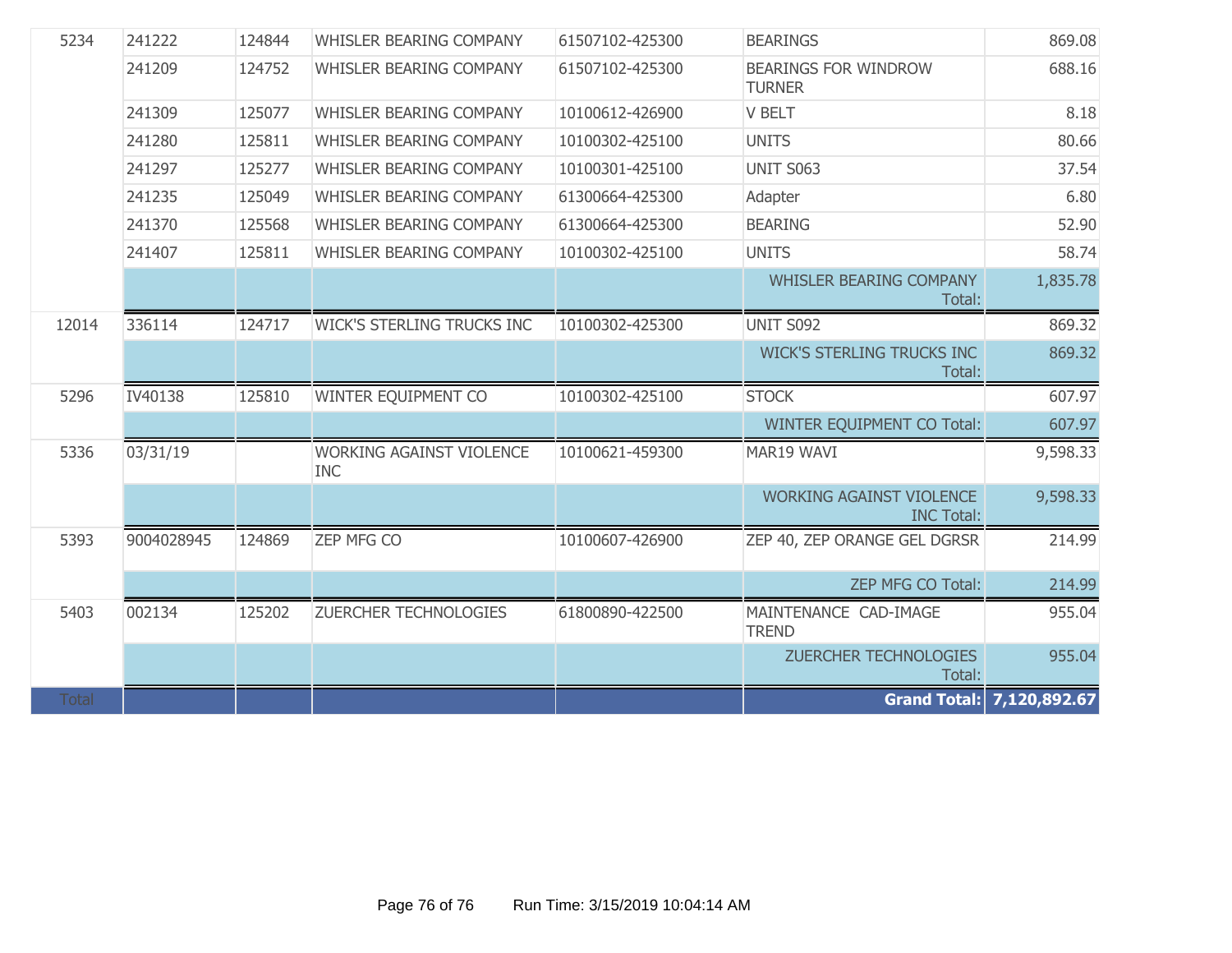| | | | | | | |
|---|---|---|---|---|---|---|
| 5234 | 241222 | 124844 | WHISLER BEARING COMPANY | 61507102-425300 | BEARINGS | 869.08 |
| | 241209 | 124752 | WHISLER BEARING COMPANY | 61507102-425300 | BEARINGS FOR WINDROW TURNER | 688.16 |
| | 241309 | 125077 | WHISLER BEARING COMPANY | 10100612-426900 | V BELT | 8.18 |
| | 241280 | 125811 | WHISLER BEARING COMPANY | 10100302-425100 | UNITS | 80.66 |
| | 241297 | 125277 | WHISLER BEARING COMPANY | 10100301-425100 | UNIT S063 | 37.54 |
| | 241235 | 125049 | WHISLER BEARING COMPANY | 61300664-425300 | Adapter | 6.80 |
| | 241370 | 125568 | WHISLER BEARING COMPANY | 61300664-425300 | BEARING | 52.90 |
| | 241407 | 125811 | WHISLER BEARING COMPANY | 10100302-425100 | UNITS | 58.74 |
| | | | | | WHISLER BEARING COMPANY Total: | 1,835.78 |
| 12014 | 336114 | 124717 | WICK'S STERLING TRUCKS INC | 10100302-425300 | UNIT S092 | 869.32 |
| | | | | | WICK'S STERLING TRUCKS INC Total: | 869.32 |
| 5296 | IV40138 | 125810 | WINTER EQUIPMENT CO | 10100302-425100 | STOCK | 607.97 |
| | | | | | WINTER EQUIPMENT CO Total: | 607.97 |
| 5336 | 03/31/19 | | WORKING AGAINST VIOLENCE INC | 10100621-459300 | MAR19 WAVI | 9,598.33 |
| | | | | | WORKING AGAINST VIOLENCE INC Total: | 9,598.33 |
| 5393 | 9004028945 | 124869 | ZEP MFG CO | 10100607-426900 | ZEP 40, ZEP ORANGE GEL DGRSR | 214.99 |
| | | | | | ZEP MFG CO Total: | 214.99 |
| 5403 | 002134 | 125202 | ZUERCHER TECHNOLOGIES | 61800890-422500 | MAINTENANCE CAD-IMAGE TREND | 955.04 |
| | | | | | ZUERCHER TECHNOLOGIES Total: | 955.04 |
| Total | | | | | **Grand Total:** | **7,120,892.67** |